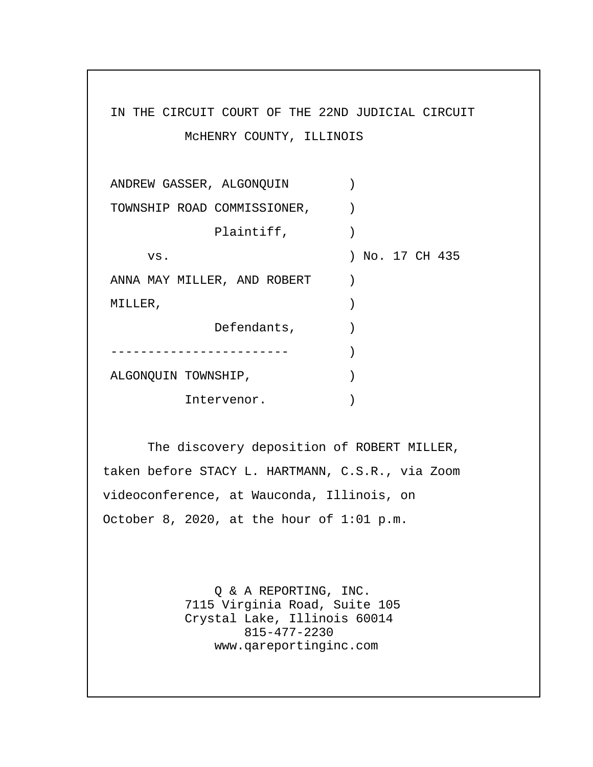IN THE CIRCUIT COURT OF THE 22ND JUDICIAL CIRCUIT

McHENRY COUNTY, ILLINOIS

```
ANDREW GASSER, ALGONQUIN        )
TOWNSHIP ROAD COMMISSIONER,     )
              Plaintiff,        )
     vs.                        ) No. 17 CH 435
ANNA MAY MILLER, AND ROBERT     )
MILLER,                         )
              Defendants,       )
------------------------        )
ALGONQUIN TOWNSHIP,             )
          Intervenor.           )
```

The discovery deposition of ROBERT MILLER, taken before STACY L. HARTMANN, C.S.R., via Zoom videoconference, at Wauconda, Illinois, on October 8, 2020, at the hour of 1:01 p.m.

Q & A REPORTING, INC.
7115 Virginia Road, Suite 105
Crystal Lake, Illinois 60014
815-477-2230
www.qareportinginc.com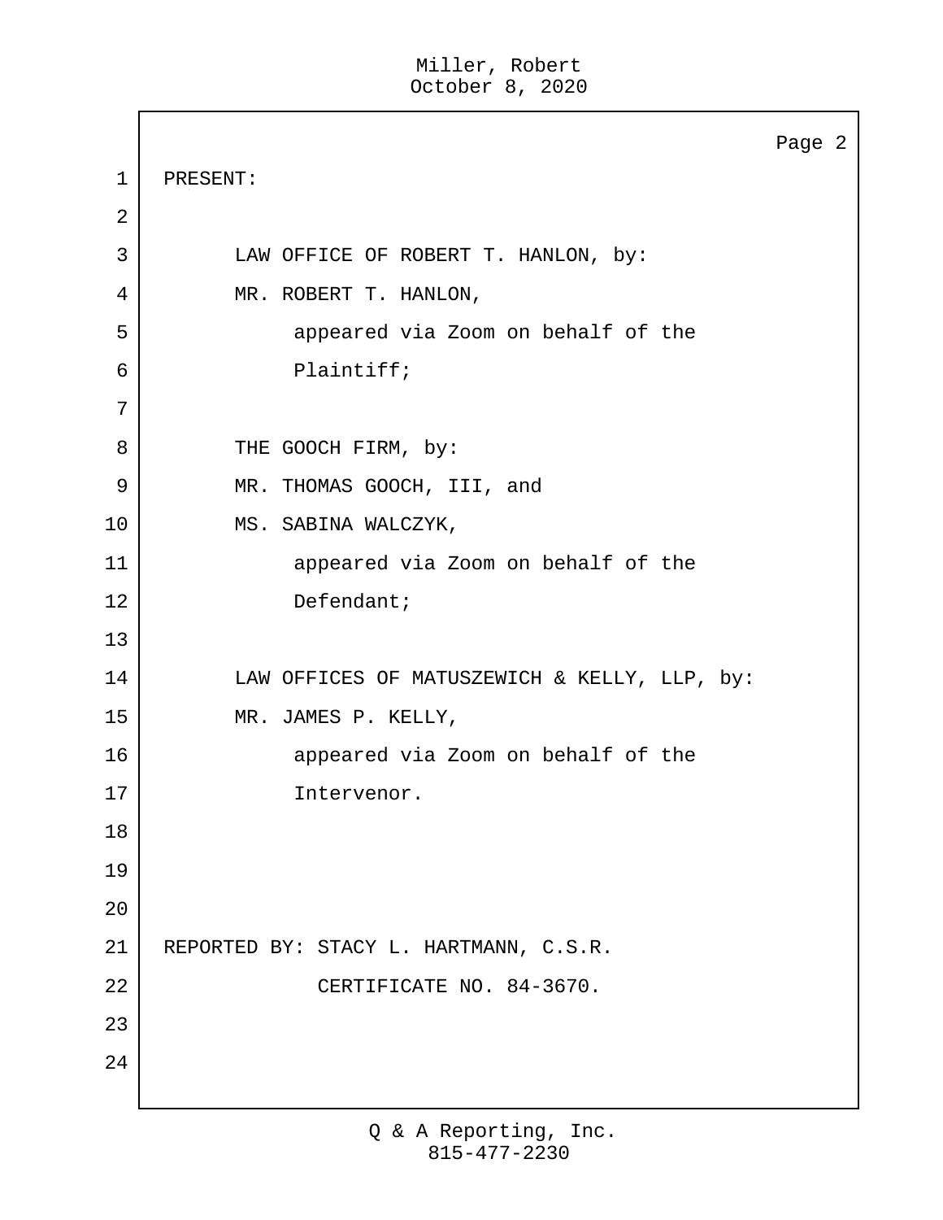PRESENT:

LAW OFFICE OF ROBERT T. HANLON, by:
MR. ROBERT T. HANLON,
appeared via Zoom on behalf of the
Plaintiff;

THE GOOCH FIRM, by:
MR. THOMAS GOOCH, III, and
MS. SABINA WALCZYK,
appeared via Zoom on behalf of the
Defendant;

LAW OFFICES OF MATUSZEWICH & KELLY, LLP, by:
MR. JAMES P. KELLY,
appeared via Zoom on behalf of the
Intervenor.

REPORTED BY: STACY L. HARTMANN, C.S.R.
CERTIFICATE NO. 84-3670.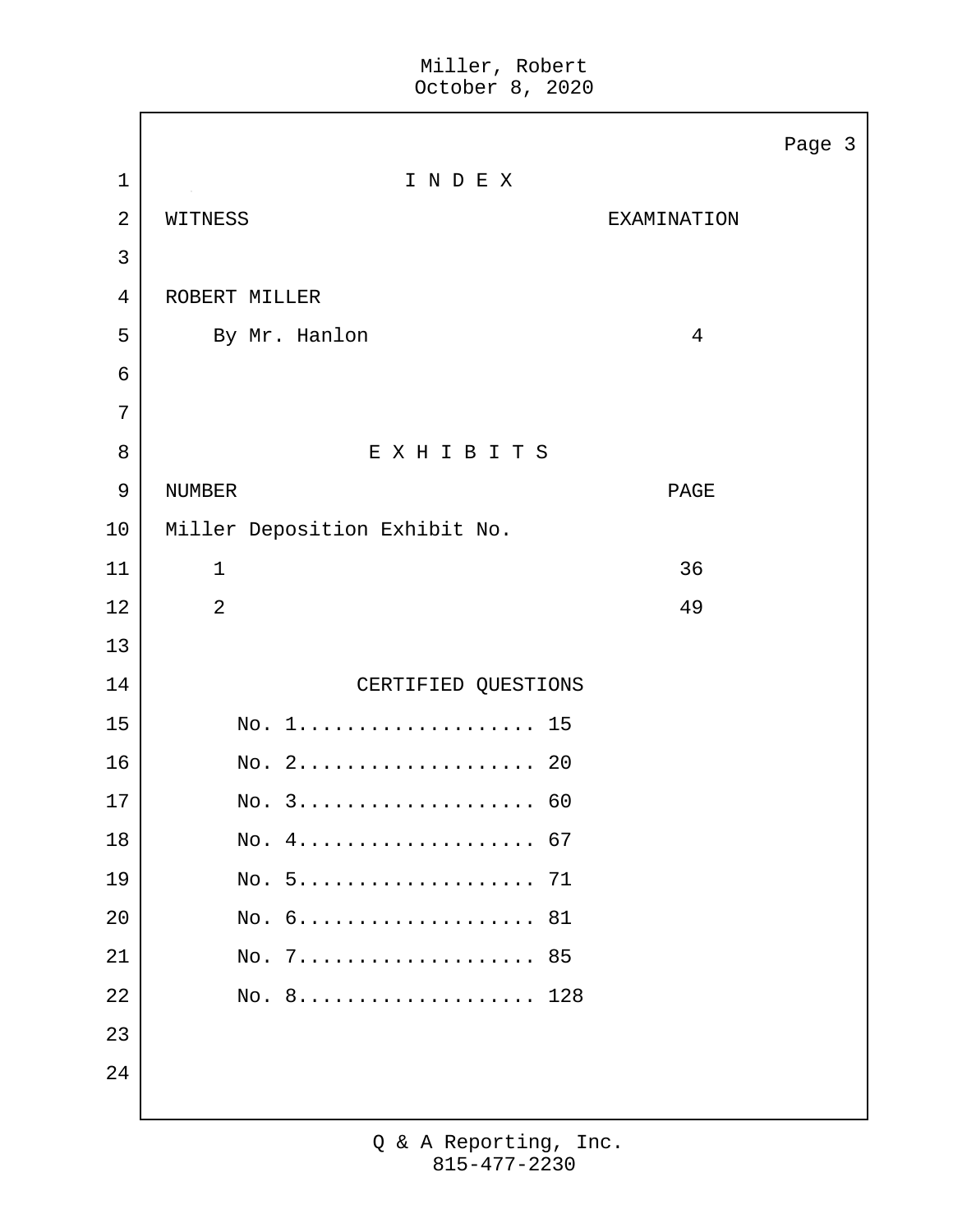# I N D E X

| WITNESS | EXAMINATION |
|---|---|
| ROBERT MILLER | |
| By Mr. Hanlon | 4 |

# E X H I B I T S

| NUMBER | PAGE |
|---|---|
| Miller Deposition Exhibit No. | |
| 1 | 36 |
| 2 | 49 |

# CERTIFIED QUESTIONS

No. 1.................... 15
No. 2.................... 20
No. 3.................... 60
No. 4.................... 67
No. 5.................... 71
No. 6.................... 81
No. 7.................... 85
No. 8.................... 128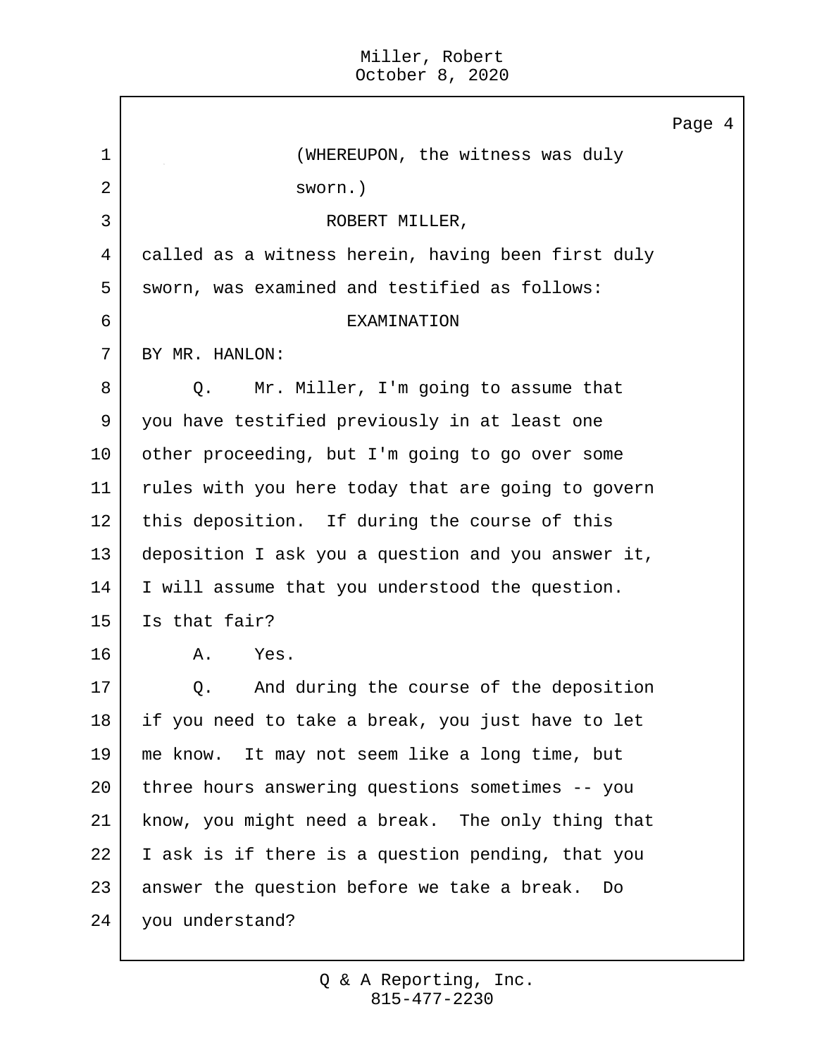(WHEREUPON, the witness was duly sworn.)

ROBERT MILLER,

called as a witness herein, having been first duly sworn, was examined and testified as follows:

EXAMINATION

BY MR. HANLON:

Q. Mr. Miller, I'm going to assume that you have testified previously in at least one other proceeding, but I'm going to go over some rules with you here today that are going to govern this deposition. If during the course of this deposition I ask you a question and you answer it, I will assume that you understood the question. Is that fair?

A. Yes.

Q. And during the course of the deposition if you need to take a break, you just have to let me know. It may not seem like a long time, but three hours answering questions sometimes -- you know, you might need a break. The only thing that I ask is if there is a question pending, that you answer the question before we take a break. Do you understand?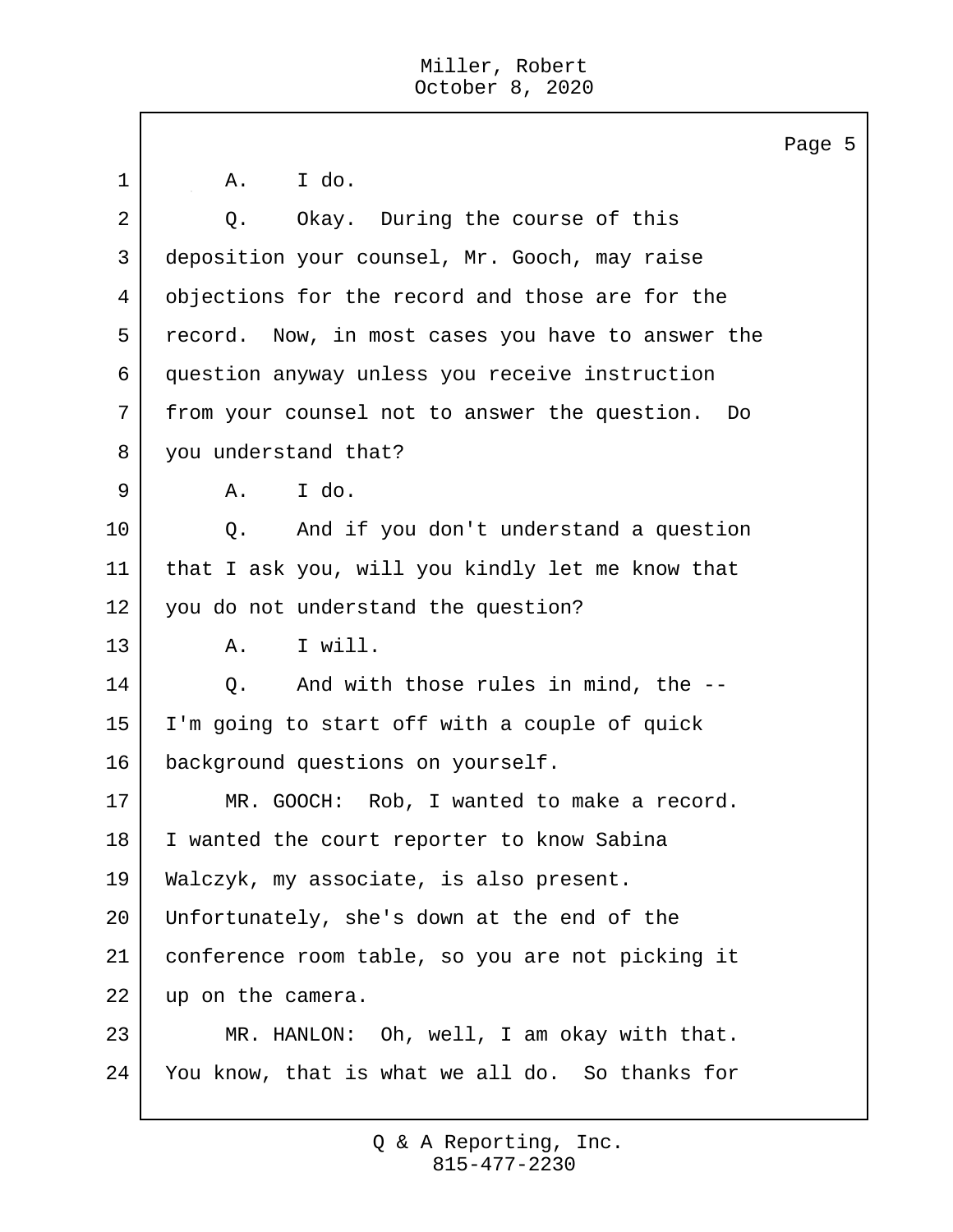A. I do.

Q. Okay. During the course of this deposition your counsel, Mr. Gooch, may raise objections for the record and those are for the record. Now, in most cases you have to answer the question anyway unless you receive instruction from your counsel not to answer the question. Do you understand that?

A. I do.

Q. And if you don't understand a question that I ask you, will you kindly let me know that you do not understand the question?

A. I will.

Q. And with those rules in mind, the -- I'm going to start off with a couple of quick background questions on yourself.

MR. GOOCH: Rob, I wanted to make a record. I wanted the court reporter to know Sabina Walczyk, my associate, is also present. Unfortunately, she's down at the end of the conference room table, so you are not picking it up on the camera.

MR. HANLON: Oh, well, I am okay with that. You know, that is what we all do. So thanks for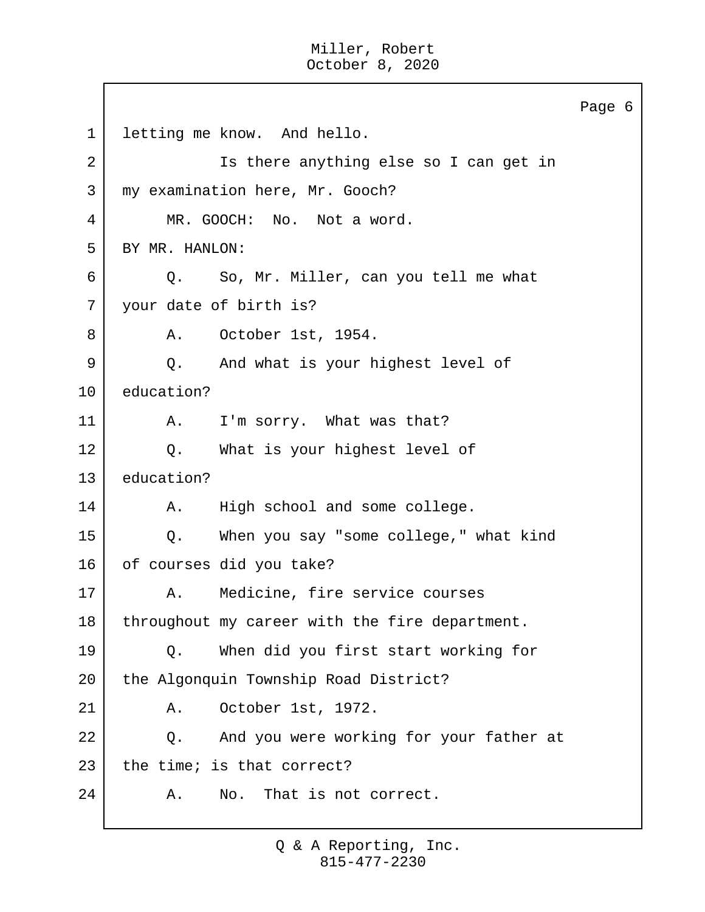letting me know. And hello.

Is there anything else so I can get in my examination here, Mr. Gooch?

MR. GOOCH: No. Not a word.

BY MR. HANLON:

Q. So, Mr. Miller, can you tell me what your date of birth is?

A. October 1st, 1954.

Q. And what is your highest level of education?

A. I'm sorry. What was that?

Q. What is your highest level of education?

A. High school and some college.

Q. When you say "some college," what kind of courses did you take?

A. Medicine, fire service courses throughout my career with the fire department.

Q. When did you first start working for the Algonquin Township Road District?

A. October 1st, 1972.

Q. And you were working for your father at the time; is that correct?

A. No. That is not correct.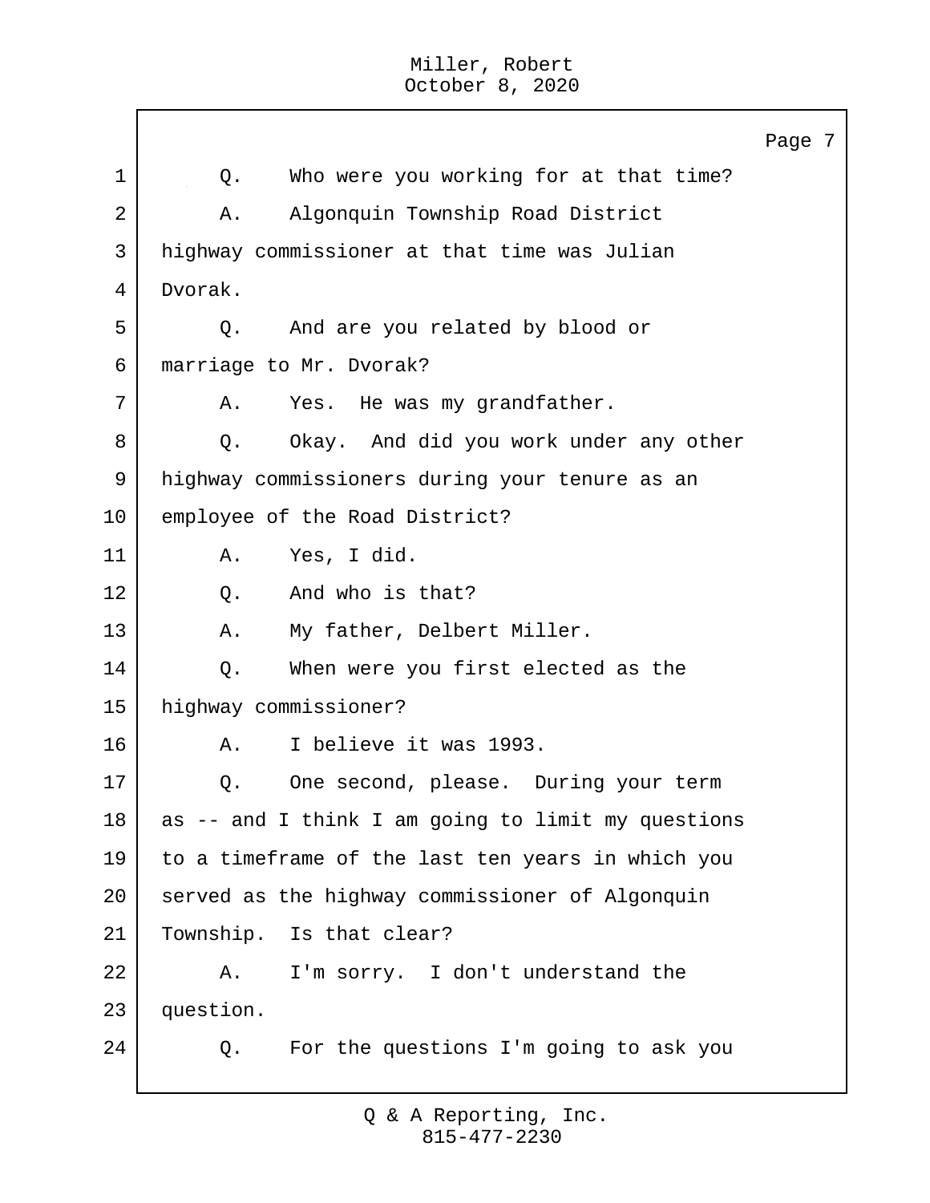Q. Who were you working for at that time?

A. Algonquin Township Road District highway commissioner at that time was Julian Dvorak.

Q. And are you related by blood or marriage to Mr. Dvorak?

A. Yes. He was my grandfather.

Q. Okay. And did you work under any other highway commissioners during your tenure as an employee of the Road District?

A. Yes, I did.

Q. And who is that?

A. My father, Delbert Miller.

Q. When were you first elected as the highway commissioner?

A. I believe it was 1993.

Q. One second, please. During your term as -- and I think I am going to limit my questions to a timeframe of the last ten years in which you served as the highway commissioner of Algonquin Township. Is that clear?

A. I'm sorry. I don't understand the question.

Q. For the questions I'm going to ask you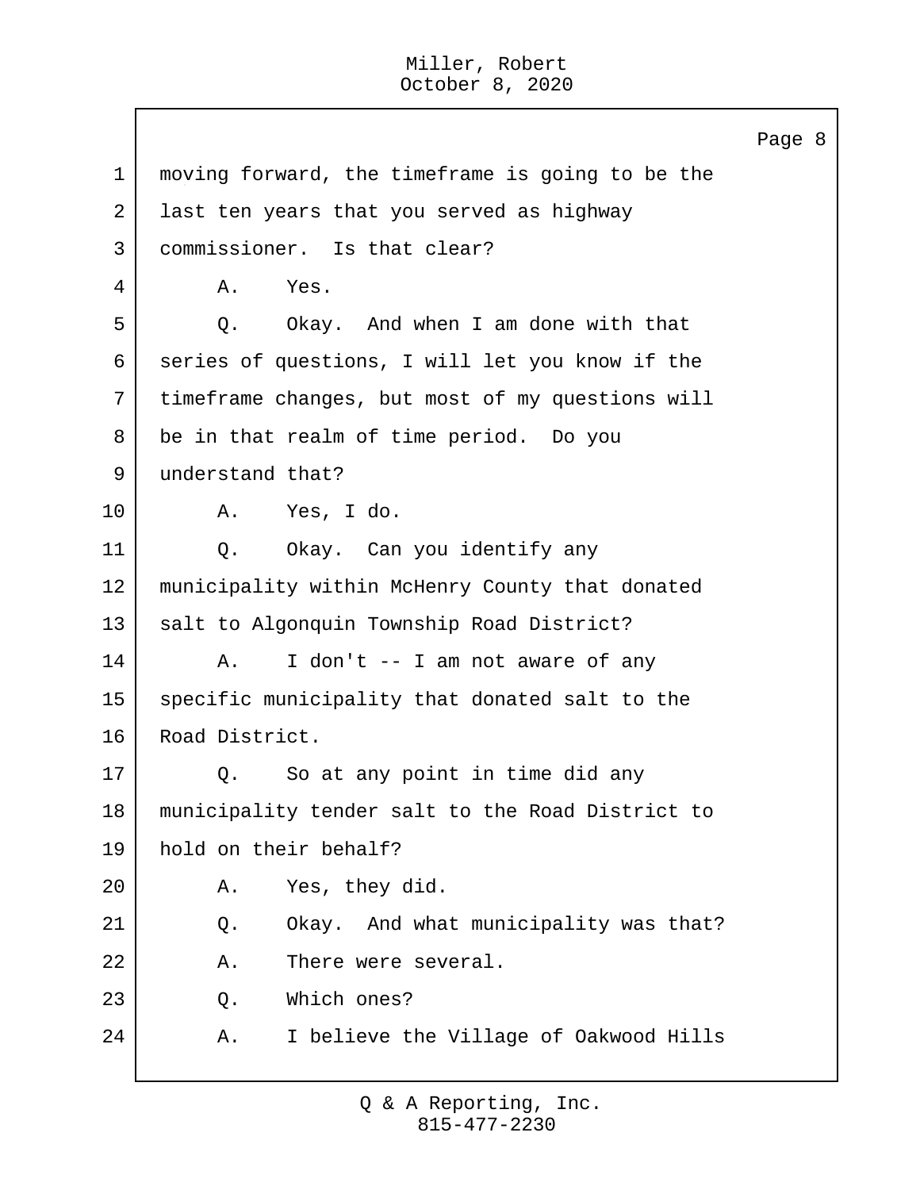1 moving forward, the timeframe is going to be the
2 last ten years that you served as highway
3 commissioner. Is that clear?
4 A. Yes.
5 Q. Okay. And when I am done with that
6 series of questions, I will let you know if the
7 timeframe changes, but most of my questions will
8 be in that realm of time period. Do you
9 understand that?
10 A. Yes, I do.
11 Q. Okay. Can you identify any
12 municipality within McHenry County that donated
13 salt to Algonquin Township Road District?
14 A. I don't -- I am not aware of any
15 specific municipality that donated salt to the
16 Road District.
17 Q. So at any point in time did any
18 municipality tender salt to the Road District to
19 hold on their behalf?
20 A. Yes, they did.
21 Q. Okay. And what municipality was that?
22 A. There were several.
23 Q. Which ones?
24 A. I believe the Village of Oakwood Hills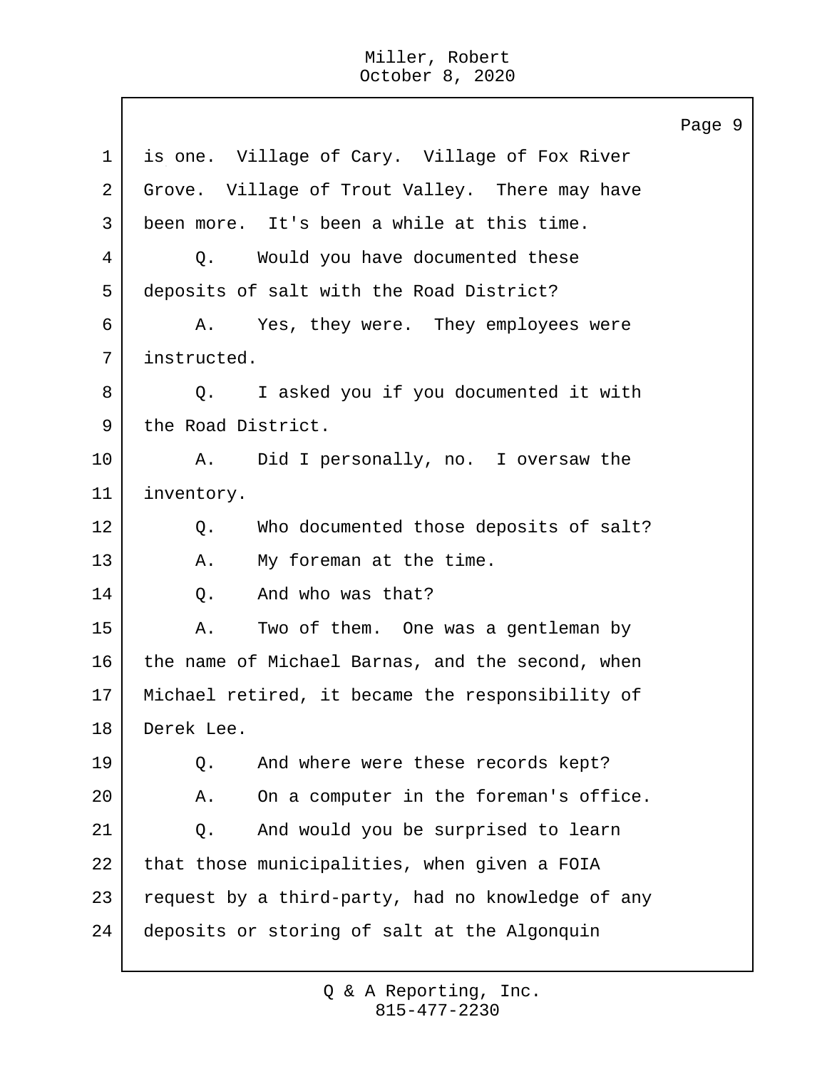is one. Village of Cary. Village of Fox River Grove. Village of Trout Valley. There may have been more. It's been a while at this time.

Q. Would you have documented these deposits of salt with the Road District?

A. Yes, they were. They employees were instructed.

Q. I asked you if you documented it with the Road District.

A. Did I personally, no. I oversaw the inventory.

Q. Who documented those deposits of salt?

A. My foreman at the time.

Q. And who was that?

A. Two of them. One was a gentleman by the name of Michael Barnas, and the second, when Michael retired, it became the responsibility of Derek Lee.

Q. And where were these records kept?

A. On a computer in the foreman's office.

Q. And would you be surprised to learn that those municipalities, when given a FOIA request by a third-party, had no knowledge of any deposits or storing of salt at the Algonquin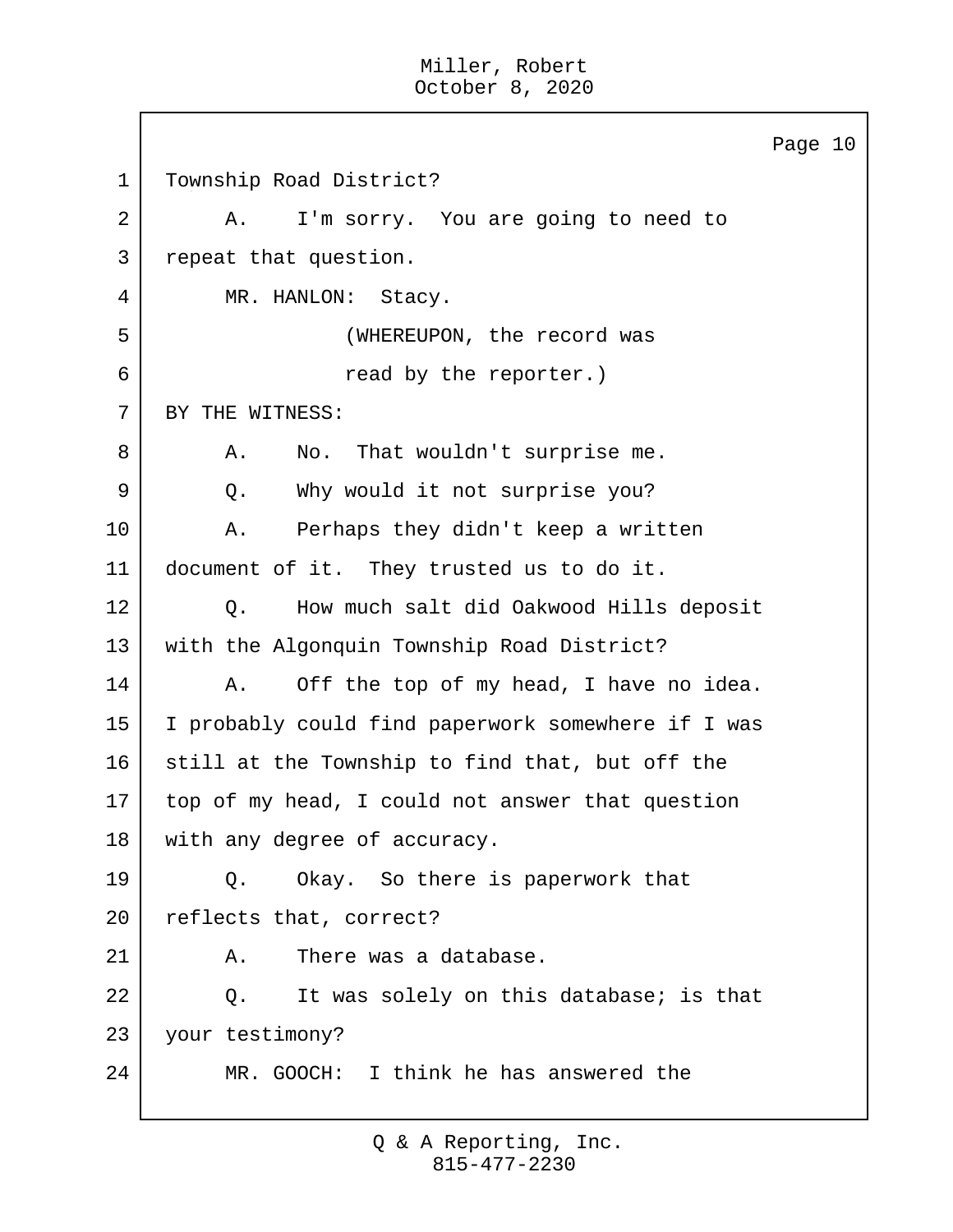Township Road District?

A. I'm sorry. You are going to need to repeat that question.

MR. HANLON: Stacy.

(WHEREUPON, the record was read by the reporter.)

BY THE WITNESS:

A. No. That wouldn't surprise me.

Q. Why would it not surprise you?

A. Perhaps they didn't keep a written document of it. They trusted us to do it.

Q. How much salt did Oakwood Hills deposit with the Algonquin Township Road District?

A. Off the top of my head, I have no idea. I probably could find paperwork somewhere if I was still at the Township to find that, but off the top of my head, I could not answer that question with any degree of accuracy.

Q. Okay. So there is paperwork that reflects that, correct?

A. There was a database.

Q. It was solely on this database; is that your testimony?

MR. GOOCH: I think he has answered the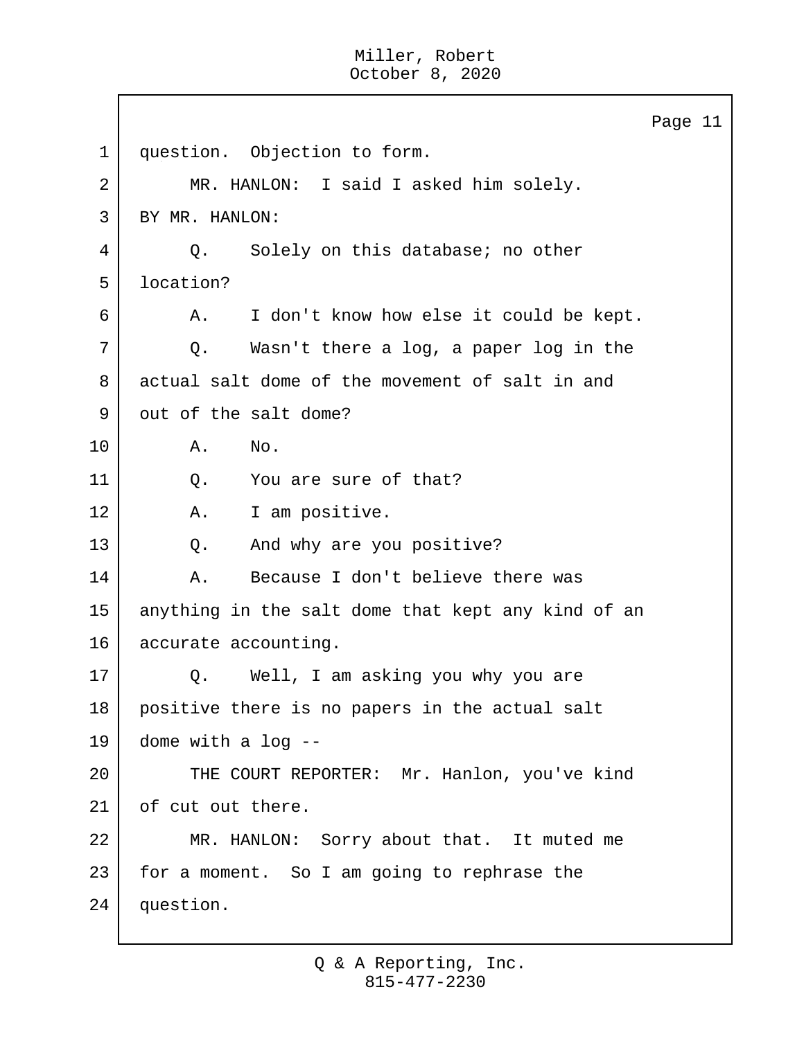question. Objection to form.

MR. HANLON: I said I asked him solely.

BY MR. HANLON:

Q. Solely on this database; no other location?

A. I don't know how else it could be kept.

Q. Wasn't there a log, a paper log in the actual salt dome of the movement of salt in and out of the salt dome?

A. No.

Q. You are sure of that?

A. I am positive.

Q. And why are you positive?

A. Because I don't believe there was anything in the salt dome that kept any kind of an accurate accounting.

Q. Well, I am asking you why you are positive there is no papers in the actual salt dome with a log --

THE COURT REPORTER: Mr. Hanlon, you've kind of cut out there.

MR. HANLON: Sorry about that. It muted me for a moment. So I am going to rephrase the question.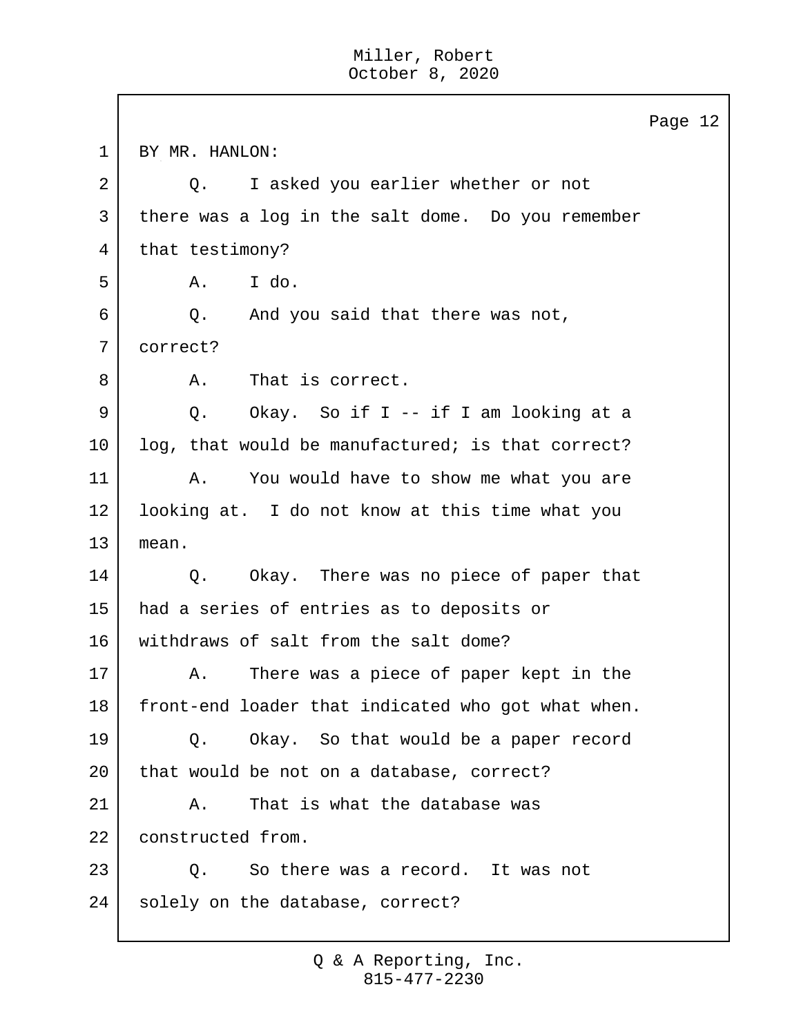BY MR. HANLON:

Q. I asked you earlier whether or not there was a log in the salt dome. Do you remember that testimony?

A. I do.

Q. And you said that there was not, correct?

A. That is correct.

Q. Okay. So if I -- if I am looking at a log, that would be manufactured; is that correct?

A. You would have to show me what you are looking at. I do not know at this time what you mean.

Q. Okay. There was no piece of paper that had a series of entries as to deposits or withdraws of salt from the salt dome?

A. There was a piece of paper kept in the front-end loader that indicated who got what when.

Q. Okay. So that would be a paper record that would be not on a database, correct?

A. That is what the database was constructed from.

Q. So there was a record. It was not solely on the database, correct?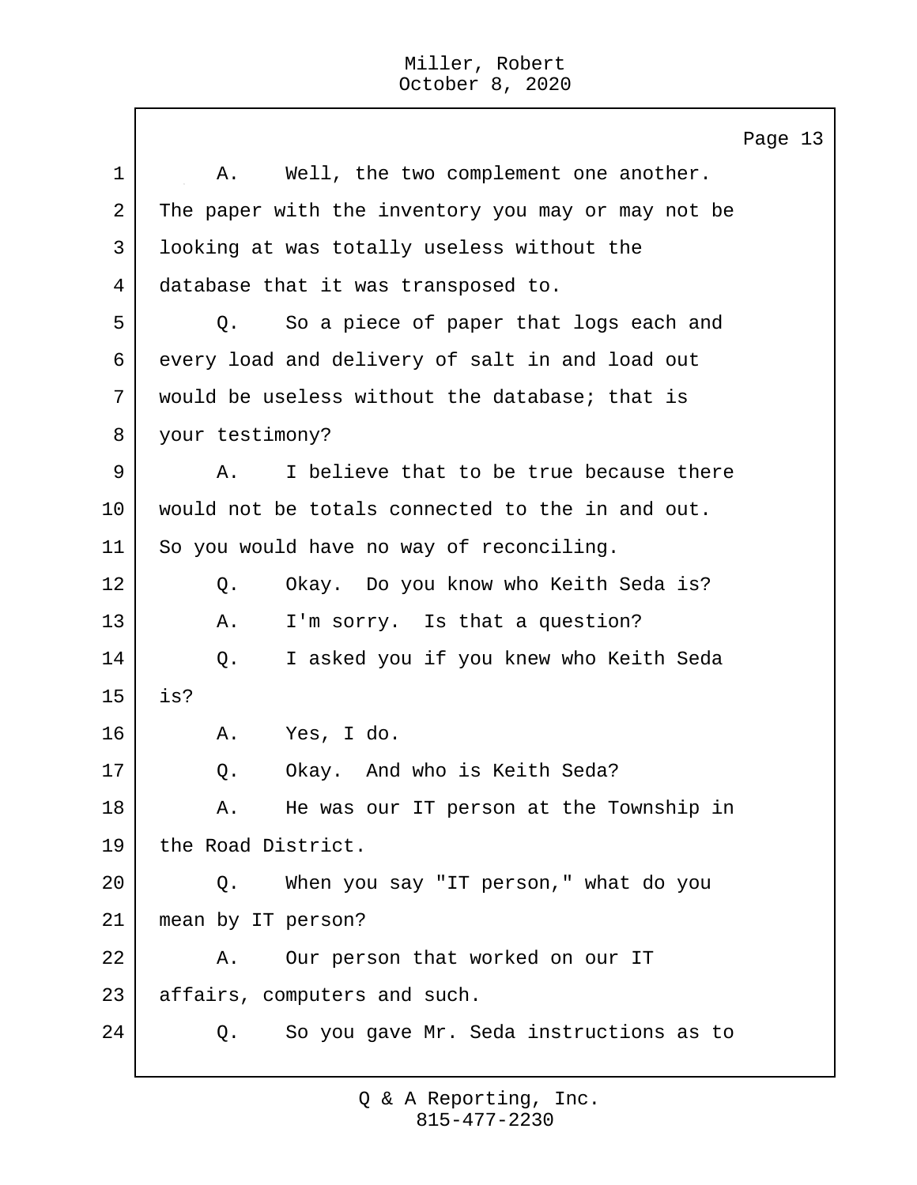Page 13

1 A. Well, the two complement one another.
2 The paper with the inventory you may or may not be
3 looking at was totally useless without the
4 database that it was transposed to.
5 Q. So a piece of paper that logs each and
6 every load and delivery of salt in and load out
7 would be useless without the database; that is
8 your testimony?
9 A. I believe that to be true because there
10 would not be totals connected to the in and out.
11 So you would have no way of reconciling.
12 Q. Okay. Do you know who Keith Seda is?
13 A. I'm sorry. Is that a question?
14 Q. I asked you if you knew who Keith Seda
15 is?
16 A. Yes, I do.
17 Q. Okay. And who is Keith Seda?
18 A. He was our IT person at the Township in
19 the Road District.
20 Q. When you say "IT person," what do you
21 mean by IT person?
22 A. Our person that worked on our IT
23 affairs, computers and such.
24 Q. So you gave Mr. Seda instructions as to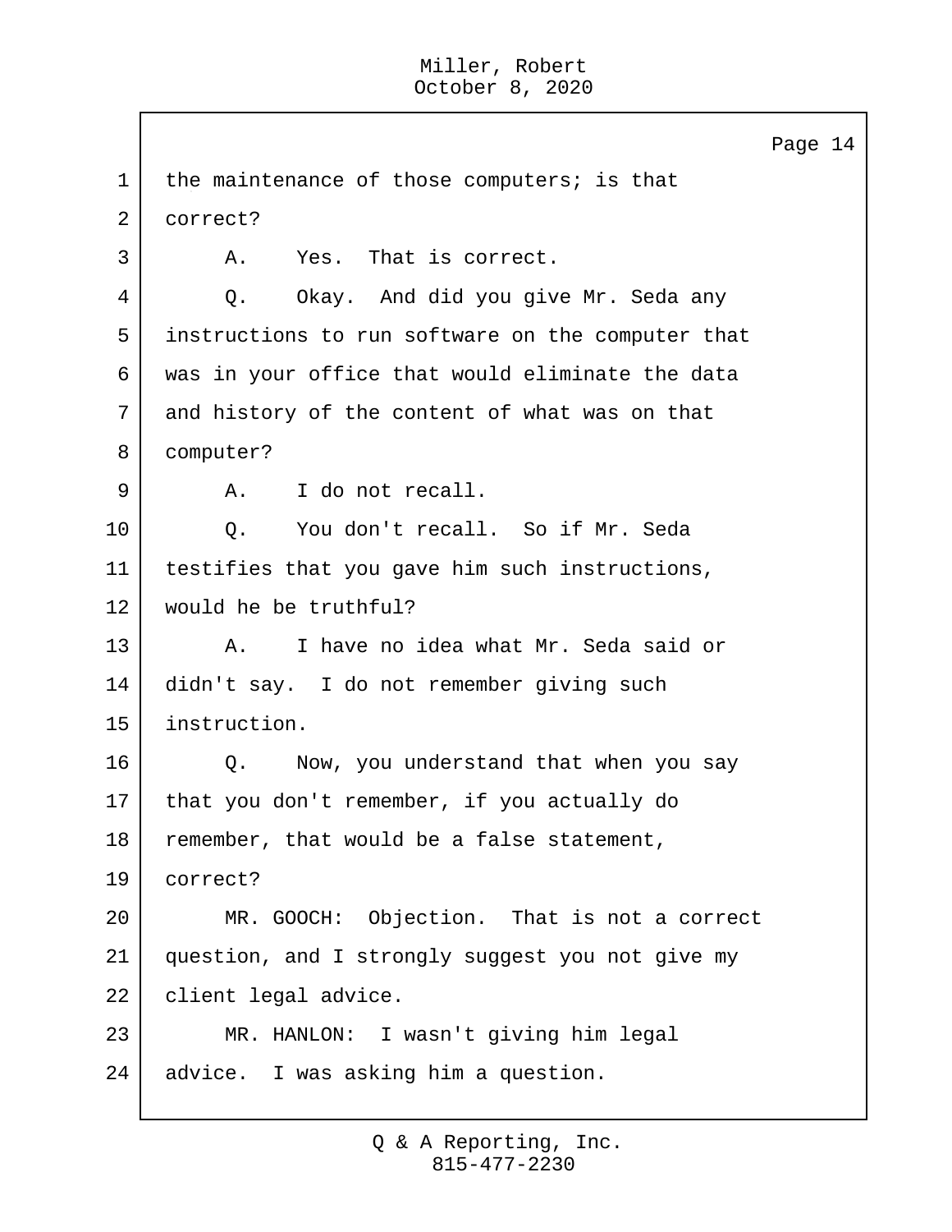the maintenance of those computers; is that correct?

A. Yes. That is correct.

Q. Okay. And did you give Mr. Seda any instructions to run software on the computer that was in your office that would eliminate the data and history of the content of what was on that computer?

A. I do not recall.

Q. You don't recall. So if Mr. Seda testifies that you gave him such instructions, would he be truthful?

A. I have no idea what Mr. Seda said or didn't say. I do not remember giving such instruction.

Q. Now, you understand that when you say that you don't remember, if you actually do remember, that would be a false statement, correct?

MR. GOOCH: Objection. That is not a correct question, and I strongly suggest you not give my client legal advice.

MR. HANLON: I wasn't giving him legal advice. I was asking him a question.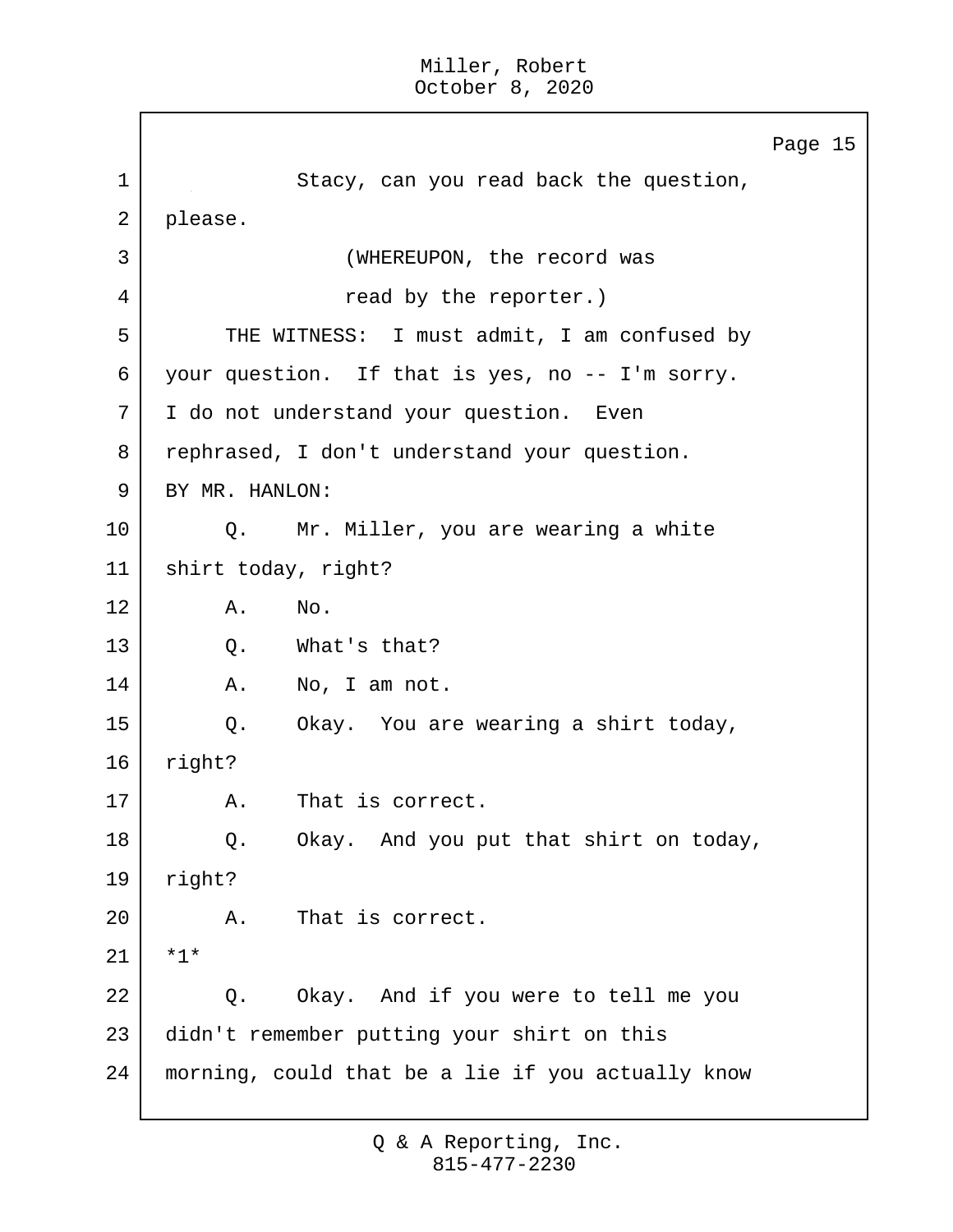Stacy, can you read back the question, please.

(WHEREUPON, the record was read by the reporter.)

THE WITNESS: I must admit, I am confused by your question. If that is yes, no -- I'm sorry. I do not understand your question. Even rephrased, I don't understand your question.

BY MR. HANLON:

Q. Mr. Miller, you are wearing a white shirt today, right?

A. No.

Q. What's that?

A. No, I am not.

Q. Okay. You are wearing a shirt today, right?

A. That is correct.

Q. Okay. And you put that shirt on today, right?

A. That is correct.

*1*

Q. Okay. And if you were to tell me you didn't remember putting your shirt on this morning, could that be a lie if you actually know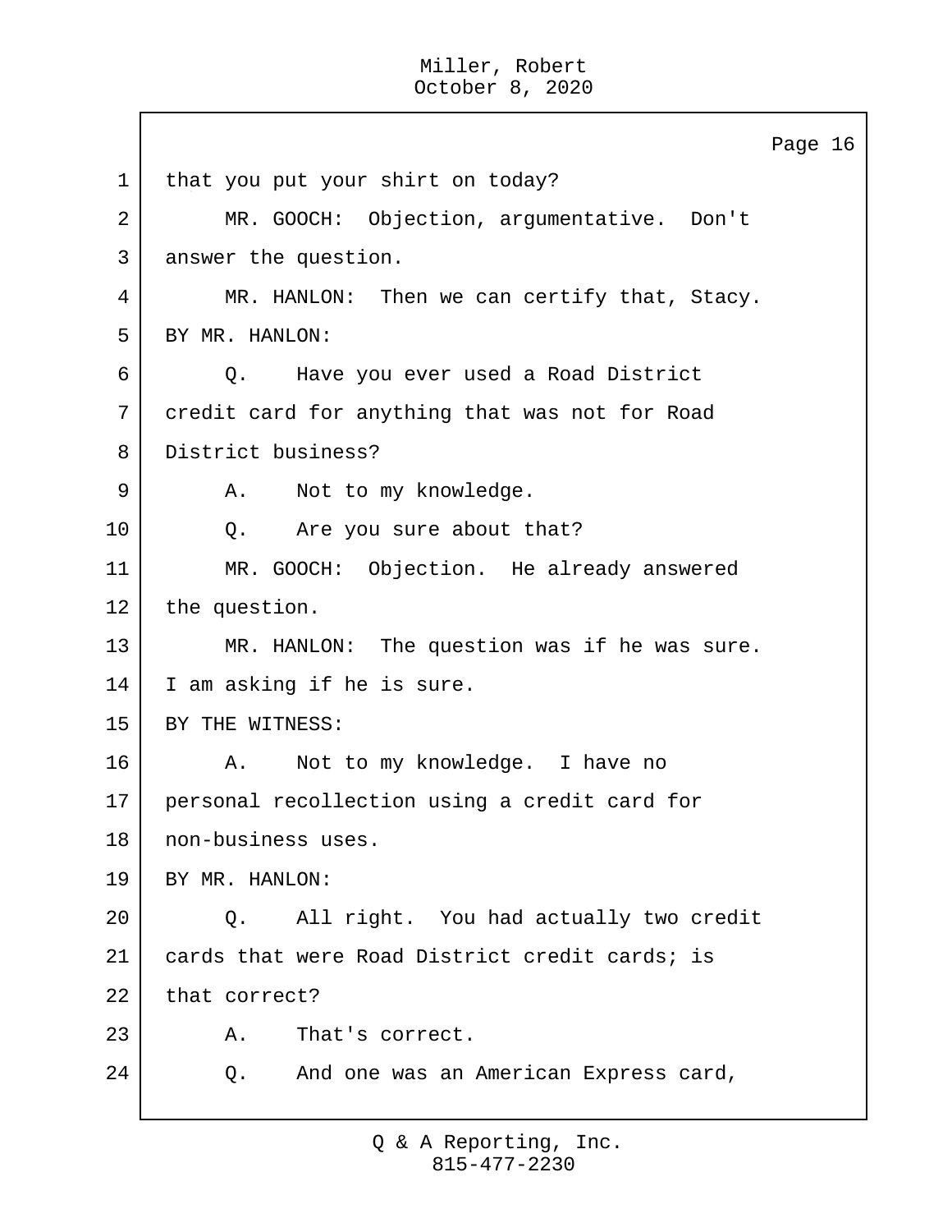that you put your shirt on today?

MR. GOOCH: Objection, argumentative. Don't answer the question.

MR. HANLON: Then we can certify that, Stacy.

BY MR. HANLON:

Q. Have you ever used a Road District credit card for anything that was not for Road District business?

A. Not to my knowledge.

Q. Are you sure about that?

MR. GOOCH: Objection. He already answered the question.

MR. HANLON: The question was if he was sure. I am asking if he is sure.

BY THE WITNESS:

A. Not to my knowledge. I have no personal recollection using a credit card for non-business uses.

BY MR. HANLON:

Q. All right. You had actually two credit cards that were Road District credit cards; is that correct?

A. That's correct.

Q. And one was an American Express card,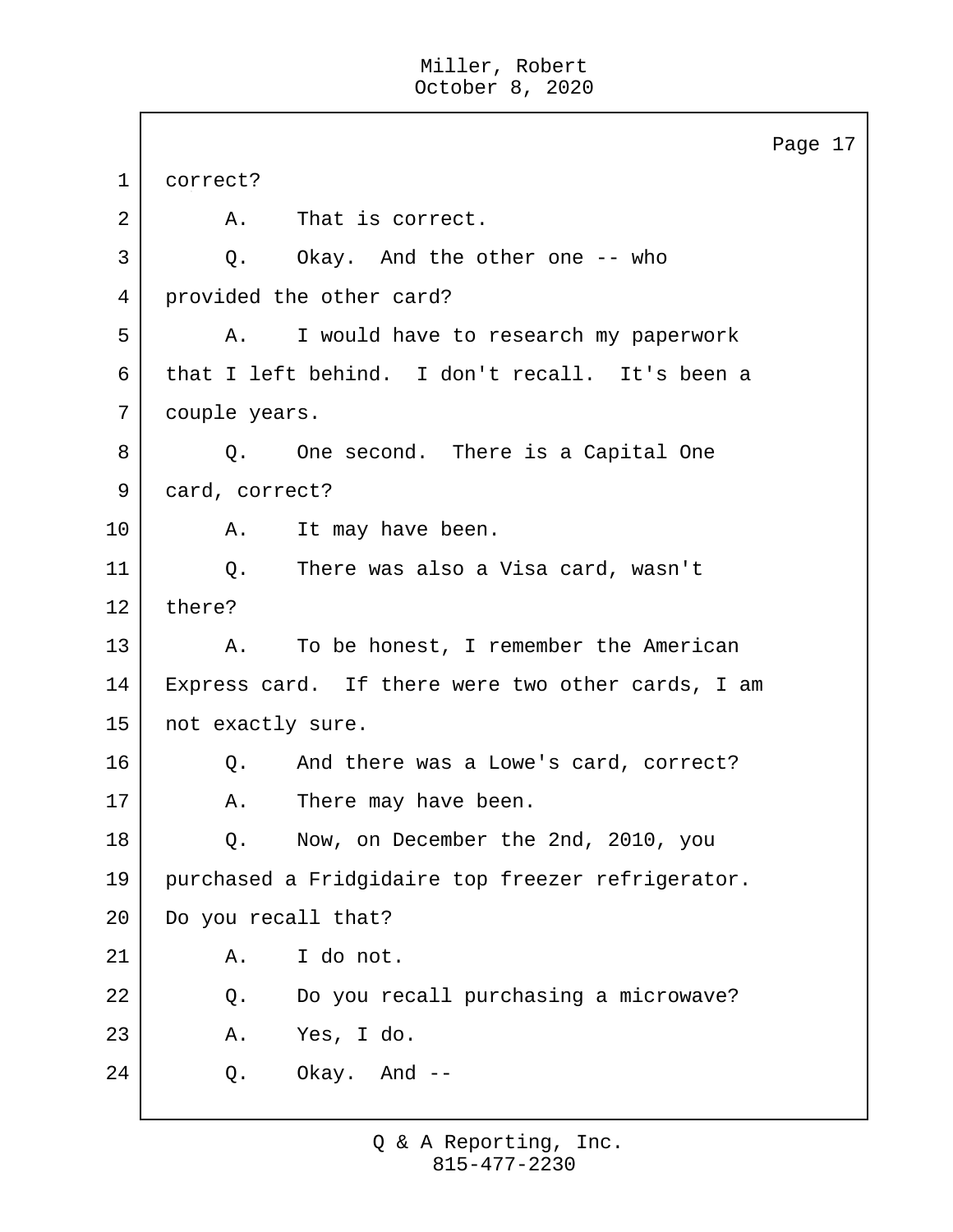1 correct?

2 A. That is correct.

3 Q. Okay. And the other one -- who

4 provided the other card?

5 A. I would have to research my paperwork

6 that I left behind. I don't recall. It's been a

7 couple years.

8 Q. One second. There is a Capital One

9 card, correct?

10 A. It may have been.

11 Q. There was also a Visa card, wasn't

12 there?

13 A. To be honest, I remember the American

14 Express card. If there were two other cards, I am

15 not exactly sure.

16 Q. And there was a Lowe's card, correct?

17 A. There may have been.

18 Q. Now, on December the 2nd, 2010, you

19 purchased a Fridgidaire top freezer refrigerator.

20 Do you recall that?

21 A. I do not.

22 Q. Do you recall purchasing a microwave?

23 A. Yes, I do.

24 Q. Okay. And --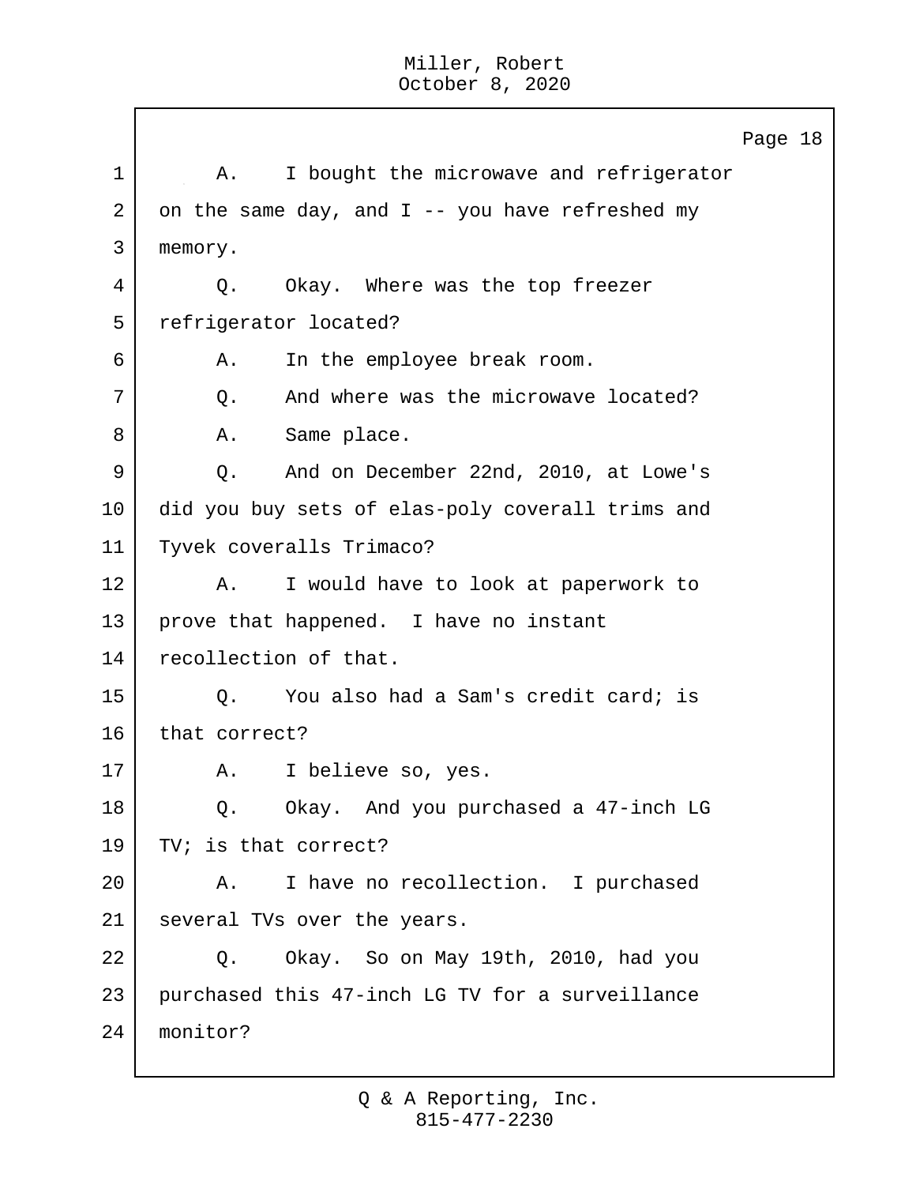A. I bought the microwave and refrigerator on the same day, and I -- you have refreshed my memory.

Q. Okay. Where was the top freezer refrigerator located?

A. In the employee break room.

Q. And where was the microwave located?

A. Same place.

Q. And on December 22nd, 2010, at Lowe's did you buy sets of elas-poly coverall trims and Tyvek coveralls Trimaco?

A. I would have to look at paperwork to prove that happened. I have no instant recollection of that.

Q. You also had a Sam's credit card; is that correct?

A. I believe so, yes.

Q. Okay. And you purchased a 47-inch LG TV; is that correct?

A. I have no recollection. I purchased several TVs over the years.

Q. Okay. So on May 19th, 2010, had you purchased this 47-inch LG TV for a surveillance monitor?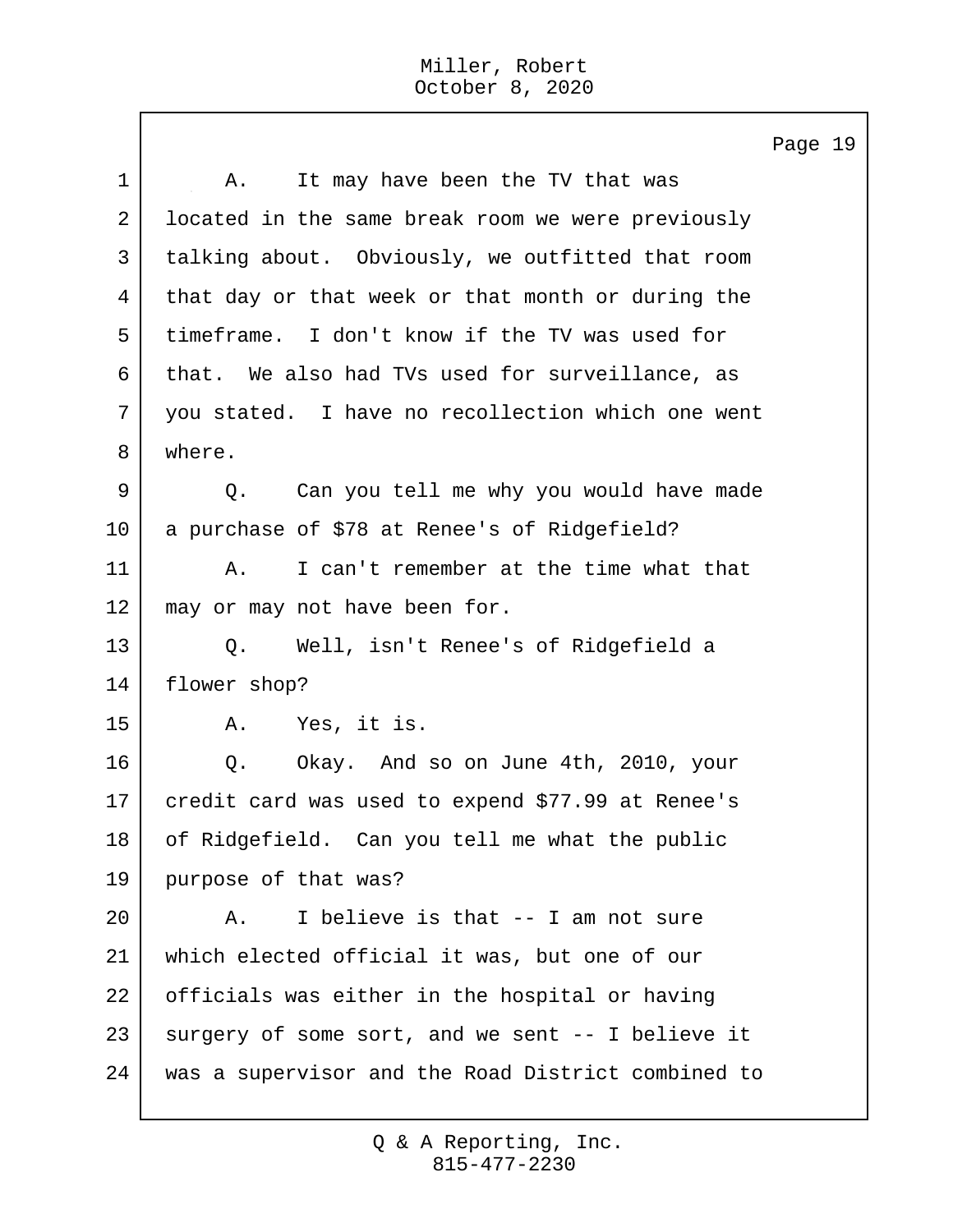A. It may have been the TV that was located in the same break room we were previously talking about. Obviously, we outfitted that room that day or that week or that month or during the timeframe. I don't know if the TV was used for that. We also had TVs used for surveillance, as you stated. I have no recollection which one went where.

Q. Can you tell me why you would have made a purchase of $78 at Renee's of Ridgefield?

A. I can't remember at the time what that may or may not have been for.

Q. Well, isn't Renee's of Ridgefield a flower shop?

A. Yes, it is.

Q. Okay. And so on June 4th, 2010, your credit card was used to expend $77.99 at Renee's of Ridgefield. Can you tell me what the public purpose of that was?

A. I believe is that -- I am not sure which elected official it was, but one of our officials was either in the hospital or having surgery of some sort, and we sent -- I believe it was a supervisor and the Road District combined to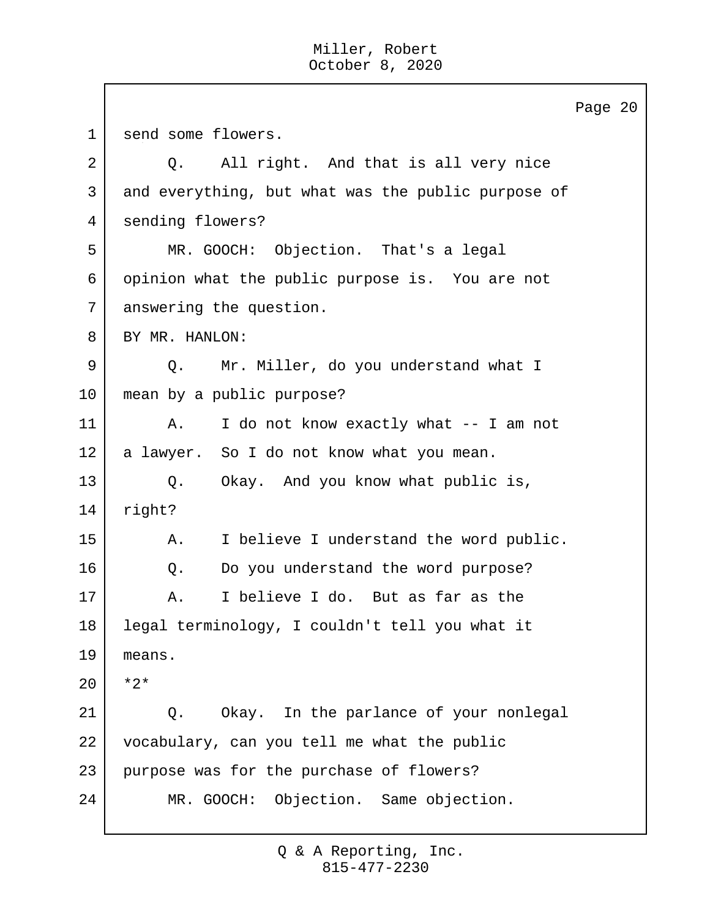send some flowers.

Q. All right. And that is all very nice and everything, but what was the public purpose of sending flowers?

MR. GOOCH: Objection. That's a legal opinion what the public purpose is. You are not answering the question.

BY MR. HANLON:

Q. Mr. Miller, do you understand what I mean by a public purpose?

A. I do not know exactly what -- I am not a lawyer. So I do not know what you mean.

Q. Okay. And you know what public is, right?

A. I believe I understand the word public.

Q. Do you understand the word purpose?

A. I believe I do. But as far as the legal terminology, I couldn't tell you what it means.

*2*

Q. Okay. In the parlance of your nonlegal vocabulary, can you tell me what the public purpose was for the purchase of flowers?

MR. GOOCH: Objection. Same objection.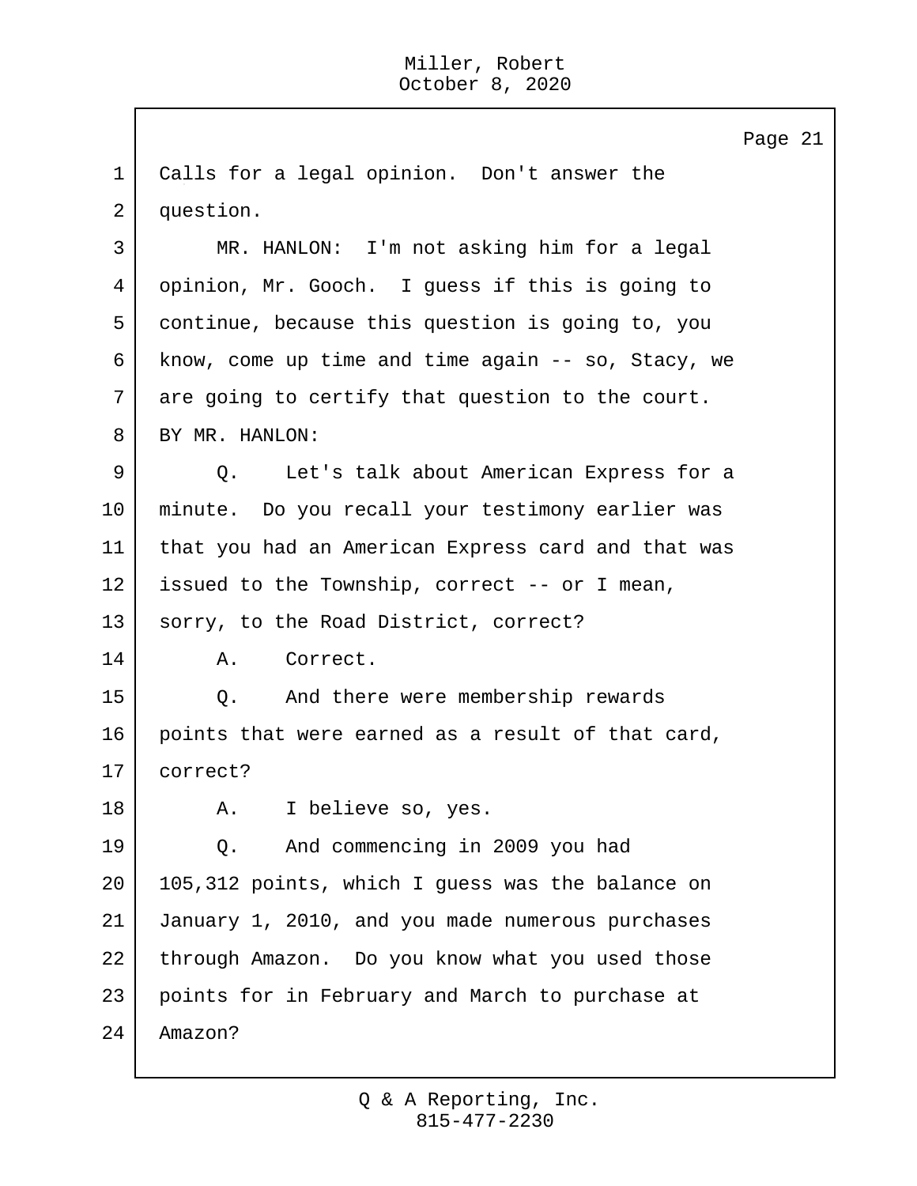Calls for a legal opinion. Don't answer the question.

MR. HANLON: I'm not asking him for a legal opinion, Mr. Gooch. I guess if this is going to continue, because this question is going to, you know, come up time and time again -- so, Stacy, we are going to certify that question to the court.

BY MR. HANLON:

Q. Let's talk about American Express for a minute. Do you recall your testimony earlier was that you had an American Express card and that was issued to the Township, correct -- or I mean, sorry, to the Road District, correct?

A. Correct.

Q. And there were membership rewards points that were earned as a result of that card, correct?

A. I believe so, yes.

Q. And commencing in 2009 you had 105,312 points, which I guess was the balance on January 1, 2010, and you made numerous purchases through Amazon. Do you know what you used those points for in February and March to purchase at Amazon?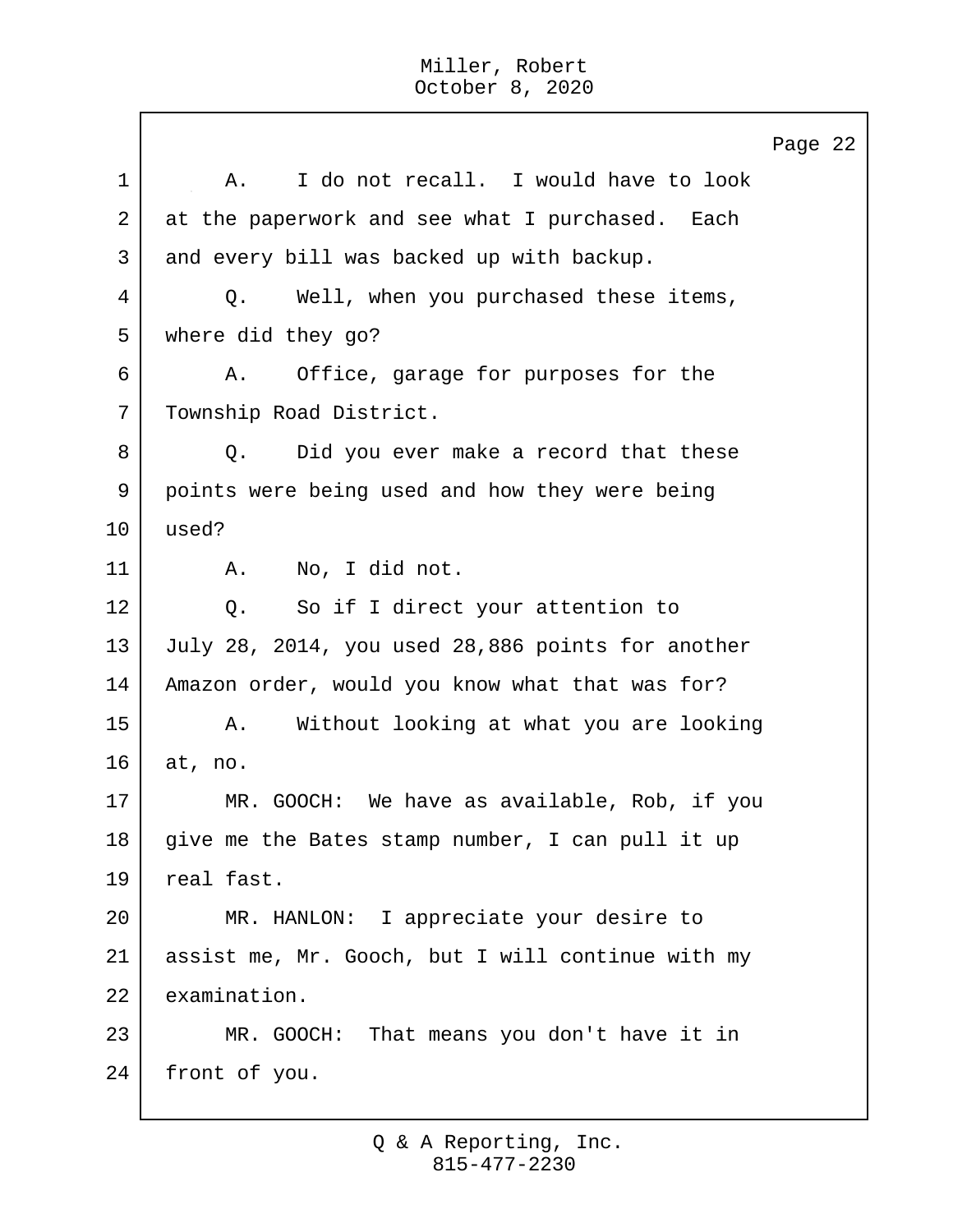A. I do not recall. I would have to look at the paperwork and see what I purchased. Each and every bill was backed up with backup.

Q. Well, when you purchased these items, where did they go?

A. Office, garage for purposes for the Township Road District.

Q. Did you ever make a record that these points were being used and how they were being used?

A. No, I did not.

Q. So if I direct your attention to July 28, 2014, you used 28,886 points for another Amazon order, would you know what that was for?

A. Without looking at what you are looking at, no.

MR. GOOCH: We have as available, Rob, if you give me the Bates stamp number, I can pull it up real fast.

MR. HANLON: I appreciate your desire to assist me, Mr. Gooch, but I will continue with my examination.

MR. GOOCH: That means you don't have it in front of you.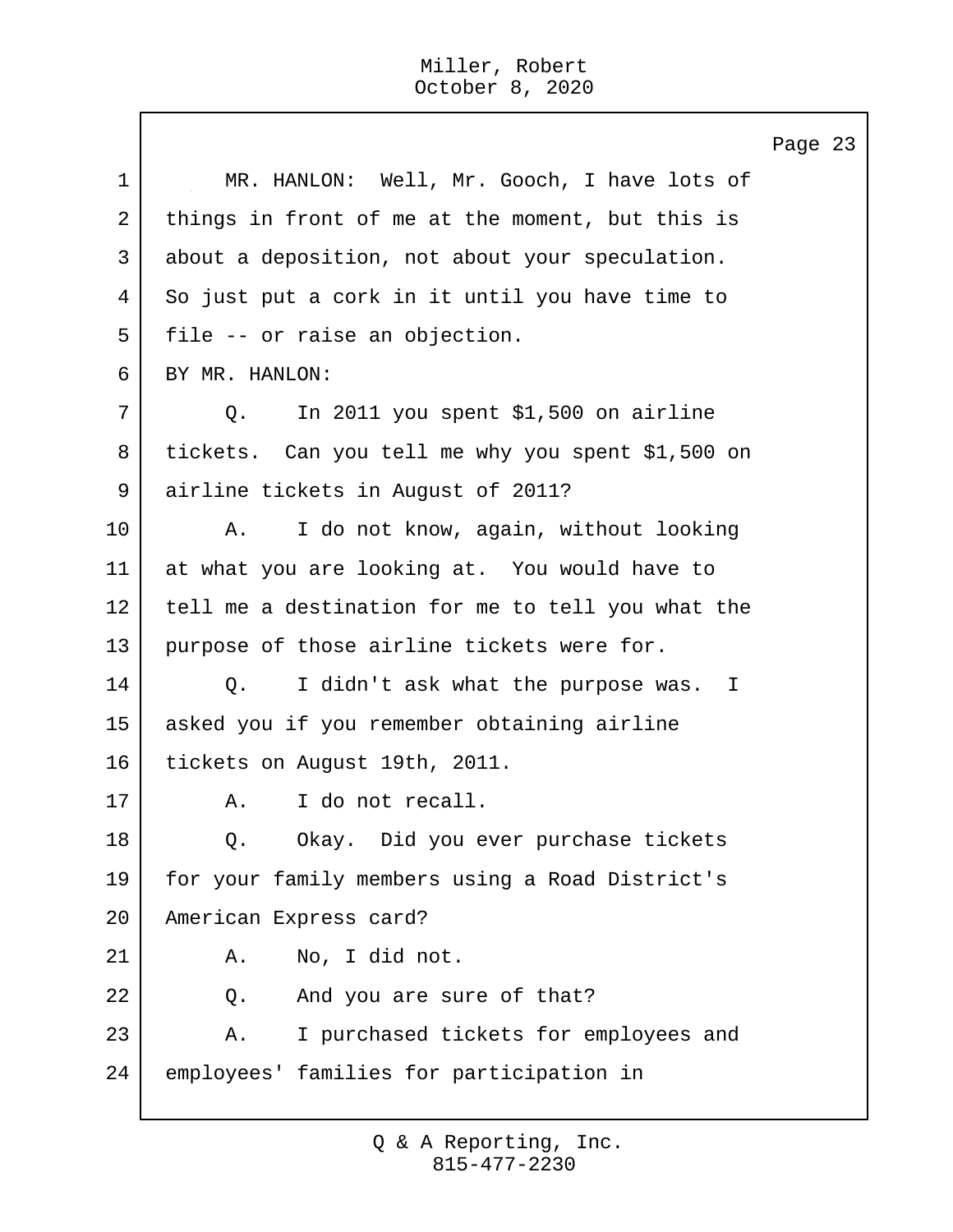MR. HANLON: Well, Mr. Gooch, I have lots of things in front of me at the moment, but this is about a deposition, not about your speculation. So just put a cork in it until you have time to file -- or raise an objection.

BY MR. HANLON:

Q. In 2011 you spent $1,500 on airline tickets. Can you tell me why you spent $1,500 on airline tickets in August of 2011?

A. I do not know, again, without looking at what you are looking at. You would have to tell me a destination for me to tell you what the purpose of those airline tickets were for.

Q. I didn't ask what the purpose was. I asked you if you remember obtaining airline tickets on August 19th, 2011.

A. I do not recall.

Q. Okay. Did you ever purchase tickets for your family members using a Road District's American Express card?

A. No, I did not.

Q. And you are sure of that?

A. I purchased tickets for employees and employees' families for participation in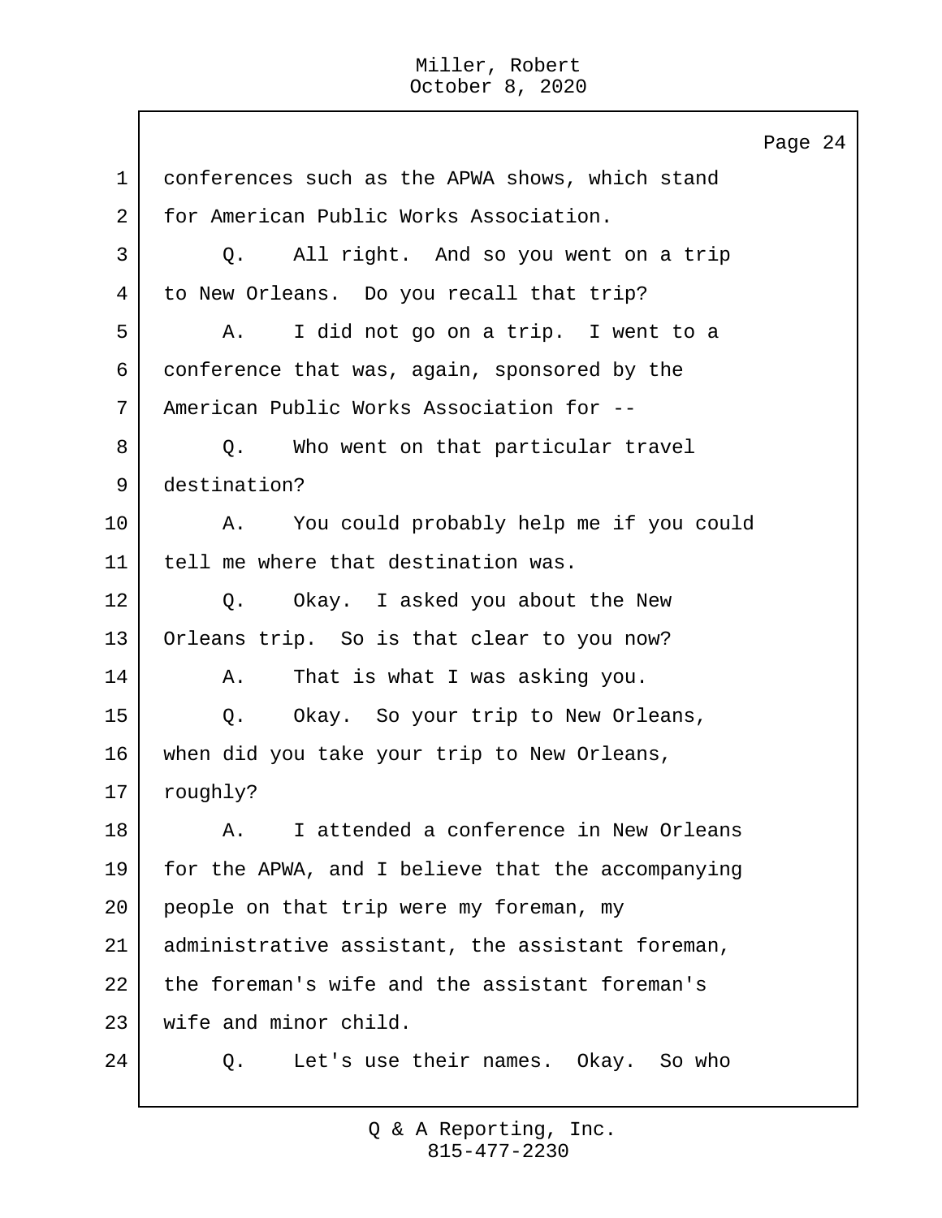1 conferences such as the APWA shows, which stand
2 for American Public Works Association.
3 Q. All right. And so you went on a trip
4 to New Orleans. Do you recall that trip?
5 A. I did not go on a trip. I went to a
6 conference that was, again, sponsored by the
7 American Public Works Association for --
8 Q. Who went on that particular travel
9 destination?
10 A. You could probably help me if you could
11 tell me where that destination was.
12 Q. Okay. I asked you about the New
13 Orleans trip. So is that clear to you now?
14 A. That is what I was asking you.
15 Q. Okay. So your trip to New Orleans,
16 when did you take your trip to New Orleans,
17 roughly?
18 A. I attended a conference in New Orleans
19 for the APWA, and I believe that the accompanying
20 people on that trip were my foreman, my
21 administrative assistant, the assistant foreman,
22 the foreman's wife and the assistant foreman's
23 wife and minor child.
24 Q. Let's use their names. Okay. So who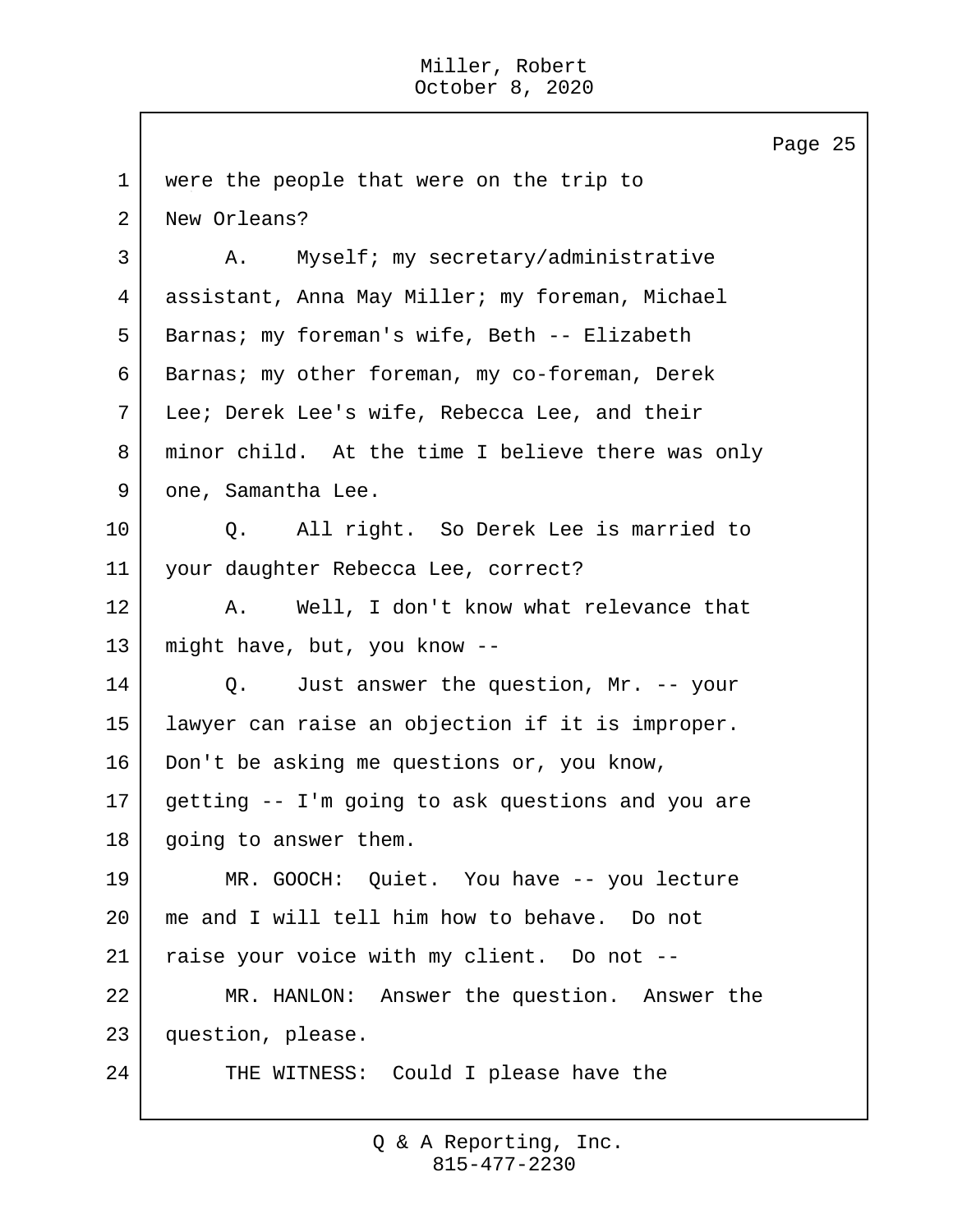were the people that were on the trip to New Orleans?

A. Myself; my secretary/administrative assistant, Anna May Miller; my foreman, Michael Barnas; my foreman's wife, Beth -- Elizabeth Barnas; my other foreman, my co-foreman, Derek Lee; Derek Lee's wife, Rebecca Lee, and their minor child. At the time I believe there was only one, Samantha Lee.

Q. All right. So Derek Lee is married to your daughter Rebecca Lee, correct?

A. Well, I don't know what relevance that might have, but, you know --

Q. Just answer the question, Mr. -- your lawyer can raise an objection if it is improper. Don't be asking me questions or, you know, getting -- I'm going to ask questions and you are going to answer them.

MR. GOOCH: Quiet. You have -- you lecture me and I will tell him how to behave. Do not raise your voice with my client. Do not --

MR. HANLON: Answer the question. Answer the question, please.

THE WITNESS: Could I please have the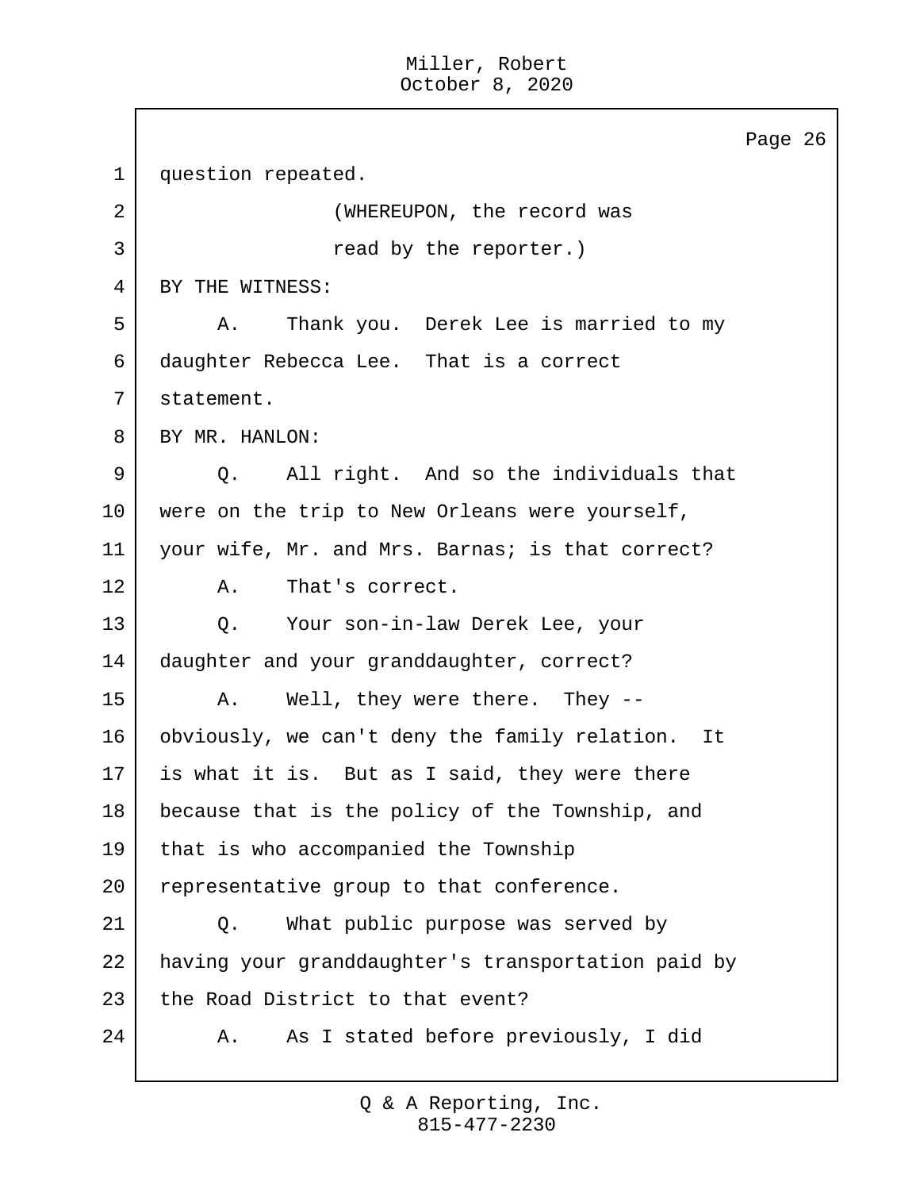question repeated.

(WHEREUPON, the record was read by the reporter.)

BY THE WITNESS:

A. Thank you. Derek Lee is married to my daughter Rebecca Lee. That is a correct statement.

BY MR. HANLON:

Q. All right. And so the individuals that were on the trip to New Orleans were yourself, your wife, Mr. and Mrs. Barnas; is that correct?

A. That's correct.

Q. Your son-in-law Derek Lee, your daughter and your granddaughter, correct?

A. Well, they were there. They -- obviously, we can't deny the family relation. It is what it is. But as I said, they were there because that is the policy of the Township, and that is who accompanied the Township representative group to that conference.

Q. What public purpose was served by having your granddaughter's transportation paid by the Road District to that event?

A. As I stated before previously, I did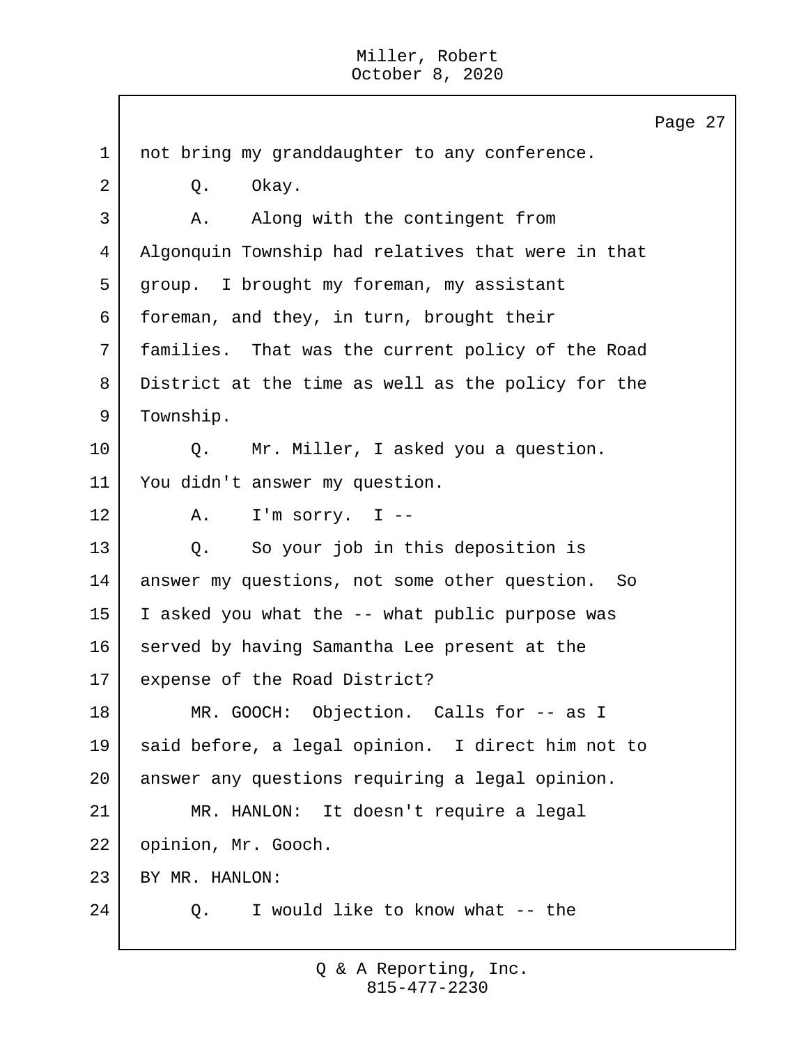not bring my granddaughter to any conference.

Q. Okay.

A. Along with the contingent from Algonquin Township had relatives that were in that group. I brought my foreman, my assistant foreman, and they, in turn, brought their families. That was the current policy of the Road District at the time as well as the policy for the Township.

Q. Mr. Miller, I asked you a question. You didn't answer my question.

A. I'm sorry. I --

Q. So your job in this deposition is answer my questions, not some other question. So I asked you what the -- what public purpose was served by having Samantha Lee present at the expense of the Road District?

MR. GOOCH: Objection. Calls for -- as I said before, a legal opinion. I direct him not to answer any questions requiring a legal opinion.

MR. HANLON: It doesn't require a legal opinion, Mr. Gooch.

BY MR. HANLON:

Q. I would like to know what -- the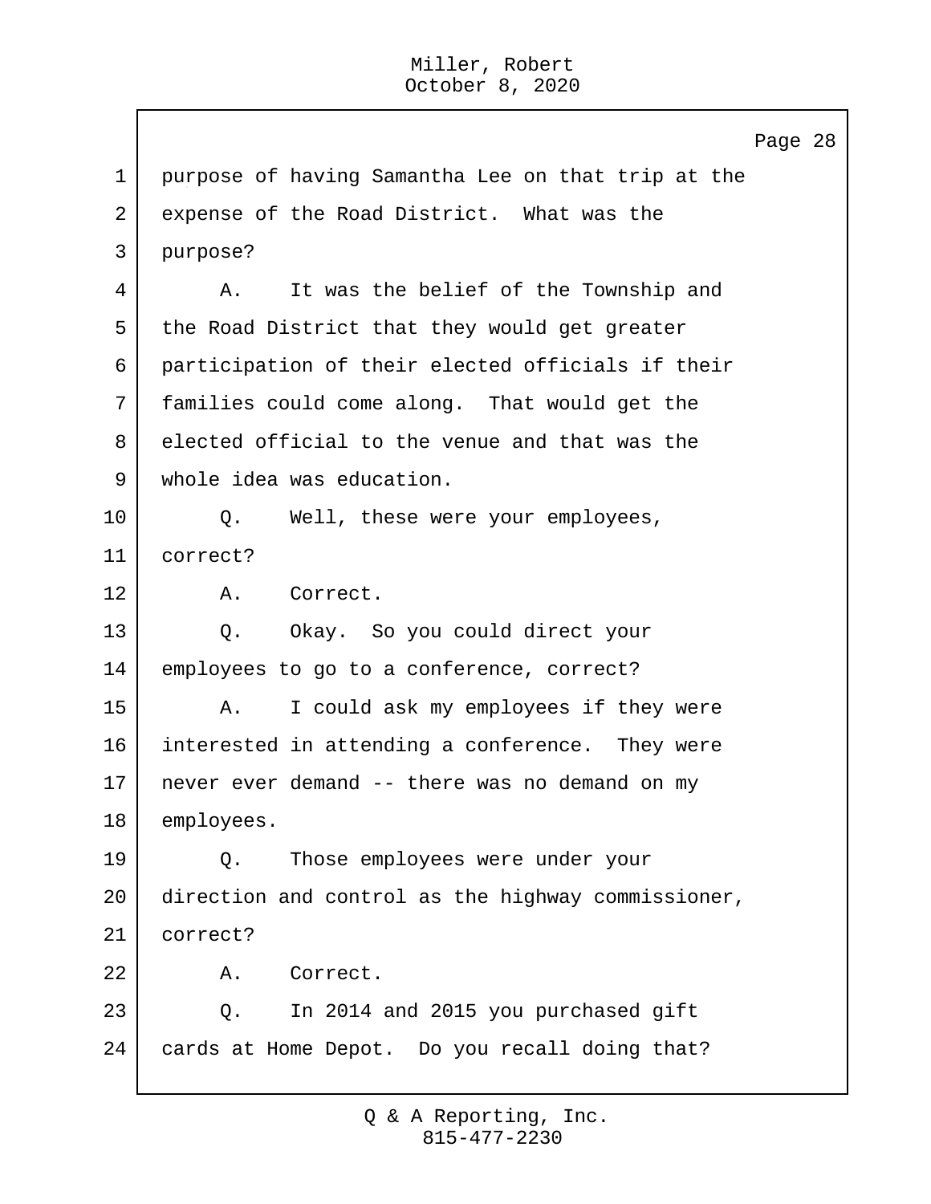1 purpose of having Samantha Lee on that trip at the
2 expense of the Road District. What was the
3 purpose?
4 A. It was the belief of the Township and
5 the Road District that they would get greater
6 participation of their elected officials if their
7 families could come along. That would get the
8 elected official to the venue and that was the
9 whole idea was education.
10 Q. Well, these were your employees,
11 correct?
12 A. Correct.
13 Q. Okay. So you could direct your
14 employees to go to a conference, correct?
15 A. I could ask my employees if they were
16 interested in attending a conference. They were
17 never ever demand -- there was no demand on my
18 employees.
19 Q. Those employees were under your
20 direction and control as the highway commissioner,
21 correct?
22 A. Correct.
23 Q. In 2014 and 2015 you purchased gift
24 cards at Home Depot. Do you recall doing that?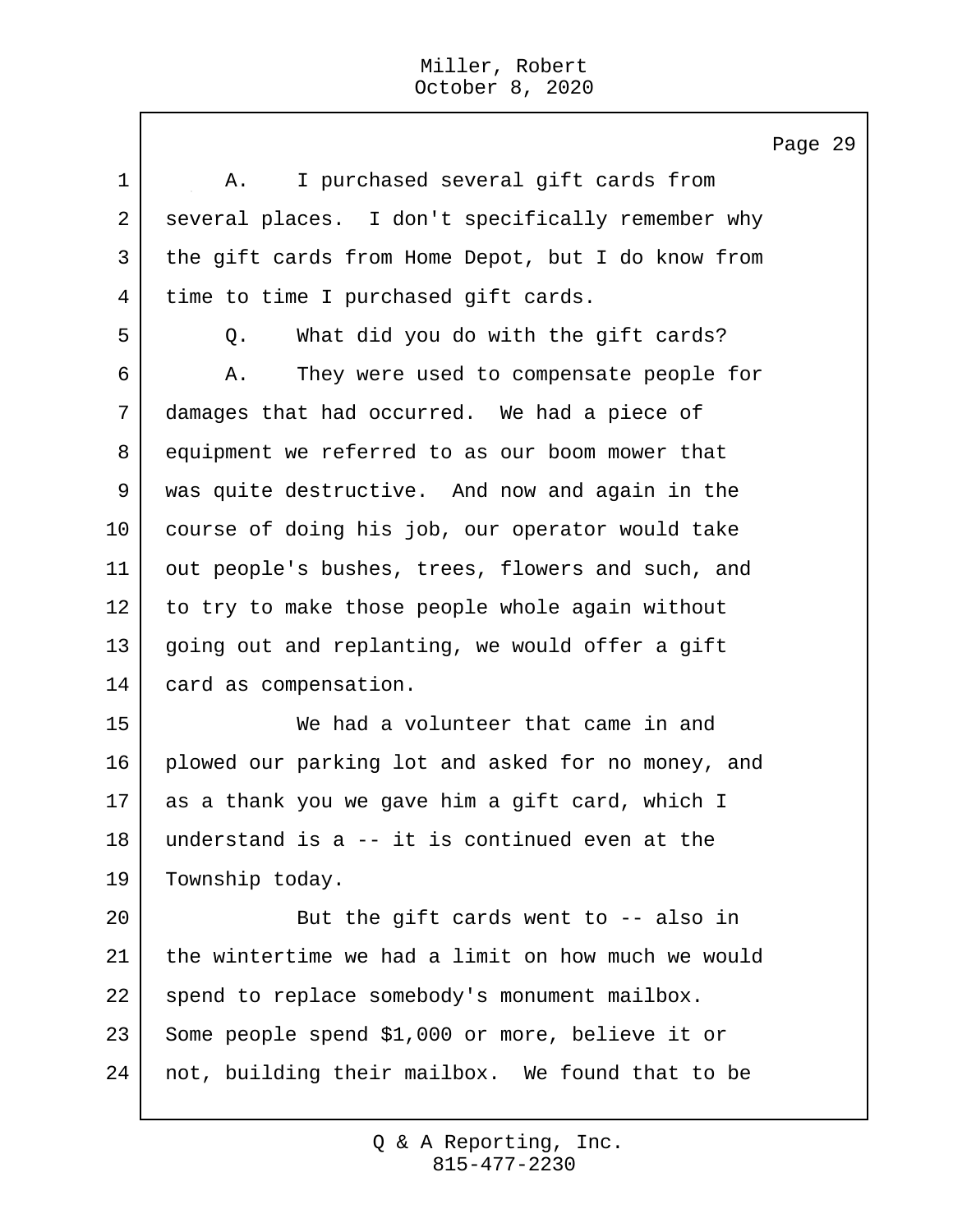A. I purchased several gift cards from several places. I don't specifically remember why the gift cards from Home Depot, but I do know from time to time I purchased gift cards.

Q. What did you do with the gift cards?

A. They were used to compensate people for damages that had occurred. We had a piece of equipment we referred to as our boom mower that was quite destructive. And now and again in the course of doing his job, our operator would take out people's bushes, trees, flowers and such, and to try to make those people whole again without going out and replanting, we would offer a gift card as compensation.

We had a volunteer that came in and plowed our parking lot and asked for no money, and as a thank you we gave him a gift card, which I understand is a -- it is continued even at the Township today.

But the gift cards went to -- also in the wintertime we had a limit on how much we would spend to replace somebody's monument mailbox. Some people spend $1,000 or more, believe it or not, building their mailbox. We found that to be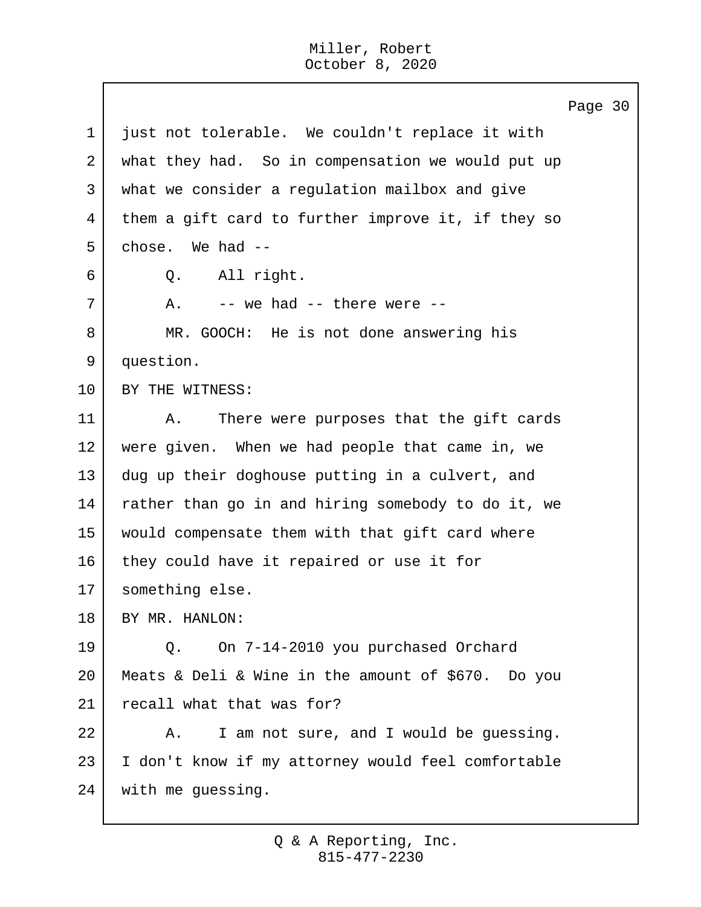1 just not tolerable. We couldn't replace it with
2 what they had. So in compensation we would put up
3 what we consider a regulation mailbox and give
4 them a gift card to further improve it, if they so
5 chose. We had --
6 Q. All right.
7 A. -- we had -- there were --
8 MR. GOOCH: He is not done answering his
9 question.
10 BY THE WITNESS:
11 A. There were purposes that the gift cards
12 were given. When we had people that came in, we
13 dug up their doghouse putting in a culvert, and
14 rather than go in and hiring somebody to do it, we
15 would compensate them with that gift card where
16 they could have it repaired or use it for
17 something else.
18 BY MR. HANLON:
19 Q. On 7-14-2010 you purchased Orchard
20 Meats & Deli & Wine in the amount of $670. Do you
21 recall what that was for?
22 A. I am not sure, and I would be guessing.
23 I don't know if my attorney would feel comfortable
24 with me guessing.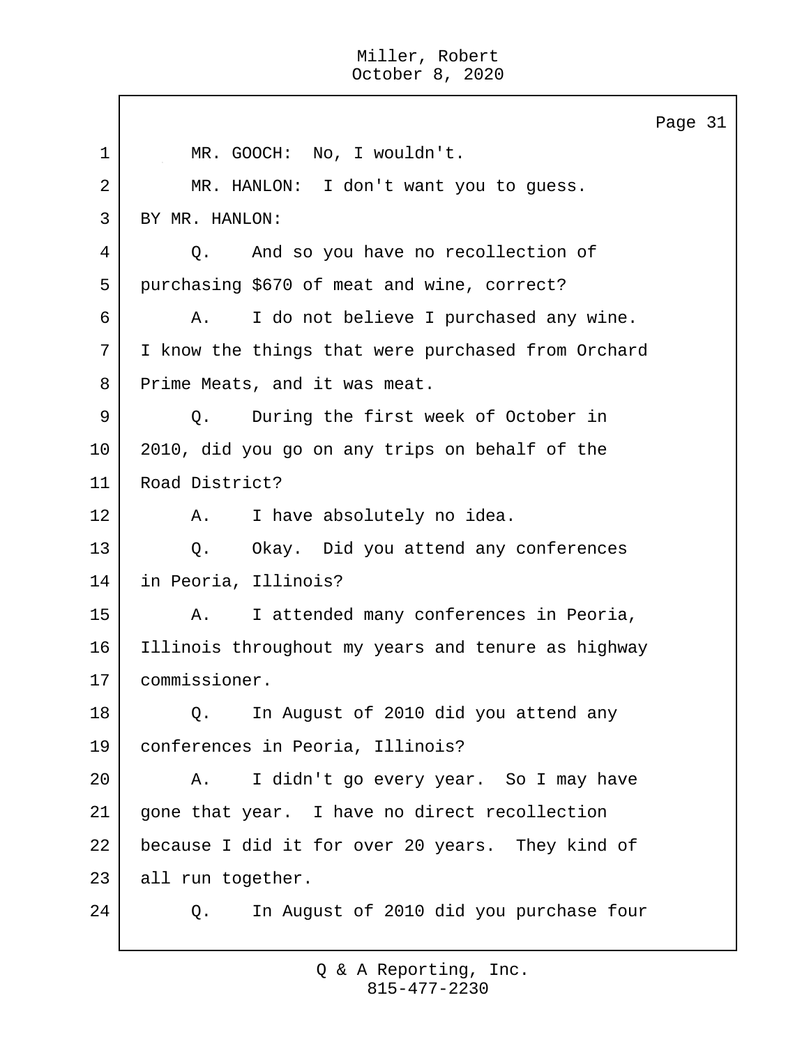1 MR. GOOCH: No, I wouldn't.

2 MR. HANLON: I don't want you to guess.

3 BY MR. HANLON:

4 Q. And so you have no recollection of

5 purchasing $670 of meat and wine, correct?

6 A. I do not believe I purchased any wine.

7 I know the things that were purchased from Orchard

8 Prime Meats, and it was meat.

9 Q. During the first week of October in

10 2010, did you go on any trips on behalf of the

11 Road District?

12 A. I have absolutely no idea.

13 Q. Okay. Did you attend any conferences

14 in Peoria, Illinois?

15 A. I attended many conferences in Peoria,

16 Illinois throughout my years and tenure as highway

17 commissioner.

18 Q. In August of 2010 did you attend any

19 conferences in Peoria, Illinois?

20 A. I didn't go every year. So I may have

21 gone that year. I have no direct recollection

22 because I did it for over 20 years. They kind of

23 all run together.

24 Q. In August of 2010 did you purchase four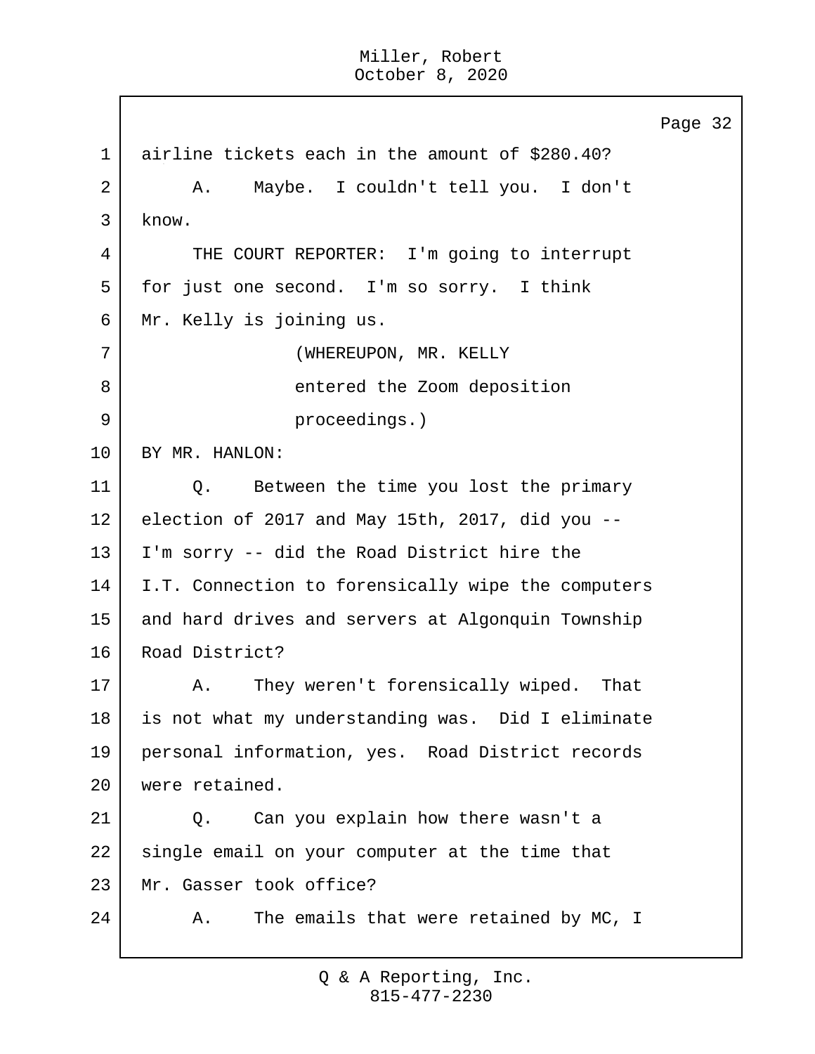airline tickets each in the amount of $280.40?

A. Maybe. I couldn't tell you. I don't know.

THE COURT REPORTER: I'm going to interrupt for just one second. I'm so sorry. I think Mr. Kelly is joining us.

(WHEREUPON, MR. KELLY entered the Zoom deposition proceedings.)

BY MR. HANLON:

Q. Between the time you lost the primary election of 2017 and May 15th, 2017, did you -- I'm sorry -- did the Road District hire the I.T. Connection to forensically wipe the computers and hard drives and servers at Algonquin Township Road District?

A. They weren't forensically wiped. That is not what my understanding was. Did I eliminate personal information, yes. Road District records were retained.

Q. Can you explain how there wasn't a single email on your computer at the time that Mr. Gasser took office?

A. The emails that were retained by MC, I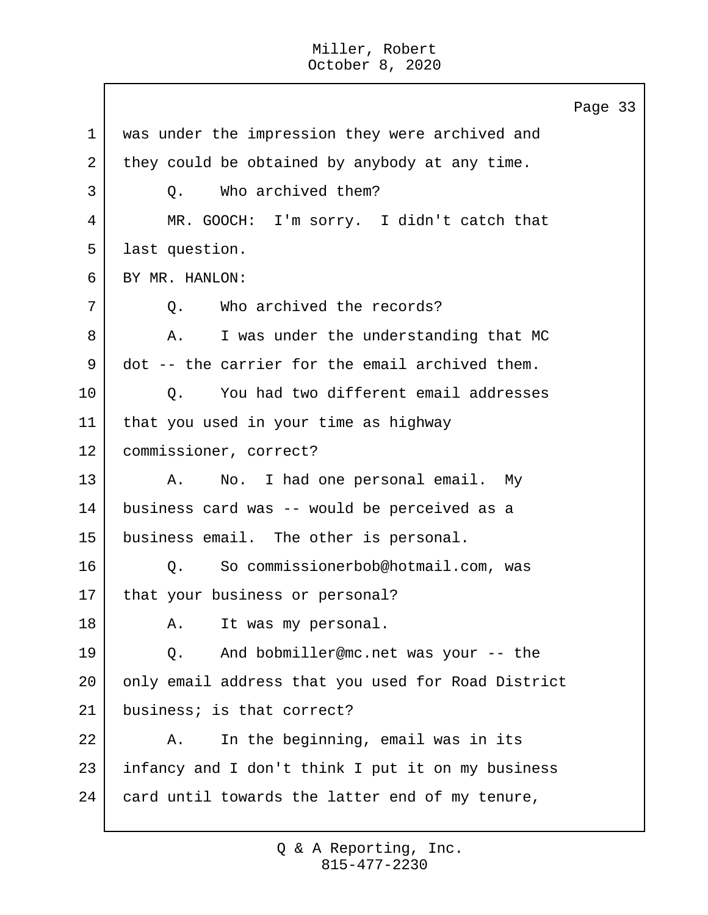was under the impression they were archived and they could be obtained by anybody at any time.

Q. Who archived them?

MR. GOOCH: I'm sorry. I didn't catch that last question.

BY MR. HANLON:

Q. Who archived the records?

A. I was under the understanding that MC dot -- the carrier for the email archived them.

Q. You had two different email addresses that you used in your time as highway commissioner, correct?

A. No. I had one personal email. My business card was -- would be perceived as a business email. The other is personal.

Q. So commissionerbob@hotmail.com, was that your business or personal?

A. It was my personal.

Q. And bobmiller@mc.net was your -- the only email address that you used for Road District business; is that correct?

A. In the beginning, email was in its infancy and I don't think I put it on my business card until towards the latter end of my tenure,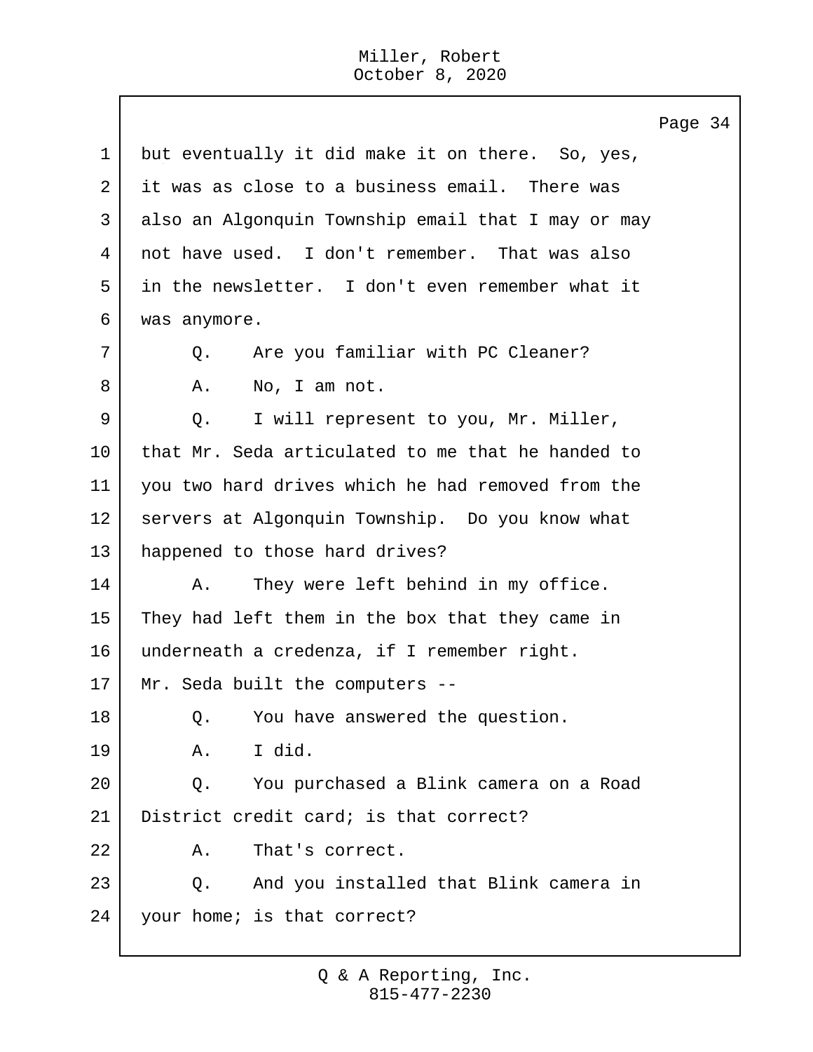1 but eventually it did make it on there. So, yes,
2 it was as close to a business email. There was
3 also an Algonquin Township email that I may or may
4 not have used. I don't remember. That was also
5 in the newsletter. I don't even remember what it
6 was anymore.
7 Q. Are you familiar with PC Cleaner?
8 A. No, I am not.
9 Q. I will represent to you, Mr. Miller,
10 that Mr. Seda articulated to me that he handed to
11 you two hard drives which he had removed from the
12 servers at Algonquin Township. Do you know what
13 happened to those hard drives?
14 A. They were left behind in my office.
15 They had left them in the box that they came in
16 underneath a credenza, if I remember right.
17 Mr. Seda built the computers --
18 Q. You have answered the question.
19 A. I did.
20 Q. You purchased a Blink camera on a Road
21 District credit card; is that correct?
22 A. That's correct.
23 Q. And you installed that Blink camera in
24 your home; is that correct?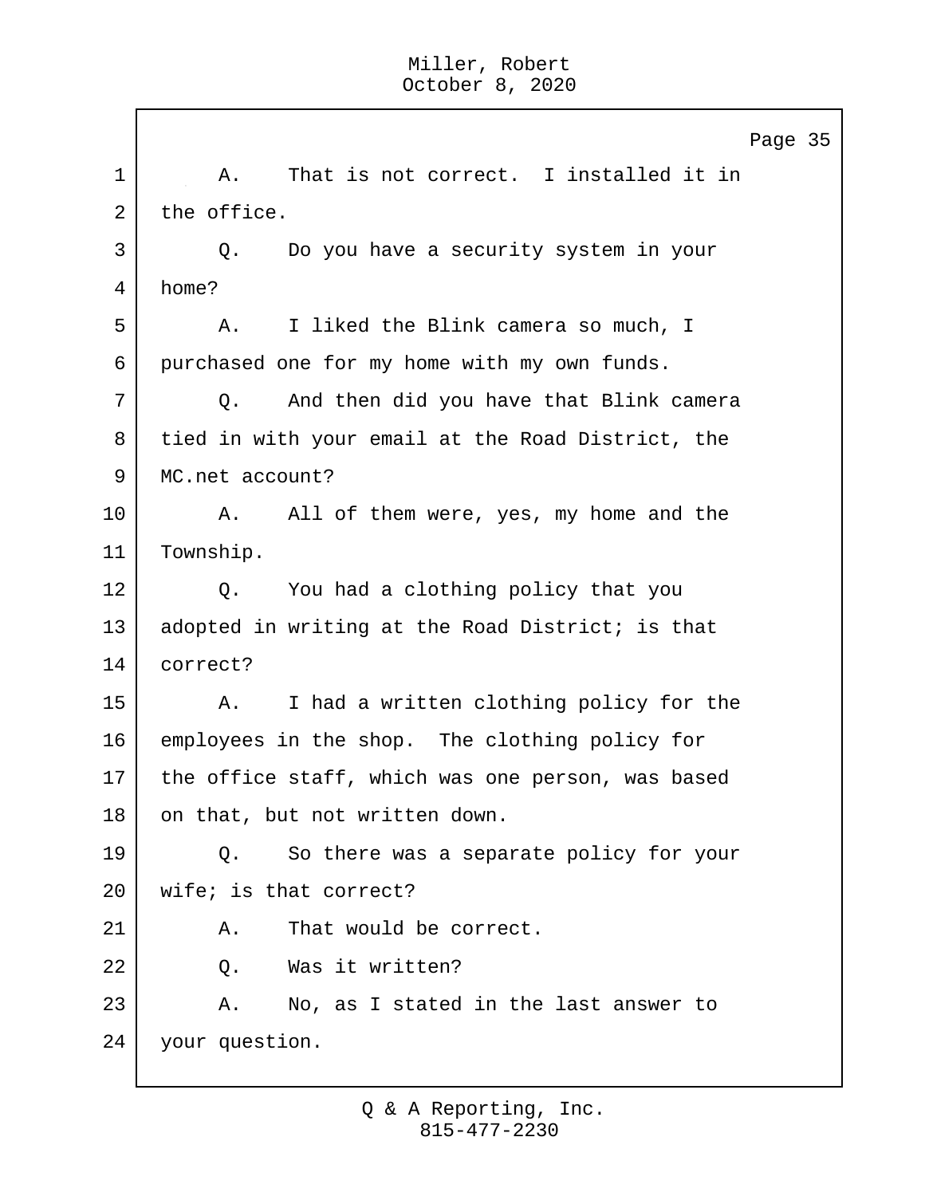1 A. That is not correct. I installed it in
2 the office.
3 Q. Do you have a security system in your
4 home?
5 A. I liked the Blink camera so much, I
6 purchased one for my home with my own funds.
7 Q. And then did you have that Blink camera
8 tied in with your email at the Road District, the
9 MC.net account?
10 A. All of them were, yes, my home and the
11 Township.
12 Q. You had a clothing policy that you
13 adopted in writing at the Road District; is that
14 correct?
15 A. I had a written clothing policy for the
16 employees in the shop. The clothing policy for
17 the office staff, which was one person, was based
18 on that, but not written down.
19 Q. So there was a separate policy for your
20 wife; is that correct?
21 A. That would be correct.
22 Q. Was it written?
23 A. No, as I stated in the last answer to
24 your question.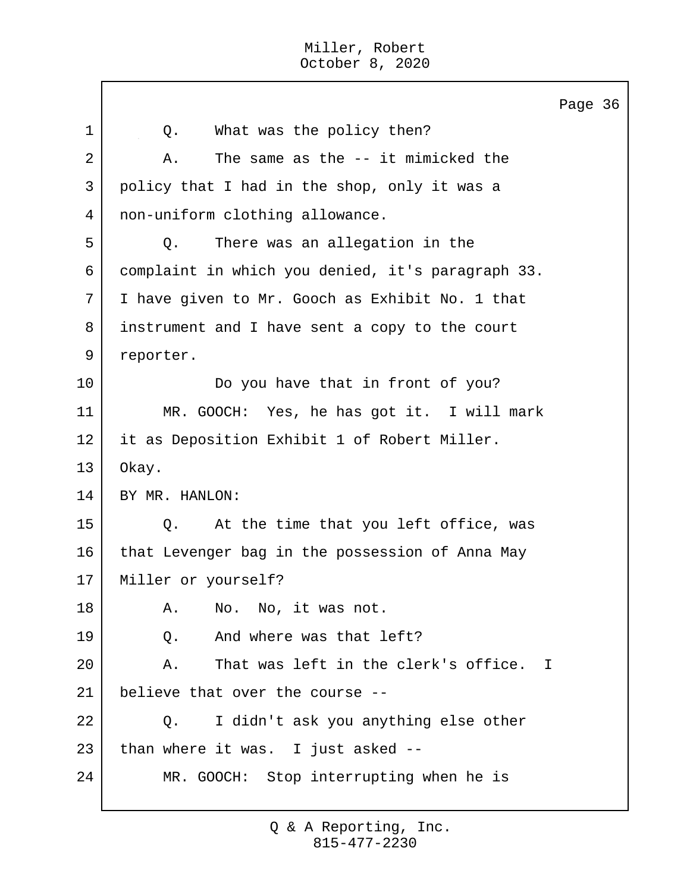1 Q. What was the policy then?

2 A. The same as the -- it mimicked the

3 policy that I had in the shop, only it was a

4 non-uniform clothing allowance.

5 Q. There was an allegation in the

6 complaint in which you denied, it's paragraph 33.

7 I have given to Mr. Gooch as Exhibit No. 1 that

8 instrument and I have sent a copy to the court

9 reporter.

10 Do you have that in front of you?

11 MR. GOOCH: Yes, he has got it. I will mark

12 it as Deposition Exhibit 1 of Robert Miller.

13 Okay.

14 BY MR. HANLON:

15 Q. At the time that you left office, was

16 that Levenger bag in the possession of Anna May

17 Miller or yourself?

18 A. No. No, it was not.

19 Q. And where was that left?

20 A. That was left in the clerk's office. I

21 believe that over the course --

22 Q. I didn't ask you anything else other

23 than where it was. I just asked --

24 MR. GOOCH: Stop interrupting when he is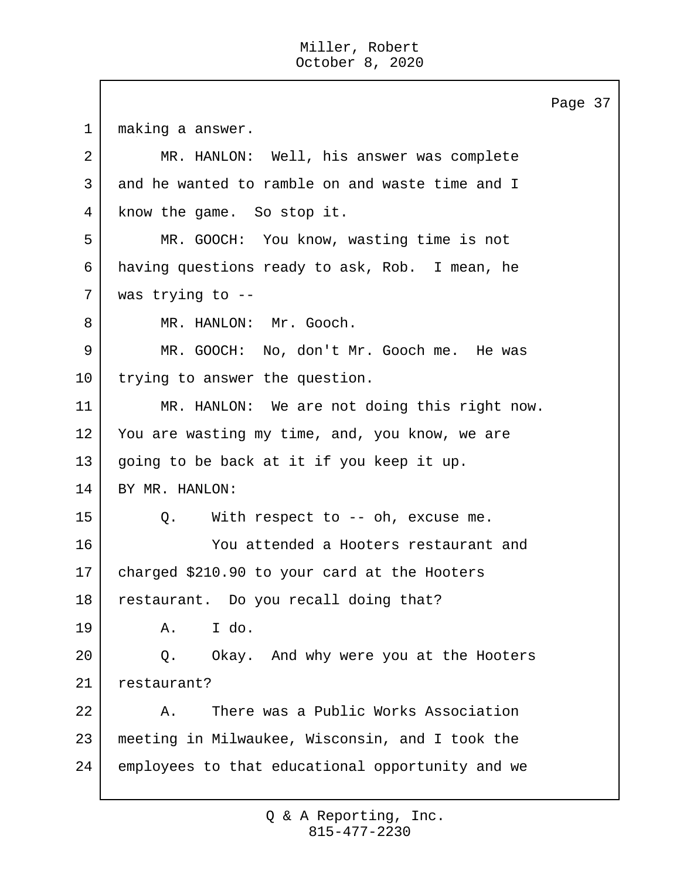1 making a answer.

2 MR. HANLON: Well, his answer was complete

3 and he wanted to ramble on and waste time and I

4 know the game. So stop it.

5 MR. GOOCH: You know, wasting time is not

6 having questions ready to ask, Rob. I mean, he

7 was trying to --

8 MR. HANLON: Mr. Gooch.

9 MR. GOOCH: No, don't Mr. Gooch me. He was

10 trying to answer the question.

11 MR. HANLON: We are not doing this right now.

12 You are wasting my time, and, you know, we are

13 going to be back at it if you keep it up.

14 BY MR. HANLON:

15 Q. With respect to -- oh, excuse me.

16 You attended a Hooters restaurant and

17 charged $210.90 to your card at the Hooters

18 restaurant. Do you recall doing that?

19 A. I do.

20 Q. Okay. And why were you at the Hooters

21 restaurant?

22 A. There was a Public Works Association

23 meeting in Milwaukee, Wisconsin, and I took the

24 employees to that educational opportunity and we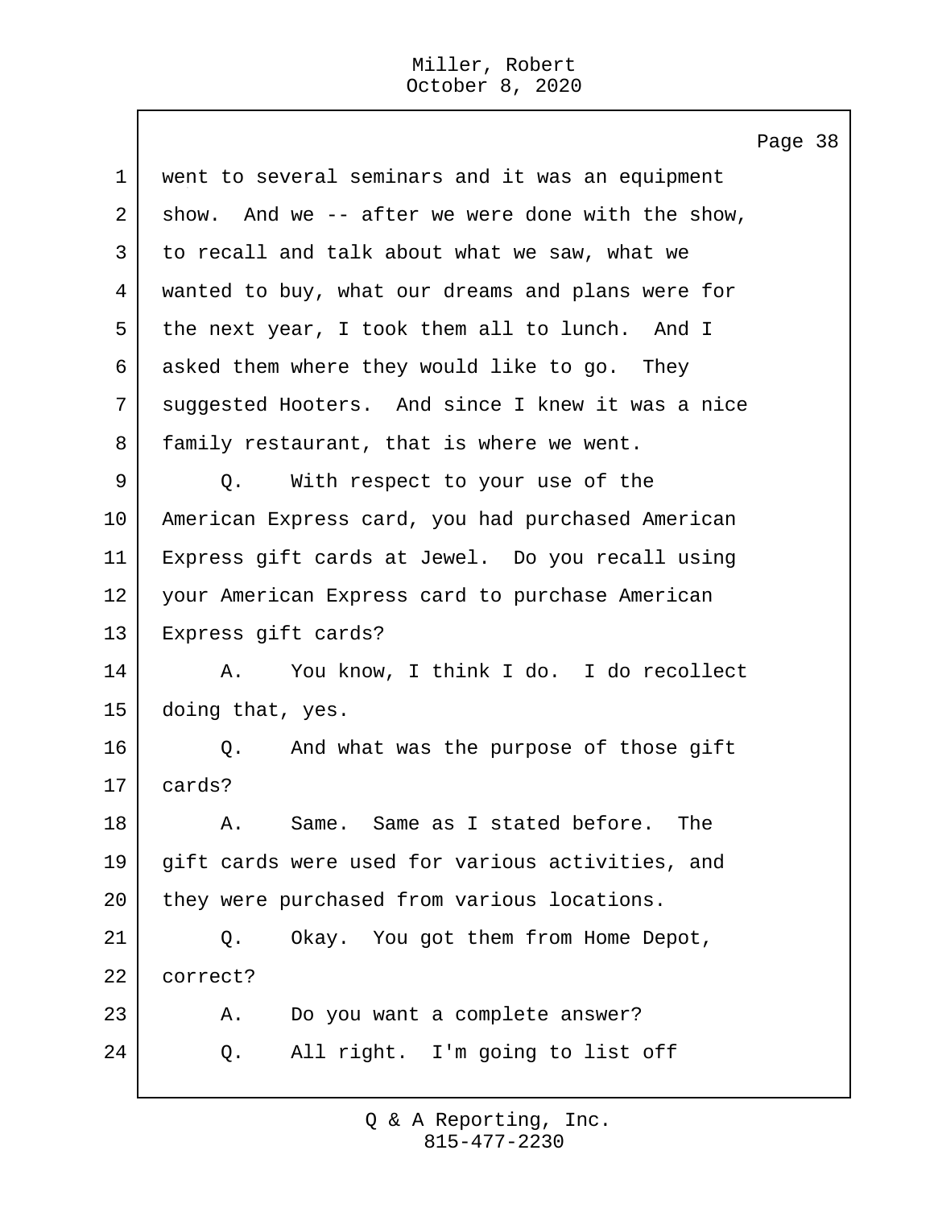1 went to several seminars and it was an equipment
2 show. And we -- after we were done with the show,
3 to recall and talk about what we saw, what we
4 wanted to buy, what our dreams and plans were for
5 the next year, I took them all to lunch. And I
6 asked them where they would like to go. They
7 suggested Hooters. And since I knew it was a nice
8 family restaurant, that is where we went.
9 Q. With respect to your use of the
10 American Express card, you had purchased American
11 Express gift cards at Jewel. Do you recall using
12 your American Express card to purchase American
13 Express gift cards?
14 A. You know, I think I do. I do recollect
15 doing that, yes.
16 Q. And what was the purpose of those gift
17 cards?
18 A. Same. Same as I stated before. The
19 gift cards were used for various activities, and
20 they were purchased from various locations.
21 Q. Okay. You got them from Home Depot,
22 correct?
23 A. Do you want a complete answer?
24 Q. All right. I'm going to list off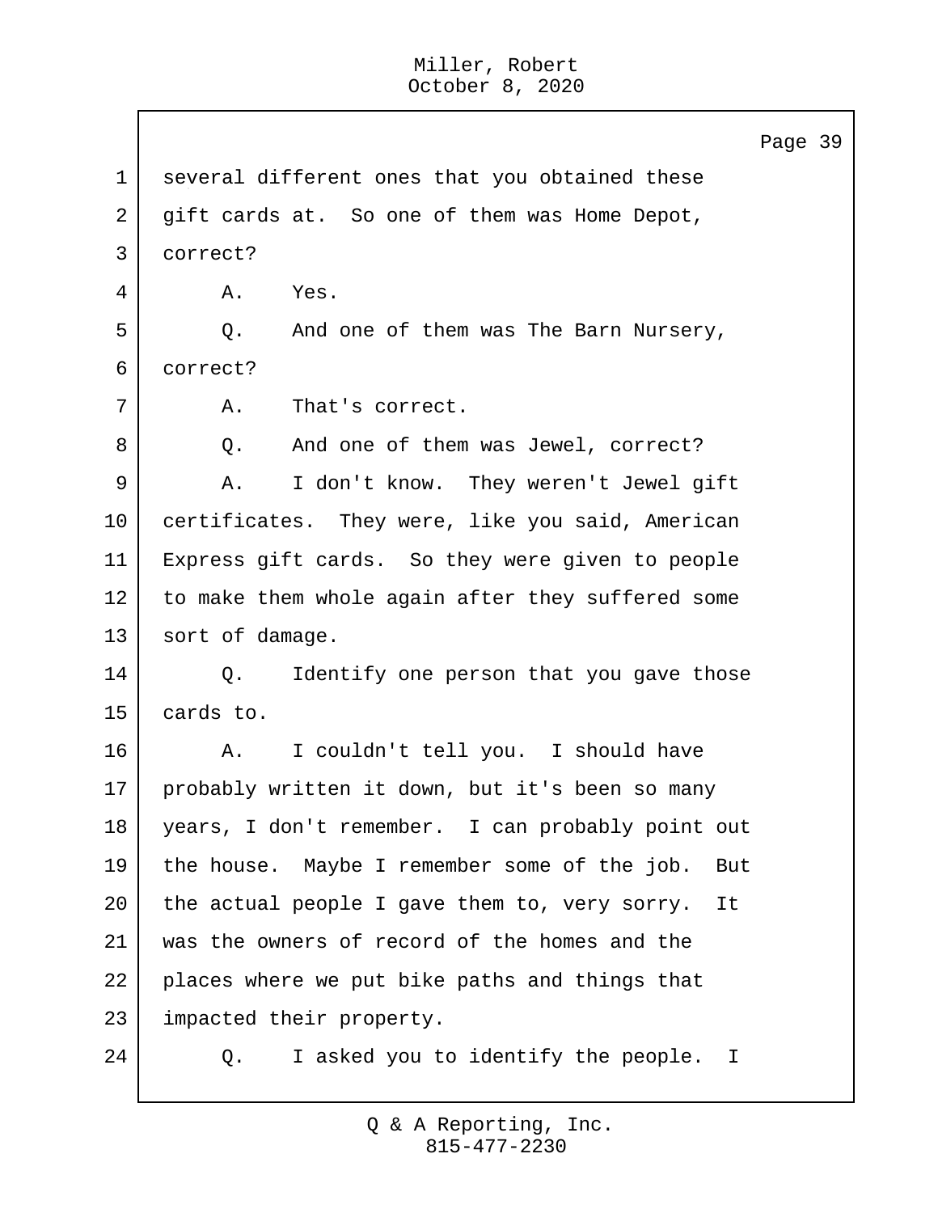several different ones that you obtained these gift cards at. So one of them was Home Depot, correct?

A. Yes.

Q. And one of them was The Barn Nursery, correct?

A. That's correct.

Q. And one of them was Jewel, correct?

A. I don't know. They weren't Jewel gift certificates. They were, like you said, American Express gift cards. So they were given to people to make them whole again after they suffered some sort of damage.

Q. Identify one person that you gave those cards to.

A. I couldn't tell you. I should have probably written it down, but it's been so many years, I don't remember. I can probably point out the house. Maybe I remember some of the job. But the actual people I gave them to, very sorry. It was the owners of record of the homes and the places where we put bike paths and things that impacted their property.

Q. I asked you to identify the people. I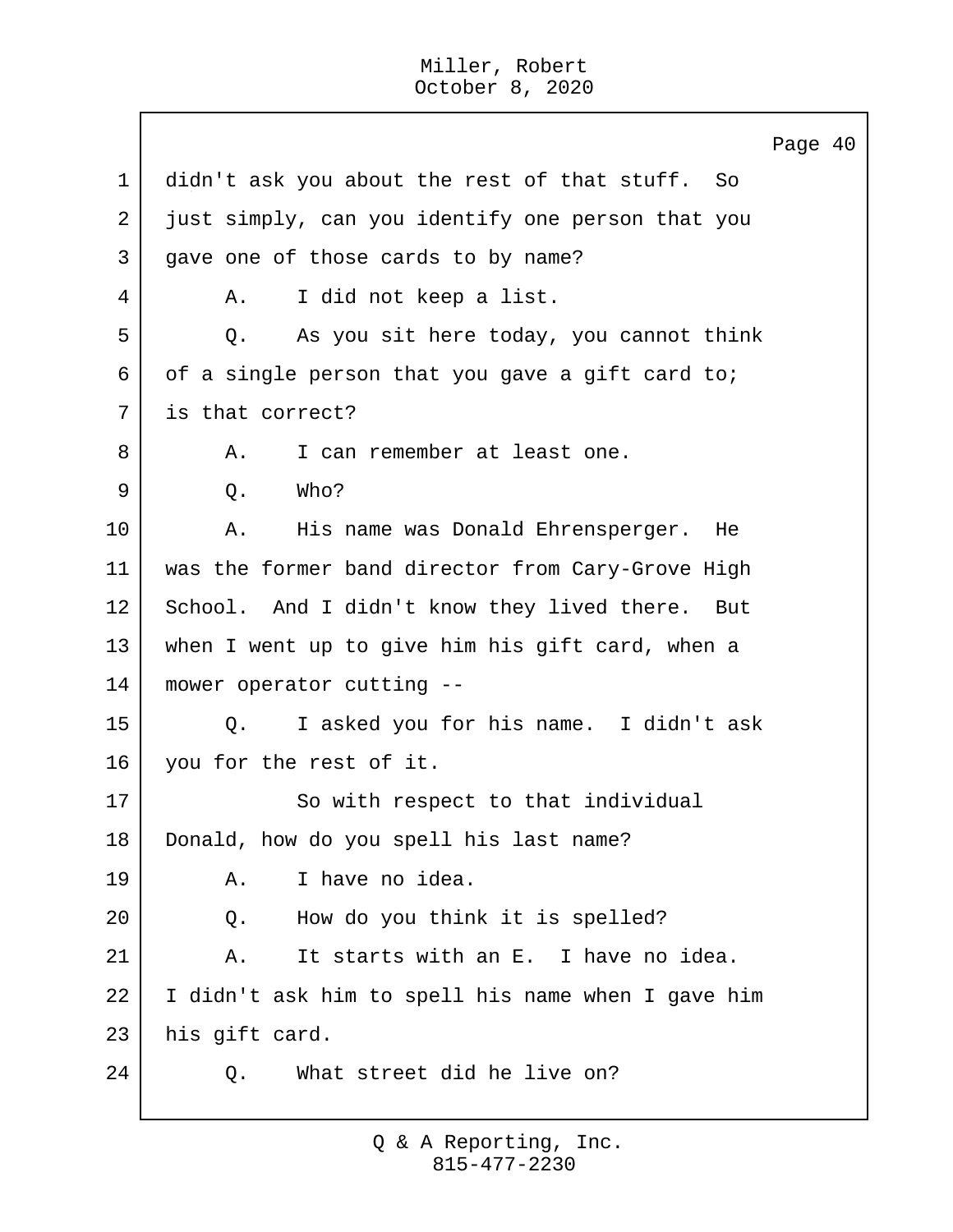didn't ask you about the rest of that stuff. So just simply, can you identify one person that you gave one of those cards to by name?

A. I did not keep a list.

Q. As you sit here today, you cannot think of a single person that you gave a gift card to; is that correct?

A. I can remember at least one.

Q. Who?

A. His name was Donald Ehrensperger. He was the former band director from Cary-Grove High School. And I didn't know they lived there. But when I went up to give him his gift card, when a mower operator cutting --

Q. I asked you for his name. I didn't ask you for the rest of it.

So with respect to that individual Donald, how do you spell his last name?

A. I have no idea.

Q. How do you think it is spelled?

A. It starts with an E. I have no idea. I didn't ask him to spell his name when I gave him his gift card.

Q. What street did he live on?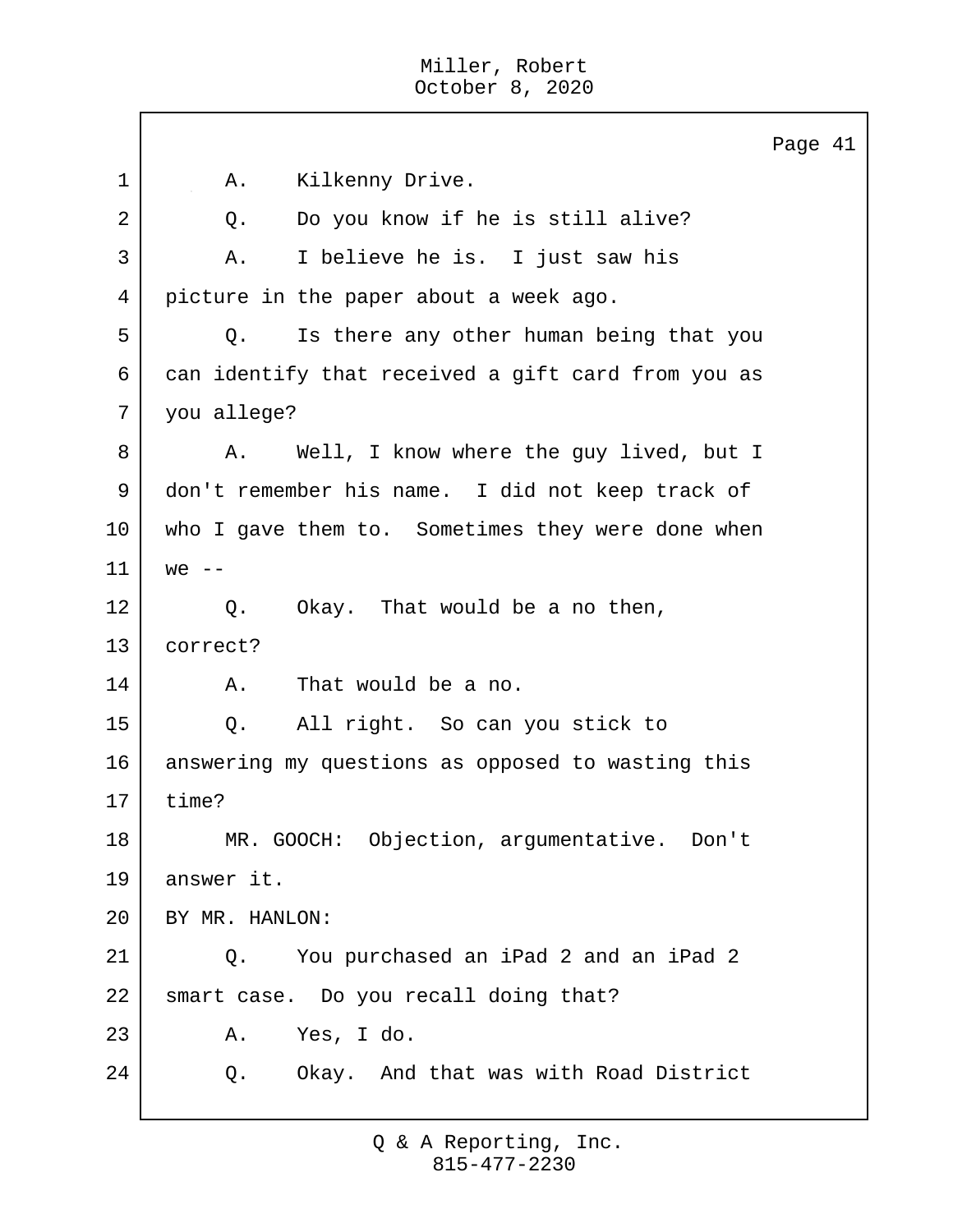1 A. Kilkenny Drive.

2 Q. Do you know if he is still alive?

3 A. I believe he is. I just saw his

4 picture in the paper about a week ago.

5 Q. Is there any other human being that you

6 can identify that received a gift card from you as

7 you allege?

8 A. Well, I know where the guy lived, but I

9 don't remember his name. I did not keep track of

10 who I gave them to. Sometimes they were done when

11 we --

12 Q. Okay. That would be a no then,

13 correct?

14 A. That would be a no.

15 Q. All right. So can you stick to

16 answering my questions as opposed to wasting this

17 time?

18 MR. GOOCH: Objection, argumentative. Don't

19 answer it.

20 BY MR. HANLON:

21 Q. You purchased an iPad 2 and an iPad 2

22 smart case. Do you recall doing that?

23 A. Yes, I do.

24 Q. Okay. And that was with Road District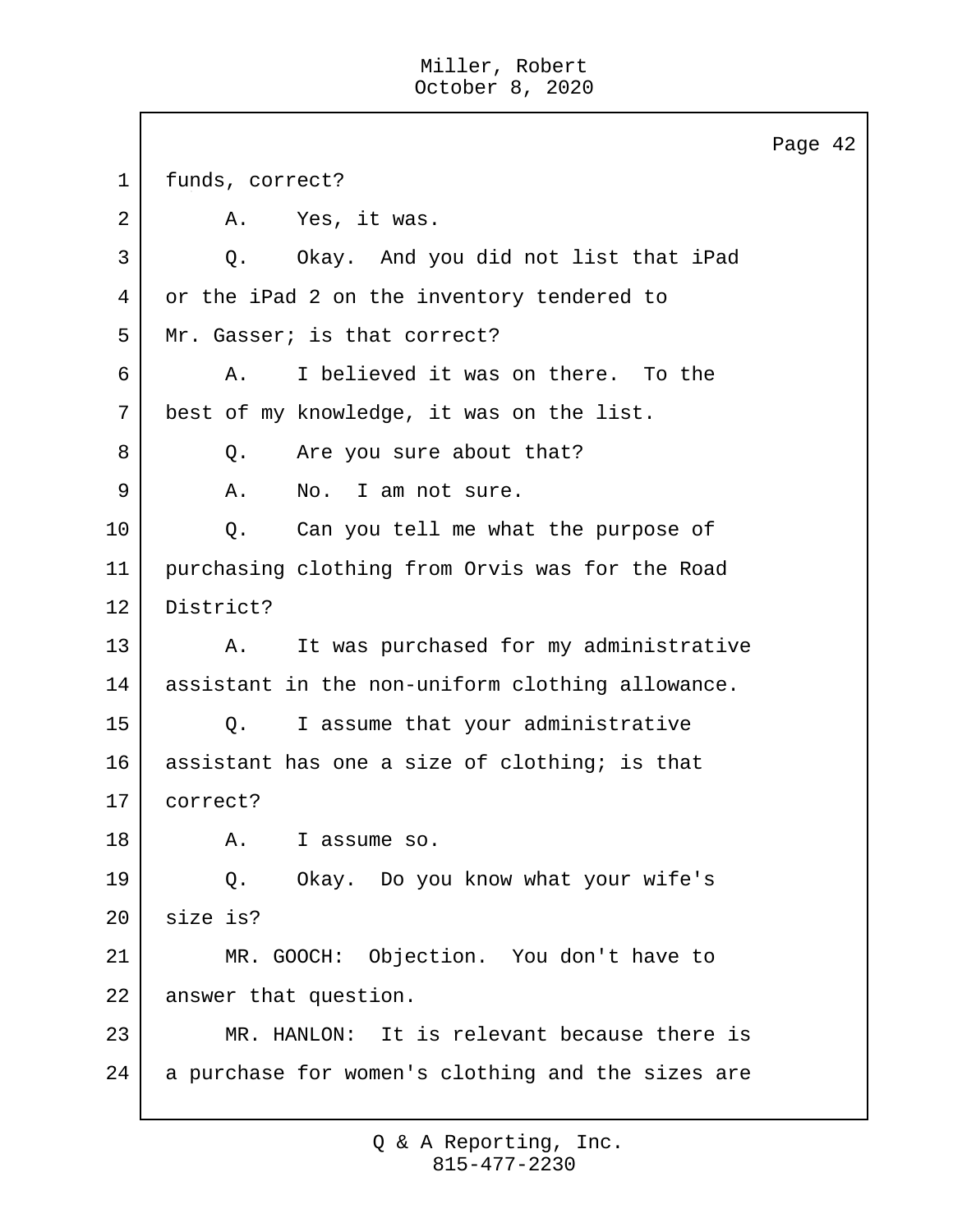funds, correct?

A. Yes, it was.

Q. Okay. And you did not list that iPad or the iPad 2 on the inventory tendered to Mr. Gasser; is that correct?

A. I believed it was on there. To the best of my knowledge, it was on the list.

Q. Are you sure about that?

A. No. I am not sure.

Q. Can you tell me what the purpose of purchasing clothing from Orvis was for the Road District?

A. It was purchased for my administrative assistant in the non-uniform clothing allowance.

Q. I assume that your administrative assistant has one a size of clothing; is that correct?

A. I assume so.

Q. Okay. Do you know what your wife's size is?

MR. GOOCH: Objection. You don't have to answer that question.

MR. HANLON: It is relevant because there is a purchase for women's clothing and the sizes are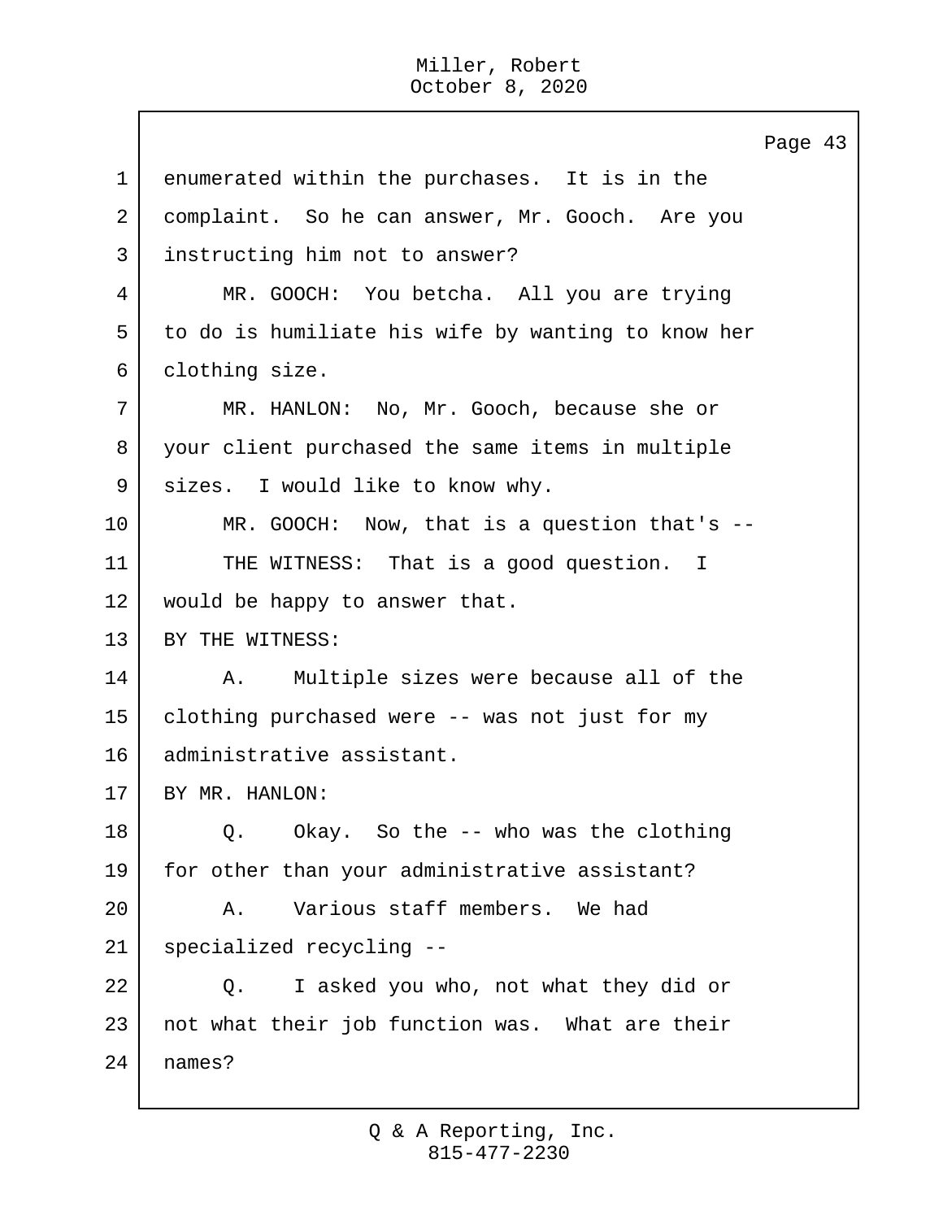enumerated within the purchases. It is in the complaint. So he can answer, Mr. Gooch. Are you instructing him not to answer?

MR. GOOCH: You betcha. All you are trying to do is humiliate his wife by wanting to know her clothing size.

MR. HANLON: No, Mr. Gooch, because she or your client purchased the same items in multiple sizes. I would like to know why.

MR. GOOCH: Now, that is a question that's --

THE WITNESS: That is a good question. I would be happy to answer that.

BY THE WITNESS:

A. Multiple sizes were because all of the clothing purchased were -- was not just for my administrative assistant.

BY MR. HANLON:

Q. Okay. So the -- who was the clothing for other than your administrative assistant?

A. Various staff members. We had specialized recycling --

Q. I asked you who, not what they did or not what their job function was. What are their names?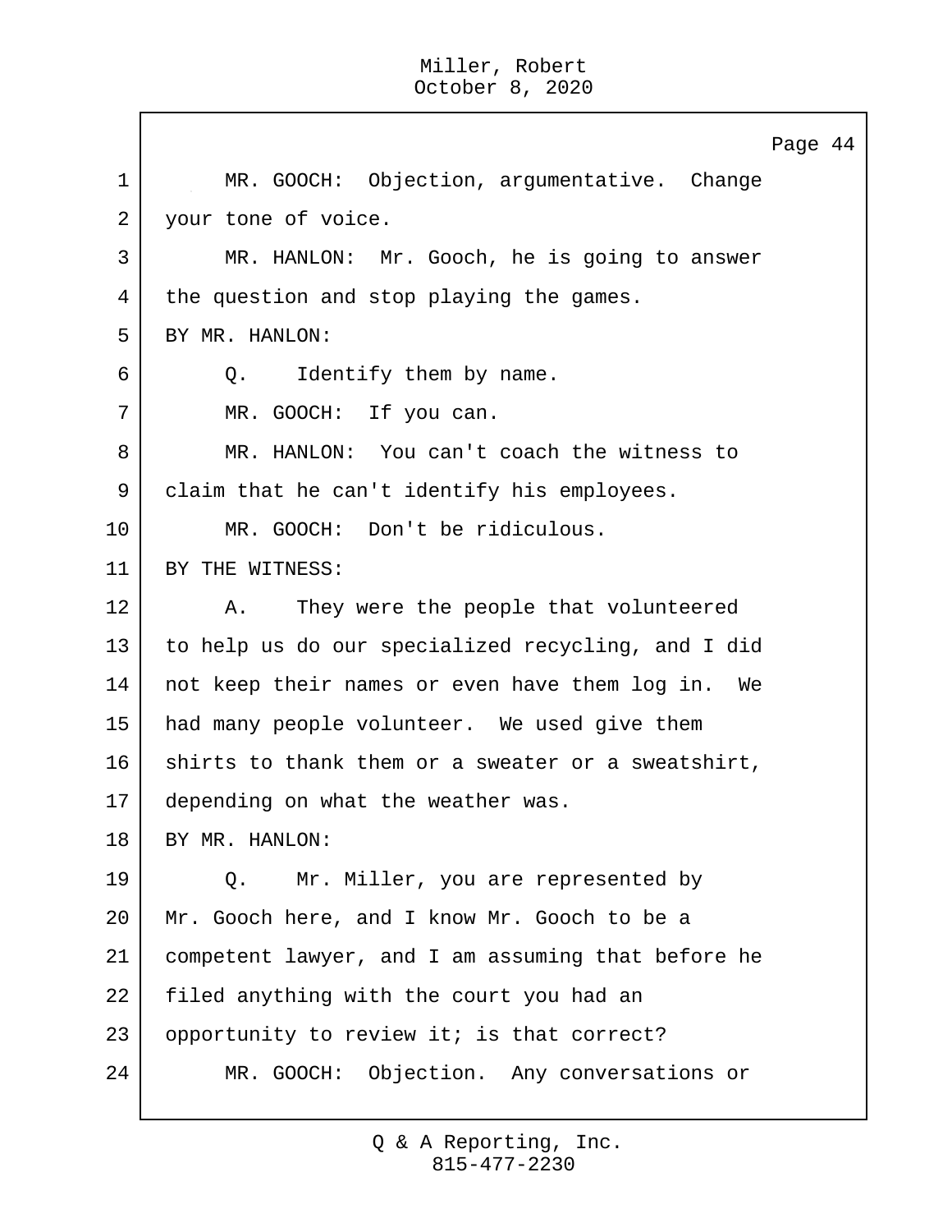1 MR. GOOCH: Objection, argumentative. Change
2 your tone of voice.
3 MR. HANLON: Mr. Gooch, he is going to answer
4 the question and stop playing the games.
5 BY MR. HANLON:
6 Q. Identify them by name.
7 MR. GOOCH: If you can.
8 MR. HANLON: You can't coach the witness to
9 claim that he can't identify his employees.
10 MR. GOOCH: Don't be ridiculous.
11 BY THE WITNESS:
12 A. They were the people that volunteered
13 to help us do our specialized recycling, and I did
14 not keep their names or even have them log in. We
15 had many people volunteer. We used give them
16 shirts to thank them or a sweater or a sweatshirt,
17 depending on what the weather was.
18 BY MR. HANLON:
19 Q. Mr. Miller, you are represented by
20 Mr. Gooch here, and I know Mr. Gooch to be a
21 competent lawyer, and I am assuming that before he
22 filed anything with the court you had an
23 opportunity to review it; is that correct?
24 MR. GOOCH: Objection. Any conversations or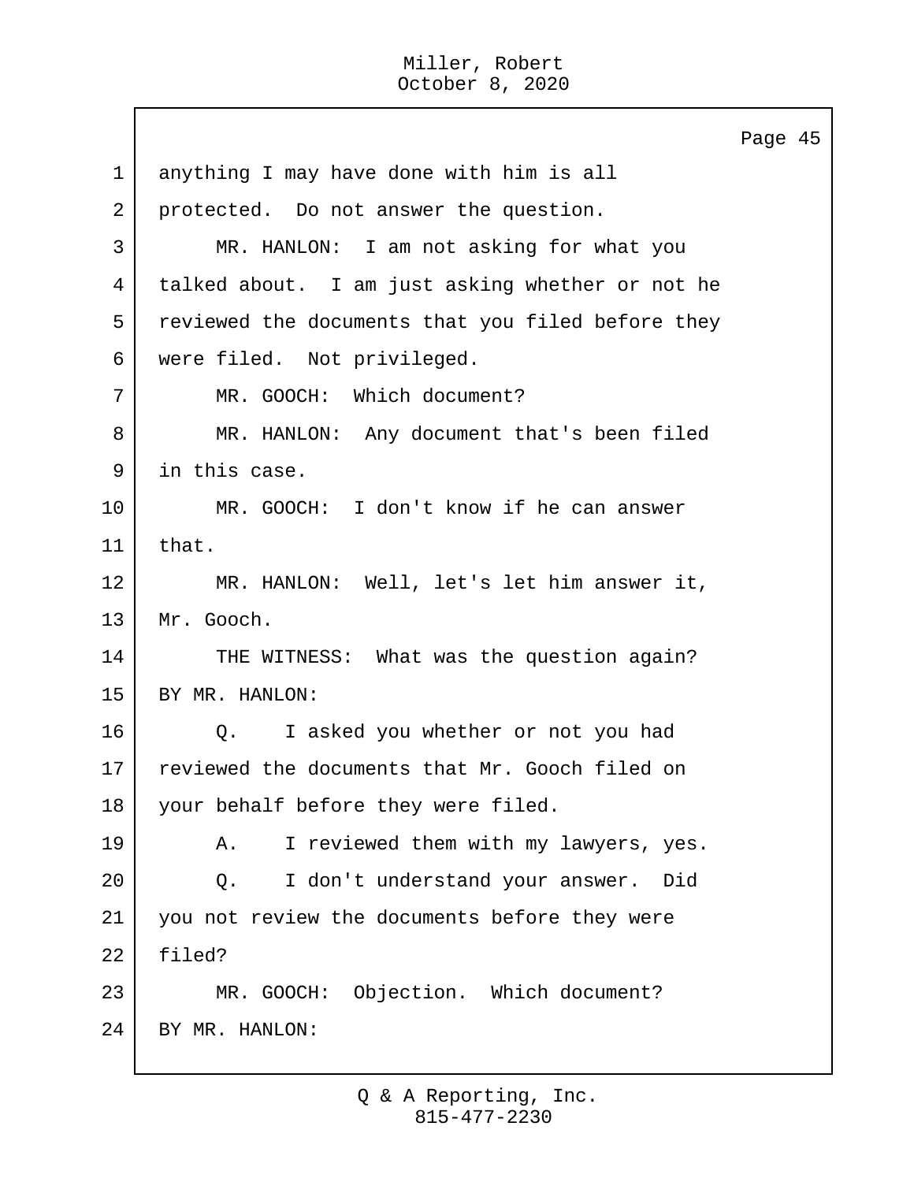anything I may have done with him is all protected. Do not answer the question.

MR. HANLON: I am not asking for what you talked about. I am just asking whether or not he reviewed the documents that you filed before they were filed. Not privileged.

MR. GOOCH: Which document?

MR. HANLON: Any document that's been filed in this case.

MR. GOOCH: I don't know if he can answer that.

MR. HANLON: Well, let's let him answer it, Mr. Gooch.

THE WITNESS: What was the question again?

BY MR. HANLON:

Q. I asked you whether or not you had reviewed the documents that Mr. Gooch filed on your behalf before they were filed.

A. I reviewed them with my lawyers, yes.

Q. I don't understand your answer. Did you not review the documents before they were filed?

MR. GOOCH: Objection. Which document?

BY MR. HANLON: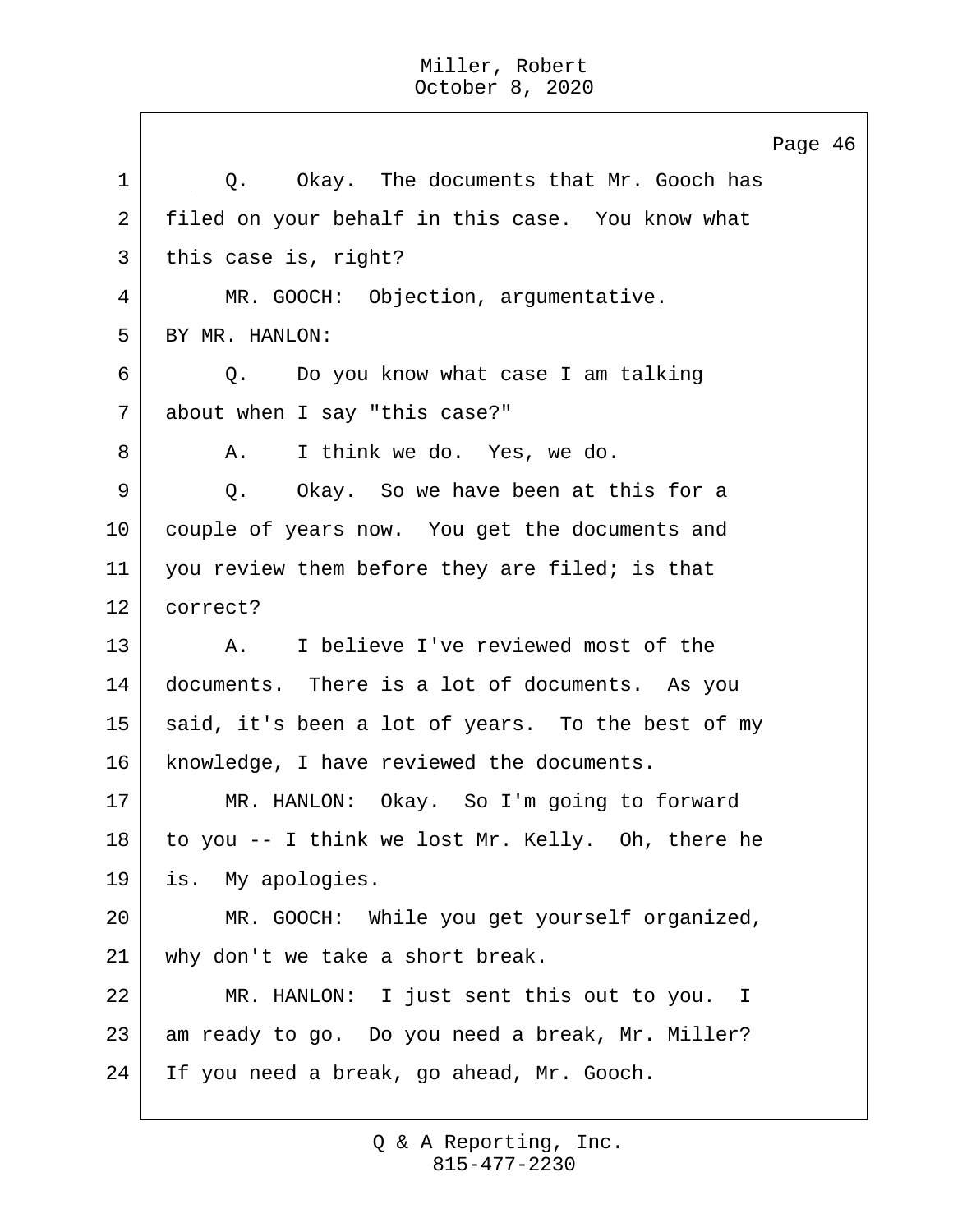Q. Okay. The documents that Mr. Gooch has filed on your behalf in this case. You know what this case is, right?

MR. GOOCH: Objection, argumentative.

BY MR. HANLON:

Q. Do you know what case I am talking about when I say "this case?"

A. I think we do. Yes, we do.

Q. Okay. So we have been at this for a couple of years now. You get the documents and you review them before they are filed; is that correct?

A. I believe I've reviewed most of the documents. There is a lot of documents. As you said, it's been a lot of years. To the best of my knowledge, I have reviewed the documents.

MR. HANLON: Okay. So I'm going to forward to you -- I think we lost Mr. Kelly. Oh, there he is. My apologies.

MR. GOOCH: While you get yourself organized, why don't we take a short break.

MR. HANLON: I just sent this out to you. I am ready to go. Do you need a break, Mr. Miller? If you need a break, go ahead, Mr. Gooch.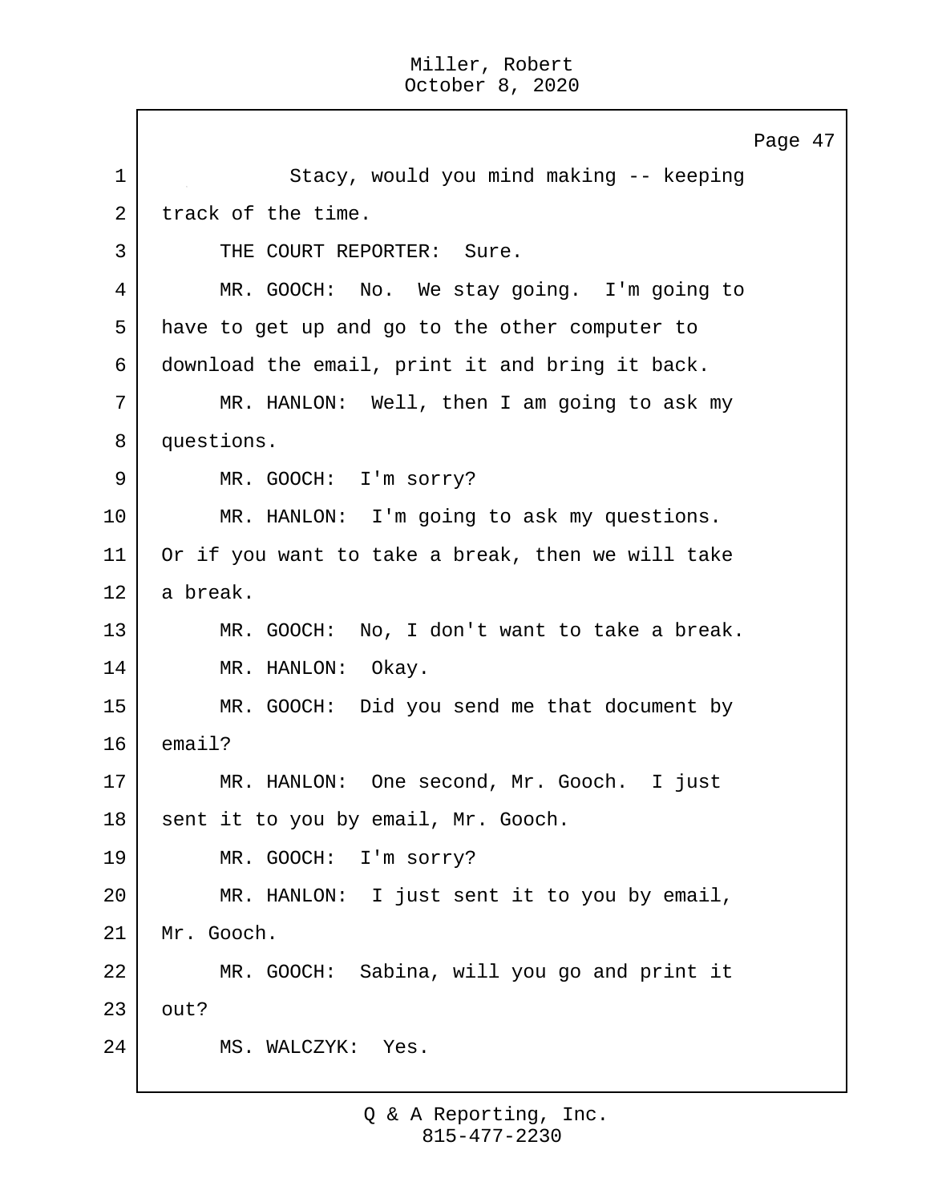Stacy, would you mind making -- keeping track of the time.

THE COURT REPORTER: Sure.

MR. GOOCH: No. We stay going. I'm going to have to get up and go to the other computer to download the email, print it and bring it back.

MR. HANLON: Well, then I am going to ask my questions.

MR. GOOCH: I'm sorry?

MR. HANLON: I'm going to ask my questions. Or if you want to take a break, then we will take a break.

MR. GOOCH: No, I don't want to take a break.

MR. HANLON: Okay.

MR. GOOCH: Did you send me that document by email?

MR. HANLON: One second, Mr. Gooch. I just sent it to you by email, Mr. Gooch.

MR. GOOCH: I'm sorry?

MR. HANLON: I just sent it to you by email, Mr. Gooch.

MR. GOOCH: Sabina, will you go and print it out?

MS. WALCZYK: Yes.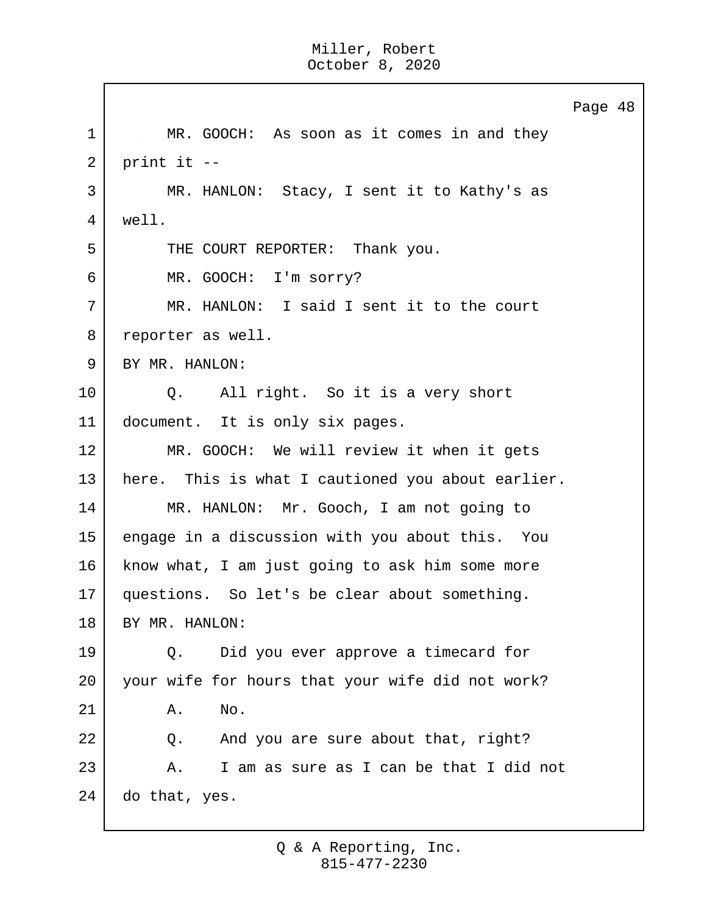MR. GOOCH: As soon as it comes in and they print it --

MR. HANLON: Stacy, I sent it to Kathy's as well.

THE COURT REPORTER: Thank you.

MR. GOOCH: I'm sorry?

MR. HANLON: I said I sent it to the court reporter as well.

BY MR. HANLON:

Q. All right. So it is a very short document. It is only six pages.

MR. GOOCH: We will review it when it gets here. This is what I cautioned you about earlier.

MR. HANLON: Mr. Gooch, I am not going to engage in a discussion with you about this. You know what, I am just going to ask him some more questions. So let's be clear about something.

BY MR. HANLON:

Q. Did you ever approve a timecard for your wife for hours that your wife did not work?

A. No.

Q. And you are sure about that, right?

A. I am as sure as I can be that I did not do that, yes.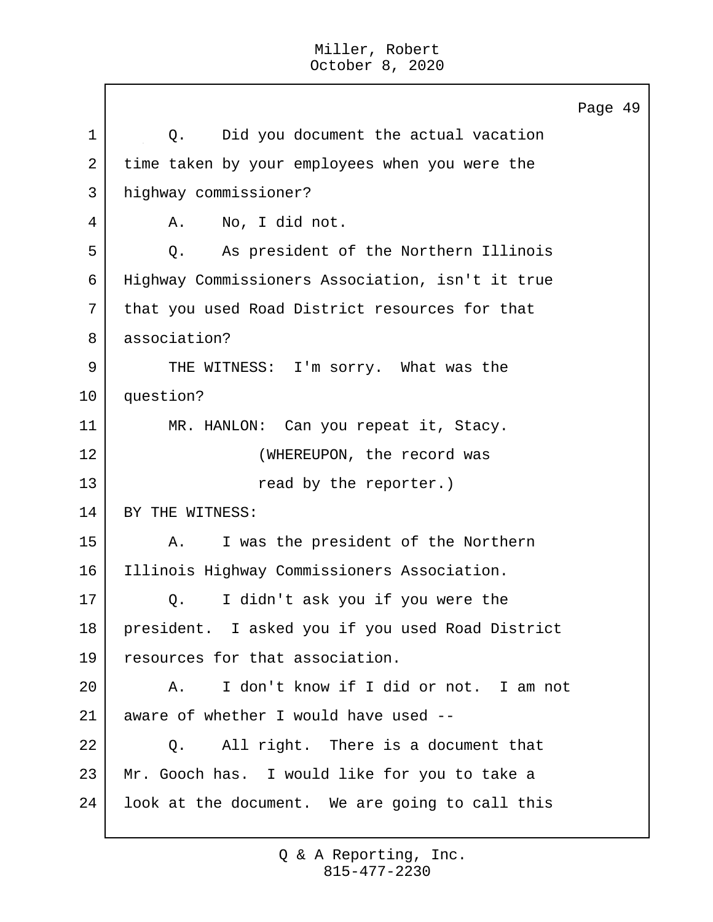1 Q. Did you document the actual vacation
2 time taken by your employees when you were the
3 highway commissioner?
4 A. No, I did not.
5 Q. As president of the Northern Illinois
6 Highway Commissioners Association, isn't it true
7 that you used Road District resources for that
8 association?
9 THE WITNESS: I'm sorry. What was the
10 question?
11 MR. HANLON: Can you repeat it, Stacy.
12 (WHEREUPON, the record was
13 read by the reporter.)
14 BY THE WITNESS:
15 A. I was the president of the Northern
16 Illinois Highway Commissioners Association.
17 Q. I didn't ask you if you were the
18 president. I asked you if you used Road District
19 resources for that association.
20 A. I don't know if I did or not. I am not
21 aware of whether I would have used --
22 Q. All right. There is a document that
23 Mr. Gooch has. I would like for you to take a
24 look at the document. We are going to call this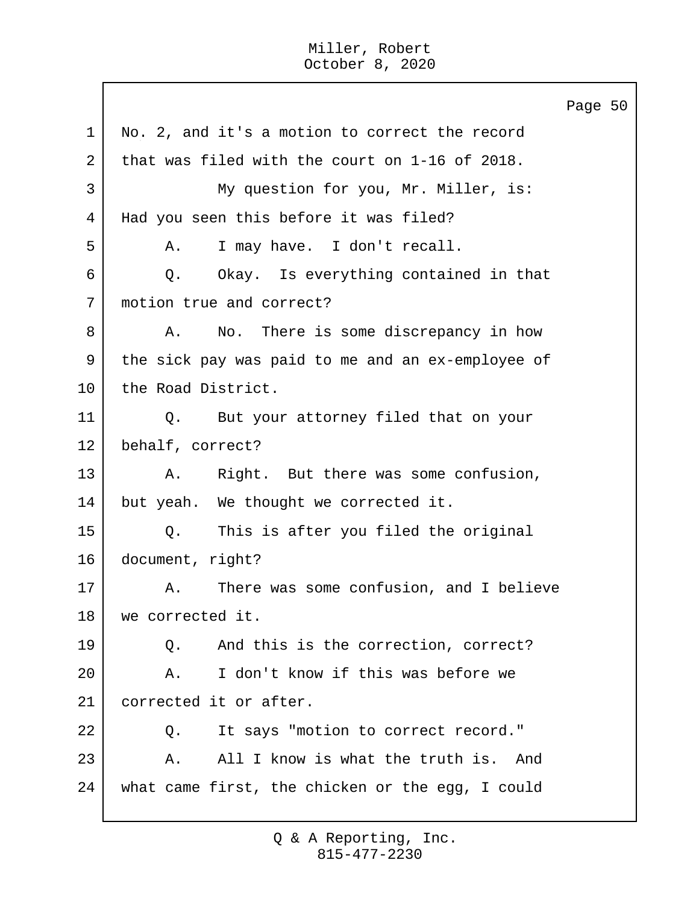No. 2, and it's a motion to correct the record that was filed with the court on 1-16 of 2018.

My question for you, Mr. Miller, is: Had you seen this before it was filed?

A. I may have. I don't recall.

Q. Okay. Is everything contained in that motion true and correct?

A. No. There is some discrepancy in how the sick pay was paid to me and an ex-employee of the Road District.

Q. But your attorney filed that on your behalf, correct?

A. Right. But there was some confusion, but yeah. We thought we corrected it.

Q. This is after you filed the original document, right?

A. There was some confusion, and I believe we corrected it.

Q. And this is the correction, correct?

A. I don't know if this was before we corrected it or after.

Q. It says "motion to correct record."

A. All I know is what the truth is. And what came first, the chicken or the egg, I could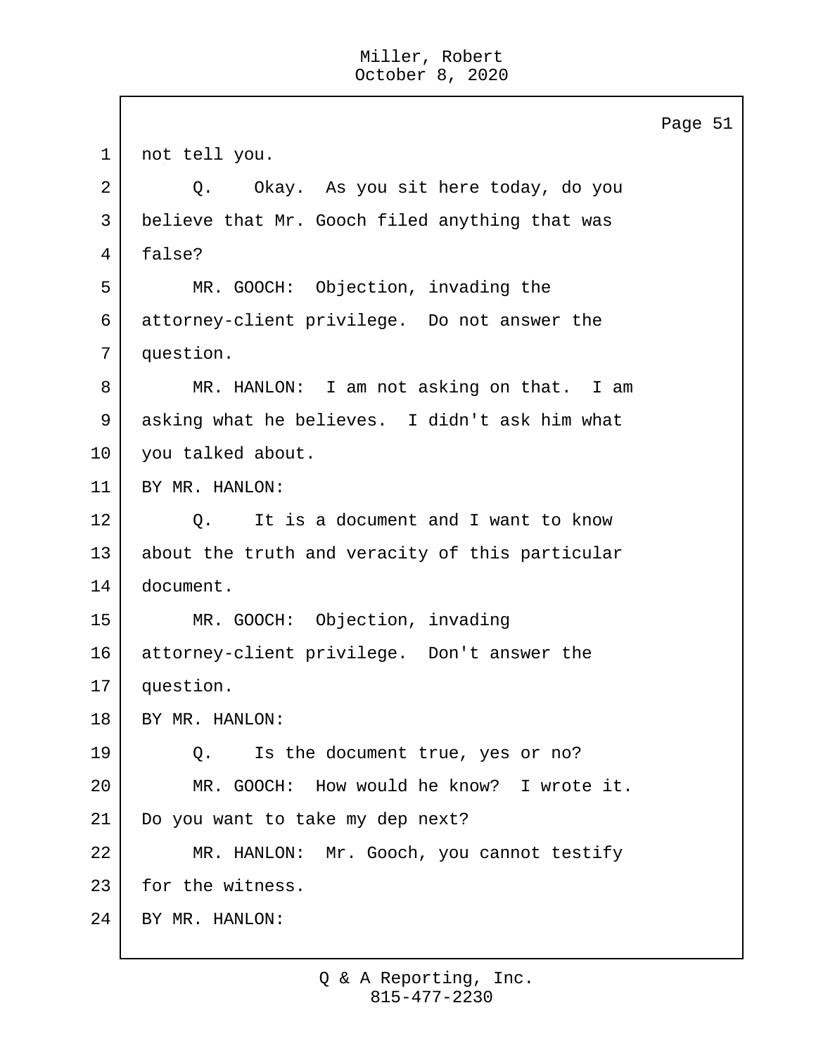1 not tell you.

2 Q. Okay. As you sit here today, do you

3 believe that Mr. Gooch filed anything that was

4 false?

5 MR. GOOCH: Objection, invading the

6 attorney-client privilege. Do not answer the

7 question.

8 MR. HANLON: I am not asking on that. I am

9 asking what he believes. I didn't ask him what

10 you talked about.

11 BY MR. HANLON:

12 Q. It is a document and I want to know

13 about the truth and veracity of this particular

14 document.

15 MR. GOOCH: Objection, invading

16 attorney-client privilege. Don't answer the

17 question.

18 BY MR. HANLON:

19 Q. Is the document true, yes or no?

20 MR. GOOCH: How would he know? I wrote it.

21 Do you want to take my dep next?

22 MR. HANLON: Mr. Gooch, you cannot testify

23 for the witness.

24 BY MR. HANLON: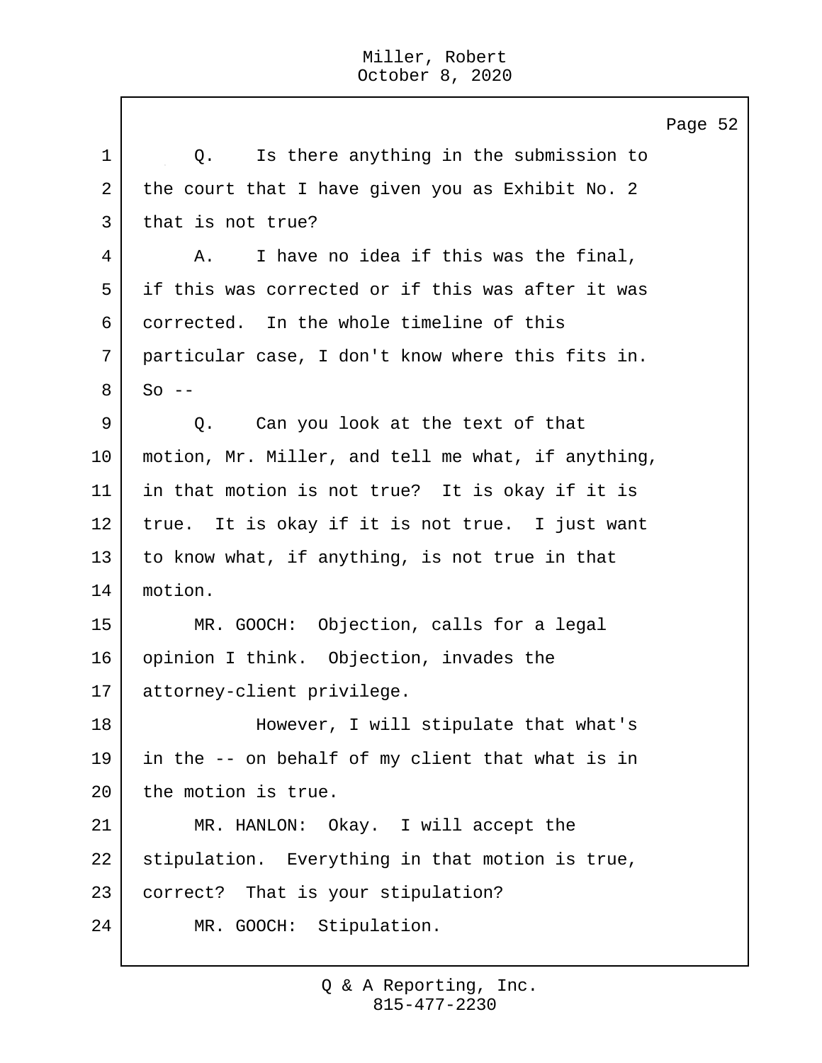Q. Is there anything in the submission to the court that I have given you as Exhibit No. 2 that is not true?

A. I have no idea if this was the final, if this was corrected or if this was after it was corrected. In the whole timeline of this particular case, I don't know where this fits in. So --

Q. Can you look at the text of that motion, Mr. Miller, and tell me what, if anything, in that motion is not true? It is okay if it is true. It is okay if it is not true. I just want to know what, if anything, is not true in that motion.

MR. GOOCH: Objection, calls for a legal opinion I think. Objection, invades the attorney-client privilege.

However, I will stipulate that what's in the -- on behalf of my client that what is in the motion is true.

MR. HANLON: Okay. I will accept the stipulation. Everything in that motion is true, correct? That is your stipulation?

MR. GOOCH: Stipulation.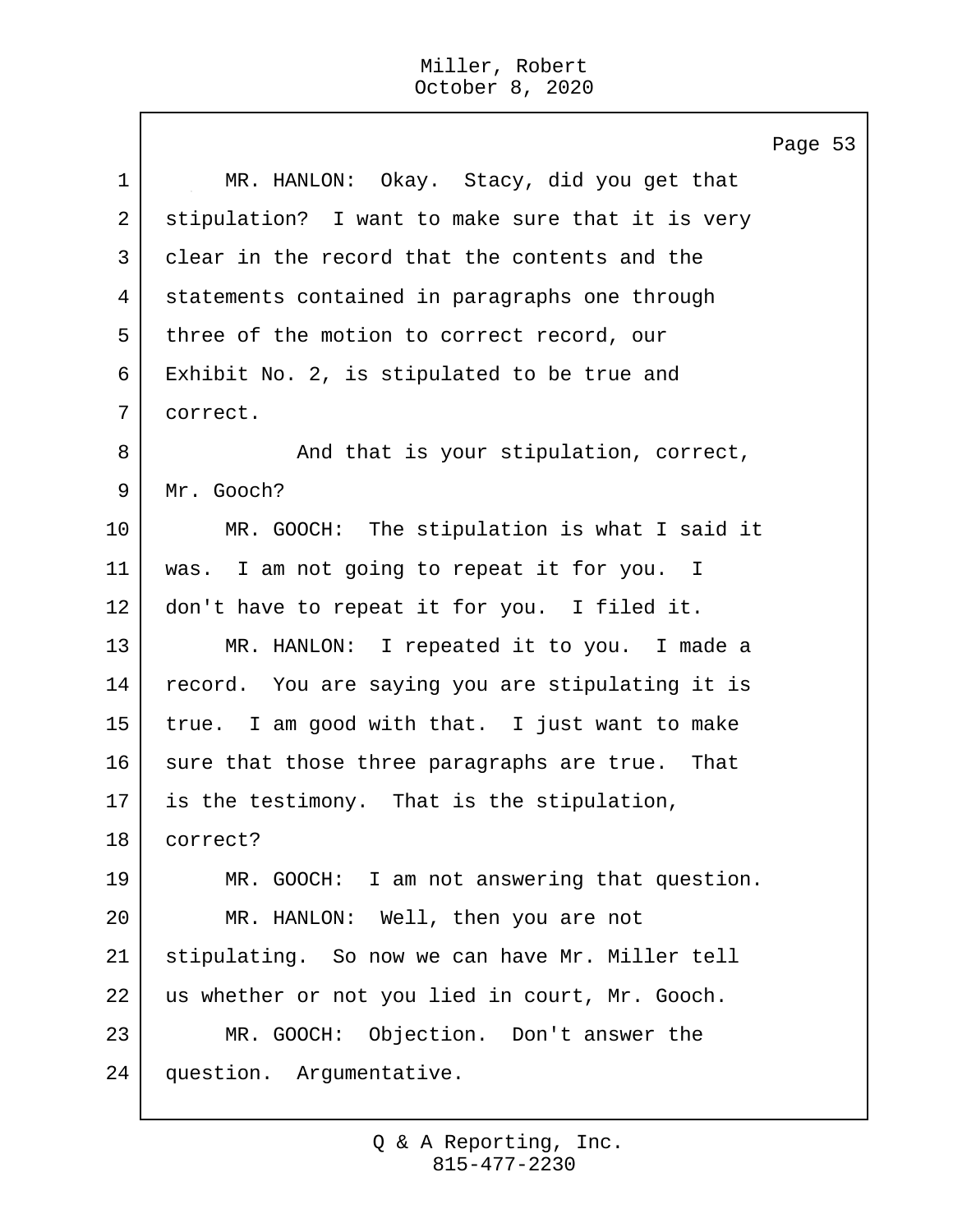MR. HANLON: Okay. Stacy, did you get that stipulation? I want to make sure that it is very clear in the record that the contents and the statements contained in paragraphs one through three of the motion to correct record, our Exhibit No. 2, is stipulated to be true and correct.

And that is your stipulation, correct, Mr. Gooch?

MR. GOOCH: The stipulation is what I said it was. I am not going to repeat it for you. I don't have to repeat it for you. I filed it.

MR. HANLON: I repeated it to you. I made a record. You are saying you are stipulating it is true. I am good with that. I just want to make sure that those three paragraphs are true. That is the testimony. That is the stipulation, correct?

MR. GOOCH: I am not answering that question.

MR. HANLON: Well, then you are not stipulating. So now we can have Mr. Miller tell us whether or not you lied in court, Mr. Gooch.

MR. GOOCH: Objection. Don't answer the question. Argumentative.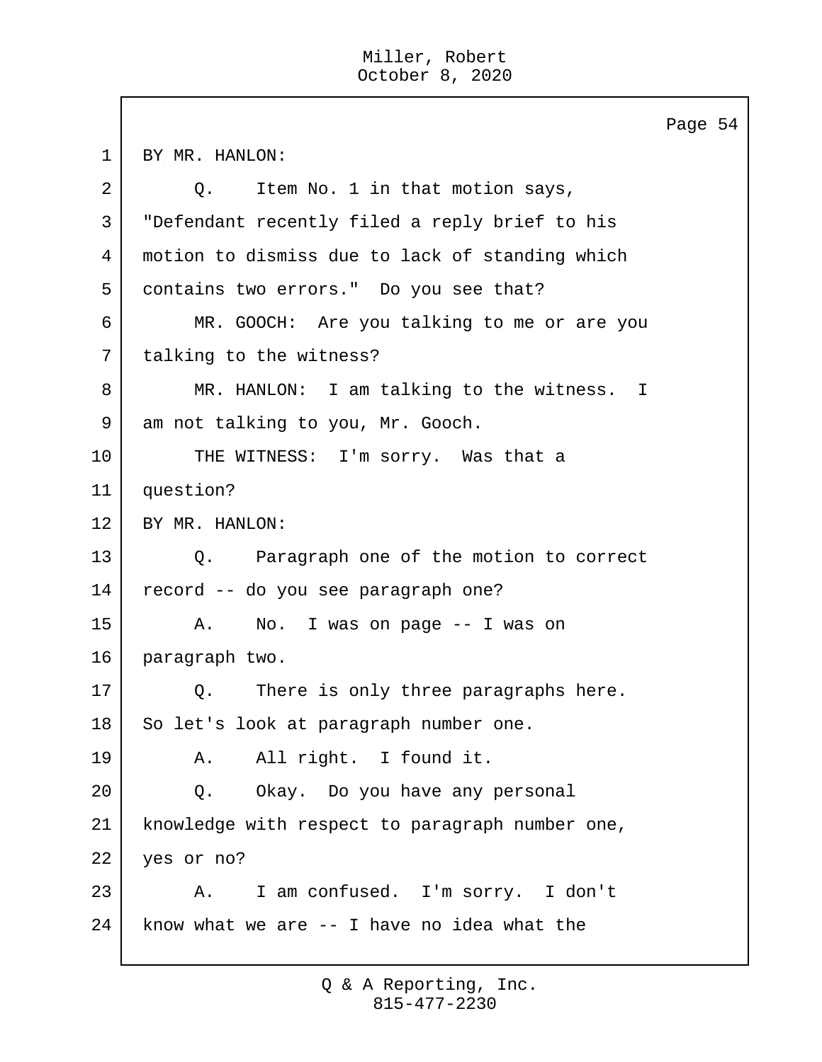BY MR. HANLON:

Q. Item No. 1 in that motion says, "Defendant recently filed a reply brief to his motion to dismiss due to lack of standing which contains two errors." Do you see that?

MR. GOOCH: Are you talking to me or are you talking to the witness?

MR. HANLON: I am talking to the witness. I am not talking to you, Mr. Gooch.

THE WITNESS: I'm sorry. Was that a question?

BY MR. HANLON:

Q. Paragraph one of the motion to correct record -- do you see paragraph one?

A. No. I was on page -- I was on paragraph two.

Q. There is only three paragraphs here. So let's look at paragraph number one.

A. All right. I found it.

Q. Okay. Do you have any personal knowledge with respect to paragraph number one, yes or no?

A. I am confused. I'm sorry. I don't know what we are -- I have no idea what the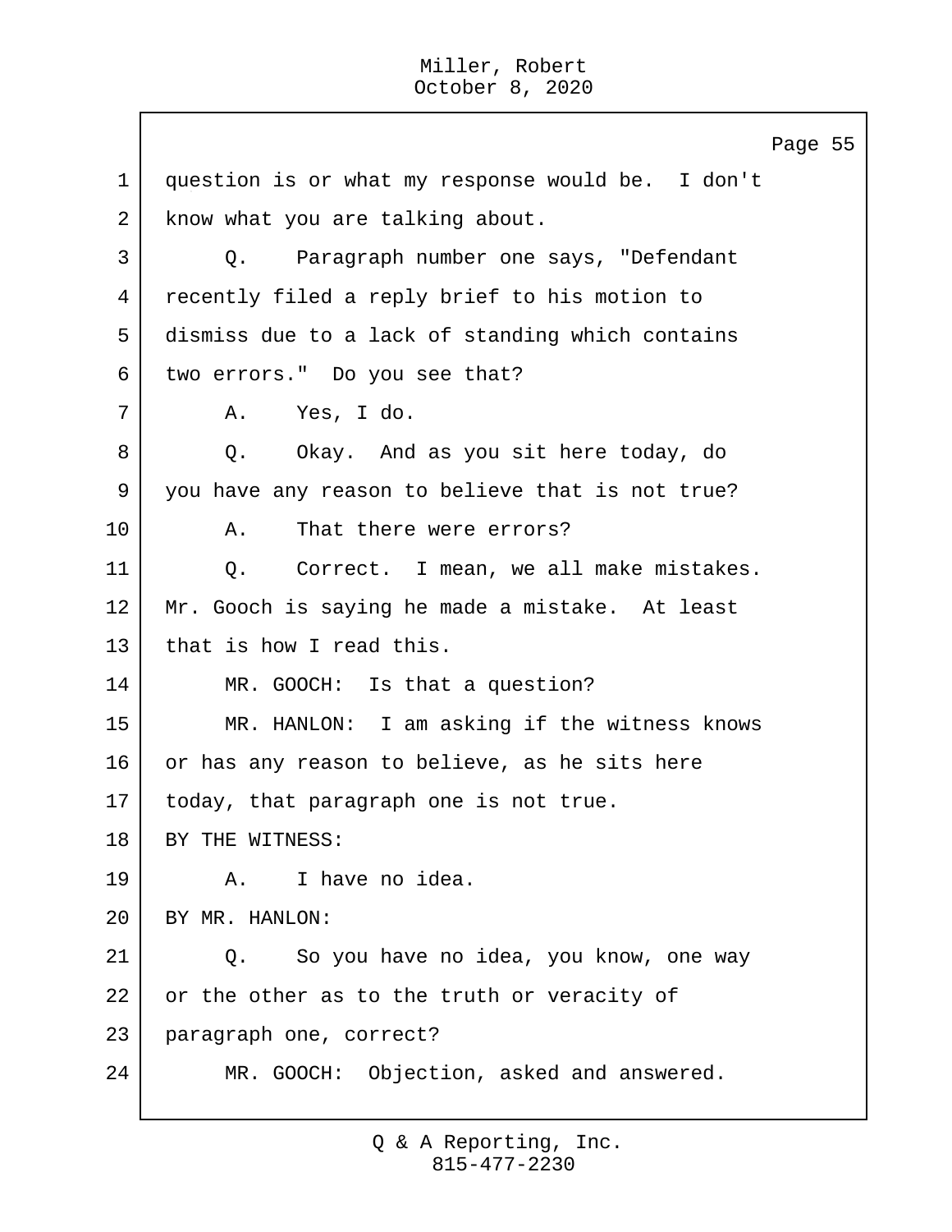question is or what my response would be. I don't know what you are talking about.

Q. Paragraph number one says, "Defendant recently filed a reply brief to his motion to dismiss due to a lack of standing which contains two errors." Do you see that?

A. Yes, I do.

Q. Okay. And as you sit here today, do you have any reason to believe that is not true?

A. That there were errors?

Q. Correct. I mean, we all make mistakes. Mr. Gooch is saying he made a mistake. At least that is how I read this.

MR. GOOCH: Is that a question?

MR. HANLON: I am asking if the witness knows or has any reason to believe, as he sits here today, that paragraph one is not true.

BY THE WITNESS:

A. I have no idea.

BY MR. HANLON:

Q. So you have no idea, you know, one way or the other as to the truth or veracity of paragraph one, correct?

MR. GOOCH: Objection, asked and answered.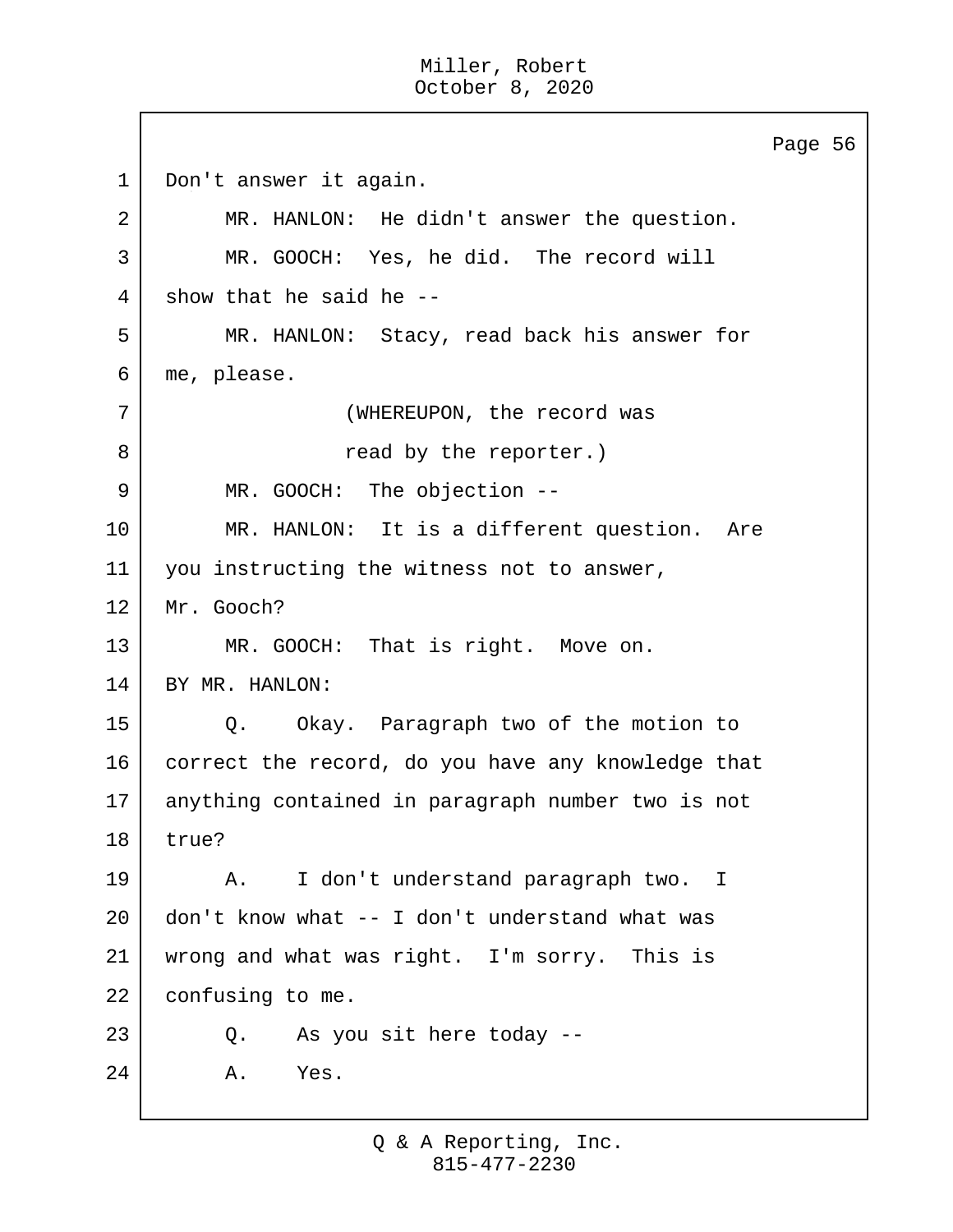Don't answer it again.

MR. HANLON: He didn't answer the question.

MR. GOOCH: Yes, he did. The record will show that he said he --

MR. HANLON: Stacy, read back his answer for me, please.

(WHEREUPON, the record was read by the reporter.)

MR. GOOCH: The objection --

MR. HANLON: It is a different question. Are you instructing the witness not to answer, Mr. Gooch?

MR. GOOCH: That is right. Move on.

BY MR. HANLON:

Q. Okay. Paragraph two of the motion to correct the record, do you have any knowledge that anything contained in paragraph number two is not true?

A. I don't understand paragraph two. I don't know what -- I don't understand what was wrong and what was right. I'm sorry. This is confusing to me.

Q. As you sit here today --

A. Yes.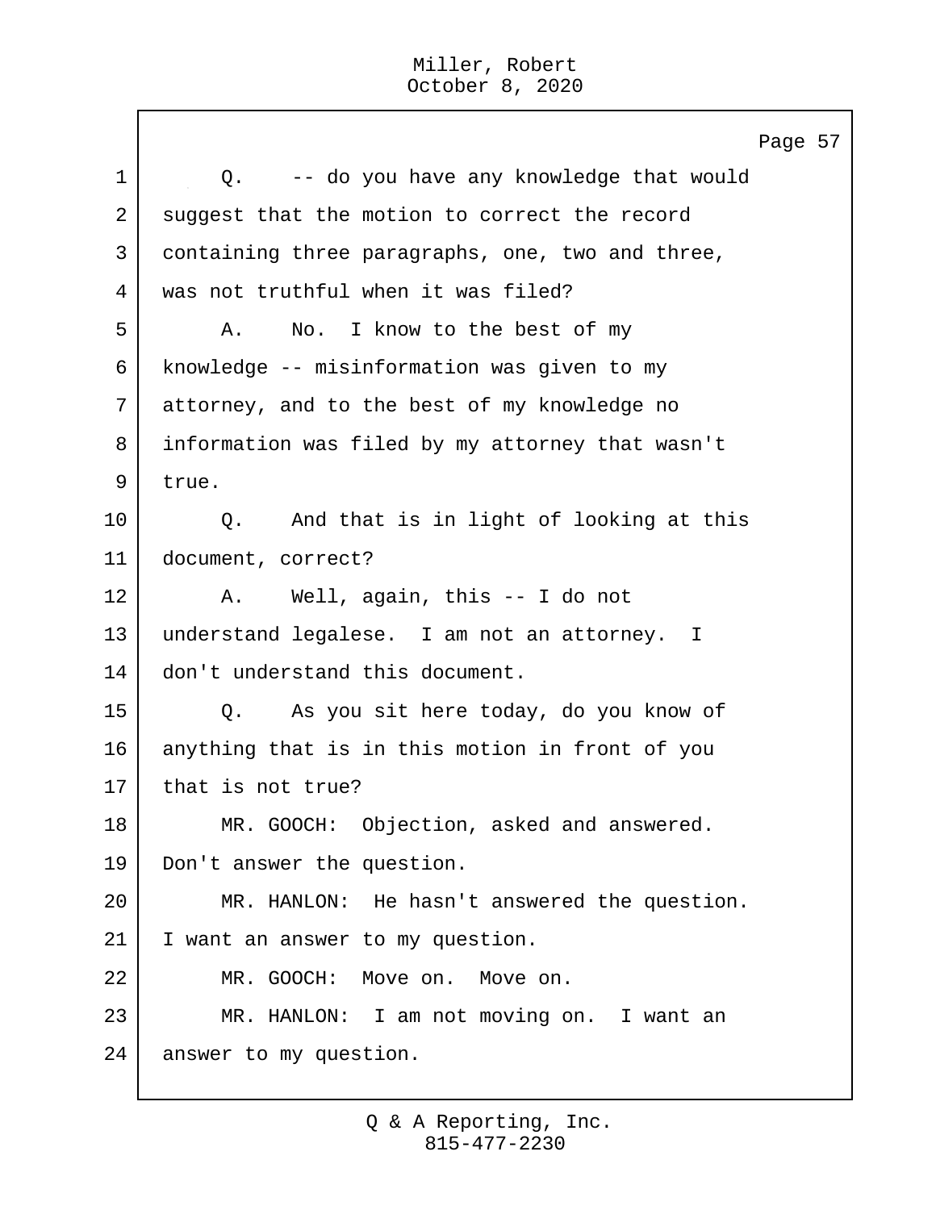Q. -- do you have any knowledge that would suggest that the motion to correct the record containing three paragraphs, one, two and three, was not truthful when it was filed?

A. No. I know to the best of my knowledge -- misinformation was given to my attorney, and to the best of my knowledge no information was filed by my attorney that wasn't true.

Q. And that is in light of looking at this document, correct?

A. Well, again, this -- I do not understand legalese. I am not an attorney. I don't understand this document.

Q. As you sit here today, do you know of anything that is in this motion in front of you that is not true?

MR. GOOCH: Objection, asked and answered. Don't answer the question.

MR. HANLON: He hasn't answered the question. I want an answer to my question.

MR. GOOCH: Move on. Move on.

MR. HANLON: I am not moving on. I want an answer to my question.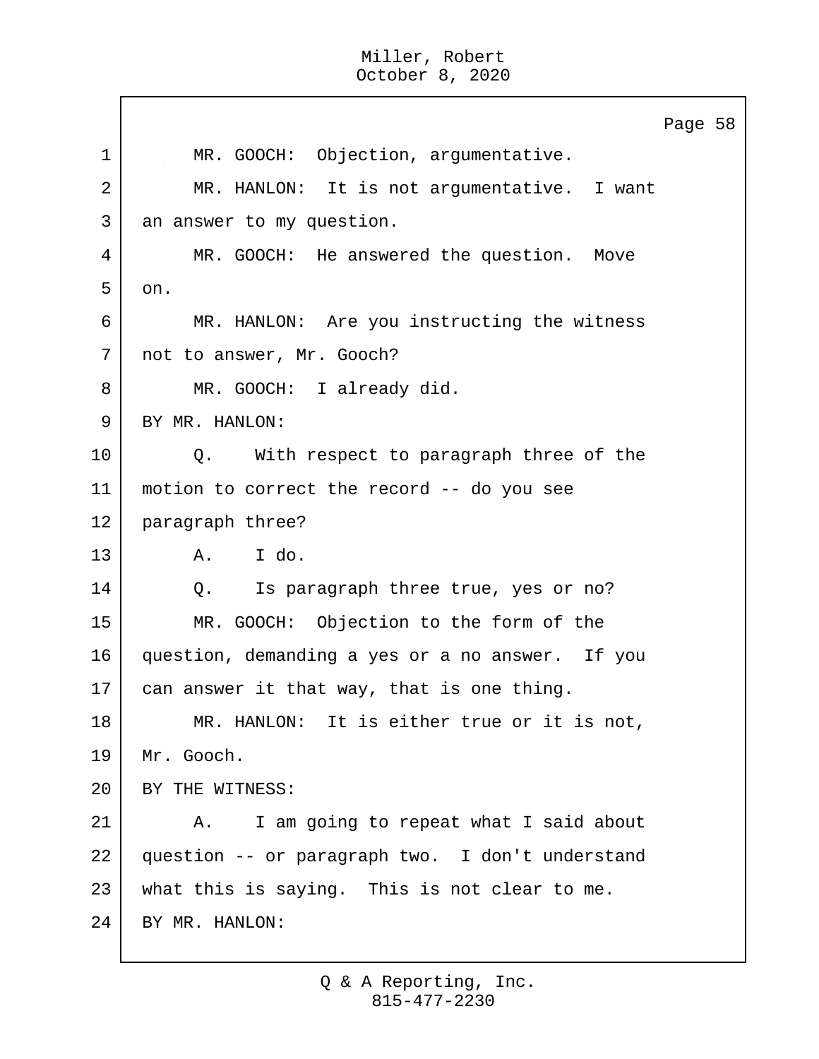MR. GOOCH: Objection, argumentative.

MR. HANLON: It is not argumentative. I want an answer to my question.

MR. GOOCH: He answered the question. Move on.

MR. HANLON: Are you instructing the witness not to answer, Mr. Gooch?

MR. GOOCH: I already did.

BY MR. HANLON:

Q. With respect to paragraph three of the motion to correct the record -- do you see paragraph three?

A. I do.

Q. Is paragraph three true, yes or no?

MR. GOOCH: Objection to the form of the question, demanding a yes or a no answer. If you can answer it that way, that is one thing.

MR. HANLON: It is either true or it is not, Mr. Gooch.

BY THE WITNESS:

A. I am going to repeat what I said about question -- or paragraph two. I don't understand what this is saying. This is not clear to me.

BY MR. HANLON: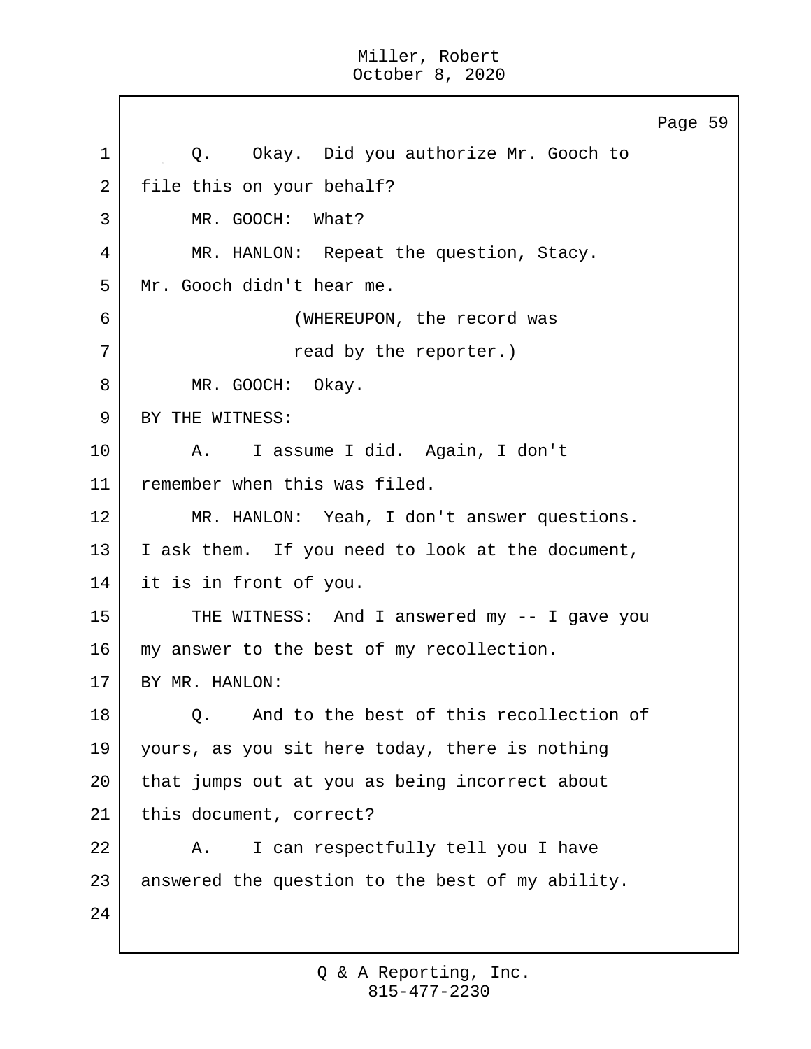Q. Okay. Did you authorize Mr. Gooch to file this on your behalf?

MR. GOOCH: What?

MR. HANLON: Repeat the question, Stacy. Mr. Gooch didn't hear me.

(WHEREUPON, the record was read by the reporter.)

MR. GOOCH: Okay.

BY THE WITNESS:

A. I assume I did. Again, I don't remember when this was filed.

MR. HANLON: Yeah, I don't answer questions. I ask them. If you need to look at the document, it is in front of you.

THE WITNESS: And I answered my -- I gave you my answer to the best of my recollection.

BY MR. HANLON:

Q. And to the best of this recollection of yours, as you sit here today, there is nothing that jumps out at you as being incorrect about this document, correct?

A. I can respectfully tell you I have answered the question to the best of my ability.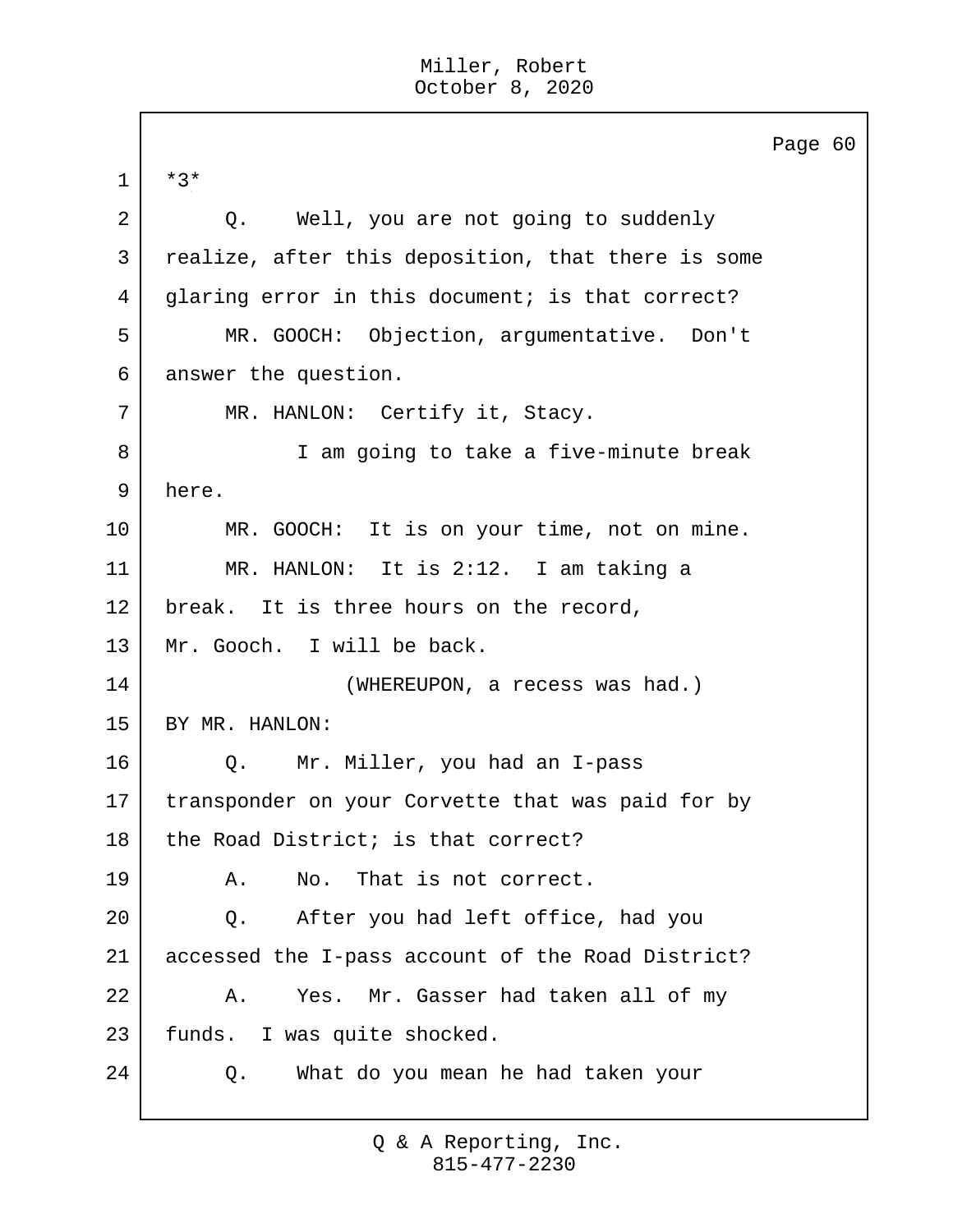1 *3*

2 Q. Well, you are not going to suddenly

3 realize, after this deposition, that there is some

4 glaring error in this document; is that correct?

5 MR. GOOCH: Objection, argumentative. Don't

6 answer the question.

7 MR. HANLON: Certify it, Stacy.

8 I am going to take a five-minute break

9 here.

10 MR. GOOCH: It is on your time, not on mine.

11 MR. HANLON: It is 2:12. I am taking a

12 break. It is three hours on the record,

13 Mr. Gooch. I will be back.

14 (WHEREUPON, a recess was had.)

15 BY MR. HANLON:

16 Q. Mr. Miller, you had an I-pass

17 transponder on your Corvette that was paid for by

18 the Road District; is that correct?

19 A. No. That is not correct.

20 Q. After you had left office, had you

21 accessed the I-pass account of the Road District?

22 A. Yes. Mr. Gasser had taken all of my

23 funds. I was quite shocked.

24 Q. What do you mean he had taken your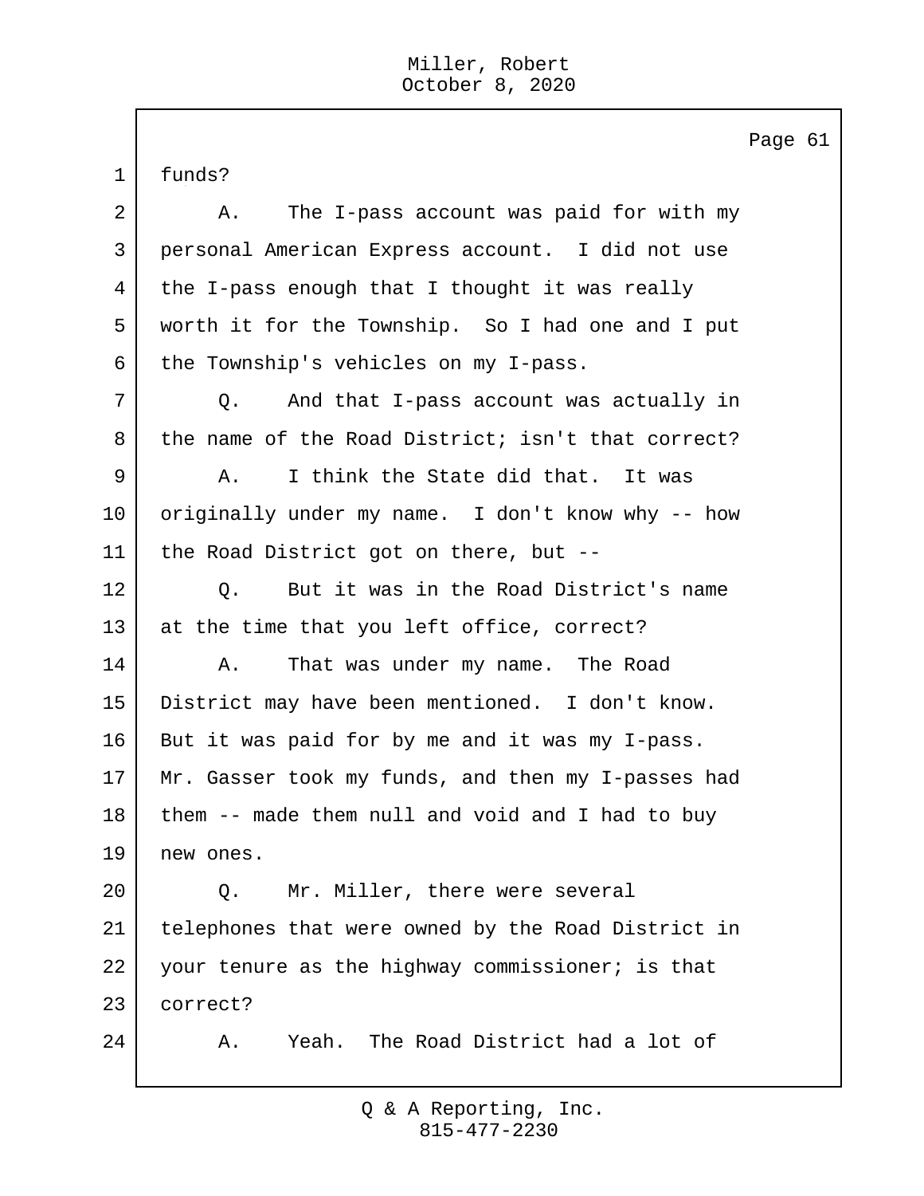funds?

A. The I-pass account was paid for with my personal American Express account. I did not use the I-pass enough that I thought it was really worth it for the Township. So I had one and I put the Township's vehicles on my I-pass.

Q. And that I-pass account was actually in the name of the Road District; isn't that correct?

A. I think the State did that. It was originally under my name. I don't know why -- how the Road District got on there, but --

Q. But it was in the Road District's name at the time that you left office, correct?

A. That was under my name. The Road District may have been mentioned. I don't know. But it was paid for by me and it was my I-pass. Mr. Gasser took my funds, and then my I-passes had them -- made them null and void and I had to buy new ones.

Q. Mr. Miller, there were several telephones that were owned by the Road District in your tenure as the highway commissioner; is that correct?

A. Yeah. The Road District had a lot of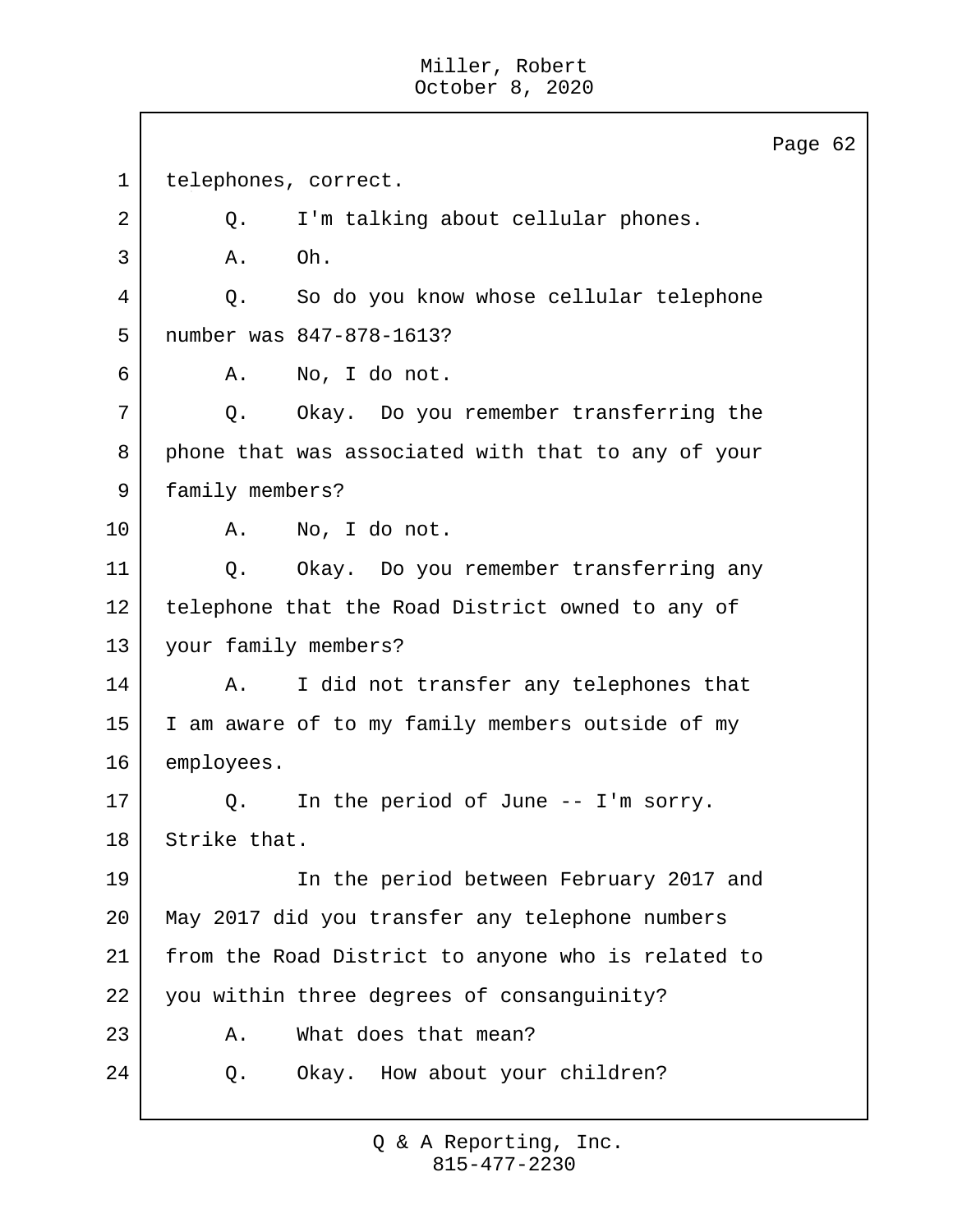1 telephones, correct.

2 Q. I'm talking about cellular phones.

3 A. Oh.

4 Q. So do you know whose cellular telephone

5 number was 847-878-1613?

6 A. No, I do not.

7 Q. Okay. Do you remember transferring the

8 phone that was associated with that to any of your

9 family members?

10 A. No, I do not.

11 Q. Okay. Do you remember transferring any

12 telephone that the Road District owned to any of

13 your family members?

14 A. I did not transfer any telephones that

15 I am aware of to my family members outside of my

16 employees.

17 Q. In the period of June -- I'm sorry.

18 Strike that.

19 In the period between February 2017 and

20 May 2017 did you transfer any telephone numbers

21 from the Road District to anyone who is related to

22 you within three degrees of consanguinity?

23 A. What does that mean?

24 Q. Okay. How about your children?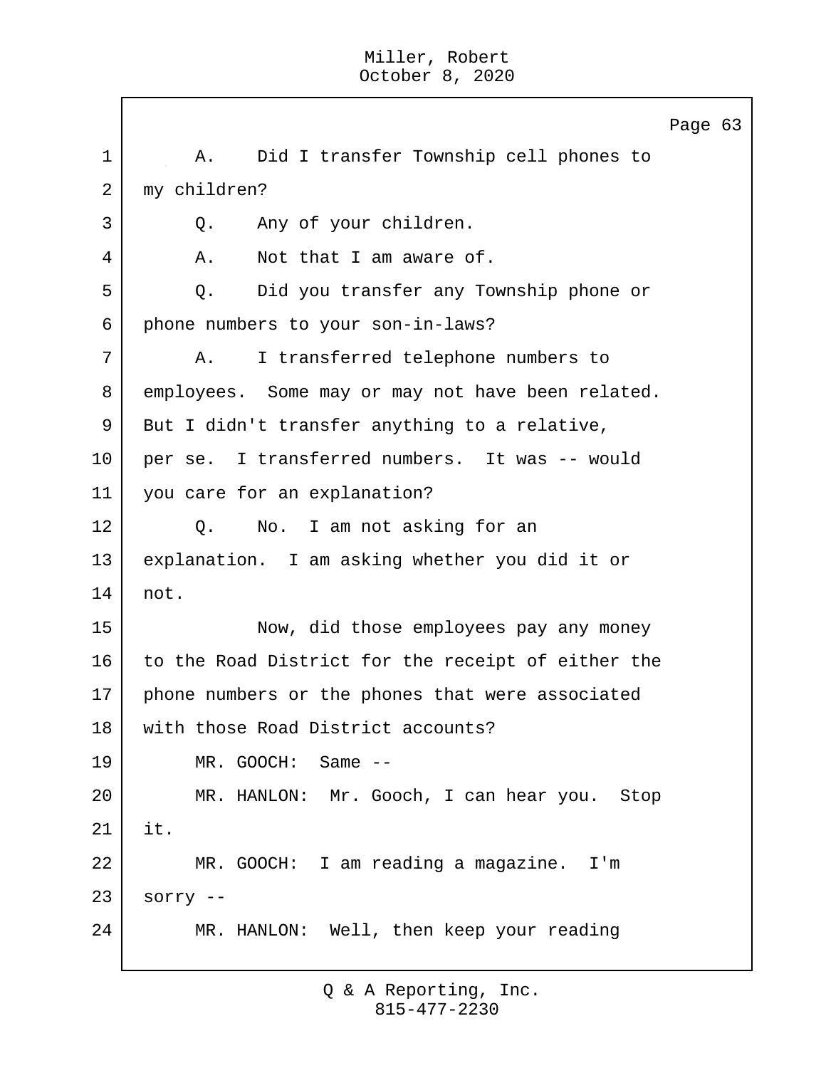1 A. Did I transfer Township cell phones to
2 my children?
3 Q. Any of your children.
4 A. Not that I am aware of.
5 Q. Did you transfer any Township phone or
6 phone numbers to your son-in-laws?
7 A. I transferred telephone numbers to
8 employees. Some may or may not have been related.
9 But I didn't transfer anything to a relative,
10 per se. I transferred numbers. It was -- would
11 you care for an explanation?
12 Q. No. I am not asking for an
13 explanation. I am asking whether you did it or
14 not.
15 Now, did those employees pay any money
16 to the Road District for the receipt of either the
17 phone numbers or the phones that were associated
18 with those Road District accounts?
19 MR. GOOCH: Same --
20 MR. HANLON: Mr. Gooch, I can hear you. Stop
21 it.
22 MR. GOOCH: I am reading a magazine. I'm
23 sorry --
24 MR. HANLON: Well, then keep your reading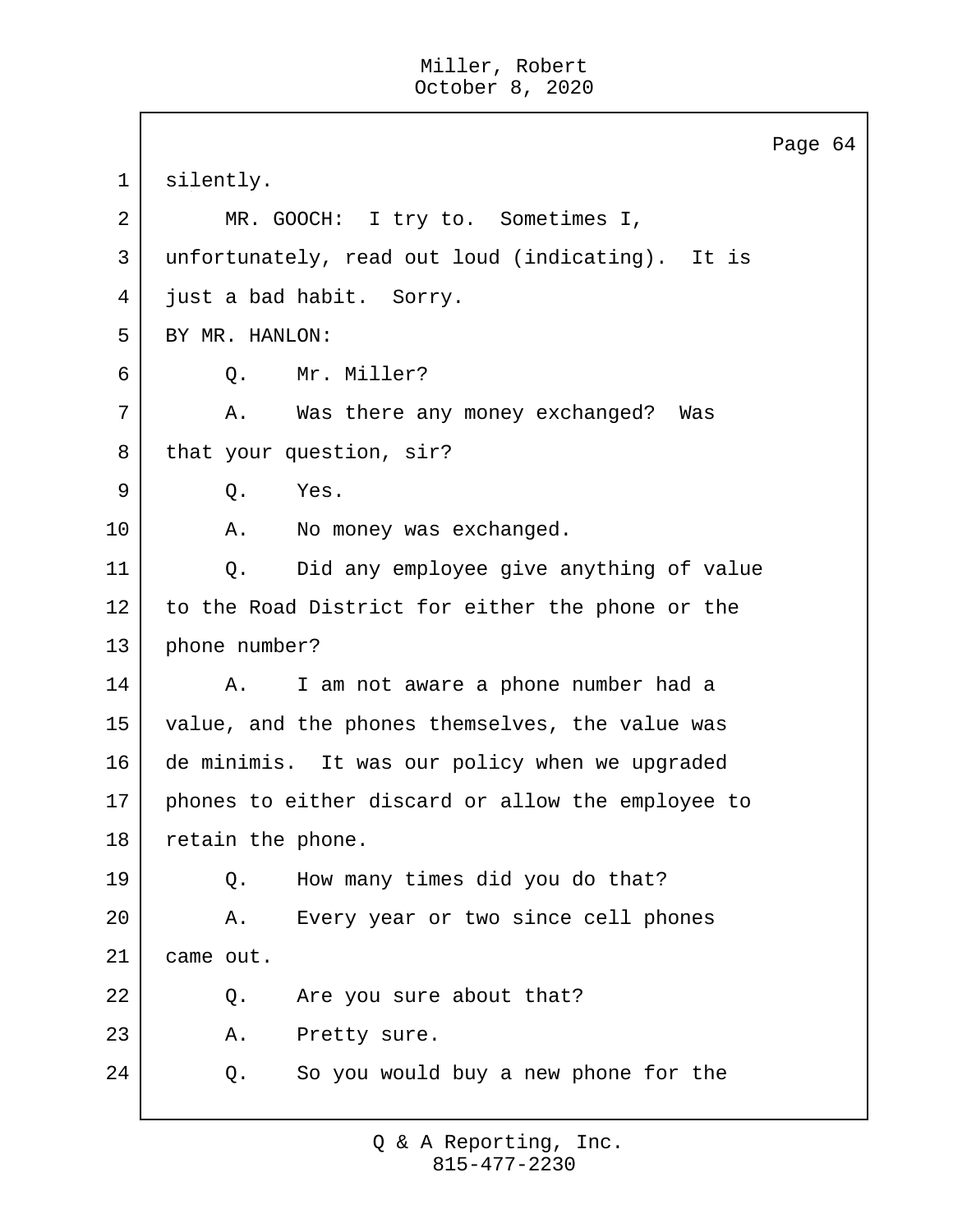silently.

MR. GOOCH: I try to. Sometimes I, unfortunately, read out loud (indicating). It is just a bad habit. Sorry.

BY MR. HANLON:

Q. Mr. Miller?

A. Was there any money exchanged? Was that your question, sir?

Q. Yes.

A. No money was exchanged.

Q. Did any employee give anything of value to the Road District for either the phone or the phone number?

A. I am not aware a phone number had a value, and the phones themselves, the value was de minimis. It was our policy when we upgraded phones to either discard or allow the employee to retain the phone.

Q. How many times did you do that?

A. Every year or two since cell phones came out.

Q. Are you sure about that?

A. Pretty sure.

Q. So you would buy a new phone for the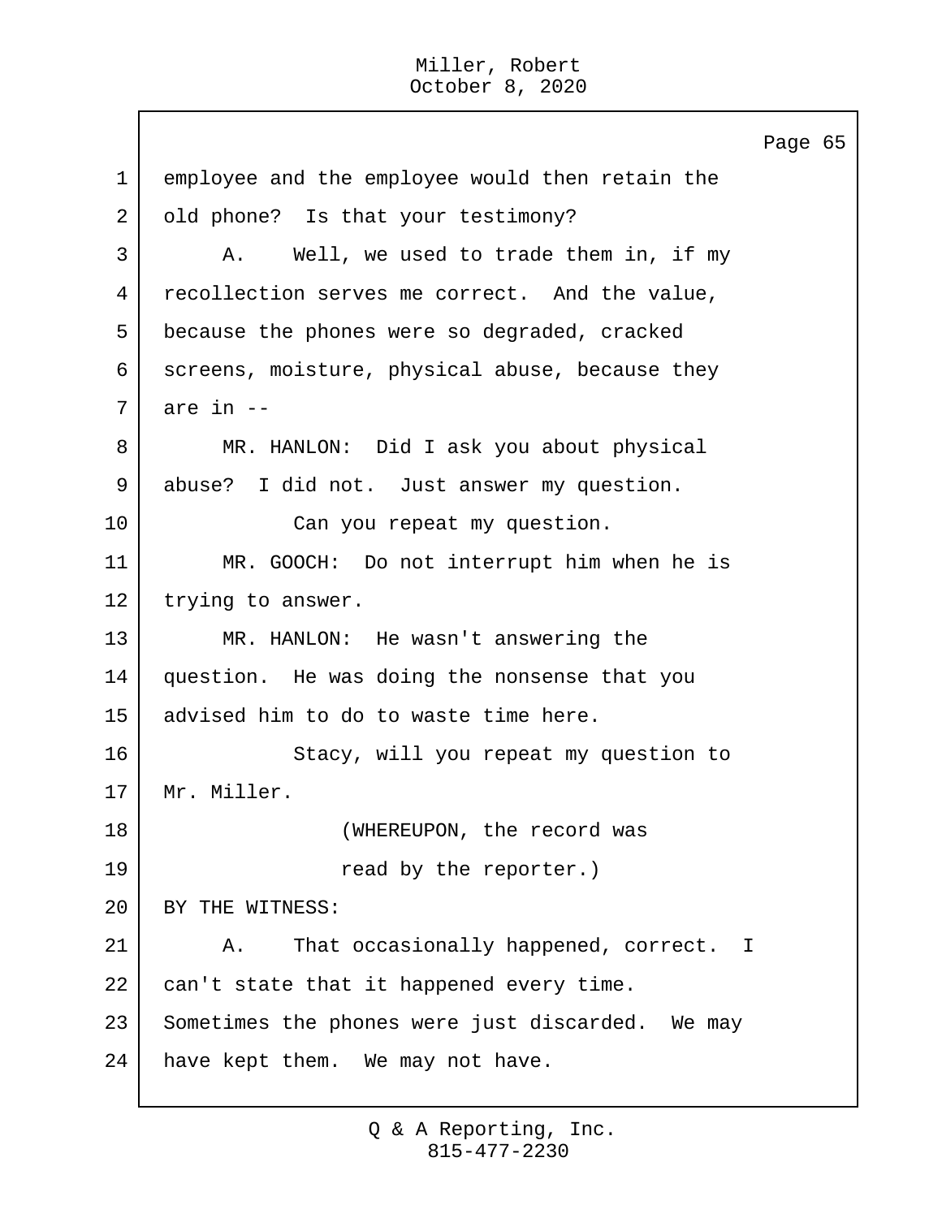employee and the employee would then retain the old phone? Is that your testimony?

A. Well, we used to trade them in, if my recollection serves me correct. And the value, because the phones were so degraded, cracked screens, moisture, physical abuse, because they are in --

MR. HANLON: Did I ask you about physical abuse? I did not. Just answer my question.

Can you repeat my question.

MR. GOOCH: Do not interrupt him when he is trying to answer.

MR. HANLON: He wasn't answering the question. He was doing the nonsense that you advised him to do to waste time here.

Stacy, will you repeat my question to Mr. Miller.

(WHEREUPON, the record was read by the reporter.)

BY THE WITNESS:

A. That occasionally happened, correct. I can't state that it happened every time. Sometimes the phones were just discarded. We may have kept them. We may not have.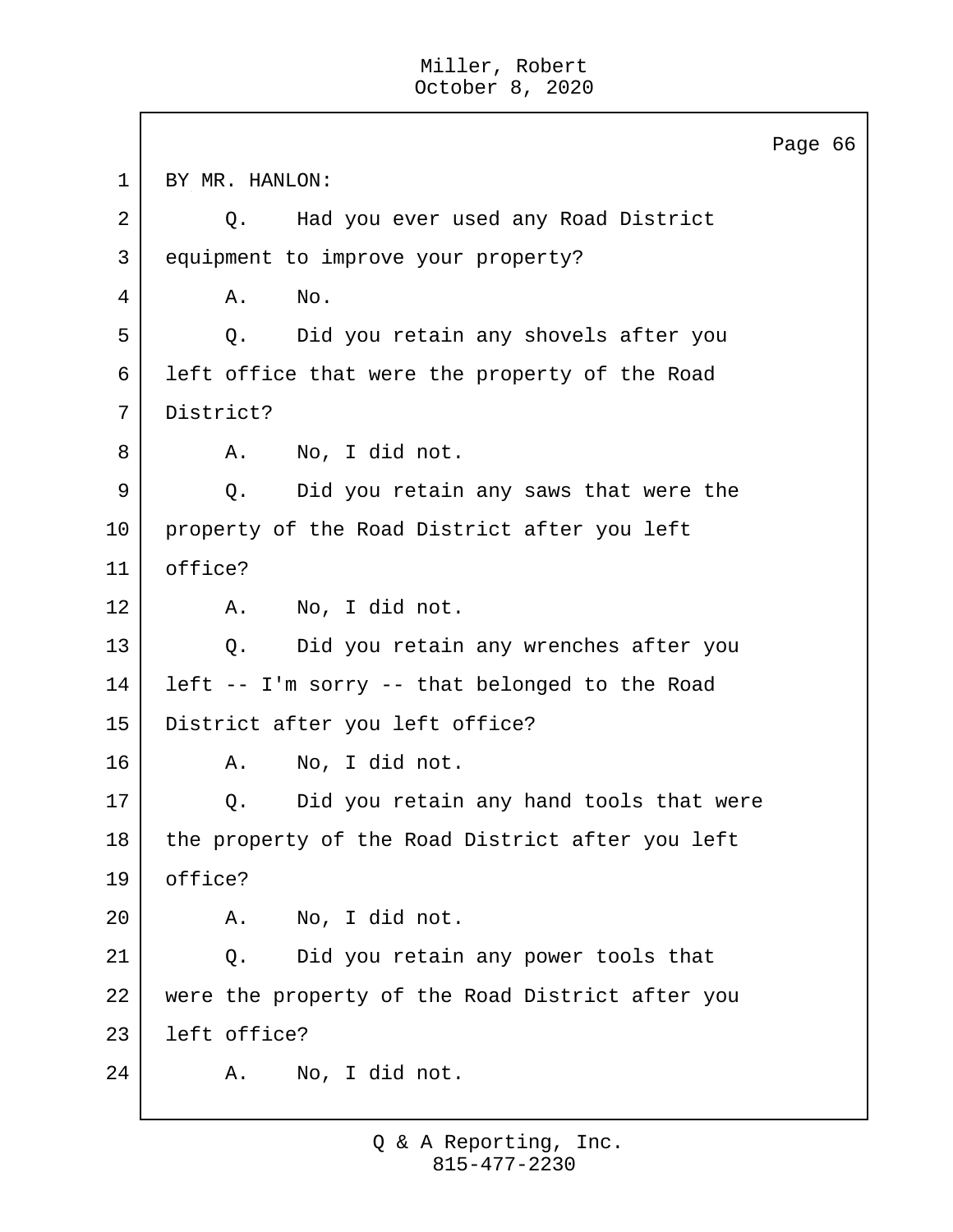BY MR. HANLON:

Q. Had you ever used any Road District equipment to improve your property?

A. No.

Q. Did you retain any shovels after you left office that were the property of the Road District?

A. No, I did not.

Q. Did you retain any saws that were the property of the Road District after you left office?

A. No, I did not.

Q. Did you retain any wrenches after you left -- I'm sorry -- that belonged to the Road District after you left office?

A. No, I did not.

Q. Did you retain any hand tools that were the property of the Road District after you left office?

A. No, I did not.

Q. Did you retain any power tools that were the property of the Road District after you left office?

A. No, I did not.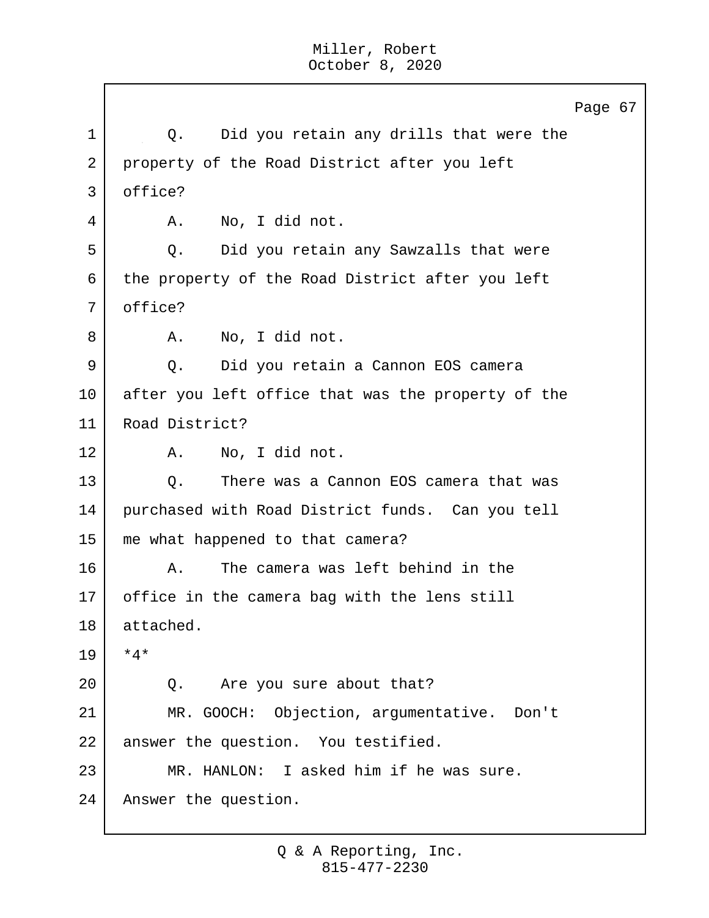Q. Did you retain any drills that were the property of the Road District after you left office?

A. No, I did not.

Q. Did you retain any Sawzalls that were the property of the Road District after you left office?

A. No, I did not.

Q. Did you retain a Cannon EOS camera after you left office that was the property of the Road District?

A. No, I did not.

Q. There was a Cannon EOS camera that was purchased with Road District funds. Can you tell me what happened to that camera?

A. The camera was left behind in the office in the camera bag with the lens still attached.

*4*

Q. Are you sure about that?

MR. GOOCH: Objection, argumentative. Don't answer the question. You testified.

MR. HANLON: I asked him if he was sure. Answer the question.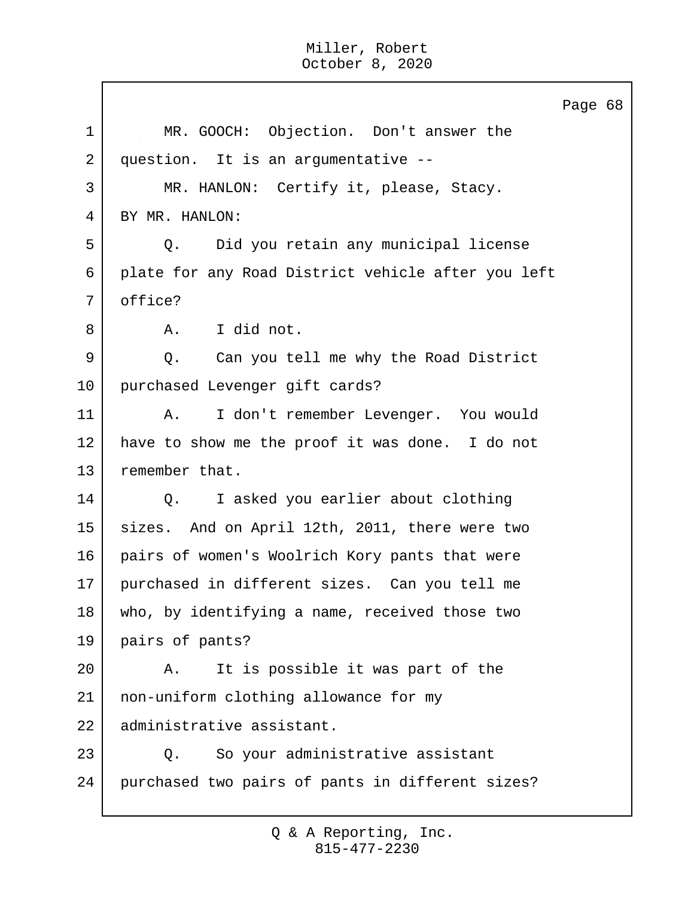MR. GOOCH: Objection. Don't answer the question. It is an argumentative --

MR. HANLON: Certify it, please, Stacy.

BY MR. HANLON:

Q. Did you retain any municipal license plate for any Road District vehicle after you left office?

A. I did not.

Q. Can you tell me why the Road District purchased Levenger gift cards?

A. I don't remember Levenger. You would have to show me the proof it was done. I do not remember that.

Q. I asked you earlier about clothing sizes. And on April 12th, 2011, there were two pairs of women's Woolrich Kory pants that were purchased in different sizes. Can you tell me who, by identifying a name, received those two pairs of pants?

A. It is possible it was part of the non-uniform clothing allowance for my administrative assistant.

Q. So your administrative assistant purchased two pairs of pants in different sizes?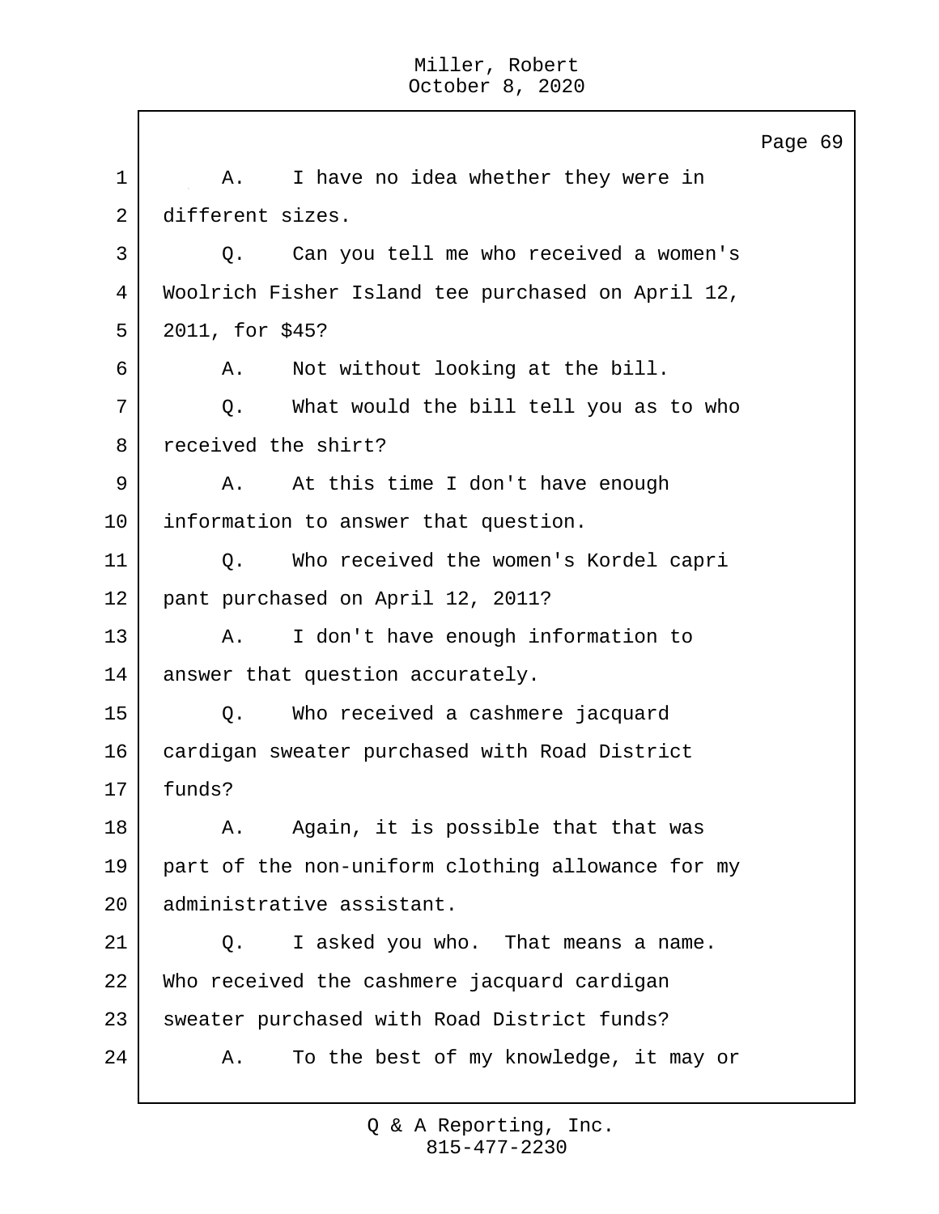A. I have no idea whether they were in different sizes.

Q. Can you tell me who received a women's Woolrich Fisher Island tee purchased on April 12, 2011, for $45?

A. Not without looking at the bill.

Q. What would the bill tell you as to who received the shirt?

A. At this time I don't have enough information to answer that question.

Q. Who received the women's Kordel capri pant purchased on April 12, 2011?

A. I don't have enough information to answer that question accurately.

Q. Who received a cashmere jacquard cardigan sweater purchased with Road District funds?

A. Again, it is possible that that was part of the non-uniform clothing allowance for my administrative assistant.

Q. I asked you who. That means a name. Who received the cashmere jacquard cardigan sweater purchased with Road District funds?

A. To the best of my knowledge, it may or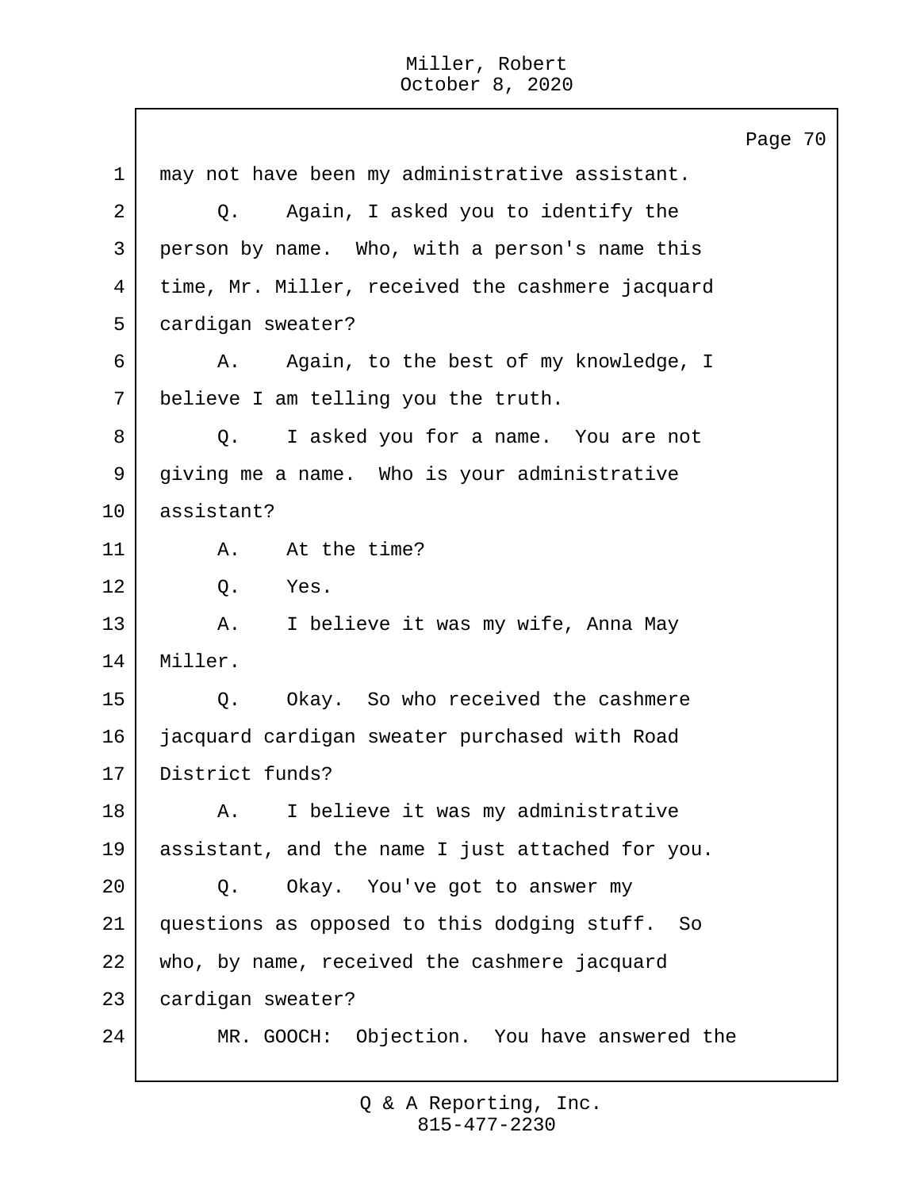1 may not have been my administrative assistant.

2 Q. Again, I asked you to identify the

3 person by name. Who, with a person's name this

4 time, Mr. Miller, received the cashmere jacquard

5 cardigan sweater?

6 A. Again, to the best of my knowledge, I

7 believe I am telling you the truth.

8 Q. I asked you for a name. You are not

9 giving me a name. Who is your administrative

10 assistant?

11 A. At the time?

12 Q. Yes.

13 A. I believe it was my wife, Anna May

14 Miller.

15 Q. Okay. So who received the cashmere

16 jacquard cardigan sweater purchased with Road

17 District funds?

18 A. I believe it was my administrative

19 assistant, and the name I just attached for you.

20 Q. Okay. You've got to answer my

21 questions as opposed to this dodging stuff. So

22 who, by name, received the cashmere jacquard

23 cardigan sweater?

24 MR. GOOCH: Objection. You have answered the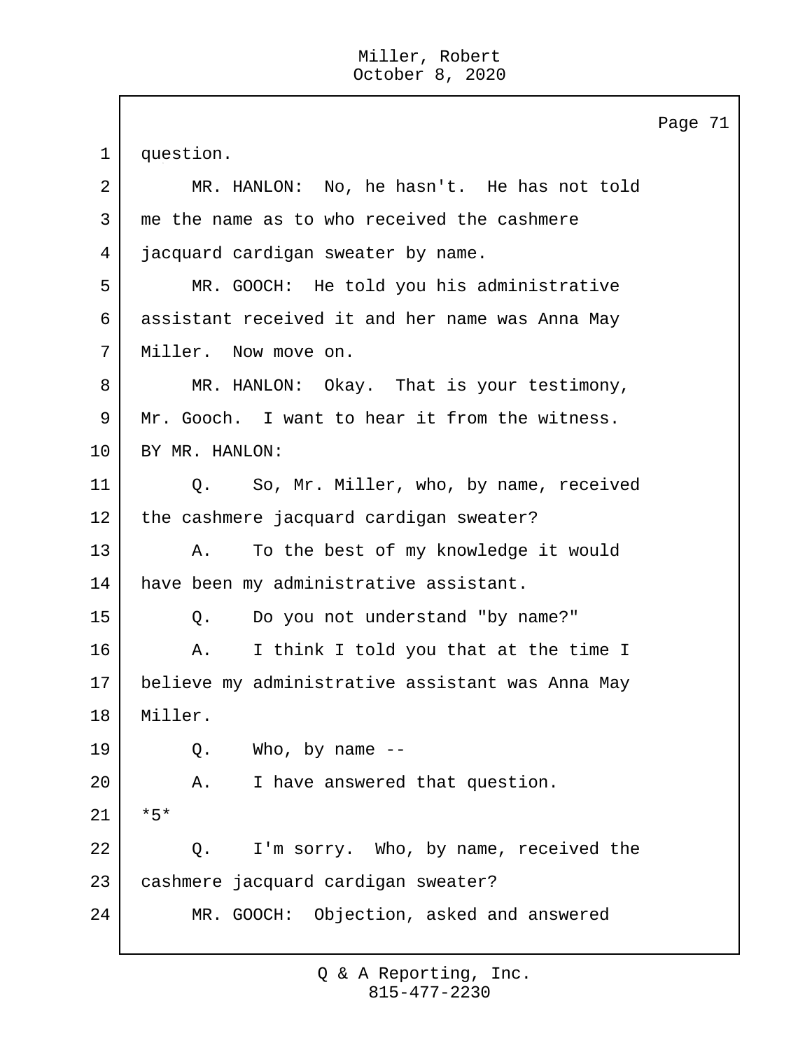1 question.

2 MR. HANLON: No, he hasn't. He has not told

3 me the name as to who received the cashmere

4 jacquard cardigan sweater by name.

5 MR. GOOCH: He told you his administrative

6 assistant received it and her name was Anna May

7 Miller. Now move on.

8 MR. HANLON: Okay. That is your testimony,

9 Mr. Gooch. I want to hear it from the witness.

10 BY MR. HANLON:

11 Q. So, Mr. Miller, who, by name, received

12 the cashmere jacquard cardigan sweater?

13 A. To the best of my knowledge it would

14 have been my administrative assistant.

15 Q. Do you not understand "by name?"

16 A. I think I told you that at the time I

17 believe my administrative assistant was Anna May

18 Miller.

19 Q. Who, by name --

20 A. I have answered that question.

21 *5*

22 Q. I'm sorry. Who, by name, received the

23 cashmere jacquard cardigan sweater?

24 MR. GOOCH: Objection, asked and answered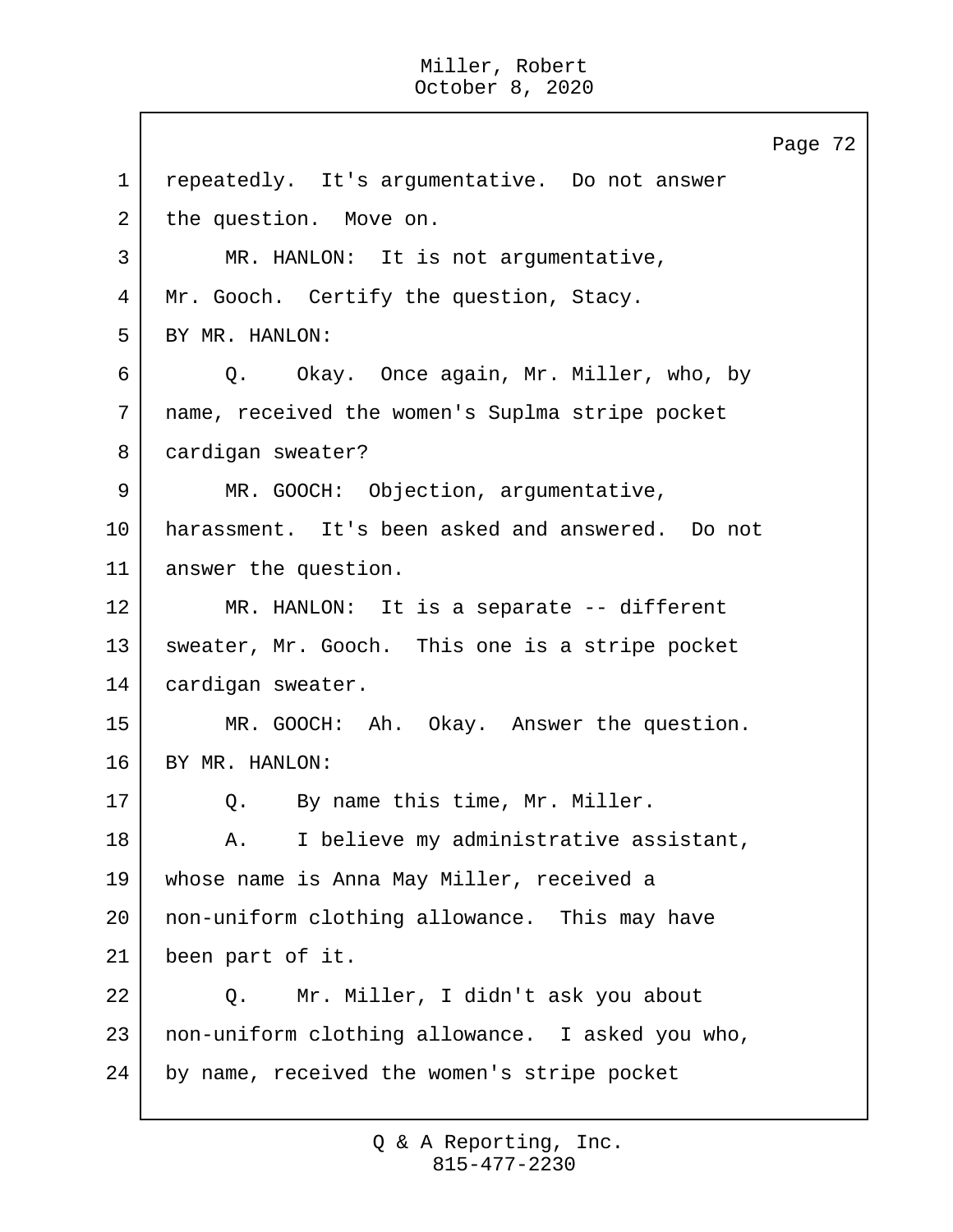1 repeatedly. It's argumentative. Do not answer
2 the question. Move on.
3 MR. HANLON: It is not argumentative,
4 Mr. Gooch. Certify the question, Stacy.
5 BY MR. HANLON:
6 Q. Okay. Once again, Mr. Miller, who, by
7 name, received the women's Suplma stripe pocket
8 cardigan sweater?
9 MR. GOOCH: Objection, argumentative,
10 harassment. It's been asked and answered. Do not
11 answer the question.
12 MR. HANLON: It is a separate -- different
13 sweater, Mr. Gooch. This one is a stripe pocket
14 cardigan sweater.
15 MR. GOOCH: Ah. Okay. Answer the question.
16 BY MR. HANLON:
17 Q. By name this time, Mr. Miller.
18 A. I believe my administrative assistant,
19 whose name is Anna May Miller, received a
20 non-uniform clothing allowance. This may have
21 been part of it.
22 Q. Mr. Miller, I didn't ask you about
23 non-uniform clothing allowance. I asked you who,
24 by name, received the women's stripe pocket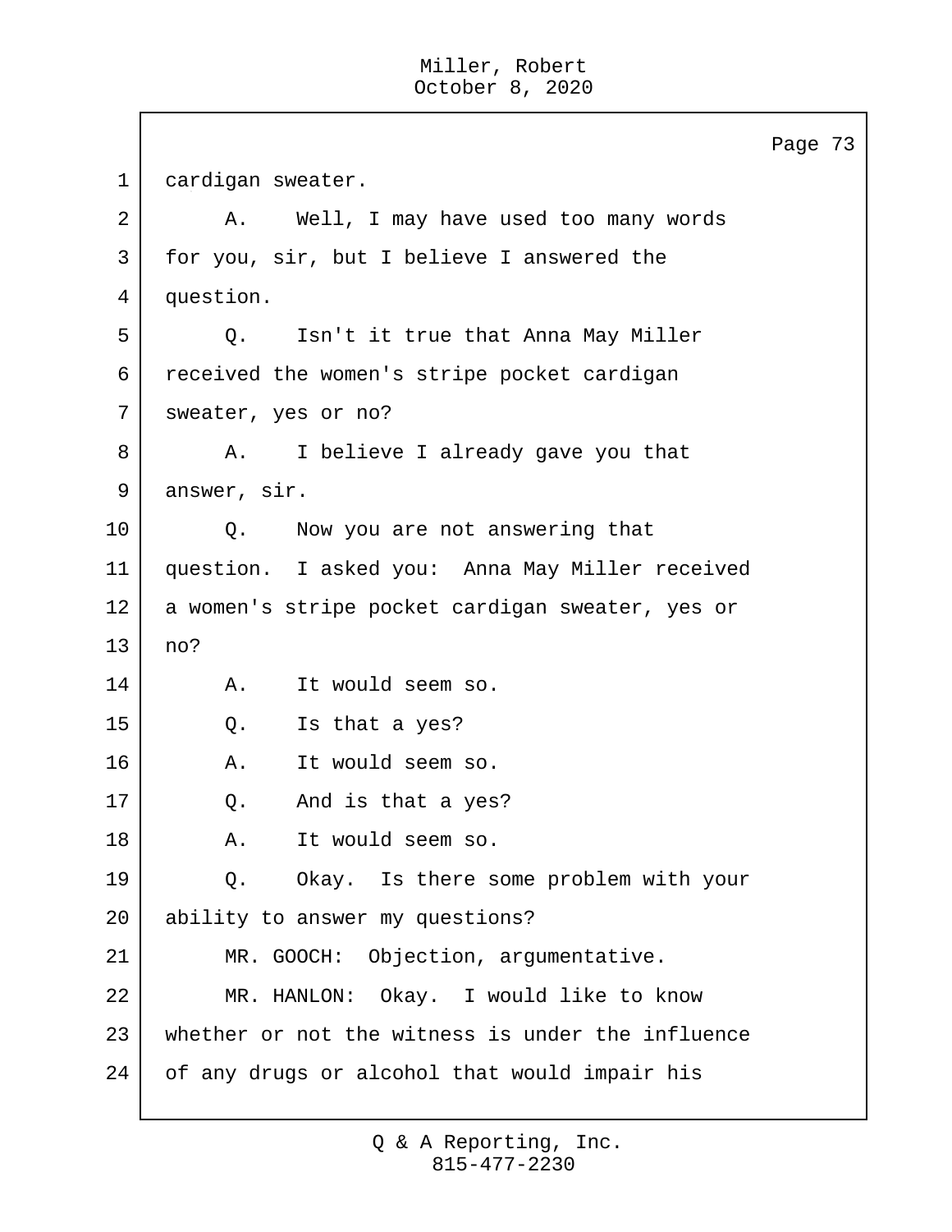cardigan sweater.

A. Well, I may have used too many words for you, sir, but I believe I answered the question.

Q. Isn't it true that Anna May Miller received the women's stripe pocket cardigan sweater, yes or no?

A. I believe I already gave you that answer, sir.

Q. Now you are not answering that question. I asked you: Anna May Miller received a women's stripe pocket cardigan sweater, yes or no?

A. It would seem so.

Q. Is that a yes?

A. It would seem so.

Q. And is that a yes?

A. It would seem so.

Q. Okay. Is there some problem with your ability to answer my questions?

MR. GOOCH: Objection, argumentative.

MR. HANLON: Okay. I would like to know whether or not the witness is under the influence of any drugs or alcohol that would impair his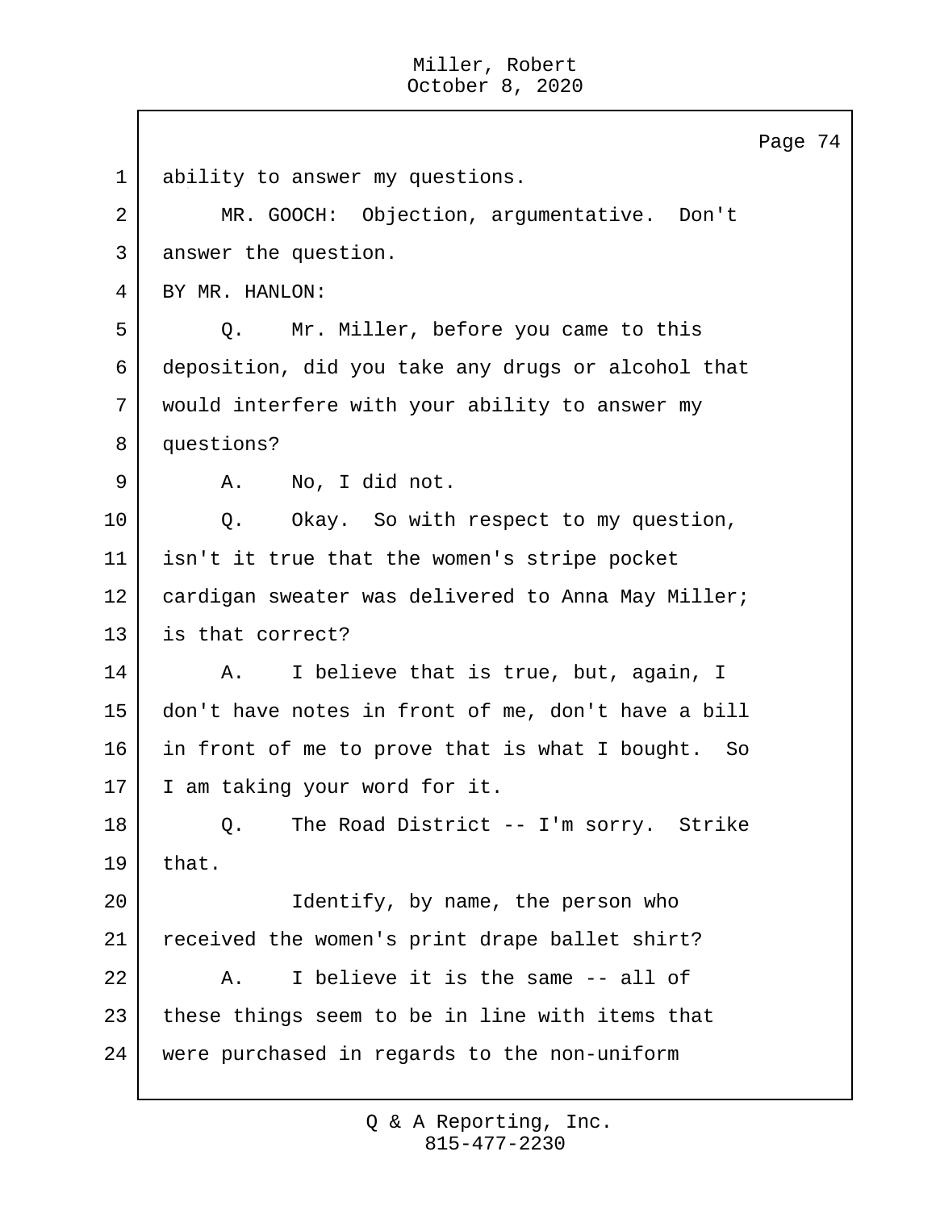ability to answer my questions.

MR. GOOCH: Objection, argumentative. Don't answer the question.

BY MR. HANLON:

Q. Mr. Miller, before you came to this deposition, did you take any drugs or alcohol that would interfere with your ability to answer my questions?

A. No, I did not.

Q. Okay. So with respect to my question, isn't it true that the women's stripe pocket cardigan sweater was delivered to Anna May Miller; is that correct?

A. I believe that is true, but, again, I don't have notes in front of me, don't have a bill in front of me to prove that is what I bought. So I am taking your word for it.

Q. The Road District -- I'm sorry. Strike that.

Identify, by name, the person who received the women's print drape ballet shirt?

A. I believe it is the same -- all of these things seem to be in line with items that were purchased in regards to the non-uniform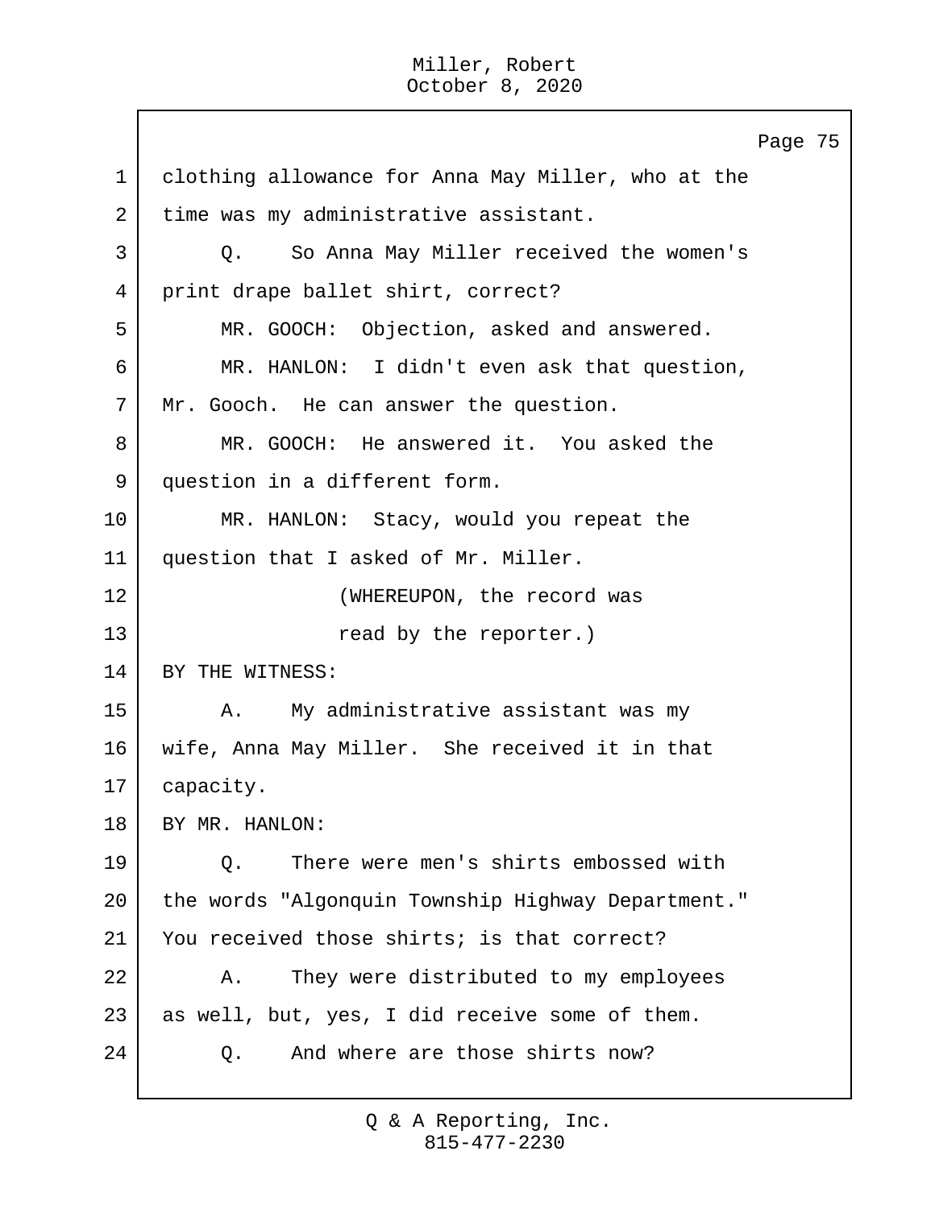clothing allowance for Anna May Miller, who at the time was my administrative assistant.

Q. So Anna May Miller received the women's print drape ballet shirt, correct?

MR. GOOCH: Objection, asked and answered.

MR. HANLON: I didn't even ask that question, Mr. Gooch. He can answer the question.

MR. GOOCH: He answered it. You asked the question in a different form.

MR. HANLON: Stacy, would you repeat the question that I asked of Mr. Miller.

(WHEREUPON, the record was read by the reporter.)

BY THE WITNESS:

A. My administrative assistant was my wife, Anna May Miller. She received it in that capacity.

BY MR. HANLON:

Q. There were men's shirts embossed with the words "Algonquin Township Highway Department." You received those shirts; is that correct?

A. They were distributed to my employees as well, but, yes, I did receive some of them.

Q. And where are those shirts now?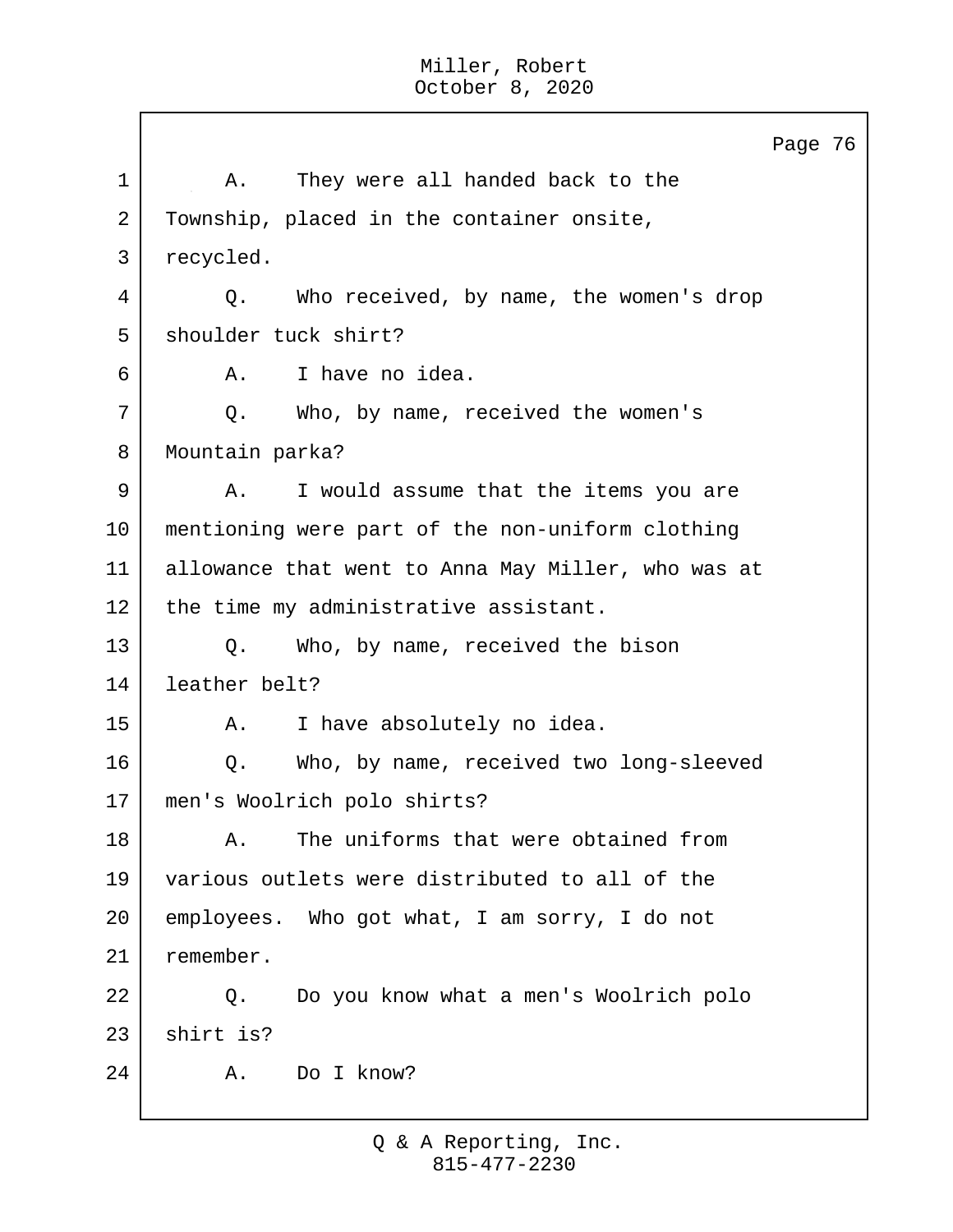A. They were all handed back to the Township, placed in the container onsite, recycled.

Q. Who received, by name, the women's drop shoulder tuck shirt?

A. I have no idea.

Q. Who, by name, received the women's Mountain parka?

A. I would assume that the items you are mentioning were part of the non-uniform clothing allowance that went to Anna May Miller, who was at the time my administrative assistant.

Q. Who, by name, received the bison leather belt?

A. I have absolutely no idea.

Q. Who, by name, received two long-sleeved men's Woolrich polo shirts?

A. The uniforms that were obtained from various outlets were distributed to all of the employees. Who got what, I am sorry, I do not remember.

Q. Do you know what a men's Woolrich polo shirt is?

A. Do I know?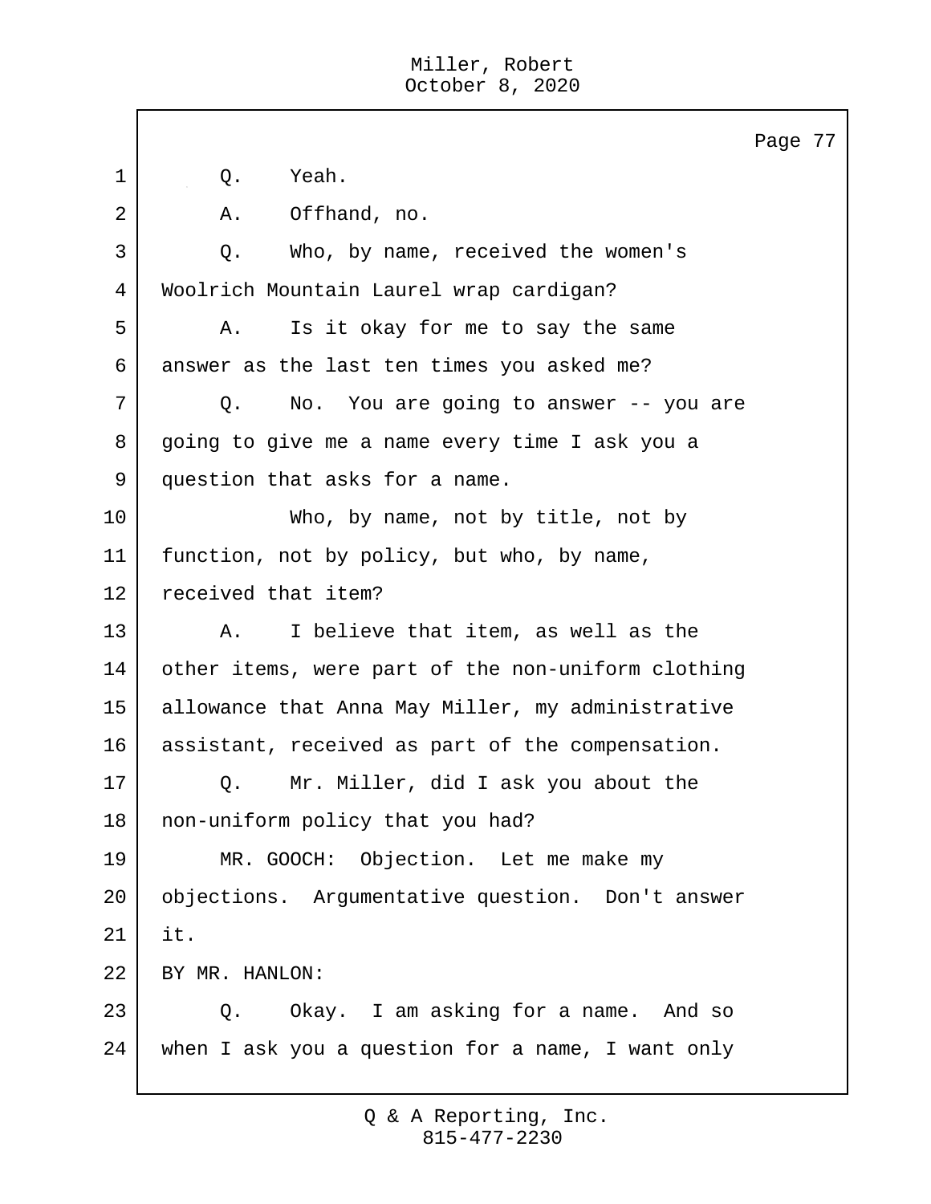Q. Yeah.

A. Offhand, no.

Q. Who, by name, received the women's Woolrich Mountain Laurel wrap cardigan?

A. Is it okay for me to say the same answer as the last ten times you asked me?

Q. No. You are going to answer -- you are going to give me a name every time I ask you a question that asks for a name.

Who, by name, not by title, not by function, not by policy, but who, by name, received that item?

A. I believe that item, as well as the other items, were part of the non-uniform clothing allowance that Anna May Miller, my administrative assistant, received as part of the compensation.

Q. Mr. Miller, did I ask you about the non-uniform policy that you had?

MR. GOOCH: Objection. Let me make my objections. Argumentative question. Don't answer it.

BY MR. HANLON:

Q. Okay. I am asking for a name. And so when I ask you a question for a name, I want only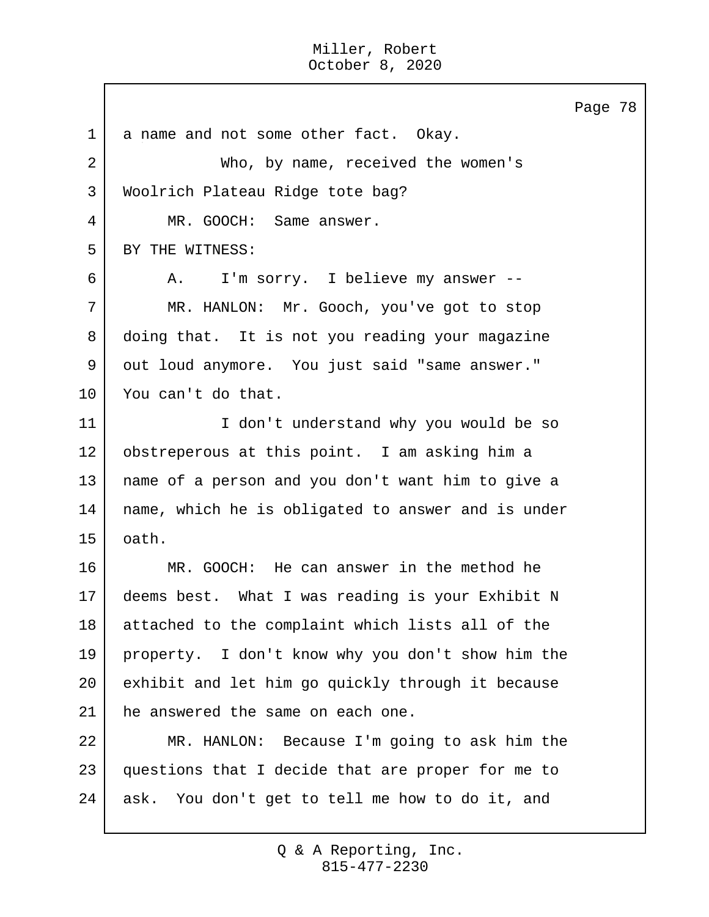a name and not some other fact. Okay.

Who, by name, received the women's Woolrich Plateau Ridge tote bag?

MR. GOOCH: Same answer.

BY THE WITNESS:

A. I'm sorry. I believe my answer --

MR. HANLON: Mr. Gooch, you've got to stop doing that. It is not you reading your magazine out loud anymore. You just said "same answer." You can't do that.

I don't understand why you would be so obstreperous at this point. I am asking him a name of a person and you don't want him to give a name, which he is obligated to answer and is under oath.

MR. GOOCH: He can answer in the method he deems best. What I was reading is your Exhibit N attached to the complaint which lists all of the property. I don't know why you don't show him the exhibit and let him go quickly through it because he answered the same on each one.

MR. HANLON: Because I'm going to ask him the questions that I decide that are proper for me to ask. You don't get to tell me how to do it, and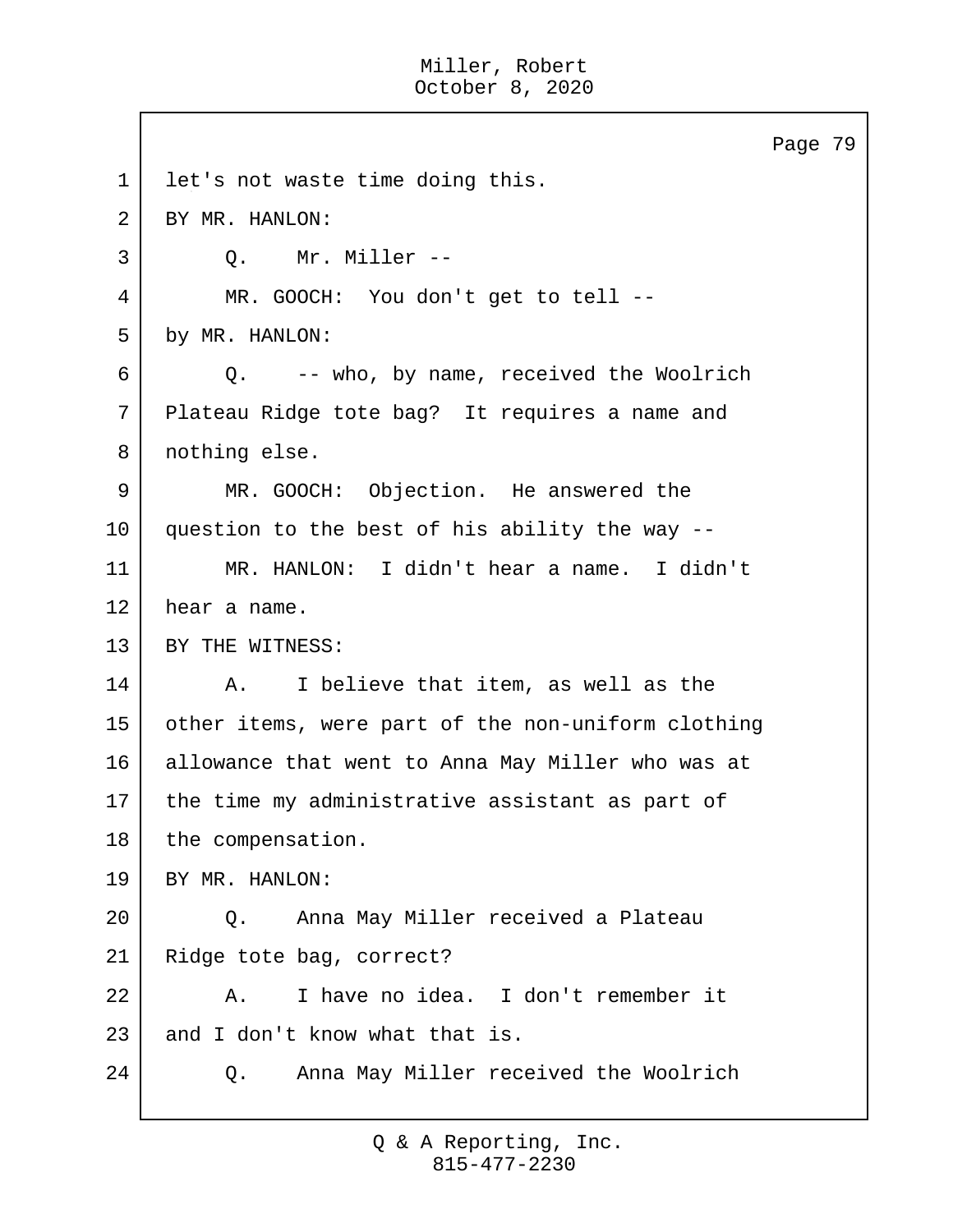let's not waste time doing this.

BY MR. HANLON:

Q. Mr. Miller --

MR. GOOCH: You don't get to tell --

by MR. HANLON:

Q. -- who, by name, received the Woolrich Plateau Ridge tote bag? It requires a name and nothing else.

MR. GOOCH: Objection. He answered the question to the best of his ability the way --

MR. HANLON: I didn't hear a name. I didn't hear a name.

BY THE WITNESS:

A. I believe that item, as well as the other items, were part of the non-uniform clothing allowance that went to Anna May Miller who was at the time my administrative assistant as part of the compensation.

BY MR. HANLON:

Q. Anna May Miller received a Plateau Ridge tote bag, correct?

A. I have no idea. I don't remember it and I don't know what that is.

Q. Anna May Miller received the Woolrich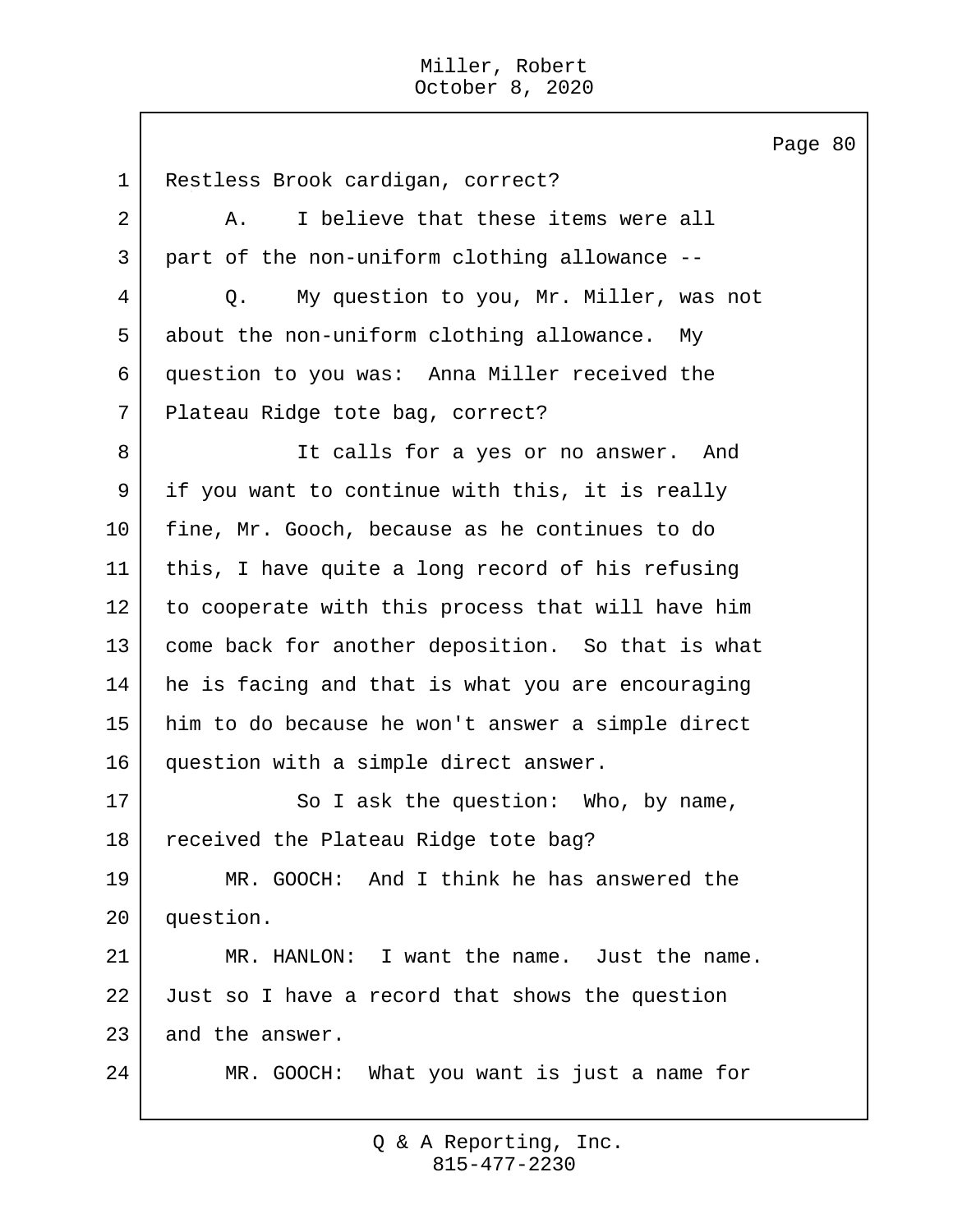1 Restless Brook cardigan, correct?

2 A. I believe that these items were all

3 part of the non-uniform clothing allowance --

4 Q. My question to you, Mr. Miller, was not

5 about the non-uniform clothing allowance. My

6 question to you was: Anna Miller received the

7 Plateau Ridge tote bag, correct?

8 It calls for a yes or no answer. And

9 if you want to continue with this, it is really

10 fine, Mr. Gooch, because as he continues to do

11 this, I have quite a long record of his refusing

12 to cooperate with this process that will have him

13 come back for another deposition. So that is what

14 he is facing and that is what you are encouraging

15 him to do because he won't answer a simple direct

16 question with a simple direct answer.

17 So I ask the question: Who, by name,

18 received the Plateau Ridge tote bag?

19 MR. GOOCH: And I think he has answered the

20 question.

21 MR. HANLON: I want the name. Just the name.

22 Just so I have a record that shows the question

23 and the answer.

24 MR. GOOCH: What you want is just a name for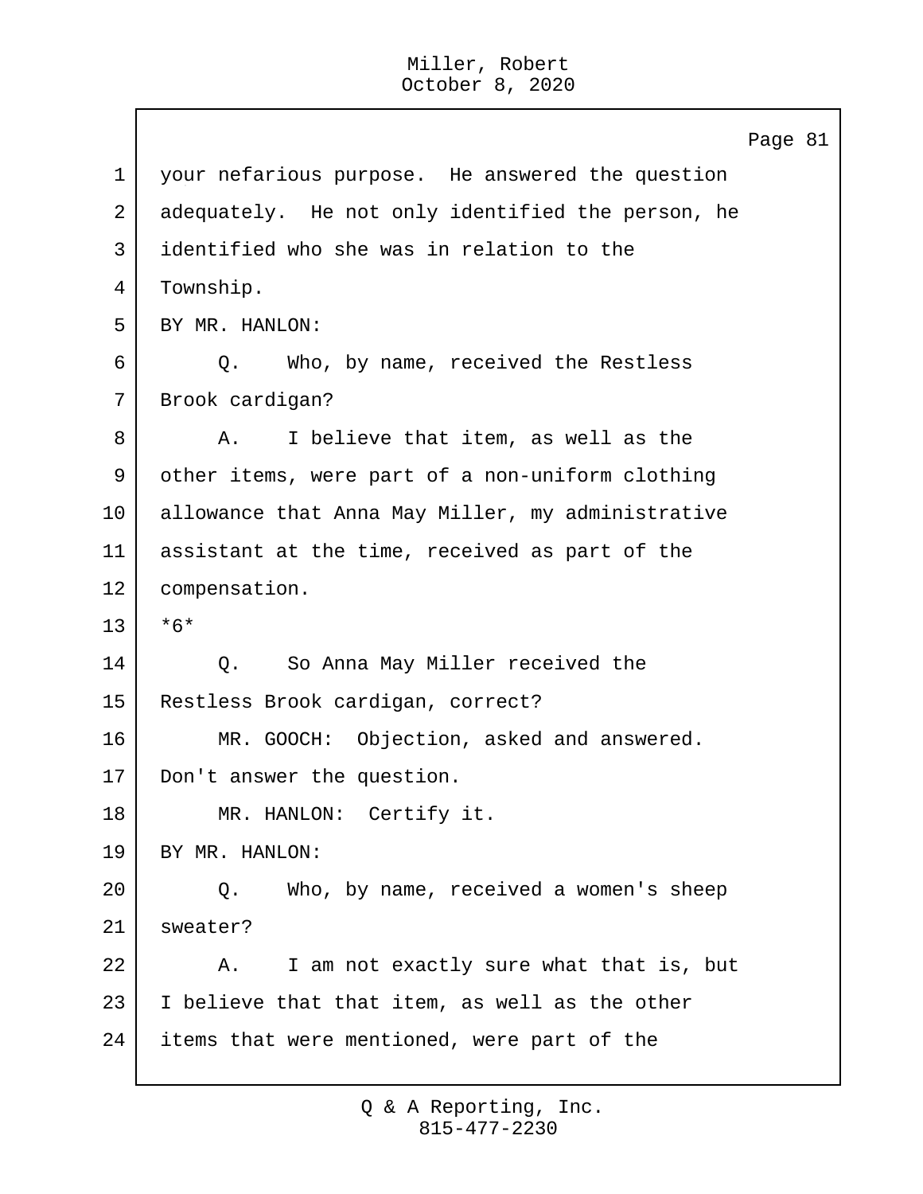1 your nefarious purpose. He answered the question
2 adequately. He not only identified the person, he
3 identified who she was in relation to the
4 Township.
5 BY MR. HANLON:
6 Q. Who, by name, received the Restless
7 Brook cardigan?
8 A. I believe that item, as well as the
9 other items, were part of a non-uniform clothing
10 allowance that Anna May Miller, my administrative
11 assistant at the time, received as part of the
12 compensation.
13 *6*
14 Q. So Anna May Miller received the
15 Restless Brook cardigan, correct?
16 MR. GOOCH: Objection, asked and answered.
17 Don't answer the question.
18 MR. HANLON: Certify it.
19 BY MR. HANLON:
20 Q. Who, by name, received a women's sheep
21 sweater?
22 A. I am not exactly sure what that is, but
23 I believe that that item, as well as the other
24 items that were mentioned, were part of the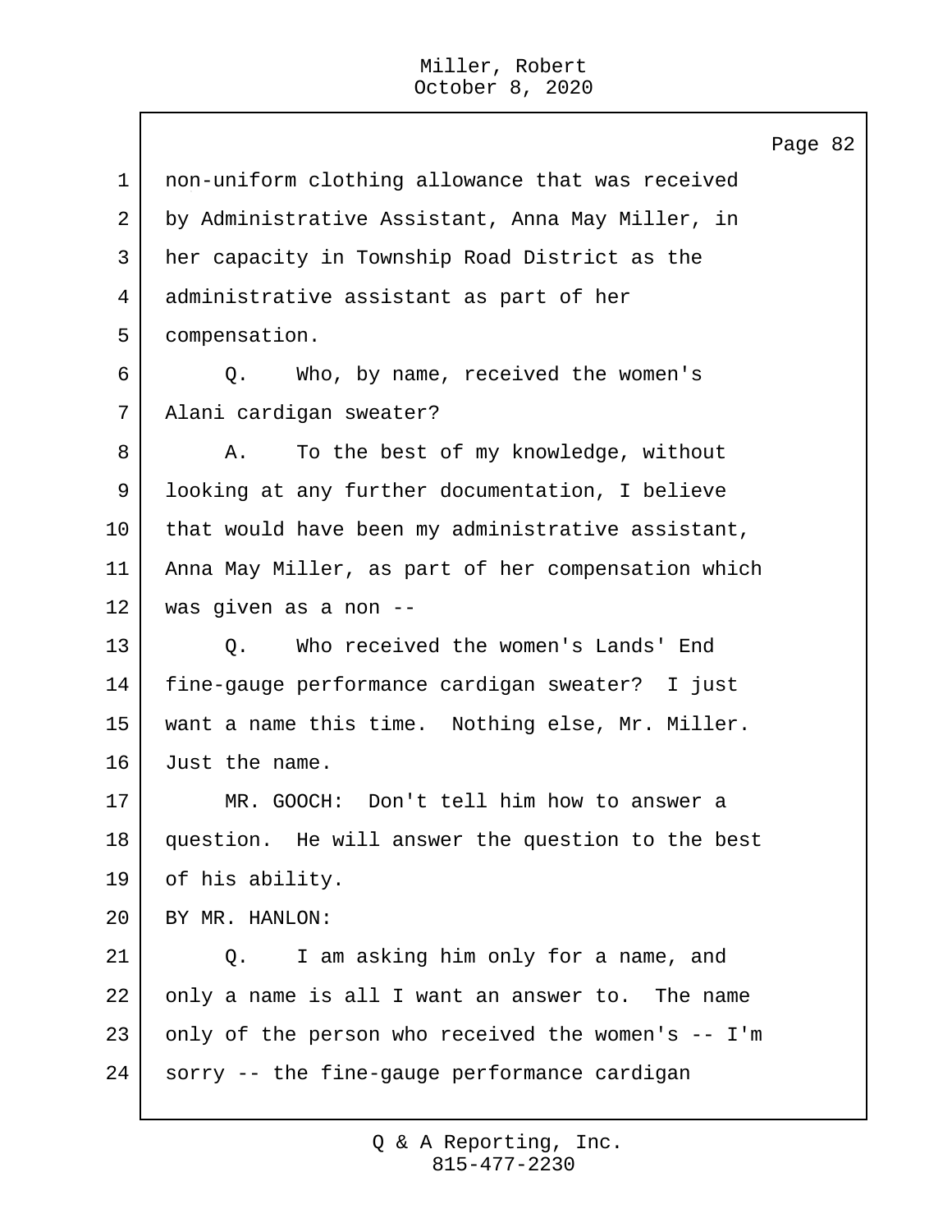1 non-uniform clothing allowance that was received
2 by Administrative Assistant, Anna May Miller, in
3 her capacity in Township Road District as the
4 administrative assistant as part of her
5 compensation.

6 Q. Who, by name, received the women's
7 Alani cardigan sweater?

8 A. To the best of my knowledge, without
9 looking at any further documentation, I believe
10 that would have been my administrative assistant,
11 Anna May Miller, as part of her compensation which
12 was given as a non --

13 Q. Who received the women's Lands' End
14 fine-gauge performance cardigan sweater? I just
15 want a name this time. Nothing else, Mr. Miller.
16 Just the name.

17 MR. GOOCH: Don't tell him how to answer a
18 question. He will answer the question to the best
19 of his ability.

20 BY MR. HANLON:

21 Q. I am asking him only for a name, and
22 only a name is all I want an answer to. The name
23 only of the person who received the women's -- I'm
24 sorry -- the fine-gauge performance cardigan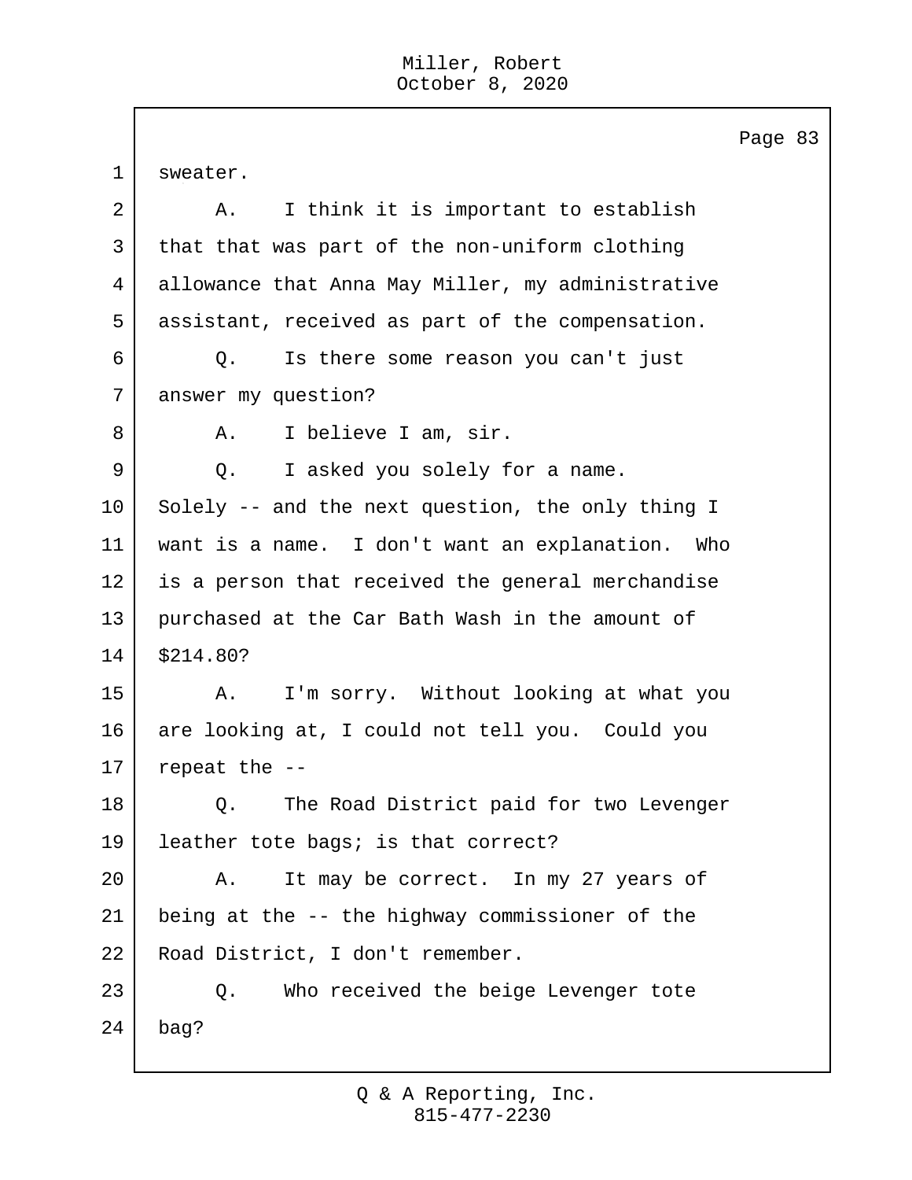sweater.

A. I think it is important to establish that that was part of the non-uniform clothing allowance that Anna May Miller, my administrative assistant, received as part of the compensation.

Q. Is there some reason you can't just answer my question?

A. I believe I am, sir.

Q. I asked you solely for a name. Solely -- and the next question, the only thing I want is a name. I don't want an explanation. Who is a person that received the general merchandise purchased at the Car Bath Wash in the amount of $214.80?

A. I'm sorry. Without looking at what you are looking at, I could not tell you. Could you repeat the --

Q. The Road District paid for two Levenger leather tote bags; is that correct?

A. It may be correct. In my 27 years of being at the -- the highway commissioner of the Road District, I don't remember.

Q. Who received the beige Levenger tote bag?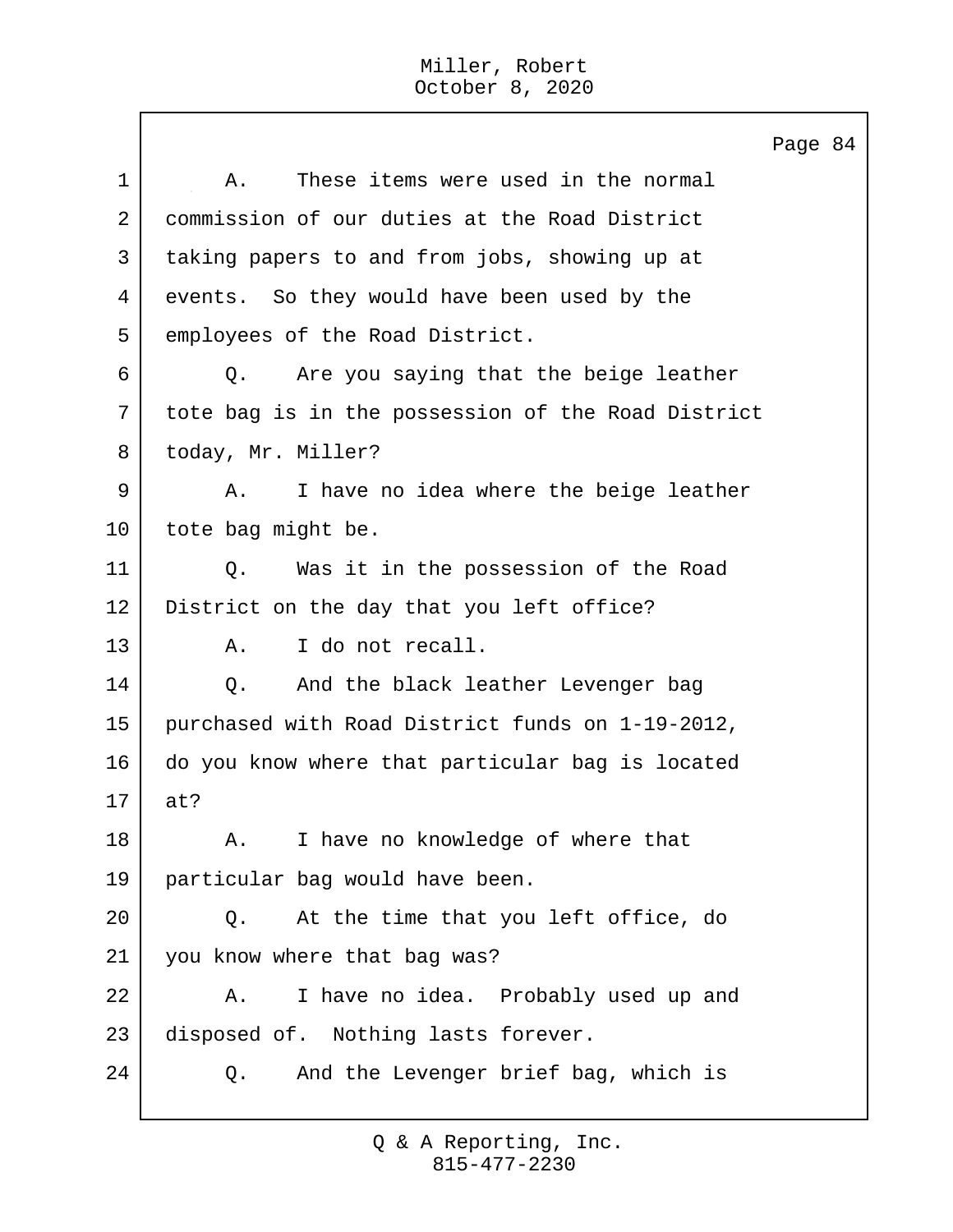A. These items were used in the normal commission of our duties at the Road District taking papers to and from jobs, showing up at events. So they would have been used by the employees of the Road District.

Q. Are you saying that the beige leather tote bag is in the possession of the Road District today, Mr. Miller?

A. I have no idea where the beige leather tote bag might be.

Q. Was it in the possession of the Road District on the day that you left office?

A. I do not recall.

Q. And the black leather Levenger bag purchased with Road District funds on 1-19-2012, do you know where that particular bag is located at?

A. I have no knowledge of where that particular bag would have been.

Q. At the time that you left office, do you know where that bag was?

A. I have no idea. Probably used up and disposed of. Nothing lasts forever.

Q. And the Levenger brief bag, which is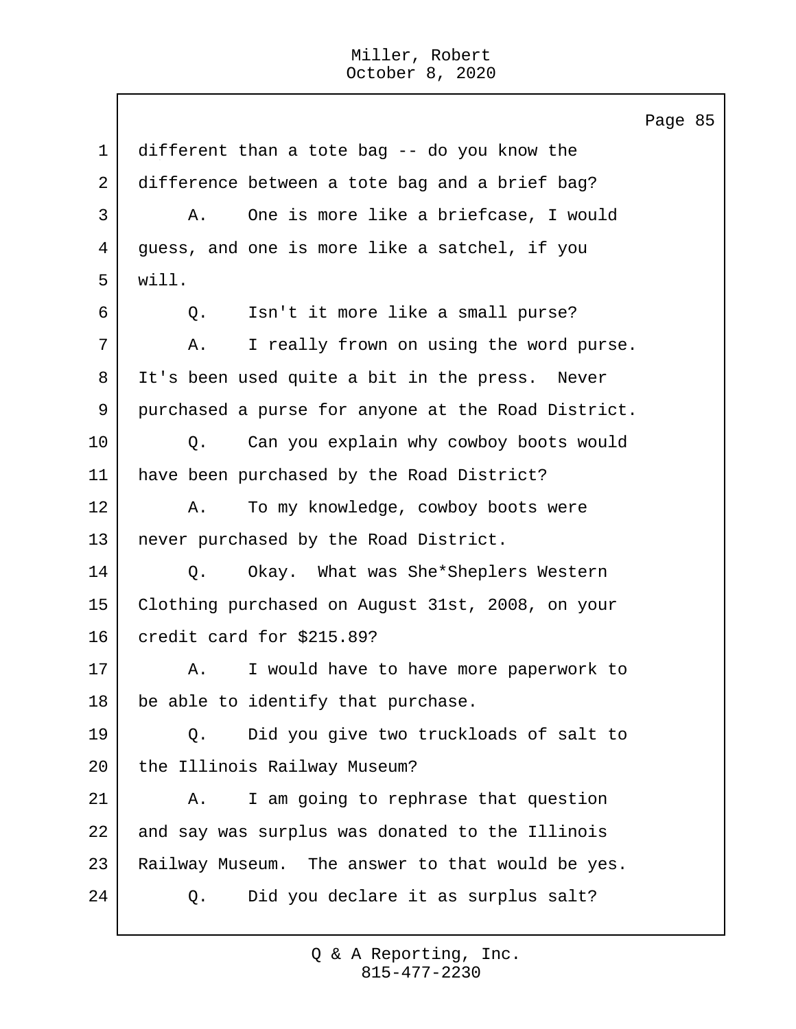1 different than a tote bag -- do you know the
2 difference between a tote bag and a brief bag?
3 A. One is more like a briefcase, I would
4 guess, and one is more like a satchel, if you
5 will.
6 Q. Isn't it more like a small purse?
7 A. I really frown on using the word purse.
8 It's been used quite a bit in the press. Never
9 purchased a purse for anyone at the Road District.
10 Q. Can you explain why cowboy boots would
11 have been purchased by the Road District?
12 A. To my knowledge, cowboy boots were
13 never purchased by the Road District.
14 Q. Okay. What was She*Sheplers Western
15 Clothing purchased on August 31st, 2008, on your
16 credit card for $215.89?
17 A. I would have to have more paperwork to
18 be able to identify that purchase.
19 Q. Did you give two truckloads of salt to
20 the Illinois Railway Museum?
21 A. I am going to rephrase that question
22 and say was surplus was donated to the Illinois
23 Railway Museum. The answer to that would be yes.
24 Q. Did you declare it as surplus salt?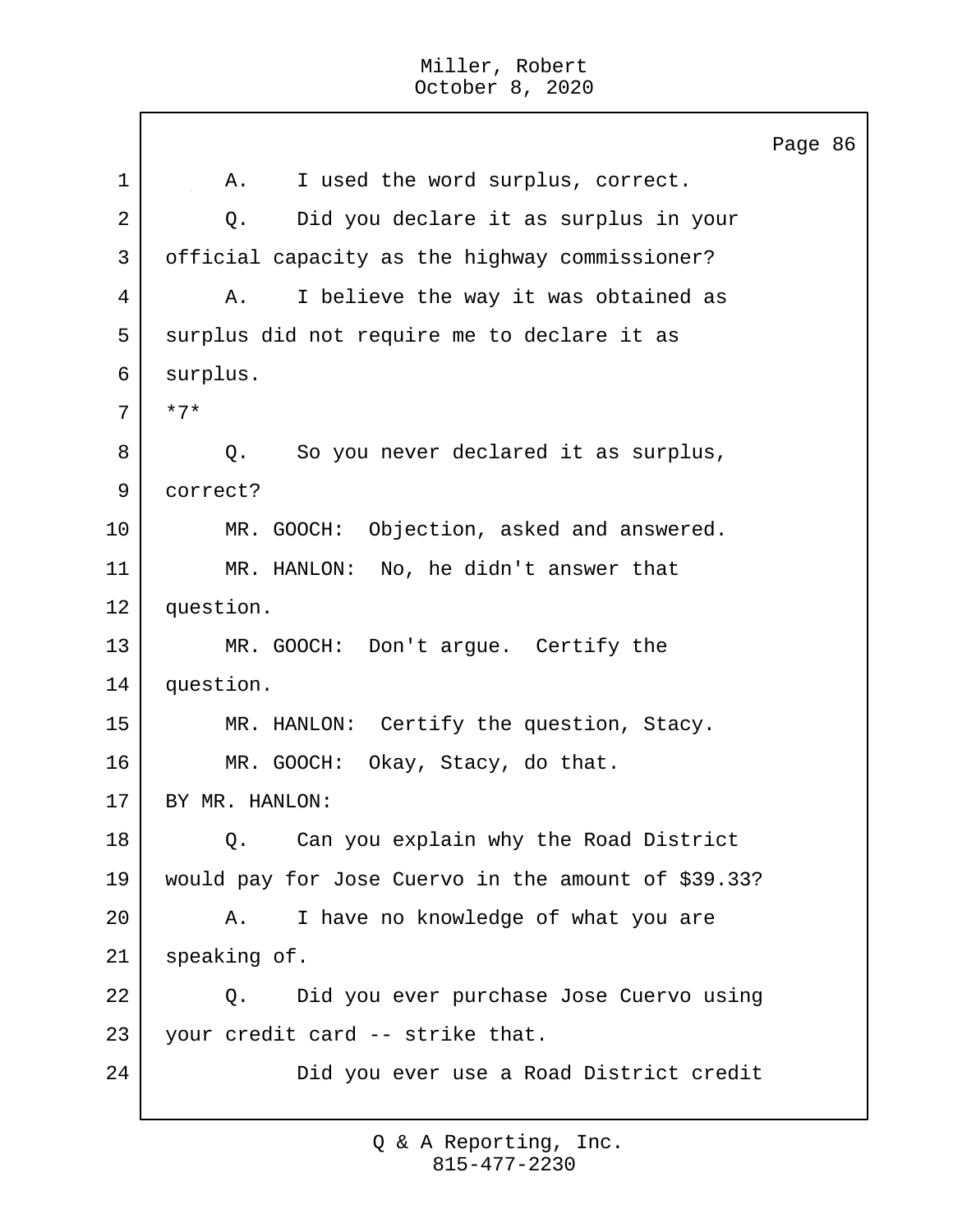A. I used the word surplus, correct.

Q. Did you declare it as surplus in your official capacity as the highway commissioner?

A. I believe the way it was obtained as surplus did not require me to declare it as surplus.

*7*

Q. So you never declared it as surplus, correct?

MR. GOOCH: Objection, asked and answered.

MR. HANLON: No, he didn't answer that question.

MR. GOOCH: Don't argue. Certify the question.

MR. HANLON: Certify the question, Stacy.

MR. GOOCH: Okay, Stacy, do that.

BY MR. HANLON:

Q. Can you explain why the Road District would pay for Jose Cuervo in the amount of $39.33?

A. I have no knowledge of what you are speaking of.

Q. Did you ever purchase Jose Cuervo using your credit card -- strike that.

Did you ever use a Road District credit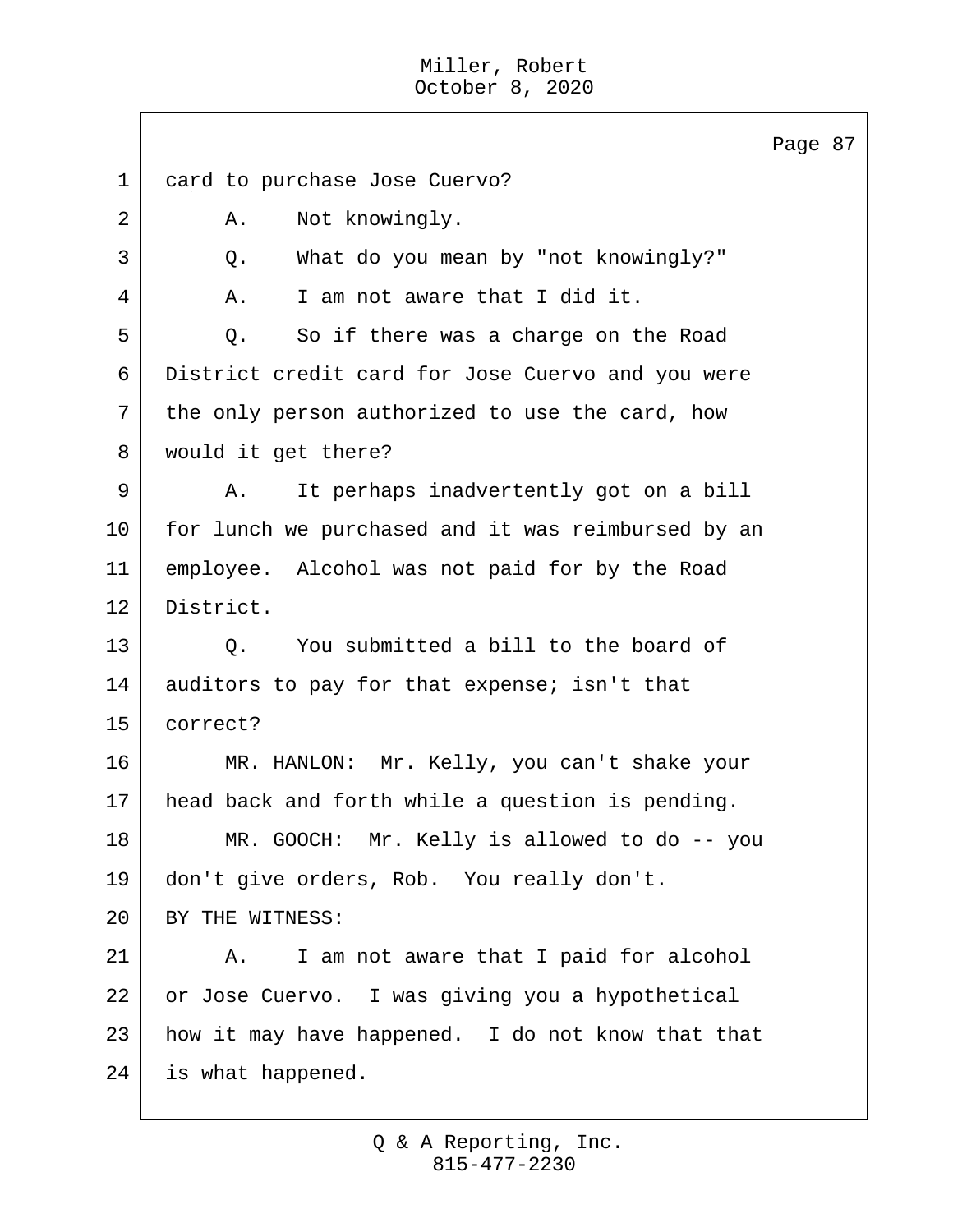card to purchase Jose Cuervo?

A. Not knowingly.

Q. What do you mean by "not knowingly?"

A. I am not aware that I did it.

Q. So if there was a charge on the Road District credit card for Jose Cuervo and you were the only person authorized to use the card, how would it get there?

A. It perhaps inadvertently got on a bill for lunch we purchased and it was reimbursed by an employee. Alcohol was not paid for by the Road District.

Q. You submitted a bill to the board of auditors to pay for that expense; isn't that correct?

MR. HANLON: Mr. Kelly, you can't shake your head back and forth while a question is pending.

MR. GOOCH: Mr. Kelly is allowed to do -- you don't give orders, Rob. You really don't.

BY THE WITNESS:

A. I am not aware that I paid for alcohol or Jose Cuervo. I was giving you a hypothetical how it may have happened. I do not know that that is what happened.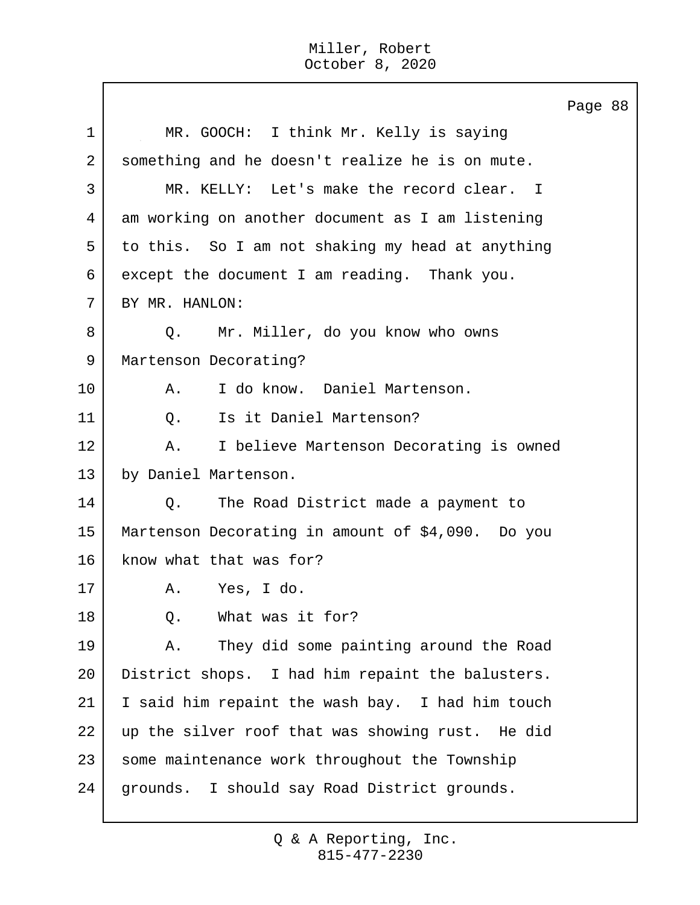MR. GOOCH: I think Mr. Kelly is saying something and he doesn't realize he is on mute.

MR. KELLY: Let's make the record clear. I am working on another document as I am listening to this. So I am not shaking my head at anything except the document I am reading. Thank you.

BY MR. HANLON:

Q. Mr. Miller, do you know who owns Martenson Decorating?

A. I do know. Daniel Martenson.

Q. Is it Daniel Martenson?

A. I believe Martenson Decorating is owned by Daniel Martenson.

Q. The Road District made a payment to Martenson Decorating in amount of $4,090. Do you know what that was for?

A. Yes, I do.

Q. What was it for?

A. They did some painting around the Road District shops. I had him repaint the balusters. I said him repaint the wash bay. I had him touch up the silver roof that was showing rust. He did some maintenance work throughout the Township grounds. I should say Road District grounds.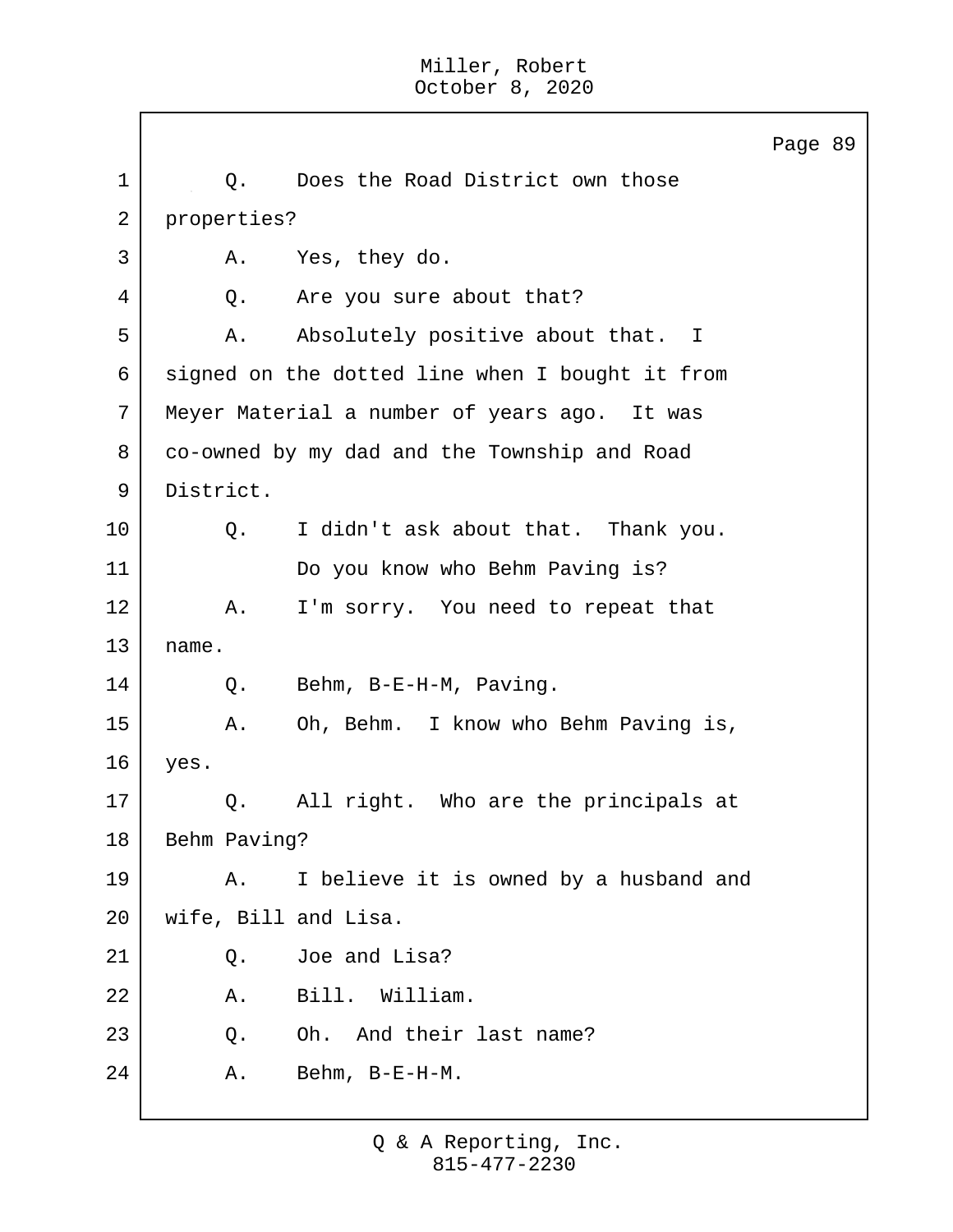1 Q. Does the Road District own those
2 properties?
3 A. Yes, they do.
4 Q. Are you sure about that?
5 A. Absolutely positive about that. I
6 signed on the dotted line when I bought it from
7 Meyer Material a number of years ago. It was
8 co-owned by my dad and the Township and Road
9 District.
10 Q. I didn't ask about that. Thank you.
11 Do you know who Behm Paving is?
12 A. I'm sorry. You need to repeat that
13 name.
14 Q. Behm, B-E-H-M, Paving.
15 A. Oh, Behm. I know who Behm Paving is,
16 yes.
17 Q. All right. Who are the principals at
18 Behm Paving?
19 A. I believe it is owned by a husband and
20 wife, Bill and Lisa.
21 Q. Joe and Lisa?
22 A. Bill. William.
23 Q. Oh. And their last name?
24 A. Behm, B-E-H-M.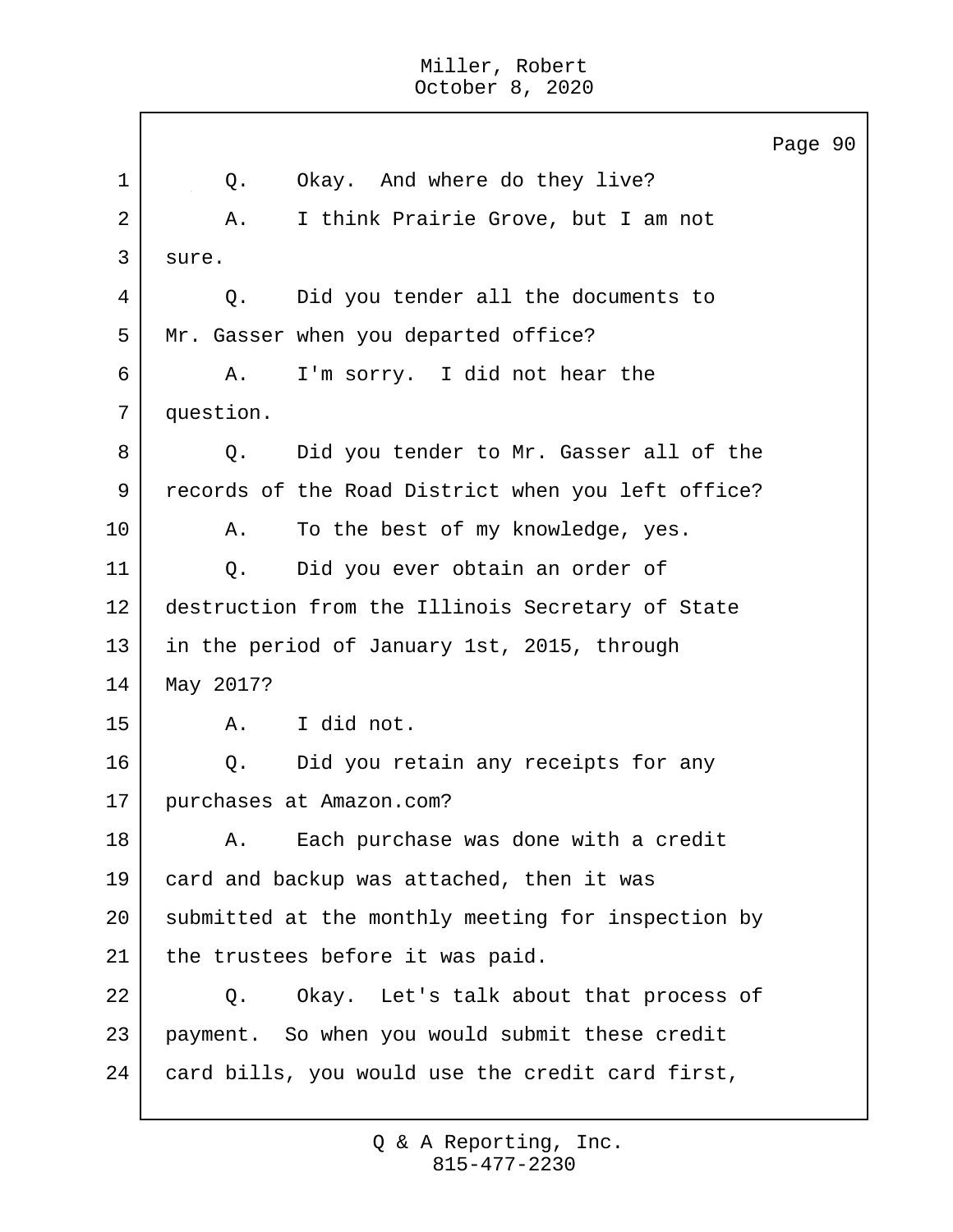Q. Okay. And where do they live?

A. I think Prairie Grove, but I am not sure.

Q. Did you tender all the documents to Mr. Gasser when you departed office?

A. I'm sorry. I did not hear the question.

Q. Did you tender to Mr. Gasser all of the records of the Road District when you left office?

A. To the best of my knowledge, yes.

Q. Did you ever obtain an order of destruction from the Illinois Secretary of State in the period of January 1st, 2015, through May 2017?

A. I did not.

Q. Did you retain any receipts for any purchases at Amazon.com?

A. Each purchase was done with a credit card and backup was attached, then it was submitted at the monthly meeting for inspection by the trustees before it was paid.

Q. Okay. Let's talk about that process of payment. So when you would submit these credit card bills, you would use the credit card first,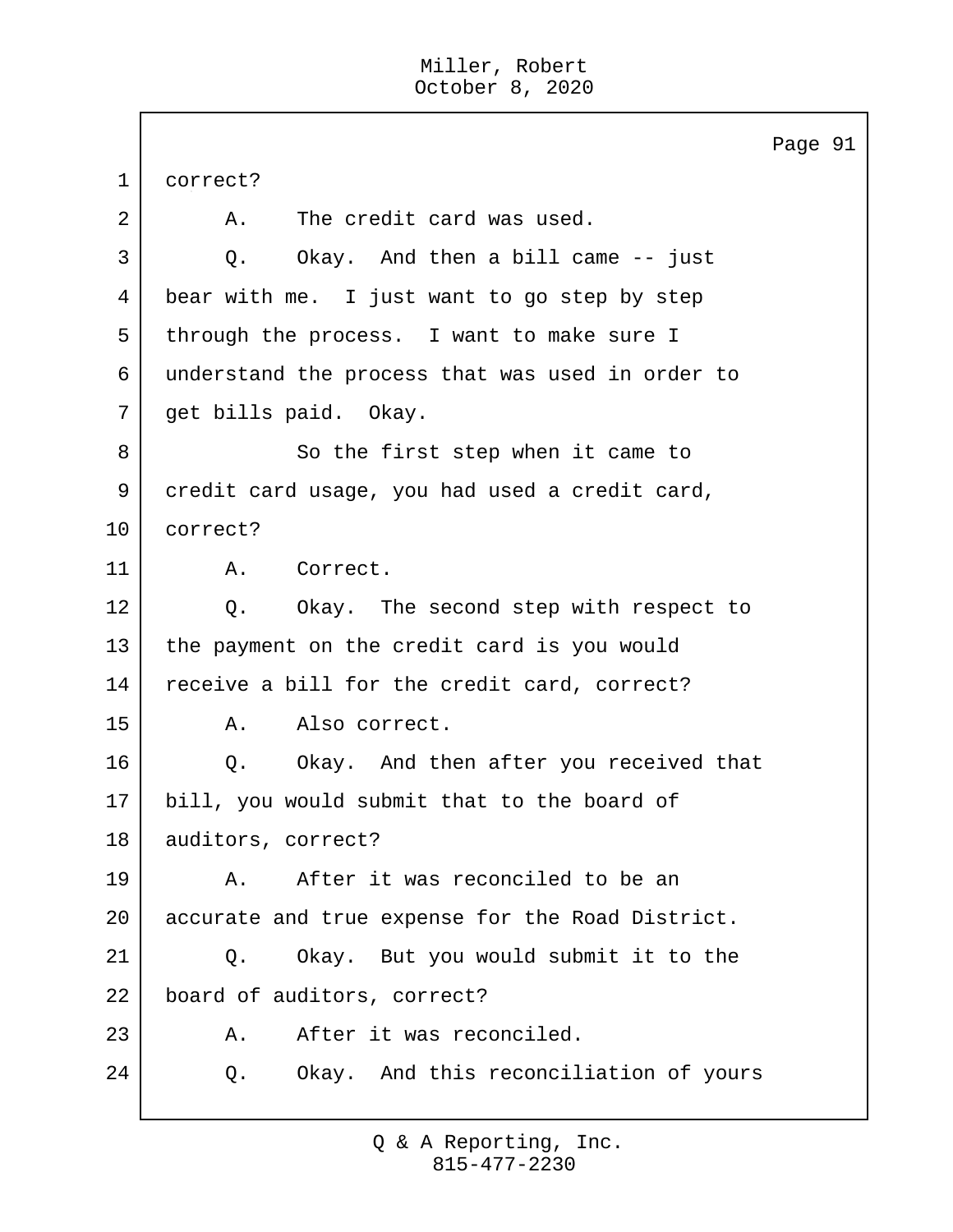1 correct?

2 A. The credit card was used.

3 Q. Okay. And then a bill came -- just

4 bear with me. I just want to go step by step

5 through the process. I want to make sure I

6 understand the process that was used in order to

7 get bills paid. Okay.

8 So the first step when it came to

9 credit card usage, you had used a credit card,

10 correct?

11 A. Correct.

12 Q. Okay. The second step with respect to

13 the payment on the credit card is you would

14 receive a bill for the credit card, correct?

15 A. Also correct.

16 Q. Okay. And then after you received that

17 bill, you would submit that to the board of

18 auditors, correct?

19 A. After it was reconciled to be an

20 accurate and true expense for the Road District.

21 Q. Okay. But you would submit it to the

22 board of auditors, correct?

23 A. After it was reconciled.

24 Q. Okay. And this reconciliation of yours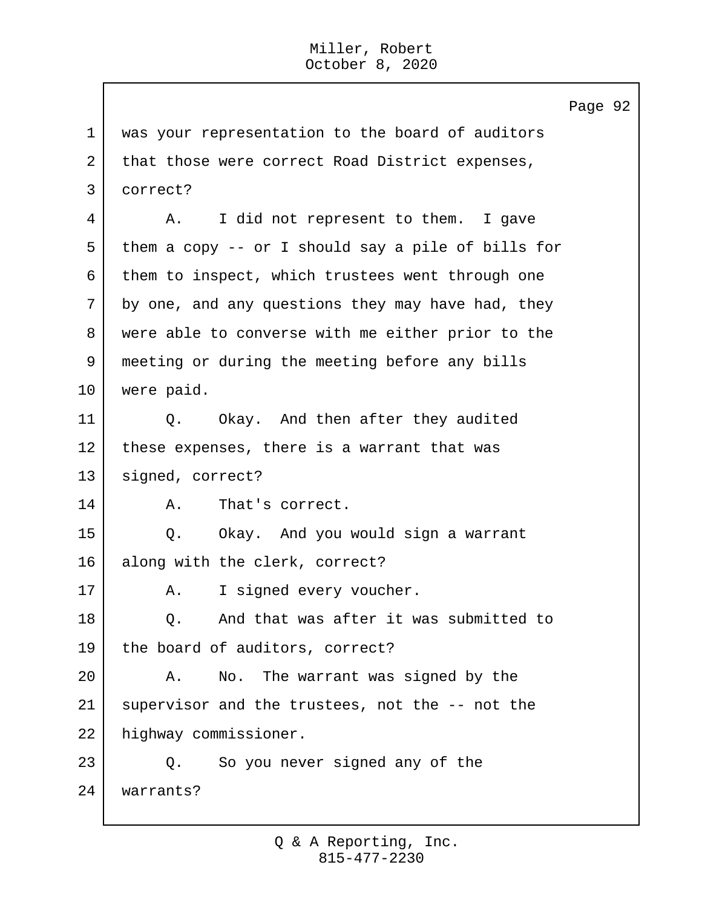1 was your representation to the board of auditors
2 that those were correct Road District expenses,
3 correct?

4 A. I did not represent to them. I gave
5 them a copy -- or I should say a pile of bills for
6 them to inspect, which trustees went through one
7 by one, and any questions they may have had, they
8 were able to converse with me either prior to the
9 meeting or during the meeting before any bills
10 were paid.

11 Q. Okay. And then after they audited
12 these expenses, there is a warrant that was
13 signed, correct?

14 A. That's correct.

15 Q. Okay. And you would sign a warrant
16 along with the clerk, correct?

17 A. I signed every voucher.

18 Q. And that was after it was submitted to
19 the board of auditors, correct?

20 A. No. The warrant was signed by the
21 supervisor and the trustees, not the -- not the
22 highway commissioner.

23 Q. So you never signed any of the
24 warrants?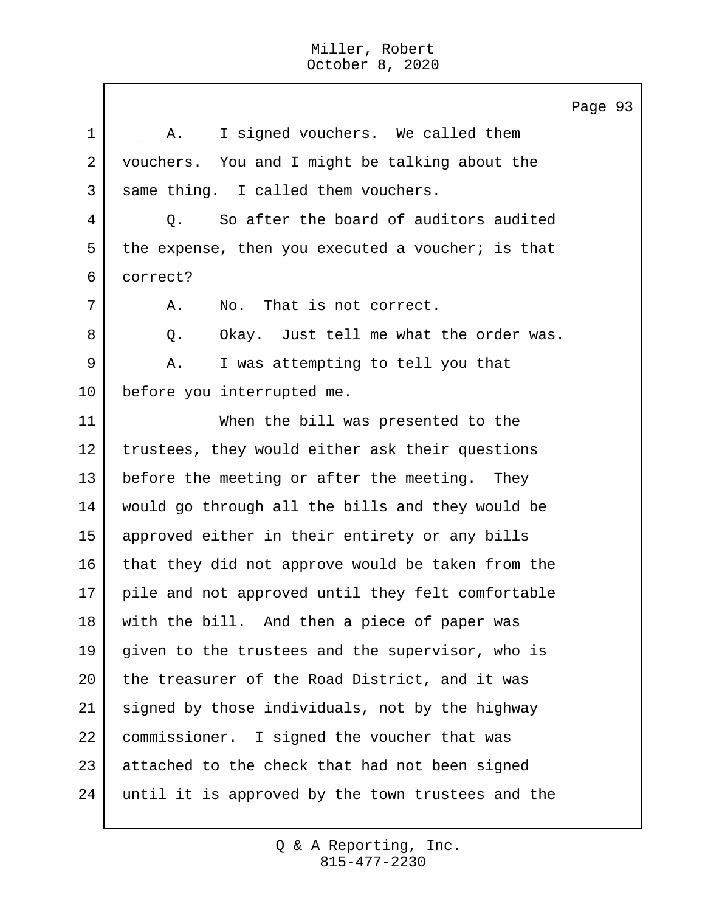1 A. I signed vouchers. We called them
2 vouchers. You and I might be talking about the
3 same thing. I called them vouchers.
4 Q. So after the board of auditors audited
5 the expense, then you executed a voucher; is that
6 correct?
7 A. No. That is not correct.
8 Q. Okay. Just tell me what the order was.
9 A. I was attempting to tell you that
10 before you interrupted me.
11 When the bill was presented to the
12 trustees, they would either ask their questions
13 before the meeting or after the meeting. They
14 would go through all the bills and they would be
15 approved either in their entirety or any bills
16 that they did not approve would be taken from the
17 pile and not approved until they felt comfortable
18 with the bill. And then a piece of paper was
19 given to the trustees and the supervisor, who is
20 the treasurer of the Road District, and it was
21 signed by those individuals, not by the highway
22 commissioner. I signed the voucher that was
23 attached to the check that had not been signed
24 until it is approved by the town trustees and the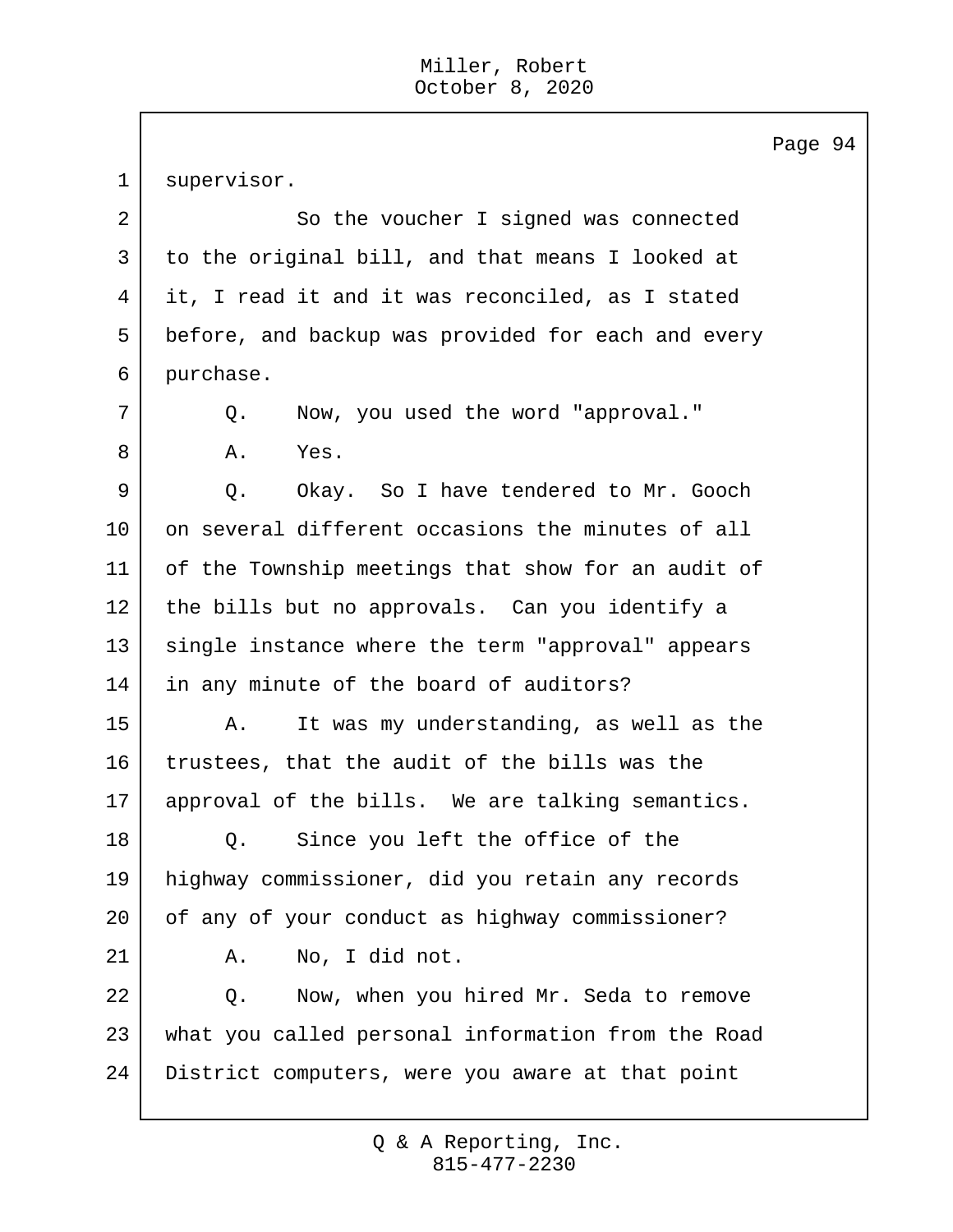1 supervisor.

2 So the voucher I signed was connected

3 to the original bill, and that means I looked at

4 it, I read it and it was reconciled, as I stated

5 before, and backup was provided for each and every

6 purchase.

7 Q. Now, you used the word "approval."

8 A. Yes.

9 Q. Okay. So I have tendered to Mr. Gooch

10 on several different occasions the minutes of all

11 of the Township meetings that show for an audit of

12 the bills but no approvals. Can you identify a

13 single instance where the term "approval" appears

14 in any minute of the board of auditors?

15 A. It was my understanding, as well as the

16 trustees, that the audit of the bills was the

17 approval of the bills. We are talking semantics.

18 Q. Since you left the office of the

19 highway commissioner, did you retain any records

20 of any of your conduct as highway commissioner?

21 A. No, I did not.

22 Q. Now, when you hired Mr. Seda to remove

23 what you called personal information from the Road

24 District computers, were you aware at that point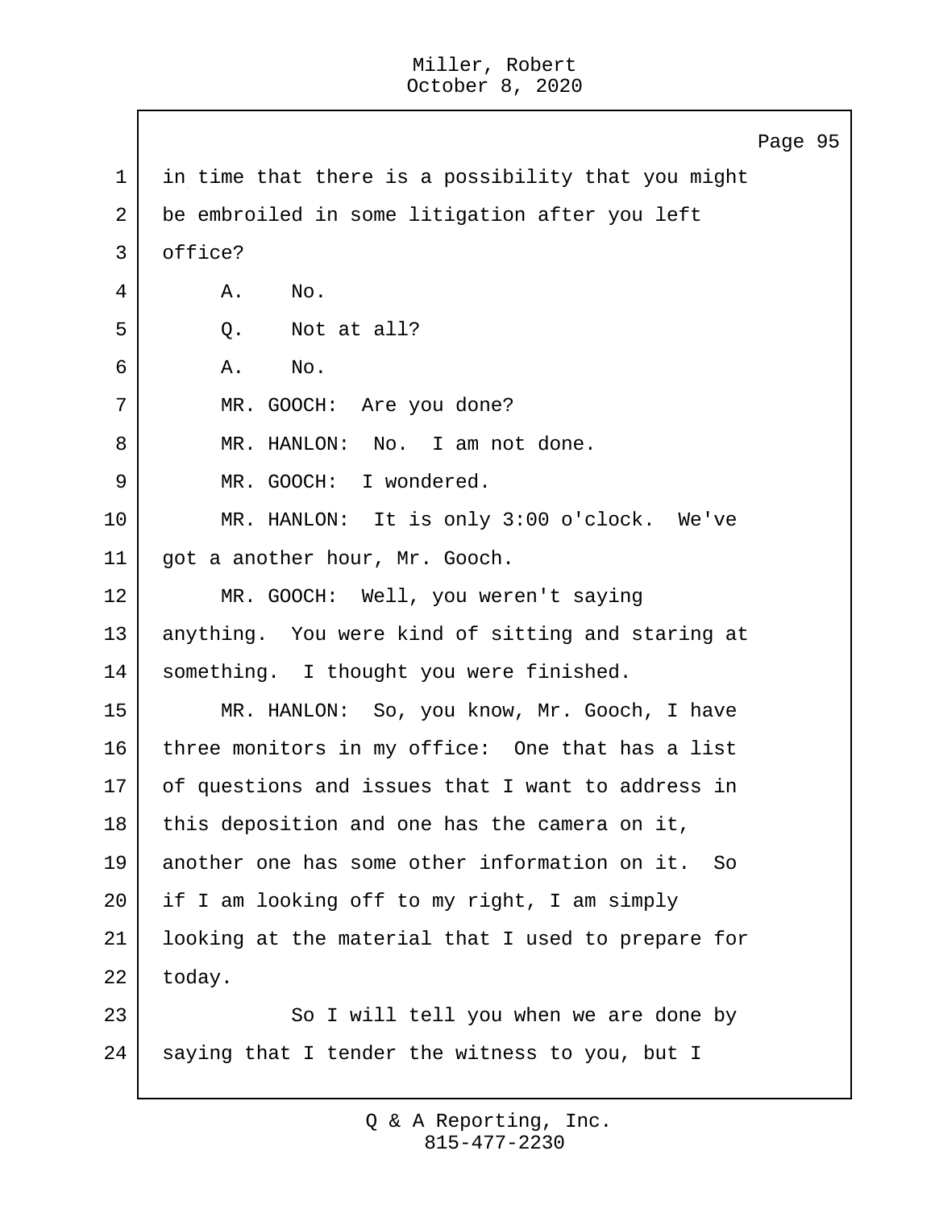1 in time that there is a possibility that you might
2 be embroiled in some litigation after you left
3 office?
4 A. No.
5 Q. Not at all?
6 A. No.
7 MR. GOOCH: Are you done?
8 MR. HANLON: No. I am not done.
9 MR. GOOCH: I wondered.
10 MR. HANLON: It is only 3:00 o'clock. We've
11 got a another hour, Mr. Gooch.
12 MR. GOOCH: Well, you weren't saying
13 anything. You were kind of sitting and staring at
14 something. I thought you were finished.
15 MR. HANLON: So, you know, Mr. Gooch, I have
16 three monitors in my office: One that has a list
17 of questions and issues that I want to address in
18 this deposition and one has the camera on it,
19 another one has some other information on it. So
20 if I am looking off to my right, I am simply
21 looking at the material that I used to prepare for
22 today.
23 So I will tell you when we are done by
24 saying that I tender the witness to you, but I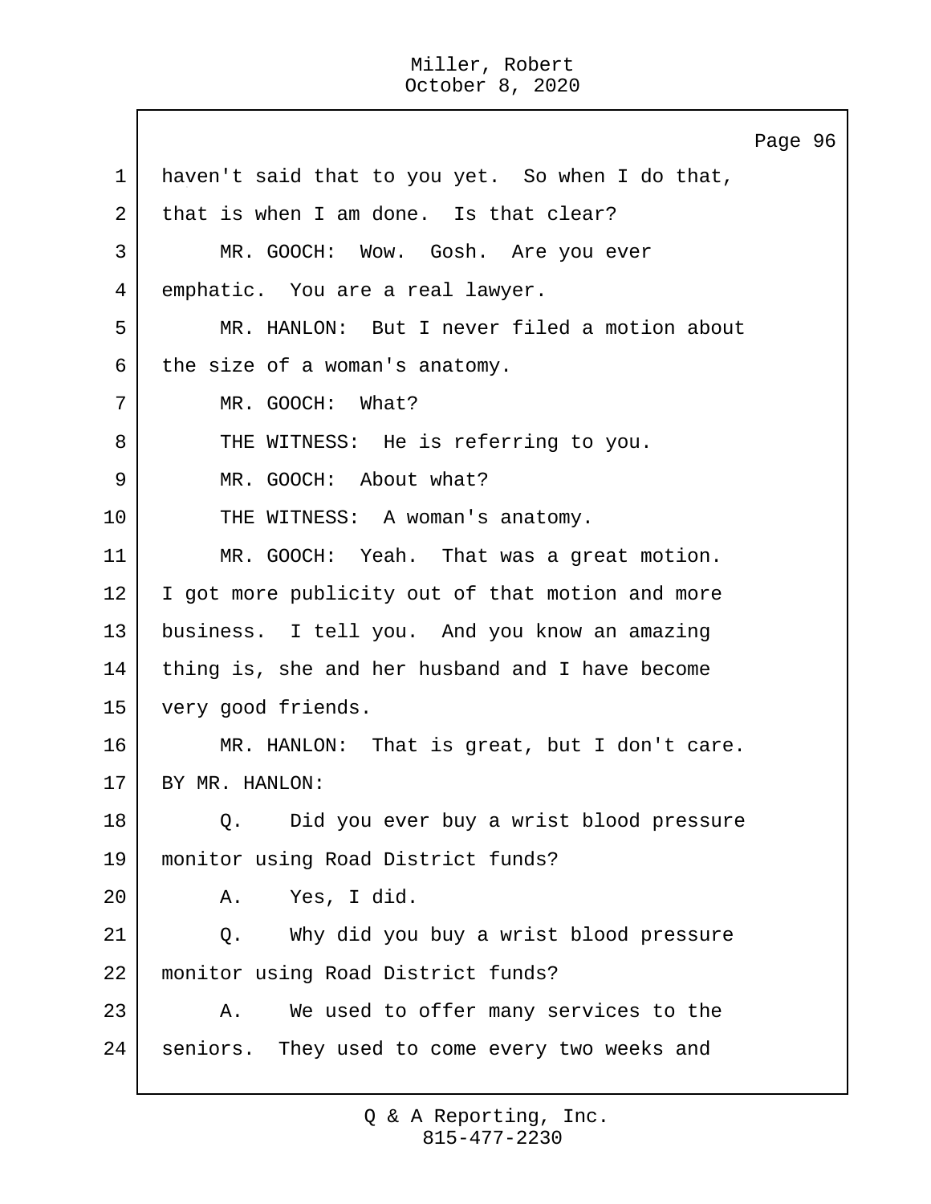haven't said that to you yet. So when I do that, that is when I am done. Is that clear?

MR. GOOCH: Wow. Gosh. Are you ever emphatic. You are a real lawyer.

MR. HANLON: But I never filed a motion about the size of a woman's anatomy.

MR. GOOCH: What?

THE WITNESS: He is referring to you.

MR. GOOCH: About what?

THE WITNESS: A woman's anatomy.

MR. GOOCH: Yeah. That was a great motion. I got more publicity out of that motion and more business. I tell you. And you know an amazing thing is, she and her husband and I have become very good friends.

MR. HANLON: That is great, but I don't care.

BY MR. HANLON:

Q. Did you ever buy a wrist blood pressure monitor using Road District funds?

A. Yes, I did.

Q. Why did you buy a wrist blood pressure monitor using Road District funds?

A. We used to offer many services to the seniors. They used to come every two weeks and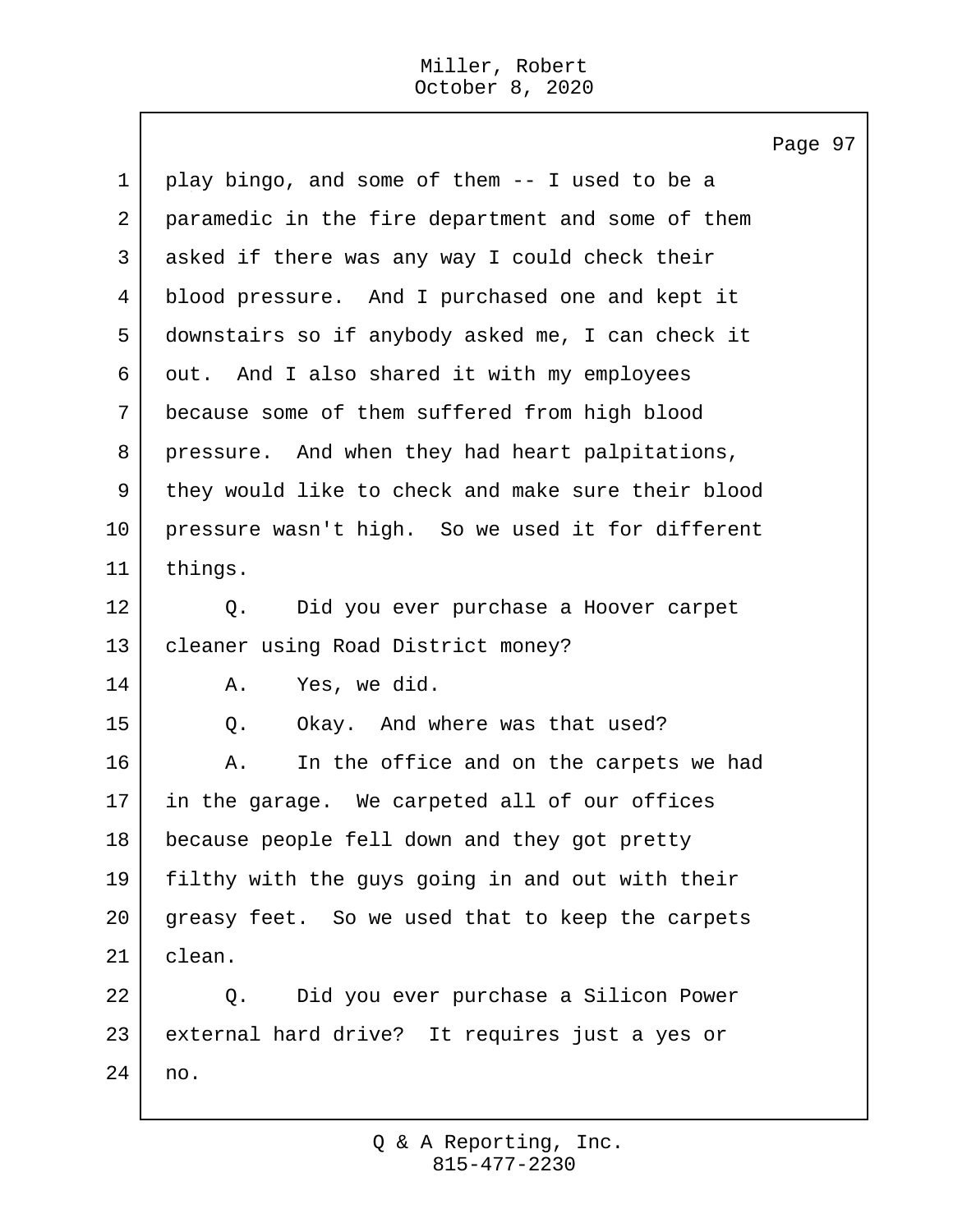1 play bingo, and some of them -- I used to be a
2 paramedic in the fire department and some of them
3 asked if there was any way I could check their
4 blood pressure. And I purchased one and kept it
5 downstairs so if anybody asked me, I can check it
6 out. And I also shared it with my employees
7 because some of them suffered from high blood
8 pressure. And when they had heart palpitations,
9 they would like to check and make sure their blood
10 pressure wasn't high. So we used it for different
11 things.
12 Q. Did you ever purchase a Hoover carpet
13 cleaner using Road District money?
14 A. Yes, we did.
15 Q. Okay. And where was that used?
16 A. In the office and on the carpets we had
17 in the garage. We carpeted all of our offices
18 because people fell down and they got pretty
19 filthy with the guys going in and out with their
20 greasy feet. So we used that to keep the carpets
21 clean.
22 Q. Did you ever purchase a Silicon Power
23 external hard drive? It requires just a yes or
24 no.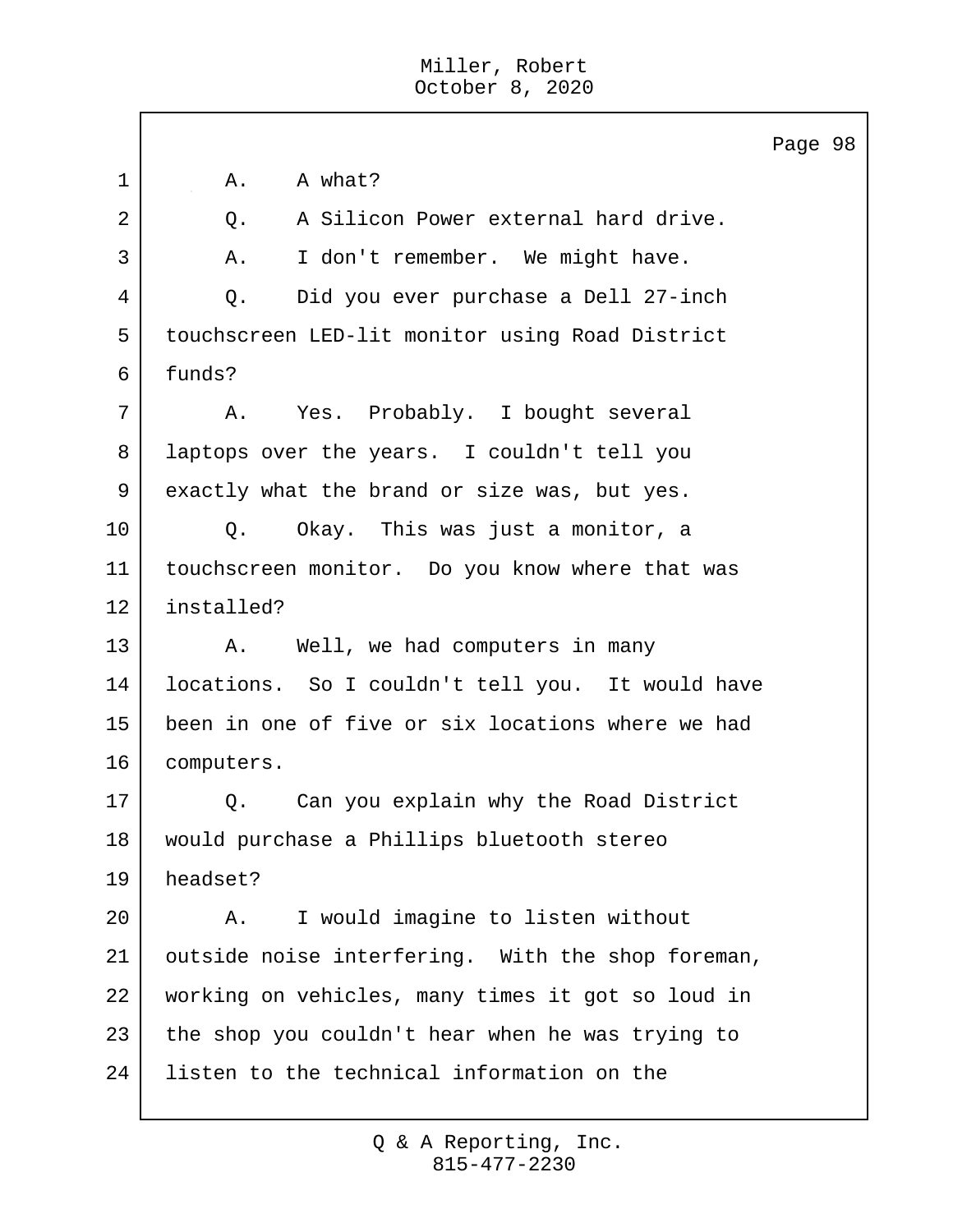1 A. A what?

2 Q. A Silicon Power external hard drive.

3 A. I don't remember. We might have.

4 Q. Did you ever purchase a Dell 27-inch

5 touchscreen LED-lit monitor using Road District

6 funds?

7 A. Yes. Probably. I bought several

8 laptops over the years. I couldn't tell you

9 exactly what the brand or size was, but yes.

10 Q. Okay. This was just a monitor, a

11 touchscreen monitor. Do you know where that was

12 installed?

13 A. Well, we had computers in many

14 locations. So I couldn't tell you. It would have

15 been in one of five or six locations where we had

16 computers.

17 Q. Can you explain why the Road District

18 would purchase a Phillips bluetooth stereo

19 headset?

20 A. I would imagine to listen without

21 outside noise interfering. With the shop foreman,

22 working on vehicles, many times it got so loud in

23 the shop you couldn't hear when he was trying to

24 listen to the technical information on the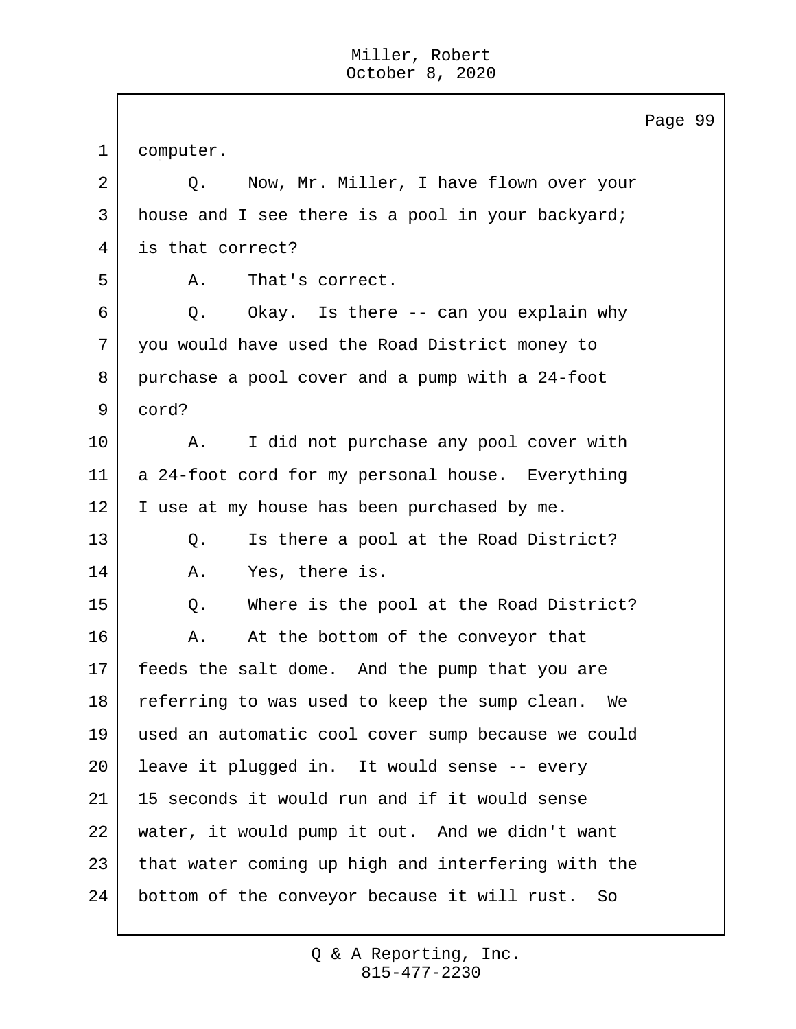computer.

Q. Now, Mr. Miller, I have flown over your house and I see there is a pool in your backyard; is that correct?

A. That's correct.

Q. Okay. Is there -- can you explain why you would have used the Road District money to purchase a pool cover and a pump with a 24-foot cord?

A. I did not purchase any pool cover with a 24-foot cord for my personal house. Everything I use at my house has been purchased by me.

Q. Is there a pool at the Road District?

A. Yes, there is.

Q. Where is the pool at the Road District?

A. At the bottom of the conveyor that feeds the salt dome. And the pump that you are referring to was used to keep the sump clean. We used an automatic cool cover sump because we could leave it plugged in. It would sense -- every 15 seconds it would run and if it would sense water, it would pump it out. And we didn't want that water coming up high and interfering with the bottom of the conveyor because it will rust. So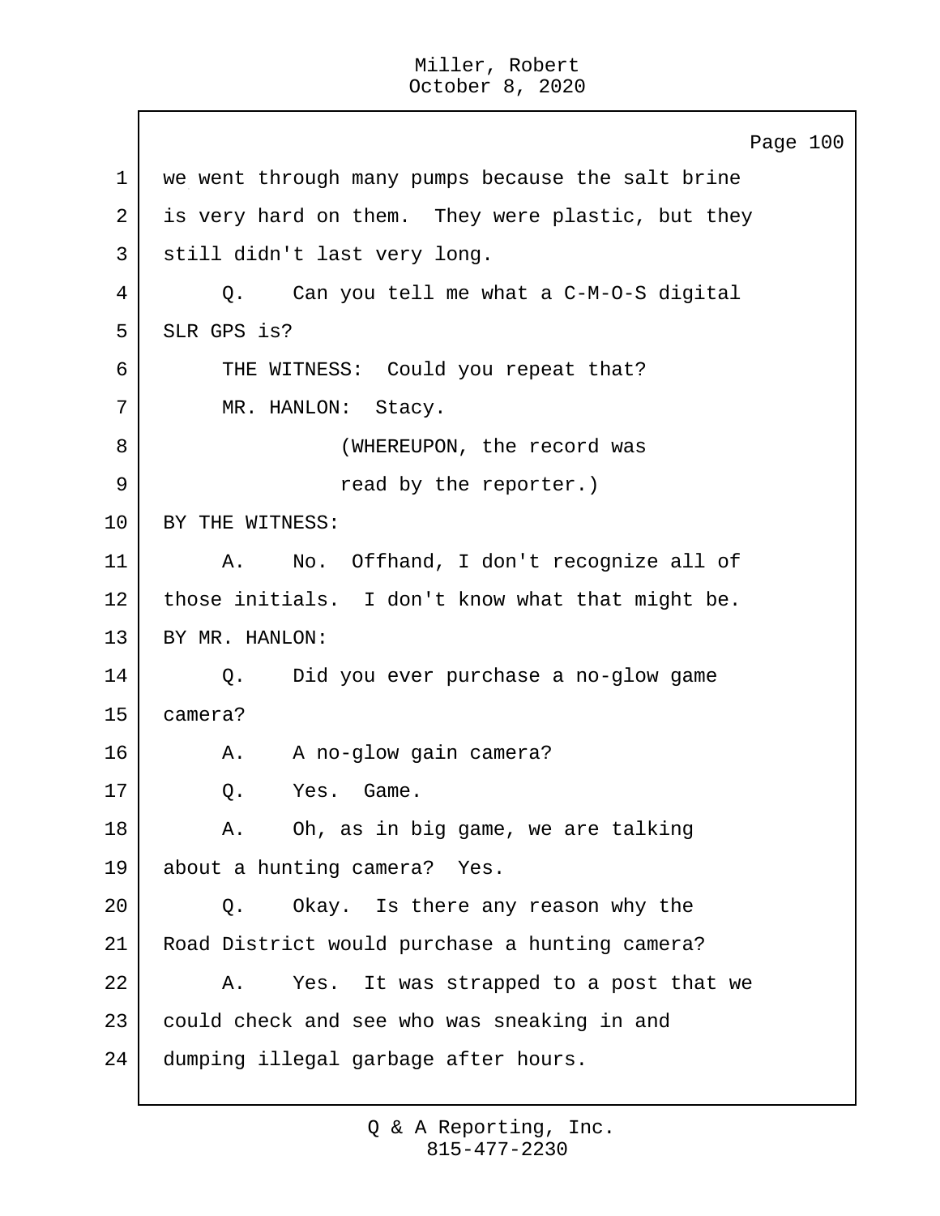we went through many pumps because the salt brine is very hard on them. They were plastic, but they still didn't last very long.

Q. Can you tell me what a C-M-O-S digital SLR GPS is?

THE WITNESS: Could you repeat that?

MR. HANLON: Stacy.

(WHEREUPON, the record was read by the reporter.)

BY THE WITNESS:

A. No. Offhand, I don't recognize all of those initials. I don't know what that might be.

BY MR. HANLON:

Q. Did you ever purchase a no-glow game camera?

A. A no-glow gain camera?

Q. Yes. Game.

A. Oh, as in big game, we are talking about a hunting camera? Yes.

Q. Okay. Is there any reason why the Road District would purchase a hunting camera?

A. Yes. It was strapped to a post that we could check and see who was sneaking in and dumping illegal garbage after hours.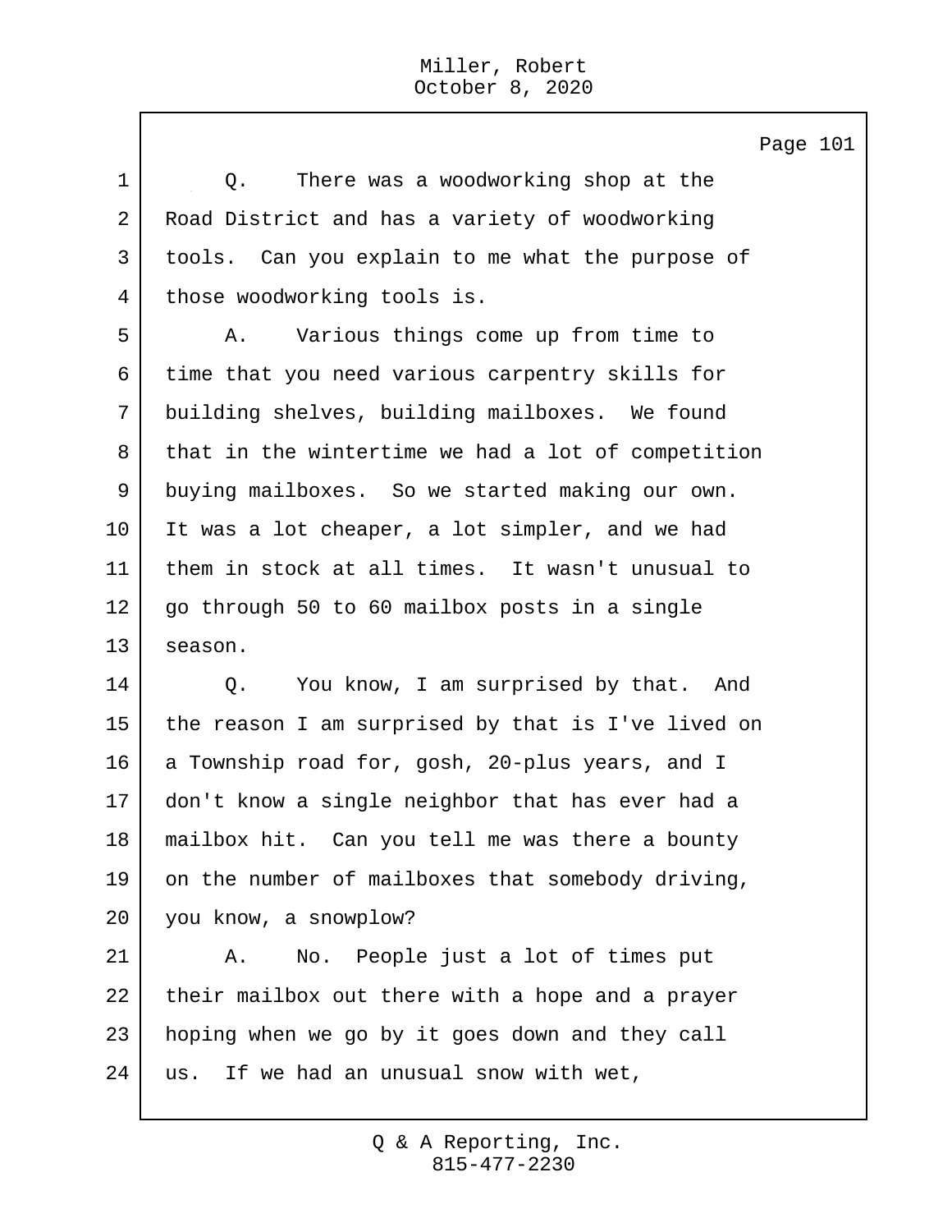Q. There was a woodworking shop at the Road District and has a variety of woodworking tools. Can you explain to me what the purpose of those woodworking tools is.

A. Various things come up from time to time that you need various carpentry skills for building shelves, building mailboxes. We found that in the wintertime we had a lot of competition buying mailboxes. So we started making our own. It was a lot cheaper, a lot simpler, and we had them in stock at all times. It wasn't unusual to go through 50 to 60 mailbox posts in a single season.

Q. You know, I am surprised by that. And the reason I am surprised by that is I've lived on a Township road for, gosh, 20-plus years, and I don't know a single neighbor that has ever had a mailbox hit. Can you tell me was there a bounty on the number of mailboxes that somebody driving, you know, a snowplow?

A. No. People just a lot of times put their mailbox out there with a hope and a prayer hoping when we go by it goes down and they call us. If we had an unusual snow with wet,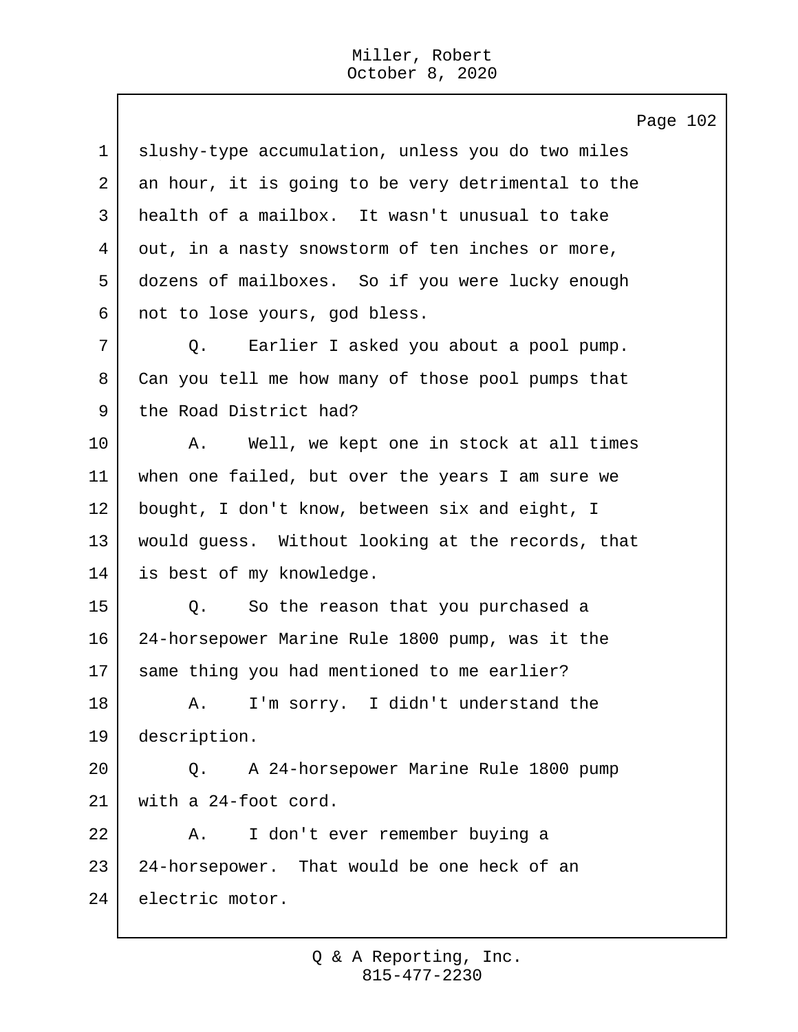slushy-type accumulation, unless you do two miles an hour, it is going to be very detrimental to the health of a mailbox. It wasn't unusual to take out, in a nasty snowstorm of ten inches or more, dozens of mailboxes. So if you were lucky enough not to lose yours, god bless.

Q. Earlier I asked you about a pool pump. Can you tell me how many of those pool pumps that the Road District had?

A. Well, we kept one in stock at all times when one failed, but over the years I am sure we bought, I don't know, between six and eight, I would guess. Without looking at the records, that is best of my knowledge.

Q. So the reason that you purchased a 24-horsepower Marine Rule 1800 pump, was it the same thing you had mentioned to me earlier?

A. I'm sorry. I didn't understand the description.

Q. A 24-horsepower Marine Rule 1800 pump with a 24-foot cord.

A. I don't ever remember buying a 24-horsepower. That would be one heck of an electric motor.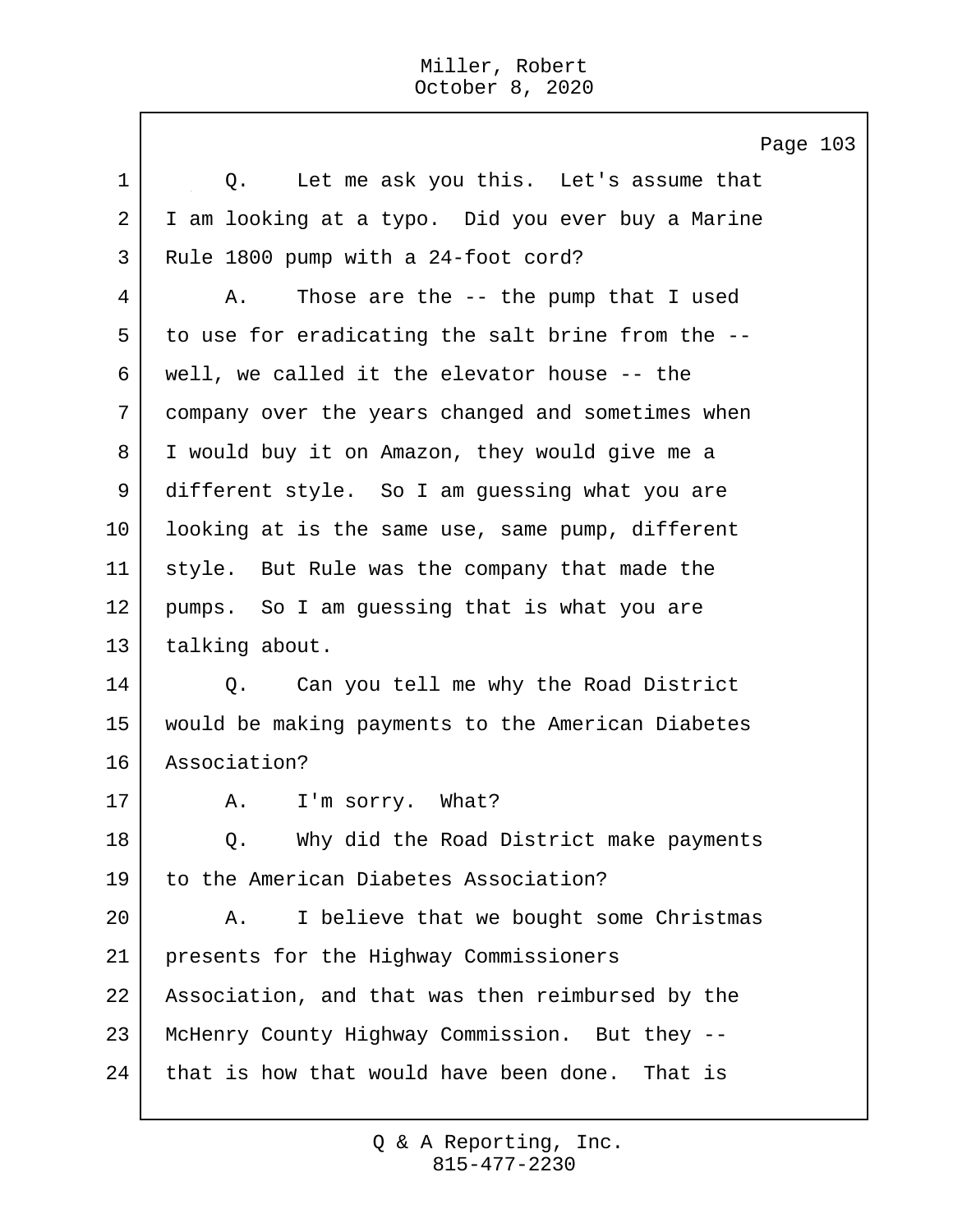Page 103

1 Q. Let me ask you this. Let's assume that
2 I am looking at a typo. Did you ever buy a Marine
3 Rule 1800 pump with a 24-foot cord?
4 A. Those are the -- the pump that I used
5 to use for eradicating the salt brine from the --
6 well, we called it the elevator house -- the
7 company over the years changed and sometimes when
8 I would buy it on Amazon, they would give me a
9 different style. So I am guessing what you are
10 looking at is the same use, same pump, different
11 style. But Rule was the company that made the
12 pumps. So I am guessing that is what you are
13 talking about.
14 Q. Can you tell me why the Road District
15 would be making payments to the American Diabetes
16 Association?
17 A. I'm sorry. What?
18 Q. Why did the Road District make payments
19 to the American Diabetes Association?
20 A. I believe that we bought some Christmas
21 presents for the Highway Commissioners
22 Association, and that was then reimbursed by the
23 McHenry County Highway Commission. But they --
24 that is how that would have been done. That is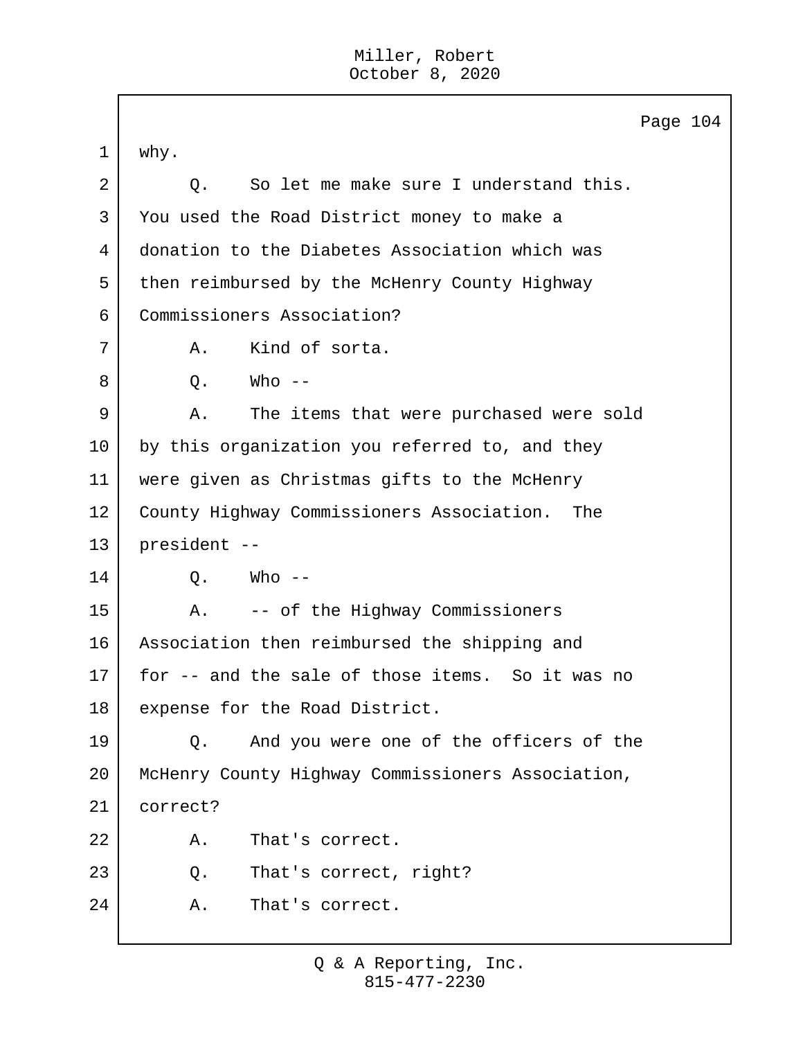why.

Q. So let me make sure I understand this. You used the Road District money to make a donation to the Diabetes Association which was then reimbursed by the McHenry County Highway Commissioners Association?

A. Kind of sorta.

Q. Who --

A. The items that were purchased were sold by this organization you referred to, and they were given as Christmas gifts to the McHenry County Highway Commissioners Association. The president --

Q. Who --

A. -- of the Highway Commissioners Association then reimbursed the shipping and for -- and the sale of those items. So it was no expense for the Road District.

Q. And you were one of the officers of the McHenry County Highway Commissioners Association, correct?

A. That's correct.

Q. That's correct, right?

A. That's correct.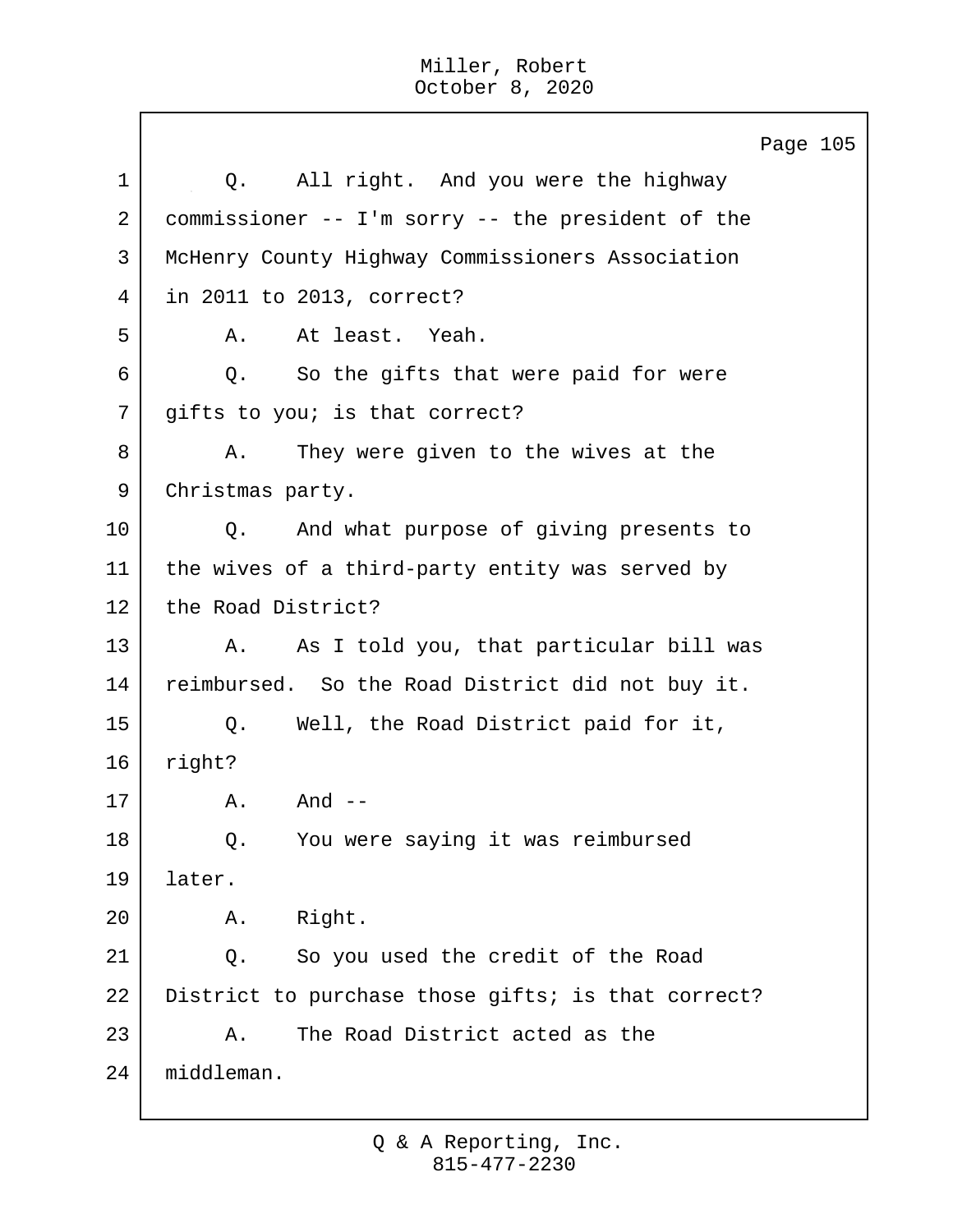Q. All right. And you were the highway commissioner -- I'm sorry -- the president of the McHenry County Highway Commissioners Association in 2011 to 2013, correct?

A. At least. Yeah.

Q. So the gifts that were paid for were gifts to you; is that correct?

A. They were given to the wives at the Christmas party.

Q. And what purpose of giving presents to the wives of a third-party entity was served by the Road District?

A. As I told you, that particular bill was reimbursed. So the Road District did not buy it.

Q. Well, the Road District paid for it, right?

A. And --

Q. You were saying it was reimbursed later.

A. Right.

Q. So you used the credit of the Road District to purchase those gifts; is that correct?

A. The Road District acted as the middleman.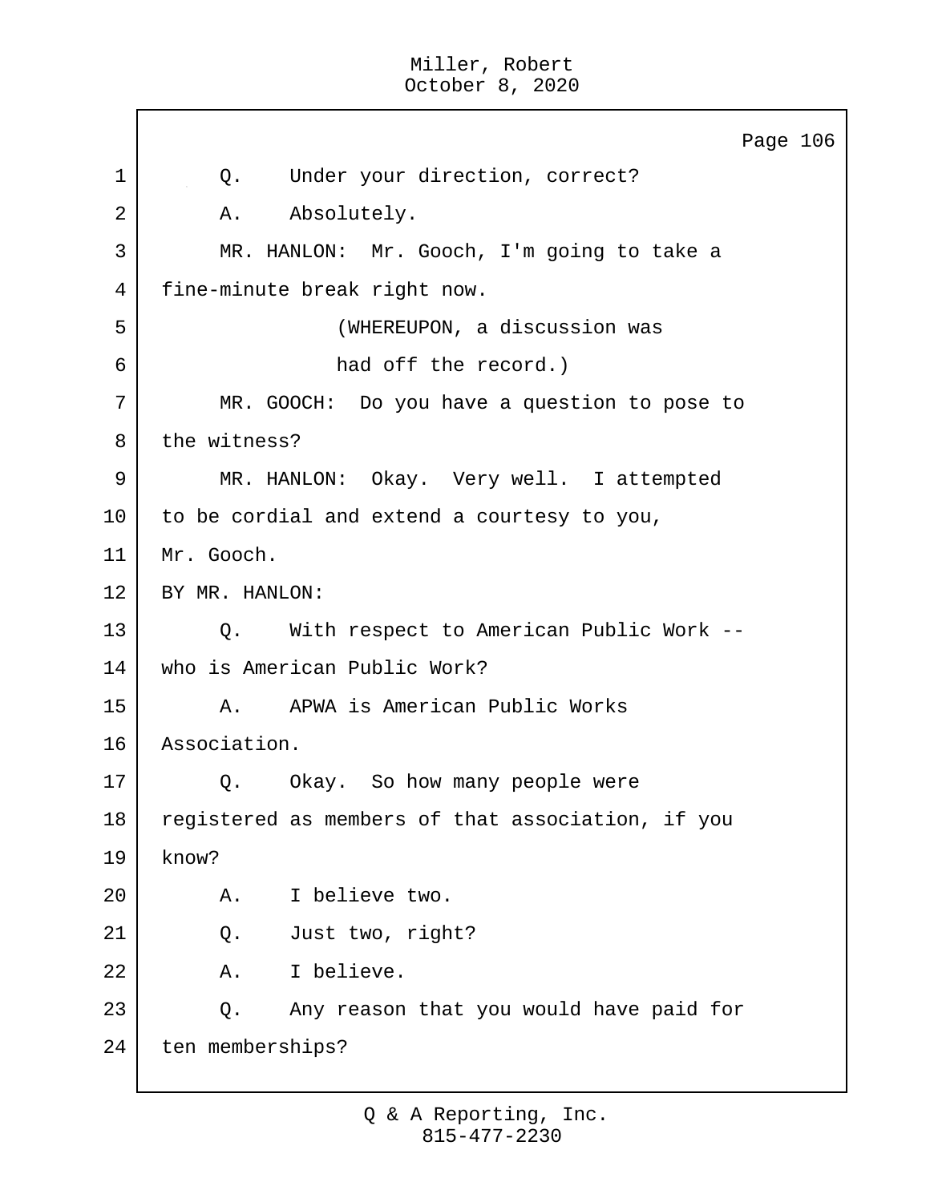Q. Under your direction, correct?

A. Absolutely.

MR. HANLON: Mr. Gooch, I'm going to take a fine-minute break right now.

(WHEREUPON, a discussion was had off the record.)

MR. GOOCH: Do you have a question to pose to the witness?

MR. HANLON: Okay. Very well. I attempted to be cordial and extend a courtesy to you, Mr. Gooch.

BY MR. HANLON:

Q. With respect to American Public Work -- who is American Public Work?

A. APWA is American Public Works Association.

Q. Okay. So how many people were registered as members of that association, if you know?

A. I believe two.

Q. Just two, right?

A. I believe.

Q. Any reason that you would have paid for ten memberships?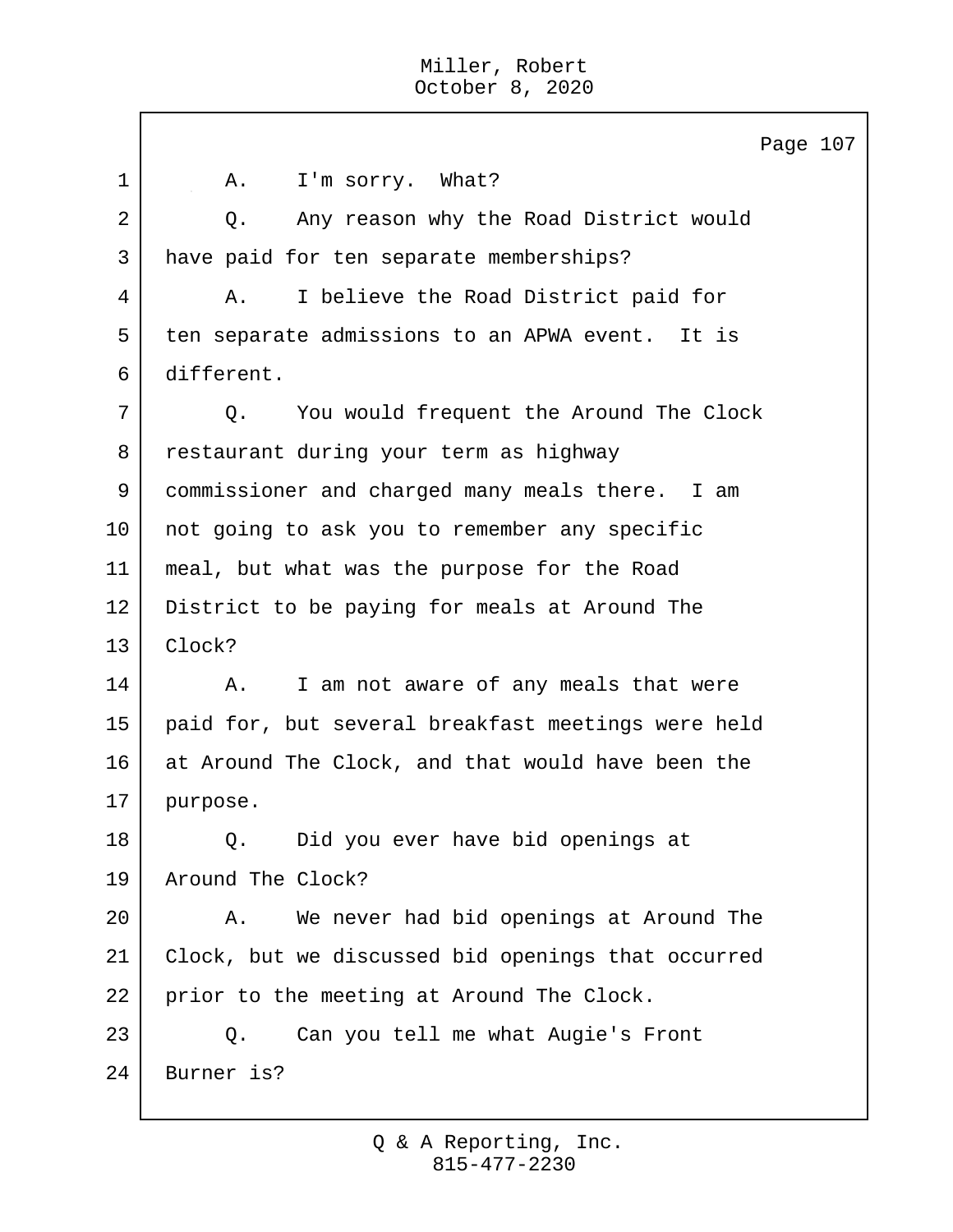A. I'm sorry. What?

Q. Any reason why the Road District would have paid for ten separate memberships?

A. I believe the Road District paid for ten separate admissions to an APWA event. It is different.

Q. You would frequent the Around The Clock restaurant during your term as highway commissioner and charged many meals there. I am not going to ask you to remember any specific meal, but what was the purpose for the Road District to be paying for meals at Around The Clock?

A. I am not aware of any meals that were paid for, but several breakfast meetings were held at Around The Clock, and that would have been the purpose.

Q. Did you ever have bid openings at Around The Clock?

A. We never had bid openings at Around The Clock, but we discussed bid openings that occurred prior to the meeting at Around The Clock.

Q. Can you tell me what Augie's Front Burner is?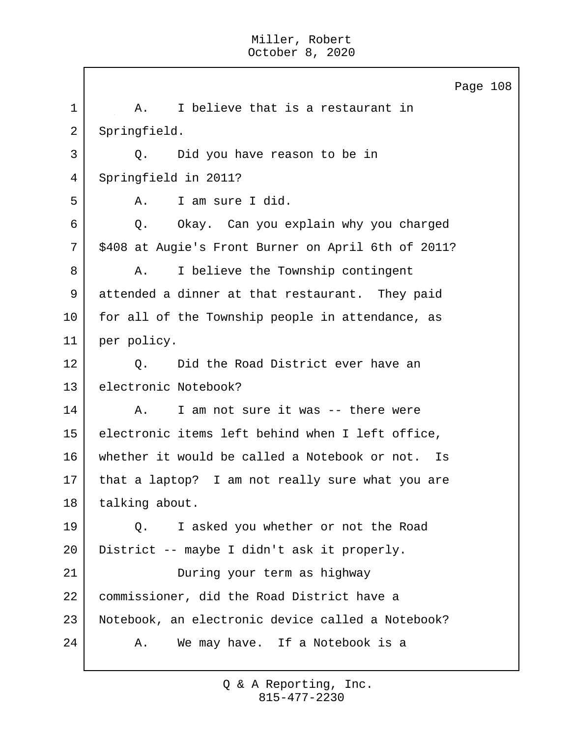A. I believe that is a restaurant in Springfield.

Q. Did you have reason to be in Springfield in 2011?

A. I am sure I did.

Q. Okay. Can you explain why you charged $408 at Augie's Front Burner on April 6th of 2011?

A. I believe the Township contingent attended a dinner at that restaurant. They paid for all of the Township people in attendance, as per policy.

Q. Did the Road District ever have an electronic Notebook?

A. I am not sure it was -- there were electronic items left behind when I left office, whether it would be called a Notebook or not. Is that a laptop? I am not really sure what you are talking about.

Q. I asked you whether or not the Road District -- maybe I didn't ask it properly.

During your term as highway commissioner, did the Road District have a Notebook, an electronic device called a Notebook?

A. We may have. If a Notebook is a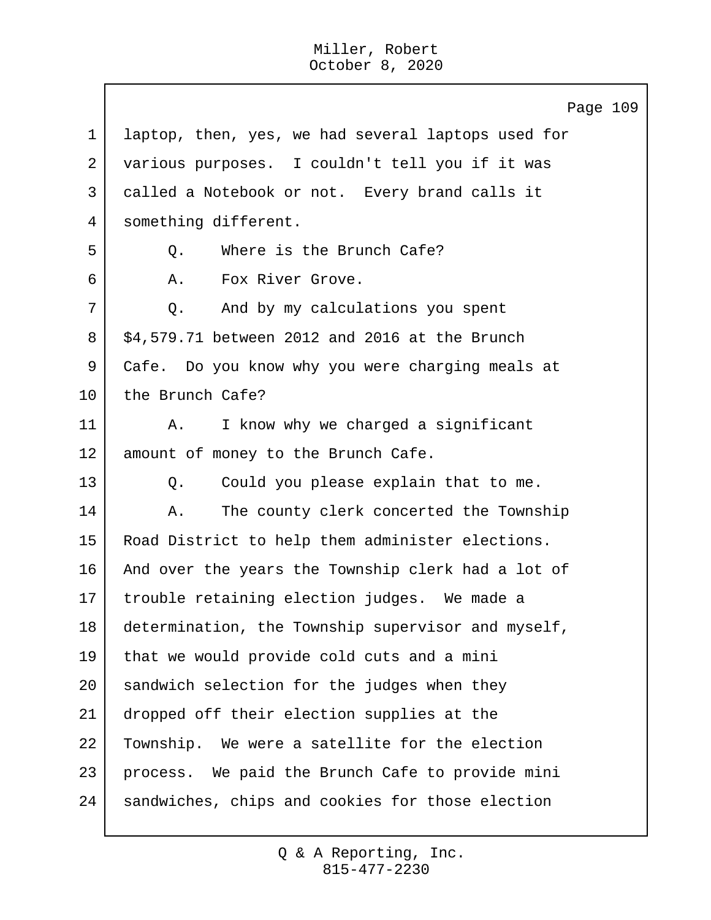laptop, then, yes, we had several laptops used for various purposes. I couldn't tell you if it was called a Notebook or not. Every brand calls it something different.

Q. Where is the Brunch Cafe?

A. Fox River Grove.

Q. And by my calculations you spent $4,579.71 between 2012 and 2016 at the Brunch Cafe. Do you know why you were charging meals at the Brunch Cafe?

A. I know why we charged a significant amount of money to the Brunch Cafe.

Q. Could you please explain that to me.

A. The county clerk concerted the Township Road District to help them administer elections. And over the years the Township clerk had a lot of trouble retaining election judges. We made a determination, the Township supervisor and myself, that we would provide cold cuts and a mini sandwich selection for the judges when they dropped off their election supplies at the Township. We were a satellite for the election process. We paid the Brunch Cafe to provide mini sandwiches, chips and cookies for those election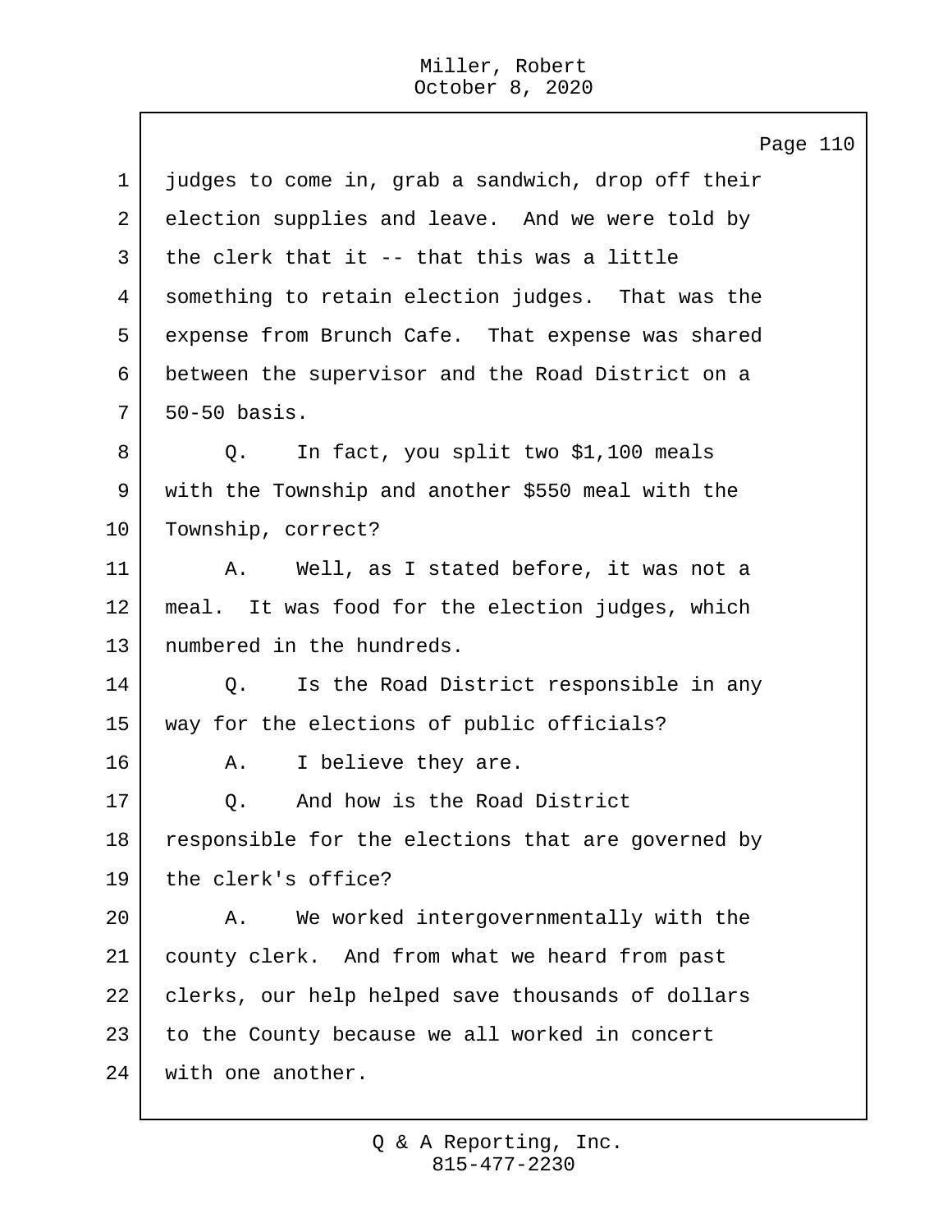judges to come in, grab a sandwich, drop off their election supplies and leave. And we were told by the clerk that it -- that this was a little something to retain election judges. That was the expense from Brunch Cafe. That expense was shared between the supervisor and the Road District on a 50-50 basis.

Q. In fact, you split two $1,100 meals with the Township and another $550 meal with the Township, correct?

A. Well, as I stated before, it was not a meal. It was food for the election judges, which numbered in the hundreds.

Q. Is the Road District responsible in any way for the elections of public officials?

A. I believe they are.

Q. And how is the Road District responsible for the elections that are governed by the clerk's office?

A. We worked intergovernmentally with the county clerk. And from what we heard from past clerks, our help helped save thousands of dollars to the County because we all worked in concert with one another.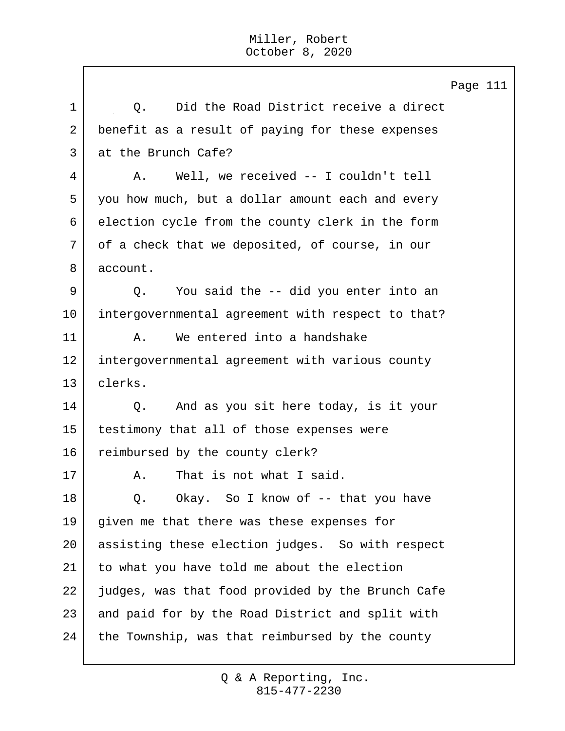Page 111

1 Q. Did the Road District receive a direct
2 benefit as a result of paying for these expenses
3 at the Brunch Cafe?
4 A. Well, we received -- I couldn't tell
5 you how much, but a dollar amount each and every
6 election cycle from the county clerk in the form
7 of a check that we deposited, of course, in our
8 account.
9 Q. You said the -- did you enter into an
10 intergovernmental agreement with respect to that?
11 A. We entered into a handshake
12 intergovernmental agreement with various county
13 clerks.
14 Q. And as you sit here today, is it your
15 testimony that all of those expenses were
16 reimbursed by the county clerk?
17 A. That is not what I said.
18 Q. Okay. So I know of -- that you have
19 given me that there was these expenses for
20 assisting these election judges. So with respect
21 to what you have told me about the election
22 judges, was that food provided by the Brunch Cafe
23 and paid for by the Road District and split with
24 the Township, was that reimbursed by the county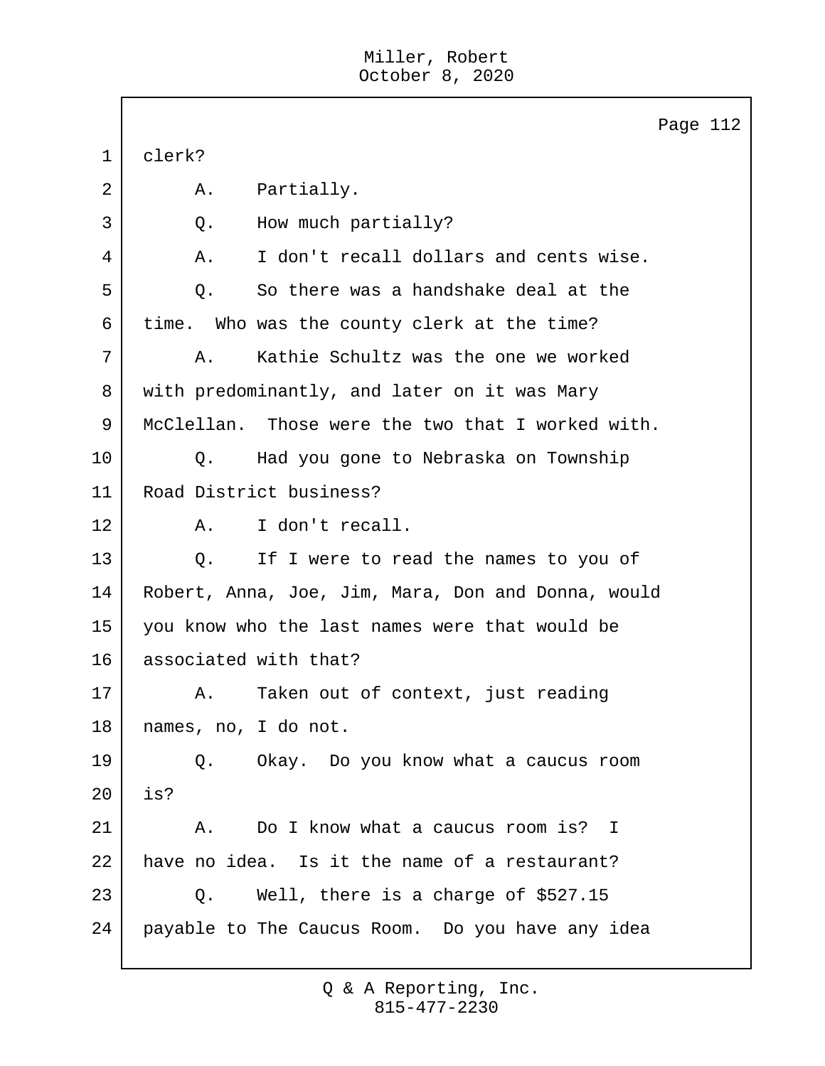clerk?

A. Partially.

Q. How much partially?

A. I don't recall dollars and cents wise.

Q. So there was a handshake deal at the time. Who was the county clerk at the time?

A. Kathie Schultz was the one we worked with predominantly, and later on it was Mary McClellan. Those were the two that I worked with.

Q. Had you gone to Nebraska on Township Road District business?

A. I don't recall.

Q. If I were to read the names to you of Robert, Anna, Joe, Jim, Mara, Don and Donna, would you know who the last names were that would be associated with that?

A. Taken out of context, just reading names, no, I do not.

Q. Okay. Do you know what a caucus room is?

A. Do I know what a caucus room is? I have no idea. Is it the name of a restaurant?

Q. Well, there is a charge of $527.15 payable to The Caucus Room. Do you have any idea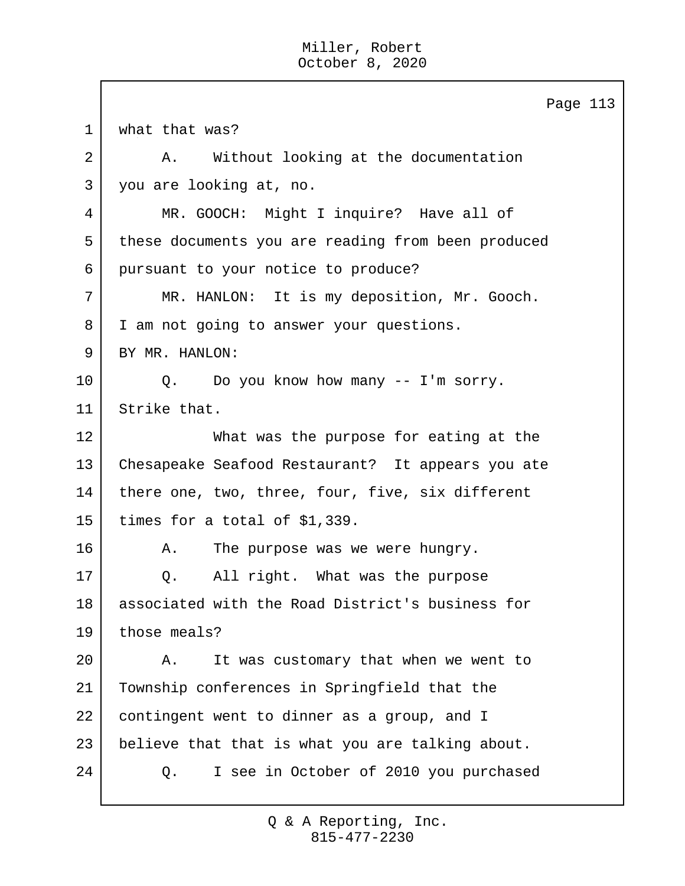Page 113

1 what that was?

2 A. Without looking at the documentation

3 you are looking at, no.

4 MR. GOOCH: Might I inquire? Have all of

5 these documents you are reading from been produced

6 pursuant to your notice to produce?

7 MR. HANLON: It is my deposition, Mr. Gooch.

8 I am not going to answer your questions.

9 BY MR. HANLON:

10 Q. Do you know how many -- I'm sorry.

11 Strike that.

12 What was the purpose for eating at the

13 Chesapeake Seafood Restaurant? It appears you ate

14 there one, two, three, four, five, six different

15 times for a total of $1,339.

16 A. The purpose was we were hungry.

17 Q. All right. What was the purpose

18 associated with the Road District's business for

19 those meals?

20 A. It was customary that when we went to

21 Township conferences in Springfield that the

22 contingent went to dinner as a group, and I

23 believe that that is what you are talking about.

24 Q. I see in October of 2010 you purchased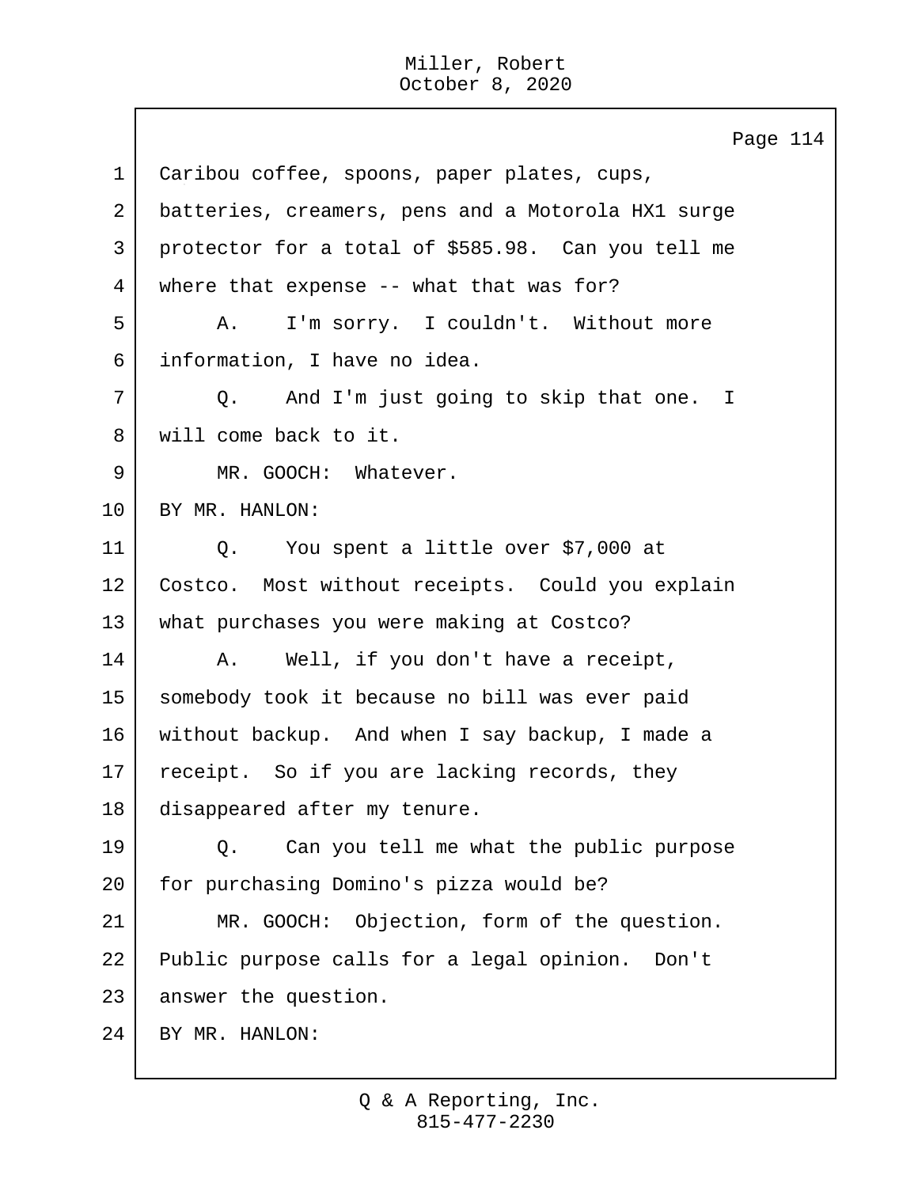Caribou coffee, spoons, paper plates, cups, batteries, creamers, pens and a Motorola HX1 surge protector for a total of $585.98. Can you tell me where that expense -- what that was for?

A. I'm sorry. I couldn't. Without more information, I have no idea.

Q. And I'm just going to skip that one. I will come back to it.

MR. GOOCH: Whatever.

BY MR. HANLON:

Q. You spent a little over $7,000 at Costco. Most without receipts. Could you explain what purchases you were making at Costco?

A. Well, if you don't have a receipt, somebody took it because no bill was ever paid without backup. And when I say backup, I made a receipt. So if you are lacking records, they disappeared after my tenure.

Q. Can you tell me what the public purpose for purchasing Domino's pizza would be?

MR. GOOCH: Objection, form of the question. Public purpose calls for a legal opinion. Don't answer the question.

BY MR. HANLON: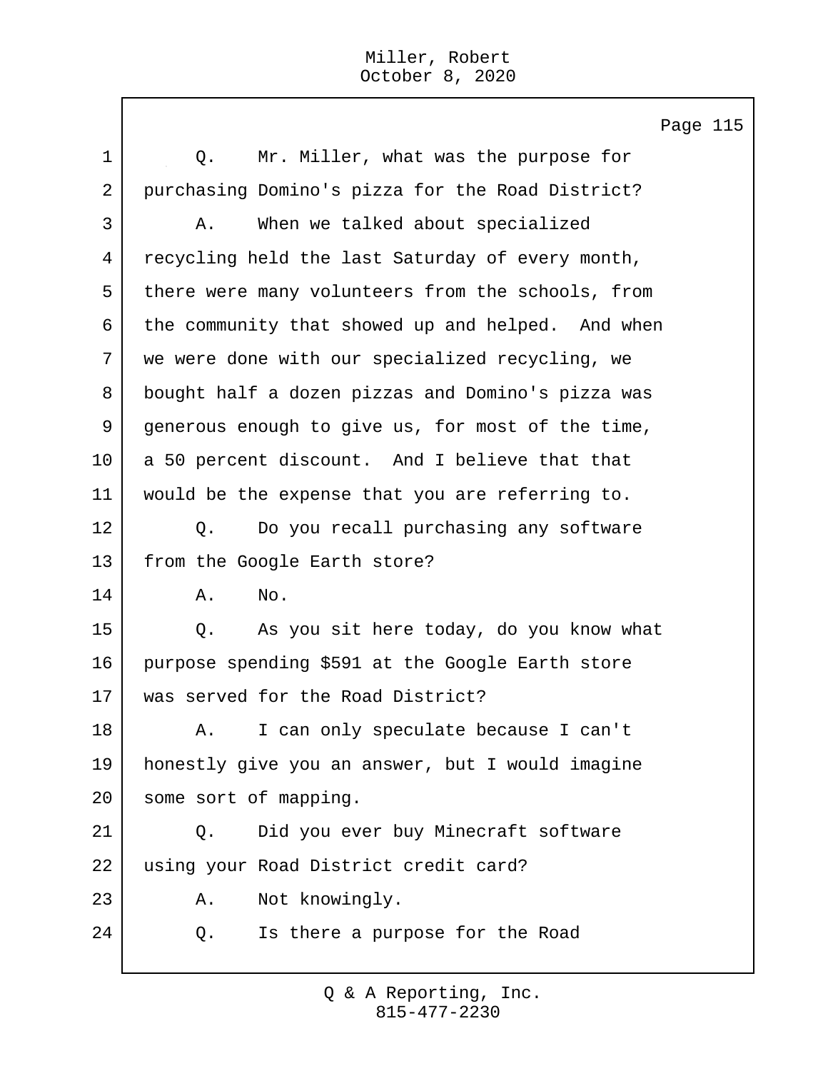Q. Mr. Miller, what was the purpose for purchasing Domino's pizza for the Road District?

A. When we talked about specialized recycling held the last Saturday of every month, there were many volunteers from the schools, from the community that showed up and helped. And when we were done with our specialized recycling, we bought half a dozen pizzas and Domino's pizza was generous enough to give us, for most of the time, a 50 percent discount. And I believe that that would be the expense that you are referring to.

Q. Do you recall purchasing any software from the Google Earth store?

A. No.

Q. As you sit here today, do you know what purpose spending $591 at the Google Earth store was served for the Road District?

A. I can only speculate because I can't honestly give you an answer, but I would imagine some sort of mapping.

Q. Did you ever buy Minecraft software using your Road District credit card?

A. Not knowingly.

Q. Is there a purpose for the Road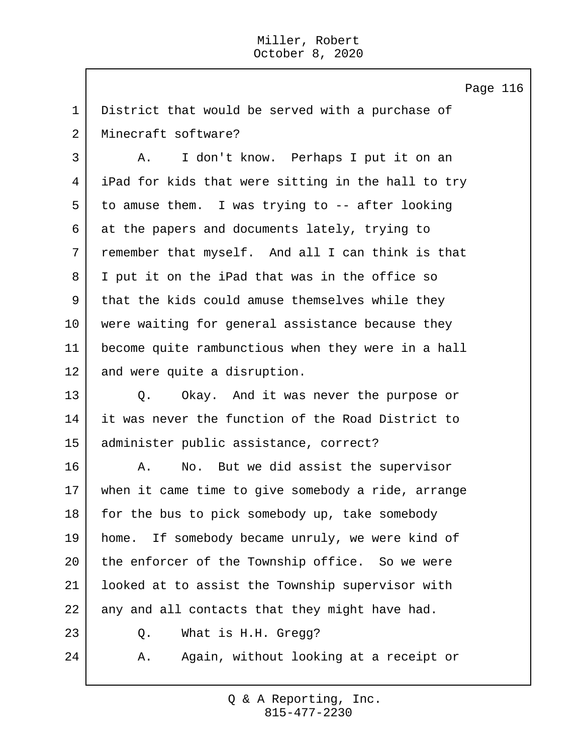District that would be served with a purchase of Minecraft software?

A. I don't know. Perhaps I put it on an iPad for kids that were sitting in the hall to try to amuse them. I was trying to -- after looking at the papers and documents lately, trying to remember that myself. And all I can think is that I put it on the iPad that was in the office so that the kids could amuse themselves while they were waiting for general assistance because they become quite rambunctious when they were in a hall and were quite a disruption.

Q. Okay. And it was never the purpose or it was never the function of the Road District to administer public assistance, correct?

A. No. But we did assist the supervisor when it came time to give somebody a ride, arrange for the bus to pick somebody up, take somebody home. If somebody became unruly, we were kind of the enforcer of the Township office. So we were looked at to assist the Township supervisor with any and all contacts that they might have had.

Q. What is H.H. Gregg?

A. Again, without looking at a receipt or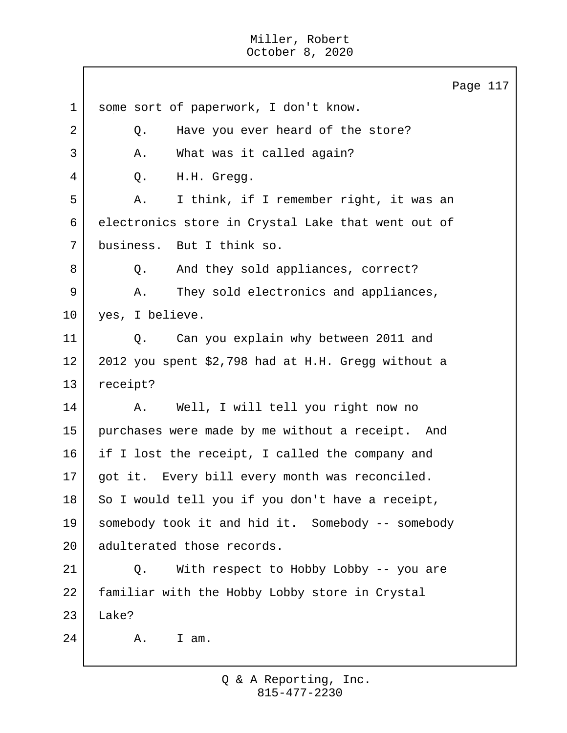some sort of paperwork, I don't know.

Q. Have you ever heard of the store?

A. What was it called again?

Q. H.H. Gregg.

A. I think, if I remember right, it was an electronics store in Crystal Lake that went out of business. But I think so.

Q. And they sold appliances, correct?

A. They sold electronics and appliances, yes, I believe.

Q. Can you explain why between 2011 and 2012 you spent $2,798 had at H.H. Gregg without a receipt?

A. Well, I will tell you right now no purchases were made by me without a receipt. And if I lost the receipt, I called the company and got it. Every bill every month was reconciled. So I would tell you if you don't have a receipt, somebody took it and hid it. Somebody -- somebody adulterated those records.

Q. With respect to Hobby Lobby -- you are familiar with the Hobby Lobby store in Crystal Lake?

A. I am.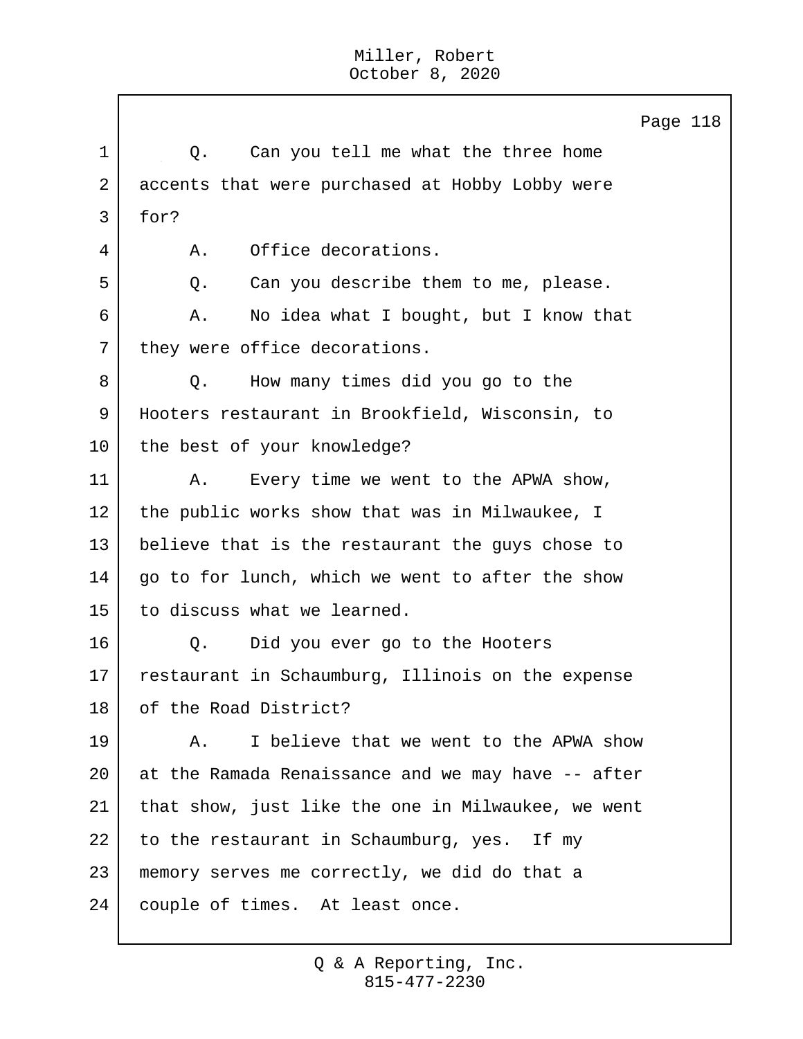Q. Can you tell me what the three home accents that were purchased at Hobby Lobby were for?

A. Office decorations.

Q. Can you describe them to me, please.

A. No idea what I bought, but I know that they were office decorations.

Q. How many times did you go to the Hooters restaurant in Brookfield, Wisconsin, to the best of your knowledge?

A. Every time we went to the APWA show, the public works show that was in Milwaukee, I believe that is the restaurant the guys chose to go to for lunch, which we went to after the show to discuss what we learned.

Q. Did you ever go to the Hooters restaurant in Schaumburg, Illinois on the expense of the Road District?

A. I believe that we went to the APWA show at the Ramada Renaissance and we may have -- after that show, just like the one in Milwaukee, we went to the restaurant in Schaumburg, yes. If my memory serves me correctly, we did do that a couple of times. At least once.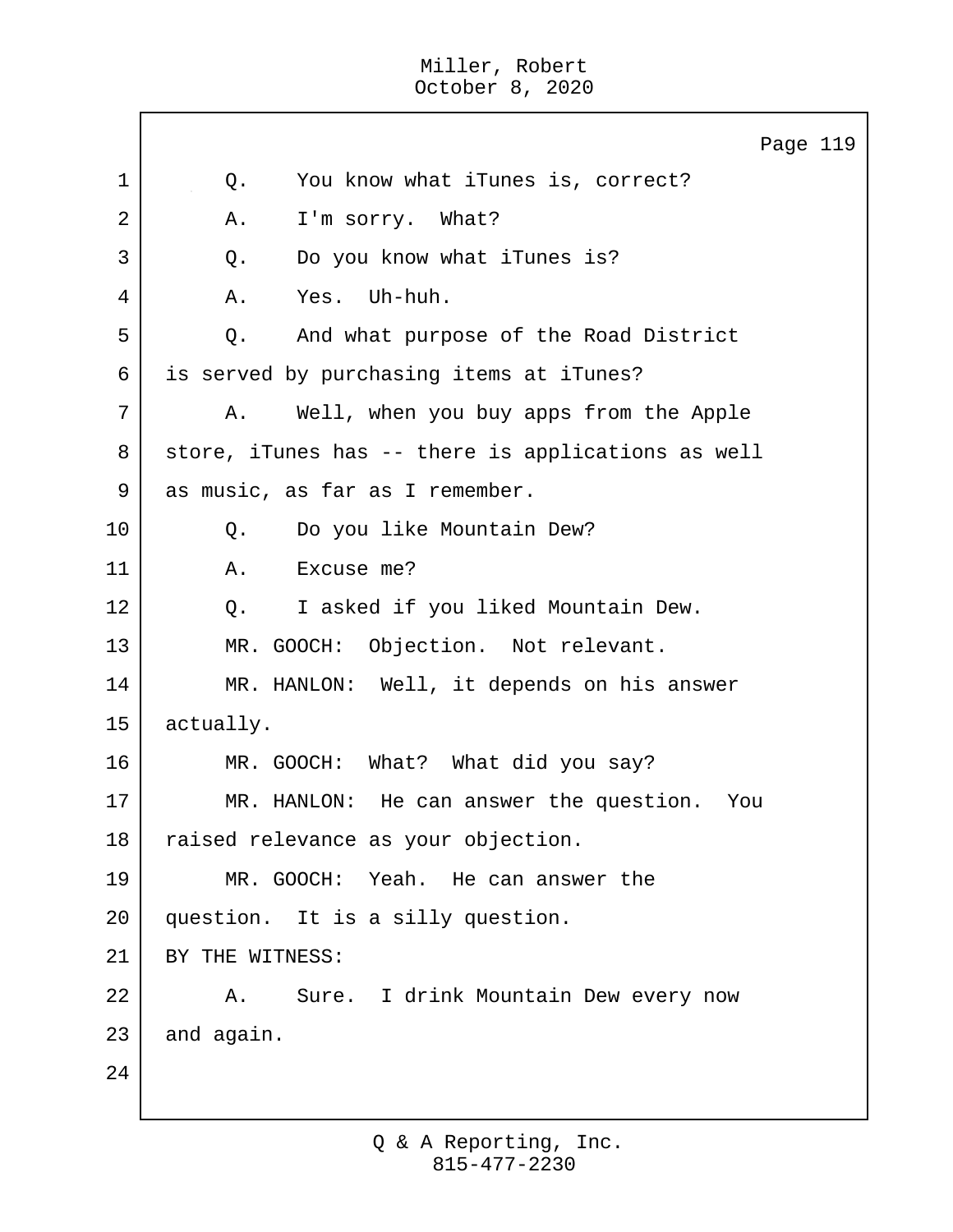Q. You know what iTunes is, correct?

A. I'm sorry. What?

Q. Do you know what iTunes is?

A. Yes. Uh-huh.

Q. And what purpose of the Road District is served by purchasing items at iTunes?

A. Well, when you buy apps from the Apple store, iTunes has -- there is applications as well as music, as far as I remember.

Q. Do you like Mountain Dew?

A. Excuse me?

Q. I asked if you liked Mountain Dew.

MR. GOOCH: Objection. Not relevant.

MR. HANLON: Well, it depends on his answer actually.

MR. GOOCH: What? What did you say?

MR. HANLON: He can answer the question. You raised relevance as your objection.

MR. GOOCH: Yeah. He can answer the question. It is a silly question.

BY THE WITNESS:

A. Sure. I drink Mountain Dew every now and again.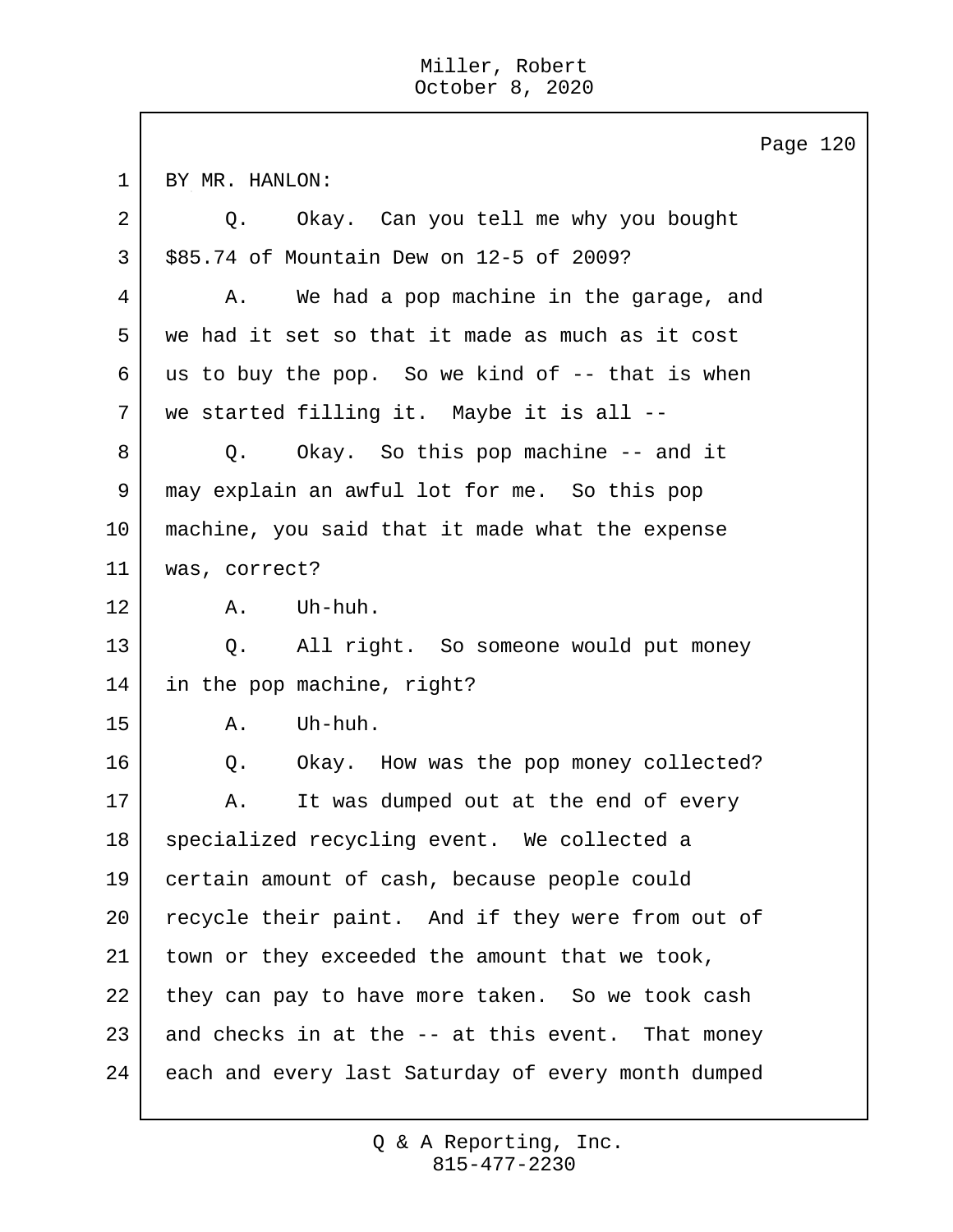BY MR. HANLON:

Q. Okay. Can you tell me why you bought $85.74 of Mountain Dew on 12-5 of 2009?

A. We had a pop machine in the garage, and we had it set so that it made as much as it cost us to buy the pop. So we kind of -- that is when we started filling it. Maybe it is all --

Q. Okay. So this pop machine -- and it may explain an awful lot for me. So this pop machine, you said that it made what the expense was, correct?

A. Uh-huh.

Q. All right. So someone would put money in the pop machine, right?

A. Uh-huh.

Q. Okay. How was the pop money collected?

A. It was dumped out at the end of every specialized recycling event. We collected a certain amount of cash, because people could recycle their paint. And if they were from out of town or they exceeded the amount that we took, they can pay to have more taken. So we took cash and checks in at the -- at this event. That money each and every last Saturday of every month dumped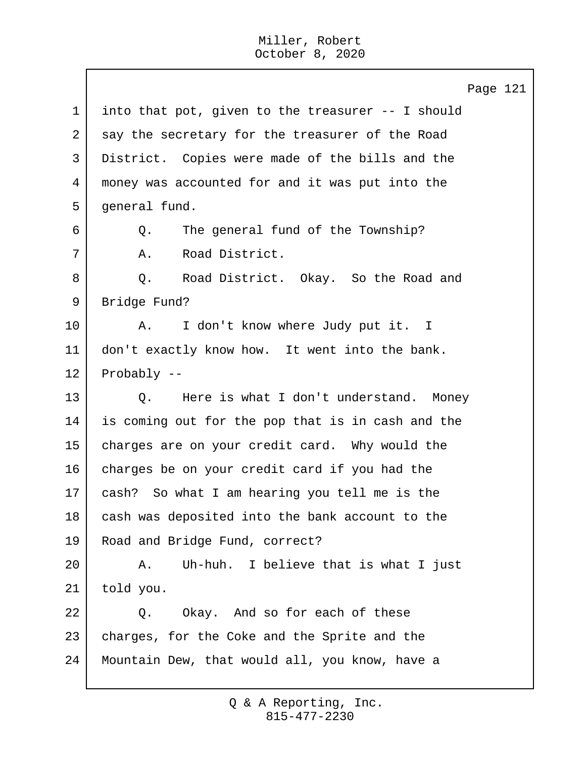into that pot, given to the treasurer -- I should say the secretary for the treasurer of the Road District. Copies were made of the bills and the money was accounted for and it was put into the general fund.

Q. The general fund of the Township?

A. Road District.

Q. Road District. Okay. So the Road and Bridge Fund?

A. I don't know where Judy put it. I don't exactly know how. It went into the bank. Probably --

Q. Here is what I don't understand. Money is coming out for the pop that is in cash and the charges are on your credit card. Why would the charges be on your credit card if you had the cash? So what I am hearing you tell me is the cash was deposited into the bank account to the Road and Bridge Fund, correct?

A. Uh-huh. I believe that is what I just told you.

Q. Okay. And so for each of these charges, for the Coke and the Sprite and the Mountain Dew, that would all, you know, have a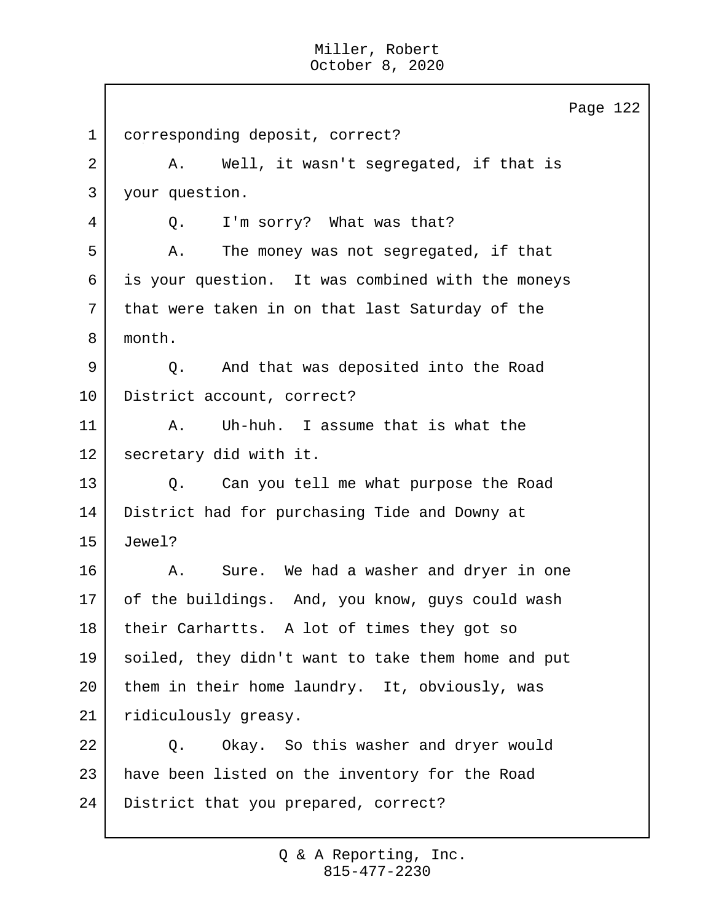1 corresponding deposit, correct?

2 A. Well, it wasn't segregated, if that is

3 your question.

4 Q. I'm sorry? What was that?

5 A. The money was not segregated, if that

6 is your question. It was combined with the moneys

7 that were taken in on that last Saturday of the

8 month.

9 Q. And that was deposited into the Road

10 District account, correct?

11 A. Uh-huh. I assume that is what the

12 secretary did with it.

13 Q. Can you tell me what purpose the Road

14 District had for purchasing Tide and Downy at

15 Jewel?

16 A. Sure. We had a washer and dryer in one

17 of the buildings. And, you know, guys could wash

18 their Carhartts. A lot of times they got so

19 soiled, they didn't want to take them home and put

20 them in their home laundry. It, obviously, was

21 ridiculously greasy.

22 Q. Okay. So this washer and dryer would

23 have been listed on the inventory for the Road

24 District that you prepared, correct?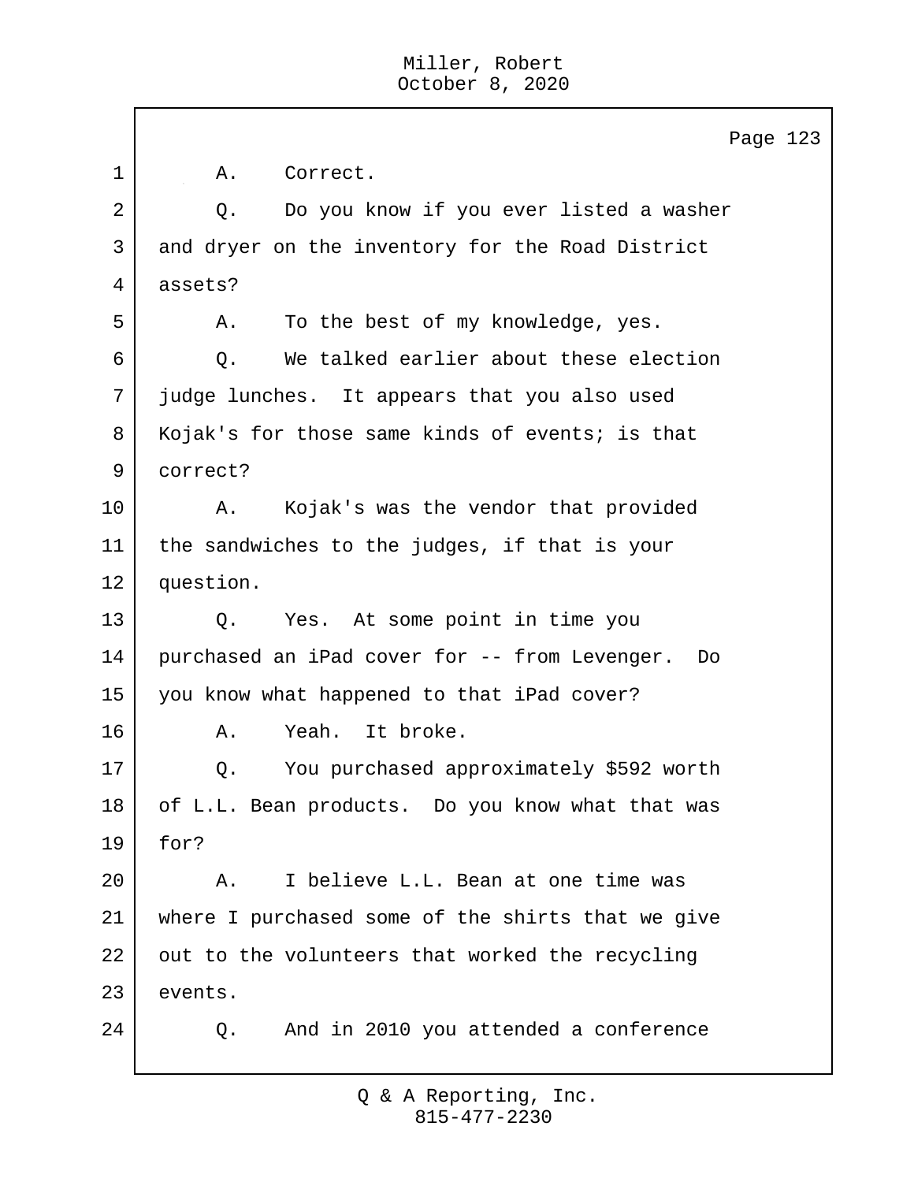A. Correct.

Q. Do you know if you ever listed a washer and dryer on the inventory for the Road District assets?

A. To the best of my knowledge, yes.

Q. We talked earlier about these election judge lunches. It appears that you also used Kojak's for those same kinds of events; is that correct?

A. Kojak's was the vendor that provided the sandwiches to the judges, if that is your question.

Q. Yes. At some point in time you purchased an iPad cover for -- from Levenger. Do you know what happened to that iPad cover?

A. Yeah. It broke.

Q. You purchased approximately $592 worth of L.L. Bean products. Do you know what that was for?

A. I believe L.L. Bean at one time was where I purchased some of the shirts that we give out to the volunteers that worked the recycling events.

Q. And in 2010 you attended a conference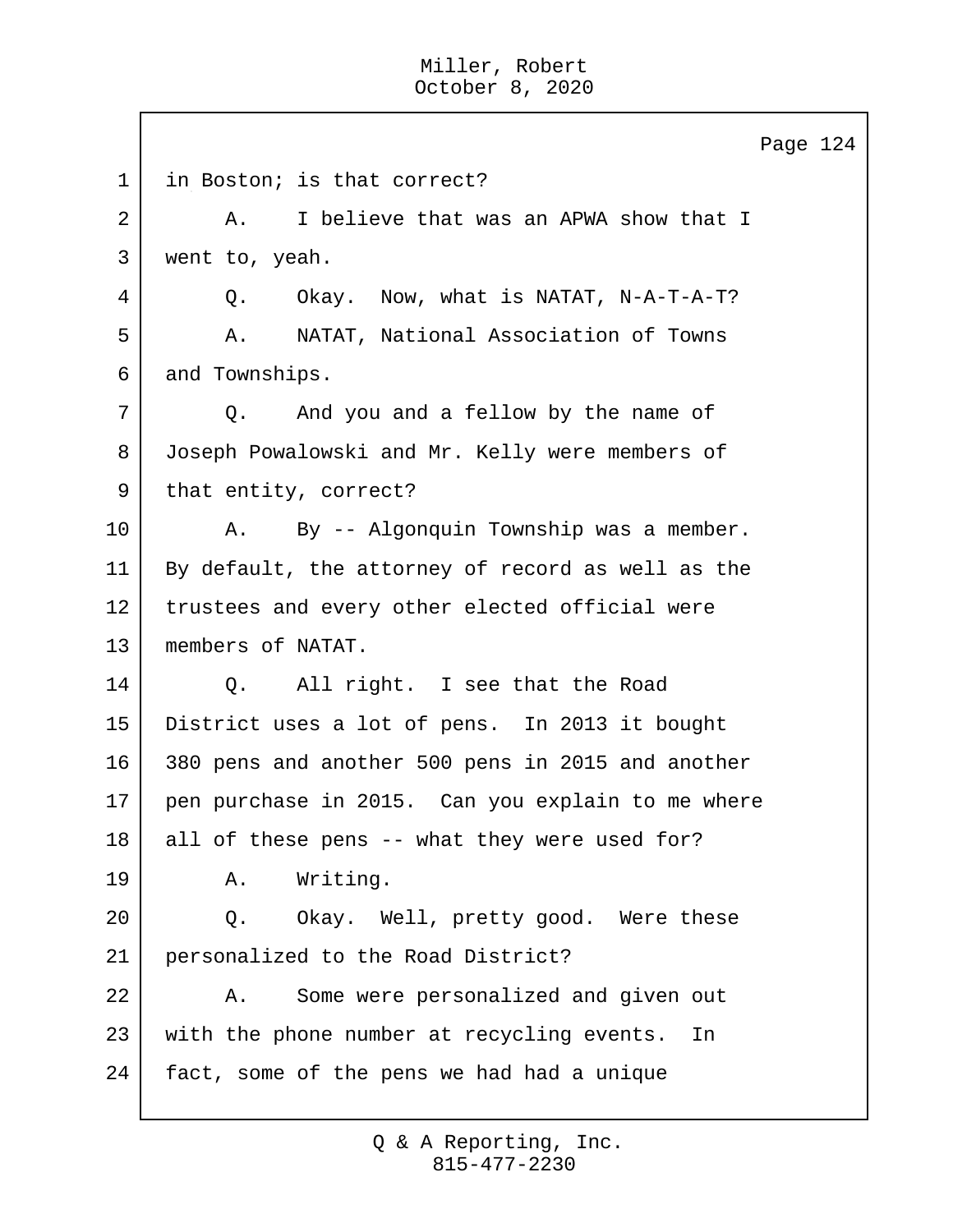1 in Boston; is that correct?

2 A. I believe that was an APWA show that I

3 went to, yeah.

4 Q. Okay. Now, what is NATAT, N-A-T-A-T?

5 A. NATAT, National Association of Towns

6 and Townships.

7 Q. And you and a fellow by the name of

8 Joseph Powalowski and Mr. Kelly were members of

9 that entity, correct?

10 A. By -- Algonquin Township was a member.

11 By default, the attorney of record as well as the

12 trustees and every other elected official were

13 members of NATAT.

14 Q. All right. I see that the Road

15 District uses a lot of pens. In 2013 it bought

16 380 pens and another 500 pens in 2015 and another

17 pen purchase in 2015. Can you explain to me where

18 all of these pens -- what they were used for?

19 A. Writing.

20 Q. Okay. Well, pretty good. Were these

21 personalized to the Road District?

22 A. Some were personalized and given out

23 with the phone number at recycling events. In

24 fact, some of the pens we had had a unique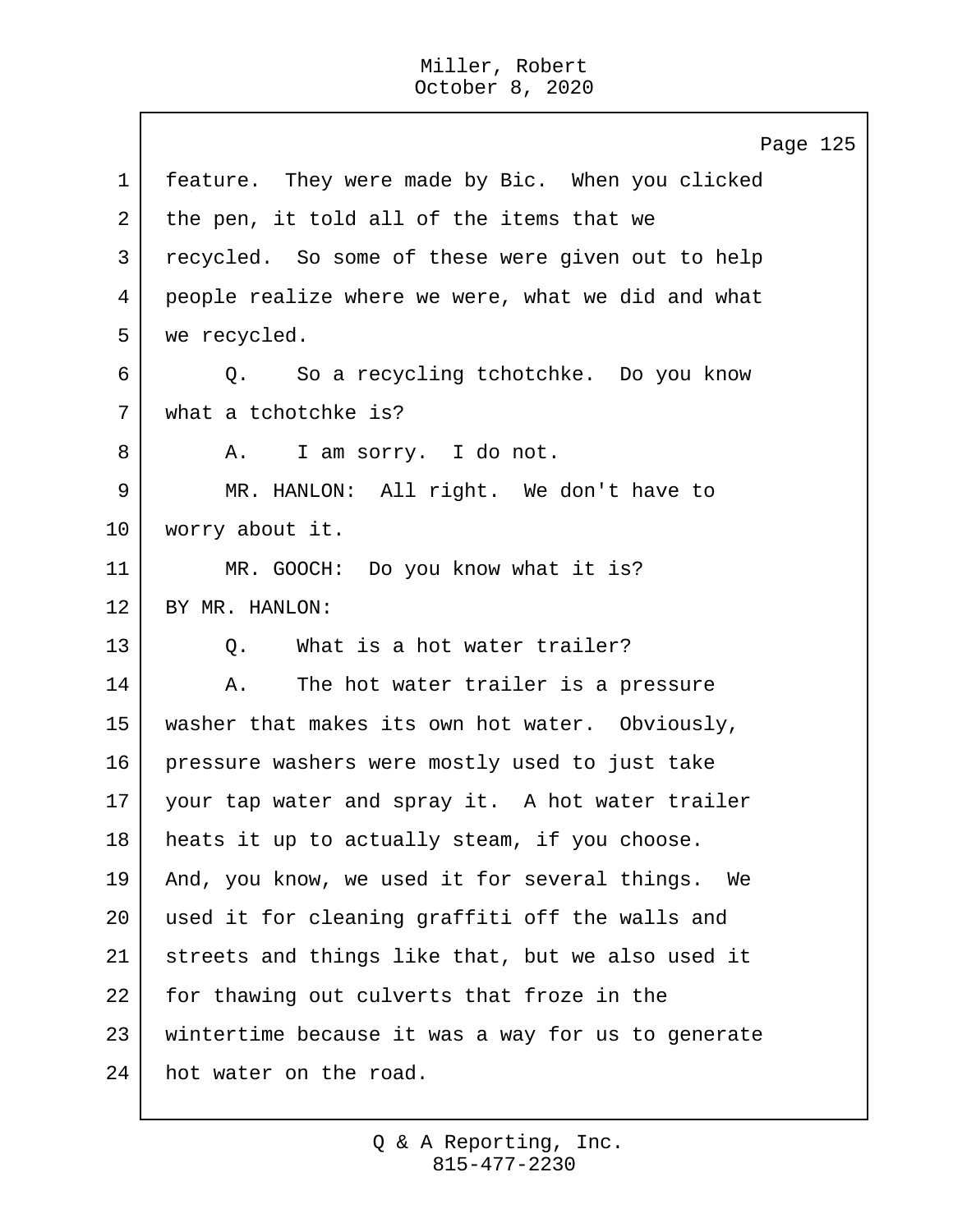feature. They were made by Bic. When you clicked the pen, it told all of the items that we recycled. So some of these were given out to help people realize where we were, what we did and what we recycled.

Q. So a recycling tchotchke. Do you know what a tchotchke is?

A. I am sorry. I do not.

MR. HANLON: All right. We don't have to worry about it.

MR. GOOCH: Do you know what it is?

BY MR. HANLON:

Q. What is a hot water trailer?

A. The hot water trailer is a pressure washer that makes its own hot water. Obviously, pressure washers were mostly used to just take your tap water and spray it. A hot water trailer heats it up to actually steam, if you choose. And, you know, we used it for several things. We used it for cleaning graffiti off the walls and streets and things like that, but we also used it for thawing out culverts that froze in the wintertime because it was a way for us to generate hot water on the road.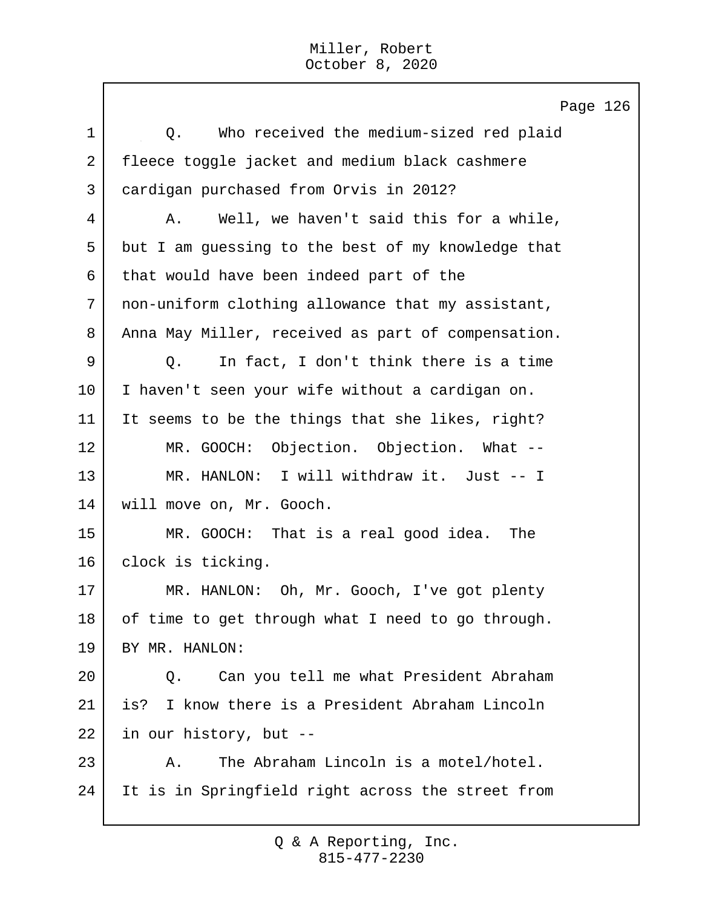Page 126

1 Q. Who received the medium-sized red plaid
2 fleece toggle jacket and medium black cashmere
3 cardigan purchased from Orvis in 2012?
4 A. Well, we haven't said this for a while,
5 but I am guessing to the best of my knowledge that
6 that would have been indeed part of the
7 non-uniform clothing allowance that my assistant,
8 Anna May Miller, received as part of compensation.
9 Q. In fact, I don't think there is a time
10 I haven't seen your wife without a cardigan on.
11 It seems to be the things that she likes, right?
12 MR. GOOCH: Objection. Objection. What --
13 MR. HANLON: I will withdraw it. Just -- I
14 will move on, Mr. Gooch.
15 MR. GOOCH: That is a real good idea. The
16 clock is ticking.
17 MR. HANLON: Oh, Mr. Gooch, I've got plenty
18 of time to get through what I need to go through.
19 BY MR. HANLON:
20 Q. Can you tell me what President Abraham
21 is? I know there is a President Abraham Lincoln
22 in our history, but --
23 A. The Abraham Lincoln is a motel/hotel.
24 It is in Springfield right across the street from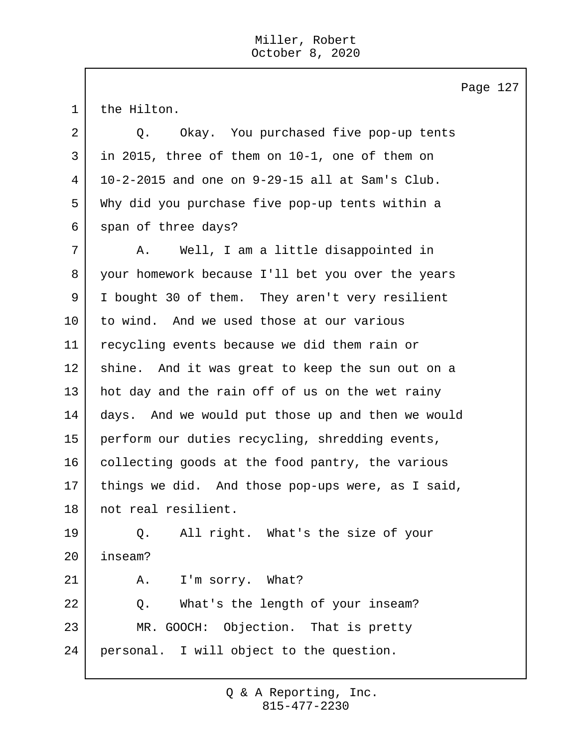Page 127

1 the Hilton.

2 Q. Okay. You purchased five pop-up tents

3 in 2015, three of them on 10-1, one of them on

4 10-2-2015 and one on 9-29-15 all at Sam's Club.

5 Why did you purchase five pop-up tents within a

6 span of three days?

7 A. Well, I am a little disappointed in

8 your homework because I'll bet you over the years

9 I bought 30 of them. They aren't very resilient

10 to wind. And we used those at our various

11 recycling events because we did them rain or

12 shine. And it was great to keep the sun out on a

13 hot day and the rain off of us on the wet rainy

14 days. And we would put those up and then we would

15 perform our duties recycling, shredding events,

16 collecting goods at the food pantry, the various

17 things we did. And those pop-ups were, as I said,

18 not real resilient.

19 Q. All right. What's the size of your

20 inseam?

21 A. I'm sorry. What?

22 Q. What's the length of your inseam?

23 MR. GOOCH: Objection. That is pretty

24 personal. I will object to the question.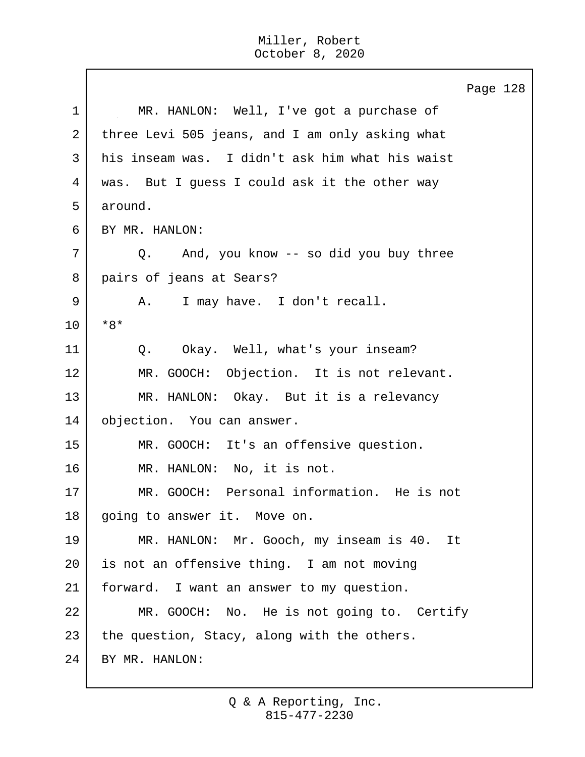MR. HANLON: Well, I've got a purchase of three Levi 505 jeans, and I am only asking what his inseam was. I didn't ask him what his waist was. But I guess I could ask it the other way around.

BY MR. HANLON:

Q. And, you know -- so did you buy three pairs of jeans at Sears?

A. I may have. I don't recall.

*8*

Q. Okay. Well, what's your inseam?

MR. GOOCH: Objection. It is not relevant.

MR. HANLON: Okay. But it is a relevancy objection. You can answer.

MR. GOOCH: It's an offensive question.

MR. HANLON: No, it is not.

MR. GOOCH: Personal information. He is not going to answer it. Move on.

MR. HANLON: Mr. Gooch, my inseam is 40. It is not an offensive thing. I am not moving forward. I want an answer to my question.

MR. GOOCH: No. He is not going to. Certify the question, Stacy, along with the others.

BY MR. HANLON: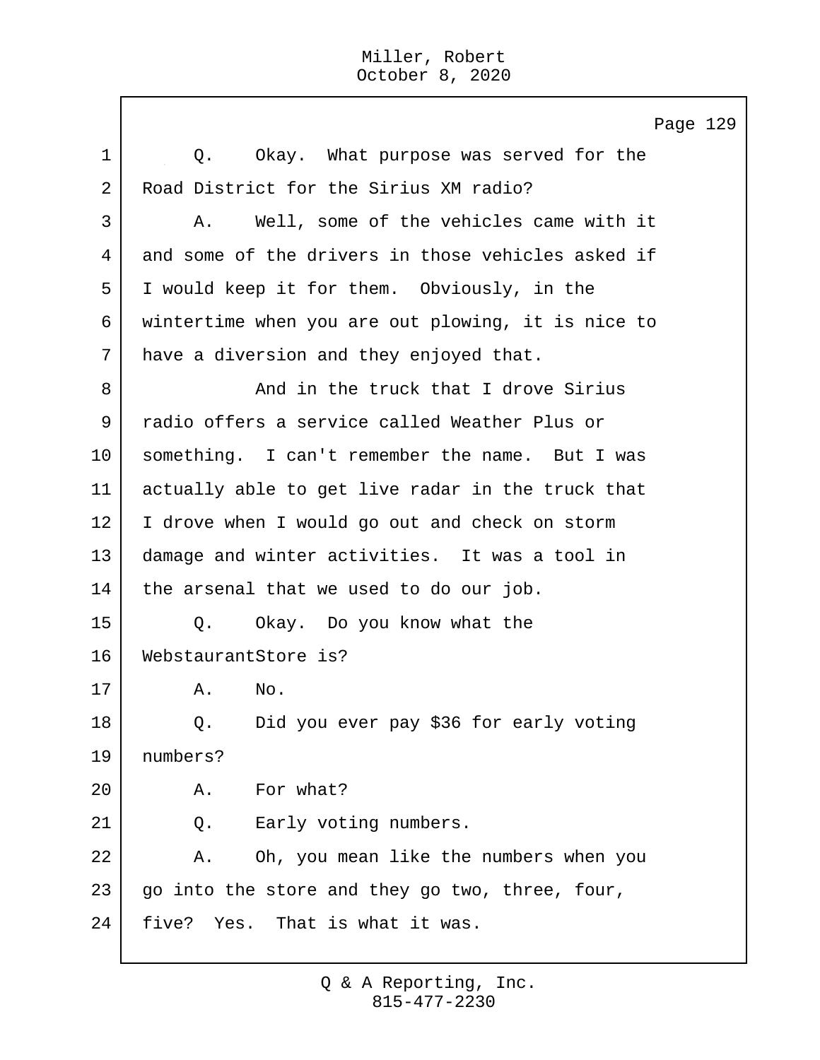Page 129

1 Q. Okay. What purpose was served for the
2 Road District for the Sirius XM radio?
3 A. Well, some of the vehicles came with it
4 and some of the drivers in those vehicles asked if
5 I would keep it for them. Obviously, in the
6 wintertime when you are out plowing, it is nice to
7 have a diversion and they enjoyed that.
8 And in the truck that I drove Sirius
9 radio offers a service called Weather Plus or
10 something. I can't remember the name. But I was
11 actually able to get live radar in the truck that
12 I drove when I would go out and check on storm
13 damage and winter activities. It was a tool in
14 the arsenal that we used to do our job.
15 Q. Okay. Do you know what the
16 WebstaurantStore is?
17 A. No.
18 Q. Did you ever pay $36 for early voting
19 numbers?
20 A. For what?
21 Q. Early voting numbers.
22 A. Oh, you mean like the numbers when you
23 go into the store and they go two, three, four,
24 five? Yes. That is what it was.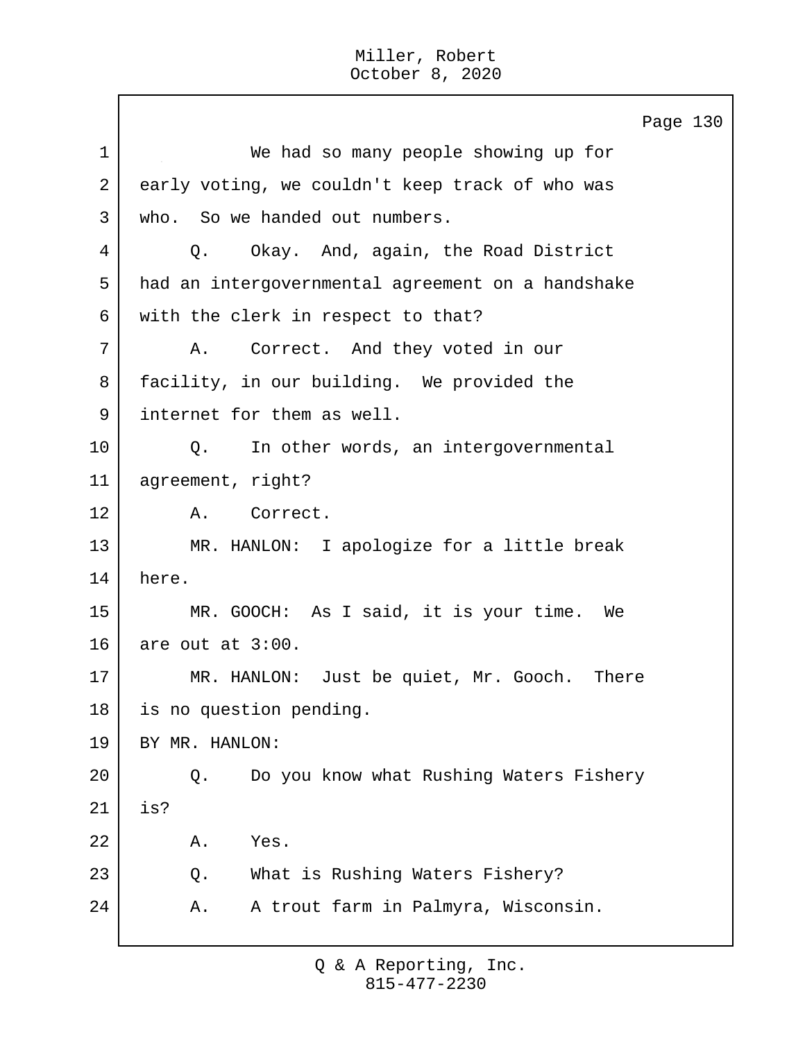We had so many people showing up for early voting, we couldn't keep track of who was who. So we handed out numbers.

Q. Okay. And, again, the Road District had an intergovernmental agreement on a handshake with the clerk in respect to that?

A. Correct. And they voted in our facility, in our building. We provided the internet for them as well.

Q. In other words, an intergovernmental agreement, right?

A. Correct.

MR. HANLON: I apologize for a little break here.

MR. GOOCH: As I said, it is your time. We are out at 3:00.

MR. HANLON: Just be quiet, Mr. Gooch. There is no question pending.

BY MR. HANLON:

Q. Do you know what Rushing Waters Fishery is?

A. Yes.

Q. What is Rushing Waters Fishery?

A. A trout farm in Palmyra, Wisconsin.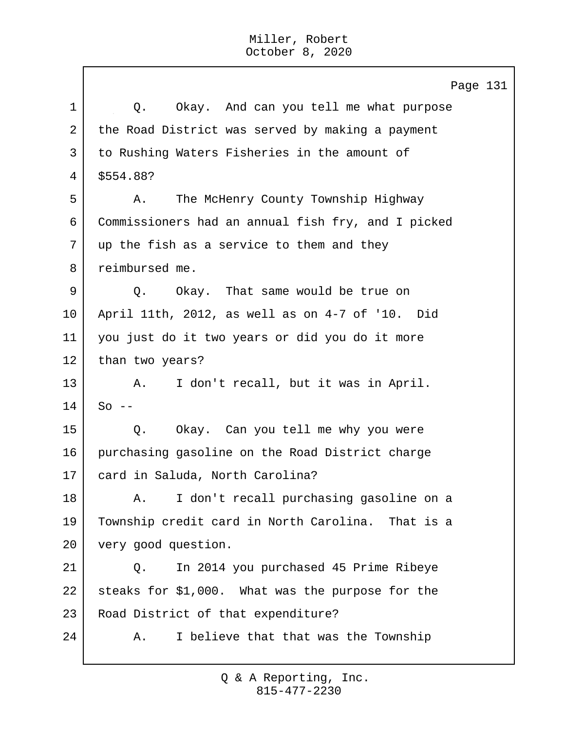Page 131

1 Q. Okay. And can you tell me what purpose
2 the Road District was served by making a payment
3 to Rushing Waters Fisheries in the amount of
4 $554.88?
5 A. The McHenry County Township Highway
6 Commissioners had an annual fish fry, and I picked
7 up the fish as a service to them and they
8 reimbursed me.
9 Q. Okay. That same would be true on
10 April 11th, 2012, as well as on 4-7 of '10. Did
11 you just do it two years or did you do it more
12 than two years?
13 A. I don't recall, but it was in April.
14 So --
15 Q. Okay. Can you tell me why you were
16 purchasing gasoline on the Road District charge
17 card in Saluda, North Carolina?
18 A. I don't recall purchasing gasoline on a
19 Township credit card in North Carolina. That is a
20 very good question.
21 Q. In 2014 you purchased 45 Prime Ribeye
22 steaks for $1,000. What was the purpose for the
23 Road District of that expenditure?
24 A. I believe that that was the Township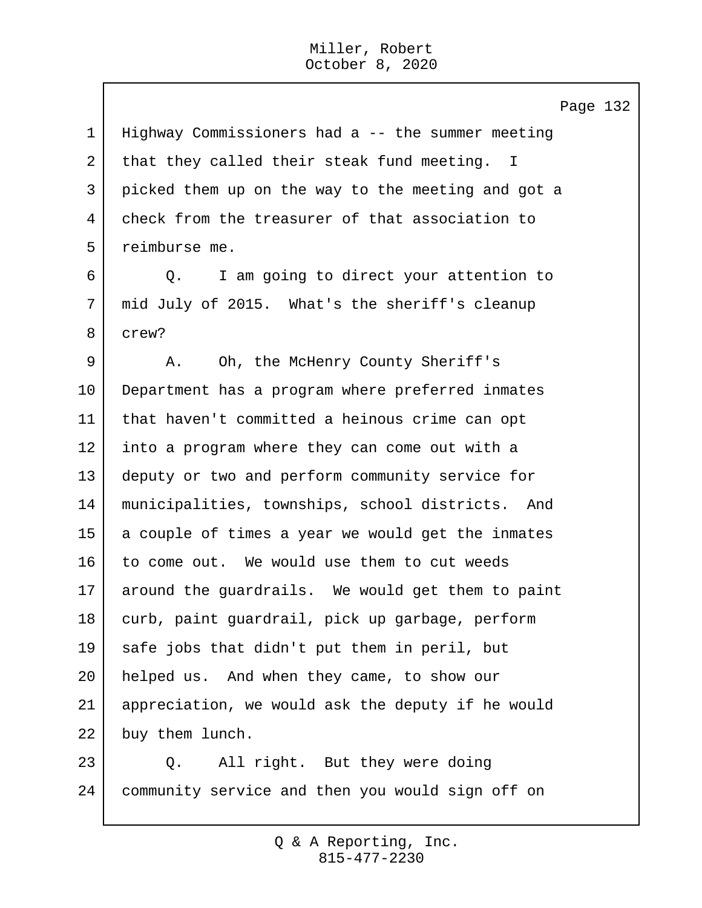Highway Commissioners had a -- the summer meeting that they called their steak fund meeting. I picked them up on the way to the meeting and got a check from the treasurer of that association to reimburse me.

Q. I am going to direct your attention to mid July of 2015. What's the sheriff's cleanup crew?

A. Oh, the McHenry County Sheriff's Department has a program where preferred inmates that haven't committed a heinous crime can opt into a program where they can come out with a deputy or two and perform community service for municipalities, townships, school districts. And a couple of times a year we would get the inmates to come out. We would use them to cut weeds around the guardrails. We would get them to paint curb, paint guardrail, pick up garbage, perform safe jobs that didn't put them in peril, but helped us. And when they came, to show our appreciation, we would ask the deputy if he would buy them lunch.

Q. All right. But they were doing community service and then you would sign off on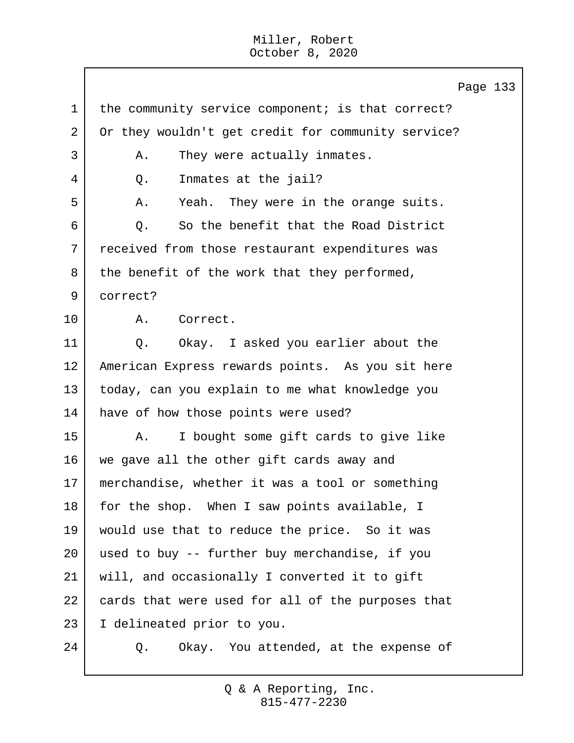1 the community service component; is that correct?
2 Or they wouldn't get credit for community service?
3 A. They were actually inmates.
4 Q. Inmates at the jail?
5 A. Yeah. They were in the orange suits.
6 Q. So the benefit that the Road District
7 received from those restaurant expenditures was
8 the benefit of the work that they performed,
9 correct?
10 A. Correct.
11 Q. Okay. I asked you earlier about the
12 American Express rewards points. As you sit here
13 today, can you explain to me what knowledge you
14 have of how those points were used?
15 A. I bought some gift cards to give like
16 we gave all the other gift cards away and
17 merchandise, whether it was a tool or something
18 for the shop. When I saw points available, I
19 would use that to reduce the price. So it was
20 used to buy -- further buy merchandise, if you
21 will, and occasionally I converted it to gift
22 cards that were used for all of the purposes that
23 I delineated prior to you.
24 Q. Okay. You attended, at the expense of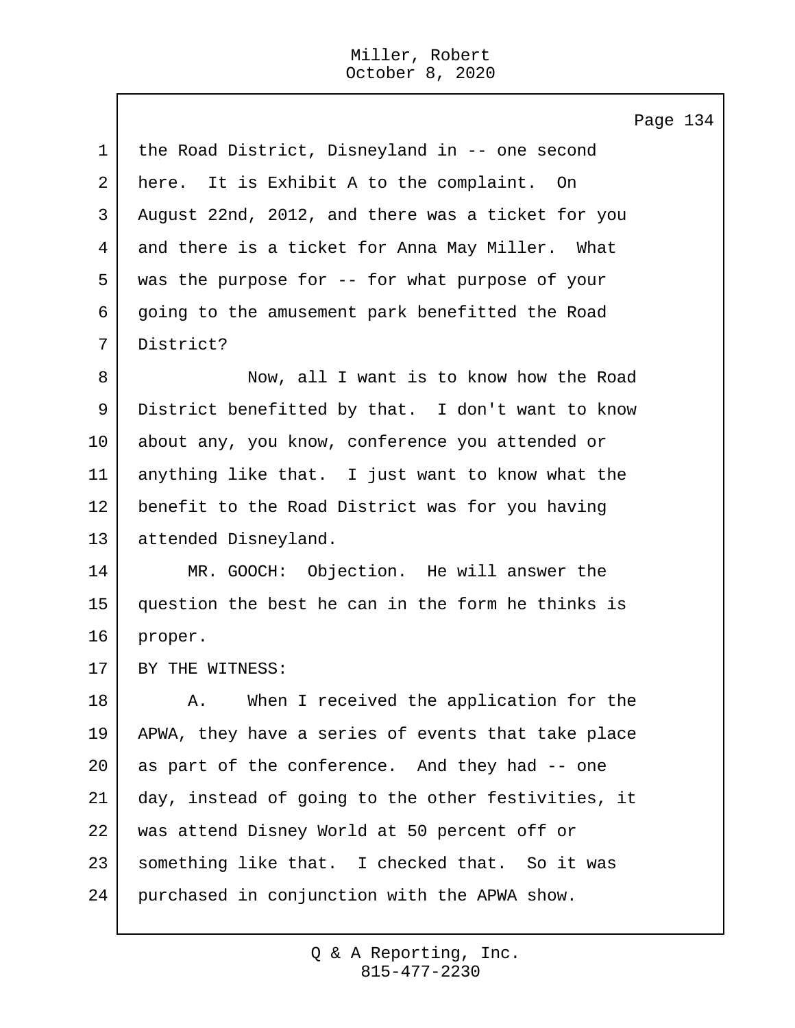the Road District, Disneyland in -- one second here. It is Exhibit A to the complaint. On August 22nd, 2012, and there was a ticket for you and there is a ticket for Anna May Miller. What was the purpose for -- for what purpose of your going to the amusement park benefitted the Road District?

Now, all I want is to know how the Road District benefitted by that. I don't want to know about any, you know, conference you attended or anything like that. I just want to know what the benefit to the Road District was for you having attended Disneyland.

MR. GOOCH: Objection. He will answer the question the best he can in the form he thinks is proper.

BY THE WITNESS:

A. When I received the application for the APWA, they have a series of events that take place as part of the conference. And they had -- one day, instead of going to the other festivities, it was attend Disney World at 50 percent off or something like that. I checked that. So it was purchased in conjunction with the APWA show.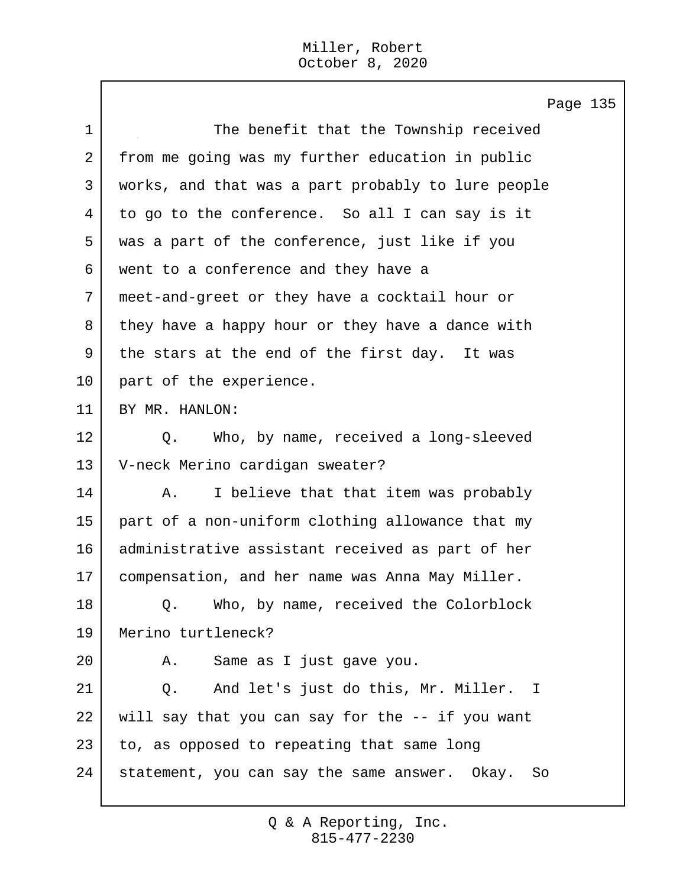The benefit that the Township received from me going was my further education in public works, and that was a part probably to lure people to go to the conference. So all I can say is it was a part of the conference, just like if you went to a conference and they have a meet-and-greet or they have a cocktail hour or they have a happy hour or they have a dance with the stars at the end of the first day. It was part of the experience.

BY MR. HANLON:

Q. Who, by name, received a long-sleeved V-neck Merino cardigan sweater?

A. I believe that that item was probably part of a non-uniform clothing allowance that my administrative assistant received as part of her compensation, and her name was Anna May Miller.

Q. Who, by name, received the Colorblock Merino turtleneck?

A. Same as I just gave you.

Q. And let's just do this, Mr. Miller. I will say that you can say for the -- if you want to, as opposed to repeating that same long statement, you can say the same answer. Okay. So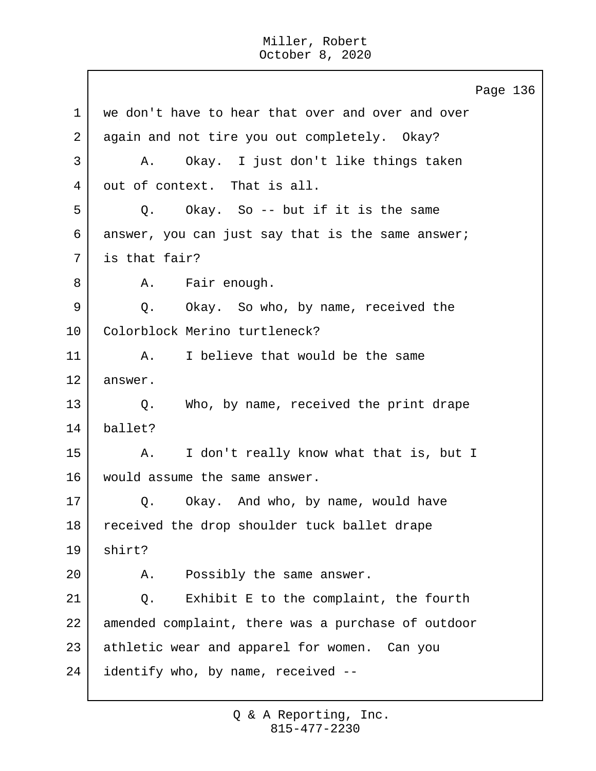1 we don't have to hear that over and over and over
2 again and not tire you out completely. Okay?
3 A. Okay. I just don't like things taken
4 out of context. That is all.
5 Q. Okay. So -- but if it is the same
6 answer, you can just say that is the same answer;
7 is that fair?
8 A. Fair enough.
9 Q. Okay. So who, by name, received the
10 Colorblock Merino turtleneck?
11 A. I believe that would be the same
12 answer.
13 Q. Who, by name, received the print drape
14 ballet?
15 A. I don't really know what that is, but I
16 would assume the same answer.
17 Q. Okay. And who, by name, would have
18 received the drop shoulder tuck ballet drape
19 shirt?
20 A. Possibly the same answer.
21 Q. Exhibit E to the complaint, the fourth
22 amended complaint, there was a purchase of outdoor
23 athletic wear and apparel for women. Can you
24 identify who, by name, received --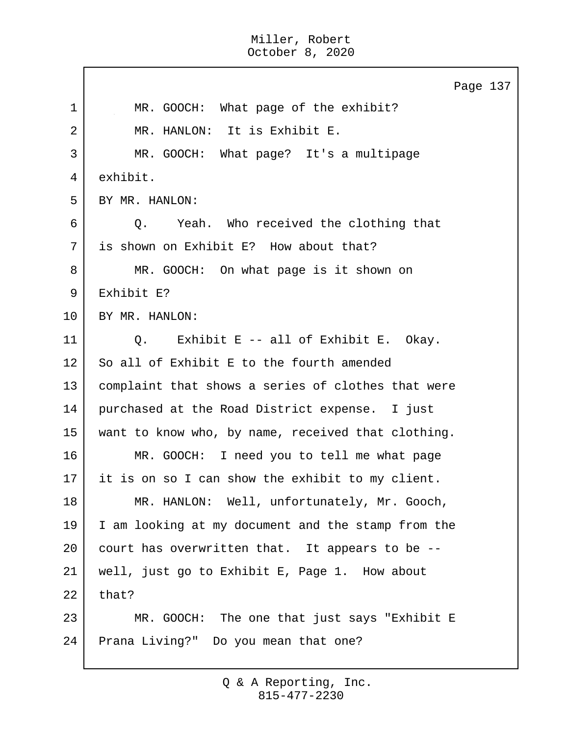MR. GOOCH: What page of the exhibit?

MR. HANLON: It is Exhibit E.

MR. GOOCH: What page? It's a multipage exhibit.

BY MR. HANLON:

Q. Yeah. Who received the clothing that is shown on Exhibit E? How about that?

MR. GOOCH: On what page is it shown on Exhibit E?

BY MR. HANLON:

Q. Exhibit E -- all of Exhibit E. Okay. So all of Exhibit E to the fourth amended complaint that shows a series of clothes that were purchased at the Road District expense. I just want to know who, by name, received that clothing.

MR. GOOCH: I need you to tell me what page it is on so I can show the exhibit to my client.

MR. HANLON: Well, unfortunately, Mr. Gooch, I am looking at my document and the stamp from the court has overwritten that. It appears to be -- well, just go to Exhibit E, Page 1. How about that?

MR. GOOCH: The one that just says "Exhibit E Prana Living?" Do you mean that one?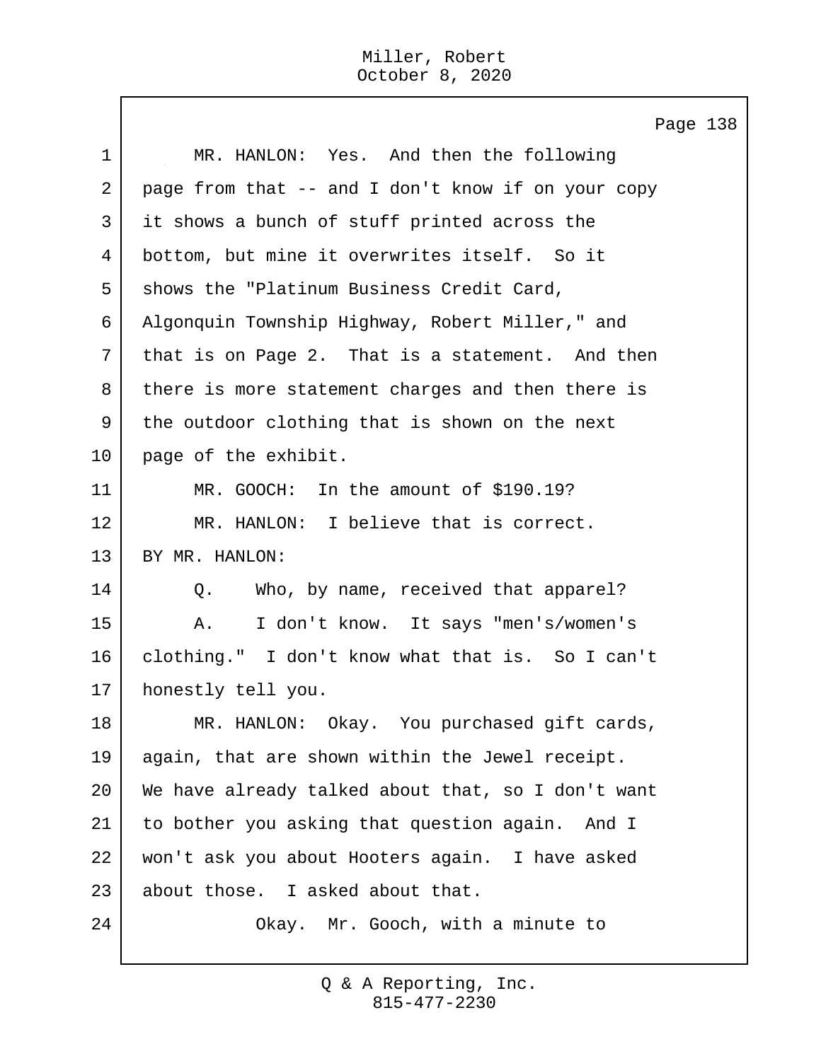MR. HANLON: Yes. And then the following page from that -- and I don't know if on your copy it shows a bunch of stuff printed across the bottom, but mine it overwrites itself. So it shows the "Platinum Business Credit Card, Algonquin Township Highway, Robert Miller," and that is on Page 2. That is a statement. And then there is more statement charges and then there is the outdoor clothing that is shown on the next page of the exhibit.

MR. GOOCH: In the amount of $190.19?

MR. HANLON: I believe that is correct.

BY MR. HANLON:

Q. Who, by name, received that apparel?

A. I don't know. It says "men's/women's clothing." I don't know what that is. So I can't honestly tell you.

MR. HANLON: Okay. You purchased gift cards, again, that are shown within the Jewel receipt. We have already talked about that, so I don't want to bother you asking that question again. And I won't ask you about Hooters again. I have asked about those. I asked about that.

Okay. Mr. Gooch, with a minute to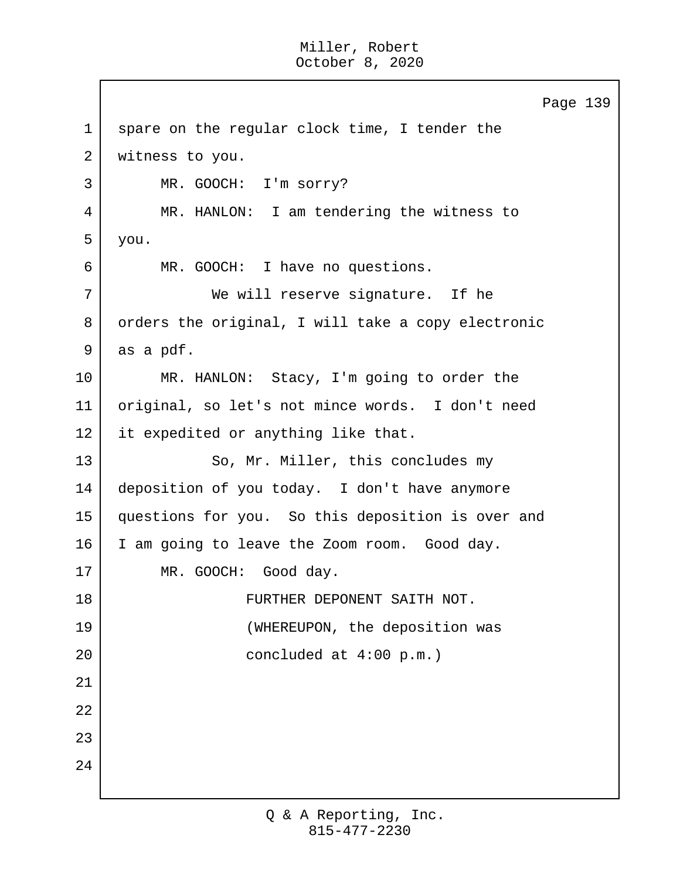spare on the regular clock time, I tender the witness to you.

MR. GOOCH: I'm sorry?

MR. HANLON: I am tendering the witness to you.

MR. GOOCH: I have no questions.

We will reserve signature. If he orders the original, I will take a copy electronic as a pdf.

MR. HANLON: Stacy, I'm going to order the original, so let's not mince words. I don't need it expedited or anything like that.

So, Mr. Miller, this concludes my deposition of you today. I don't have anymore questions for you. So this deposition is over and I am going to leave the Zoom room. Good day.

MR. GOOCH: Good day.

FURTHER DEPONENT SAITH NOT.

(WHEREUPON, the deposition was concluded at 4:00 p.m.)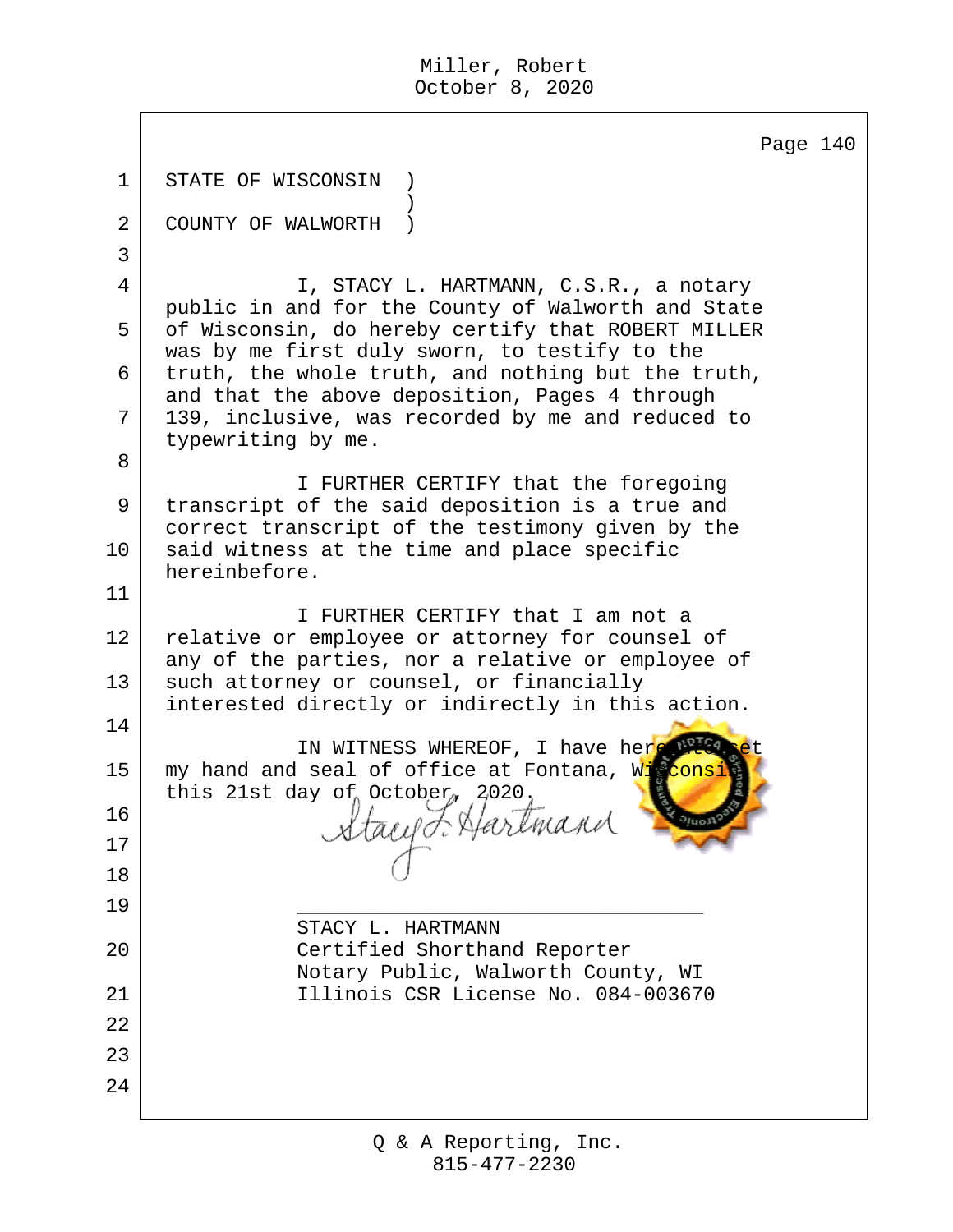STATE OF WISCONSIN )
)
COUNTY OF WALWORTH )

I, STACY L. HARTMANN, C.S.R., a notary public in and for the County of Walworth and State of Wisconsin, do hereby certify that ROBERT MILLER was by me first duly sworn, to testify to the truth, the whole truth, and nothing but the truth, and that the above deposition, Pages 4 through 139, inclusive, was recorded by me and reduced to typewriting by me.

I FURTHER CERTIFY that the foregoing transcript of the said deposition is a true and correct transcript of the testimony given by the said witness at the time and place specific hereinbefore.

I FURTHER CERTIFY that I am not a relative or employee or attorney for counsel of any of the parties, nor a relative or employee of such attorney or counsel, or financially interested directly or indirectly in this action.

IN WITNESS WHEREOF, I have hereunto set my hand and seal of office at Fontana, Wisconsin, this 21st day of October, 2020.

Stacy L. Hartmann

STACY L. HARTMANN
Certified Shorthand Reporter
Notary Public, Walworth County, WI
Illinois CSR License No. 084-003670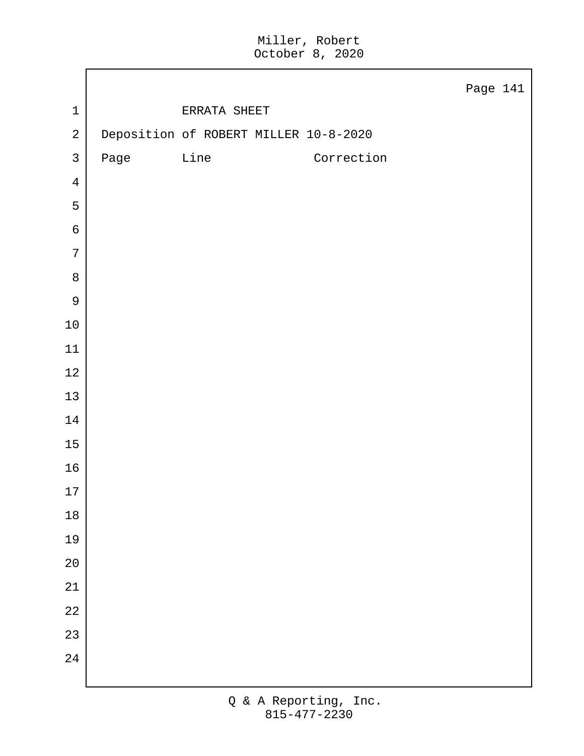ERRATA SHEET

Deposition of ROBERT MILLER 10-8-2020

| Page | Line | Correction |
| --- | --- | --- |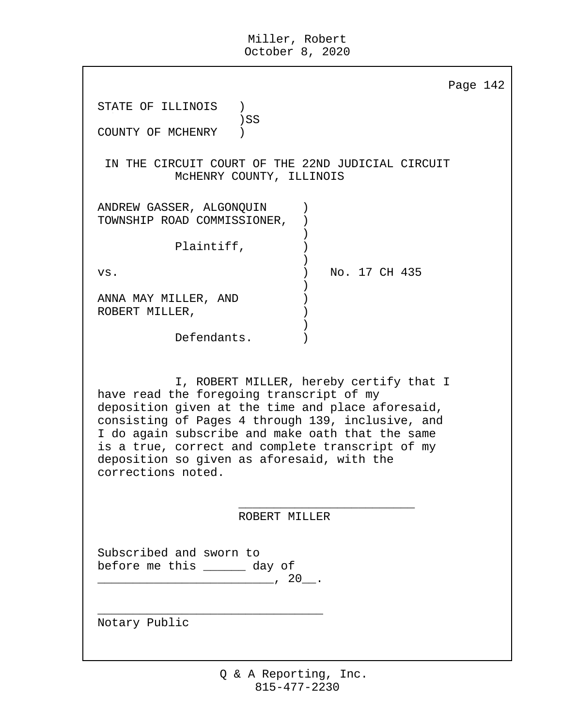STATE OF ILLINOIS )
)SS
COUNTY OF MCHENRY )

IN THE CIRCUIT COURT OF THE 22ND JUDICIAL CIRCUIT
McHENRY COUNTY, ILLINOIS

ANDREW GASSER, ALGONQUIN )
TOWNSHIP ROAD COMMISSIONER, )
)
Plaintiff, )
)
vs. ) No. 17 CH 435
)
ANNA MAY MILLER, AND )
ROBERT MILLER, )
)
Defendants. )

I, ROBERT MILLER, hereby certify that I have read the foregoing transcript of my deposition given at the time and place aforesaid, consisting of Pages 4 through 139, inclusive, and I do again subscribe and make oath that the same is a true, correct and complete transcript of my deposition so given as aforesaid, with the corrections noted.

________________________
ROBERT MILLER

Subscribed and sworn to
before me this ______ day of
_________________________, 20__.

________________________________
Notary Public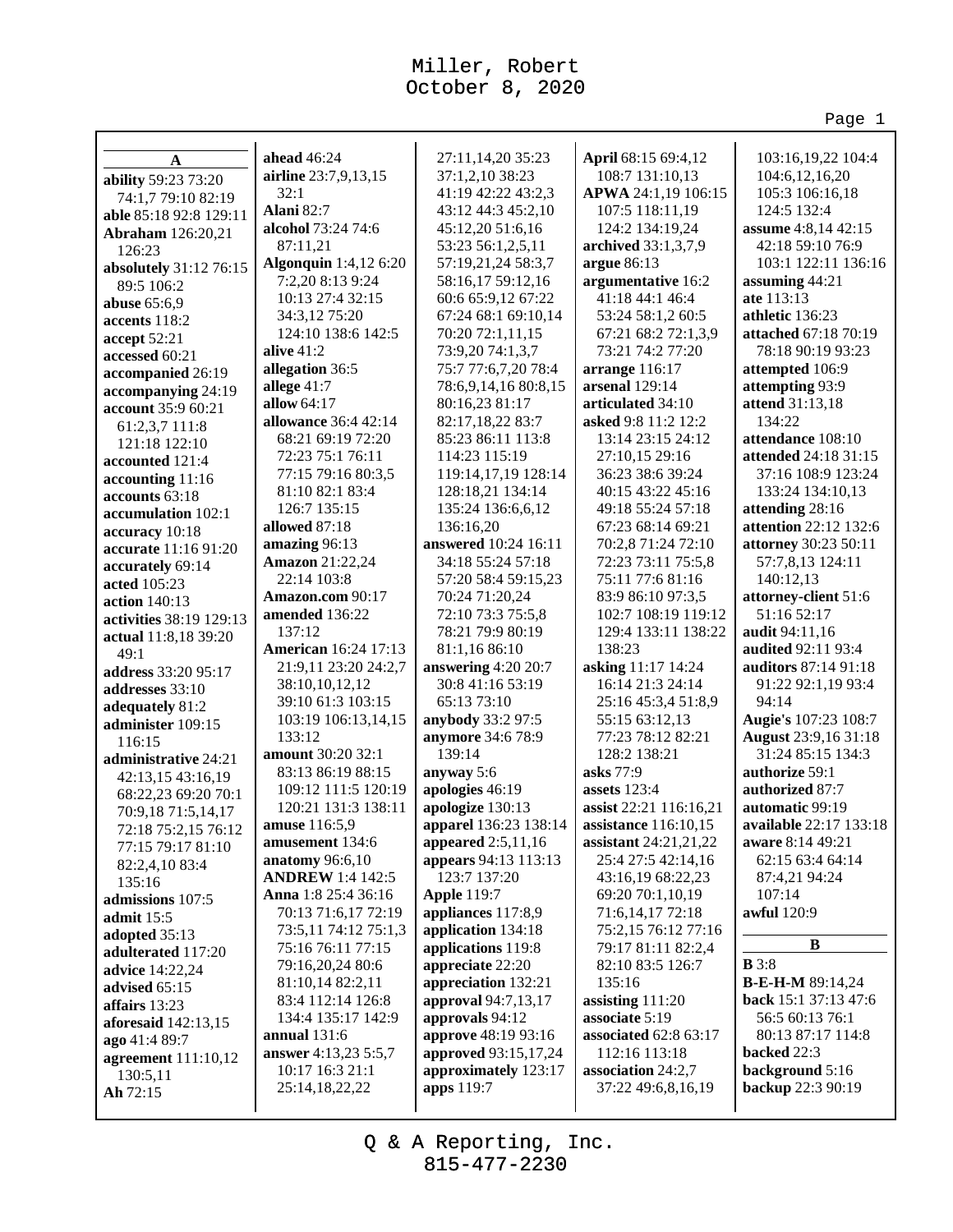## A

**ability** 59:23 73:20 74:1,7 79:10 82:19
**able** 85:18 92:8 129:11
**Abraham** 126:20,21 126:23
**absolutely** 31:12 76:15 89:5 106:2
**abuse** 65:6,9
**accents** 118:2
**accept** 52:21
**accessed** 60:21
**accompanied** 26:19
**accompanying** 24:19
**account** 35:9 60:21 61:2,3,7 111:8 121:18 122:10
**accounted** 121:4
**accounting** 11:16
**accounts** 63:18
**accumulation** 102:1
**accuracy** 10:18
**accurate** 11:16 91:20
**accurately** 69:14
**acted** 105:23
**action** 140:13
**activities** 38:19 129:13
**actual** 11:8,18 39:20 49:1
**address** 33:20 95:17
**addresses** 33:10
**adequately** 81:2
**administer** 109:15 116:15
**administrative** 24:21 42:13,15 43:16,19 68:22,23 69:20 70:1 70:9,18 71:5,14,17 72:18 75:2,15 76:12 77:15 79:17 81:10 82:2,4,10 83:4 135:16
**admissions** 107:5
**admit** 15:5
**adopted** 35:13
**adulterated** 117:20
**advice** 14:22,24
**advised** 65:15
**affairs** 13:23
**aforesaid** 142:13,15
**ago** 41:4 89:7
**agreement** 111:10,12 130:5,11
**Ah** 72:15
**ahead** 46:24
**airline** 23:7,9,13,15 32:1
**Alani** 82:7
**alcohol** 73:24 74:6 87:11,21
**Algonquin** 1:4,12 6:20 7:2,20 8:13 9:24 10:13 27:4 32:15 34:3,12 75:20 124:10 138:6 142:5
**alive** 41:2
**allegation** 36:5
**allege** 41:7
**allow** 64:17
**allowance** 36:4 42:14 68:21 69:19 72:20 72:23 75:1 76:11 77:15 79:16 80:3,5 81:10 82:1 83:4 126:7 135:15
**allowed** 87:18
**amazing** 96:13
**Amazon** 21:22,24 22:14 103:8
**Amazon.com** 90:17
**amended** 136:22 137:12
**American** 16:24 17:13 21:9,11 23:20 24:2,7 38:10,10,12,12 39:10 61:3 103:15 103:19 106:13,14,15 133:12
**amount** 30:20 32:1 83:13 86:19 88:15 109:12 111:5 120:19 120:21 131:3 138:11
**amuse** 116:5,9
**amusement** 134:6
**anatomy** 96:6,10
**ANDREW** 1:4 142:5
**Anna** 1:8 25:4 36:16 70:13 71:6,17 72:19 73:5,11 74:12 75:1,3 75:16 76:11 77:15 79:16,20,24 80:6 81:10,14 82:2,11 83:4 112:14 126:8 134:4 135:17 142:9
**annual** 131:6
**answer** 4:13,23 5:5,7 10:17 16:3 21:1 25:14,18,22,22 27:11,14,20 35:23 37:1,2,10 38:23 41:19 42:22 43:2,3 43:12 44:3 45:2,10 45:12,20 51:6,16 53:23 56:1,2,5,11 57:19,21,24 58:3,7 58:16,17 59:12,16 60:6 65:9,12 67:22 67:24 68:1 69:10,14 70:20 72:1,11,15 73:9,20 74:1,3,7 75:7 77:6,7,20 78:4 78:6,9,14,16 80:8,15 80:16,23 81:17 82:17,18,22 83:7 85:23 86:11 113:8 114:23 115:19 119:14,17,19 128:14 128:18,21 134:14 135:24 136:6,6,12 136:16,20
**answered** 10:24 16:11 34:18 55:24 57:18 57:20 58:4 59:15,23 70:24 71:20,24 72:10 73:3 75:5,8 78:21 79:9 80:19 81:1,16 86:10
**answering** 4:20 20:7 30:8 41:16 53:19 65:13 73:10
**anybody** 33:2 97:5
**anymore** 34:6 78:9 139:14
**anyway** 5:6
**apologies** 46:19
**apologize** 130:13
**apparel** 136:23 138:14
**appeared** 2:5,11,16
**appears** 94:13 113:13 123:7 137:20
**Apple** 119:7
**appliances** 117:8,9
**application** 134:18
**applications** 119:8
**appreciate** 22:20
**appreciation** 132:21
**approval** 94:7,13,17
**approvals** 94:12
**approve** 48:19 93:16
**approved** 93:15,17,24
**approximately** 123:17
**apps** 119:7
**April** 68:15 69:4,12 108:7 131:10,13
**APWA** 24:1,19 106:15 107:5 118:11,19 124:2 134:19,24
**archived** 33:1,3,7,9
**argue** 86:13
**argumentative** 16:2 41:18 44:1 46:4 53:24 58:1,2 60:5 67:21 68:2 72:1,3,9 73:21 74:2 77:20
**arrange** 116:17
**arsenal** 129:14
**articulated** 34:10
**asked** 9:8 11:2 12:2 13:14 23:15 24:12 27:10,15 29:16 36:23 38:6 39:24 40:15 43:22 45:16 49:18 55:24 57:18 67:23 68:14 69:21 70:2,8 71:24 72:10 72:23 73:11 75:5,8 75:11 77:6 81:16 83:9 86:10 97:3,5 102:7 108:19 119:12 129:4 133:11 138:22 138:23
**asking** 11:17 14:24 16:14 21:3 24:14 25:16 45:3,4 51:8,9 55:15 63:12,13 77:23 78:12 82:21 128:2 138:21
**asks** 77:9
**assets** 123:4
**assist** 22:21 116:16,21
**assistance** 116:10,15
**assistant** 24:21,21,22 25:4 27:5 42:14,16 43:16,19 68:22,23 69:20 70:1,10,19 71:6,14,17 72:18 75:2,15 76:12 77:16 79:17 81:11 82:2,4 82:10 83:5 126:7 135:16
**assisting** 111:20
**associate** 5:19
**associated** 62:8 63:17 112:16 113:18
**association** 24:2,7 37:22 49:6,8,16,19 103:16,19,22 104:4 104:6,12,16,20 105:3 106:16,18 124:5 132:4
**assume** 4:8,14 42:15 42:18 59:10 76:9 103:1 122:11 136:16
**assuming** 44:21
**ate** 113:13
**athletic** 136:23
**attached** 67:18 70:19 78:18 90:19 93:23
**attempted** 106:9
**attempting** 93:9
**attend** 31:13,18 134:22
**attendance** 108:10
**attended** 24:18 31:15 37:16 108:9 123:24 133:24 134:10,13
**attending** 28:16
**attention** 22:12 132:6
**attorney** 30:23 50:11 57:7,8,13 124:11 140:12,13
**attorney-client** 51:6 51:16 52:17
**audit** 94:11,16
**audited** 92:11 93:4
**auditors** 87:14 91:18 91:22 92:1,19 93:4 94:14
**Augie's** 107:23 108:7
**August** 23:9,16 31:18 31:24 85:15 134:3
**authorize** 59:1
**authorized** 87:7
**automatic** 99:19
**available** 22:17 133:18
**aware** 8:14 49:21 62:15 63:4 64:14 87:4,21 94:24 107:14
**awful** 120:9

## B

**B** 3:8
**B-E-H-M** 89:14,24
**back** 15:1 37:13 47:6 56:5 60:13 76:1 80:13 87:17 114:8
**backed** 22:3
**background** 5:16
**backup** 22:3 90:19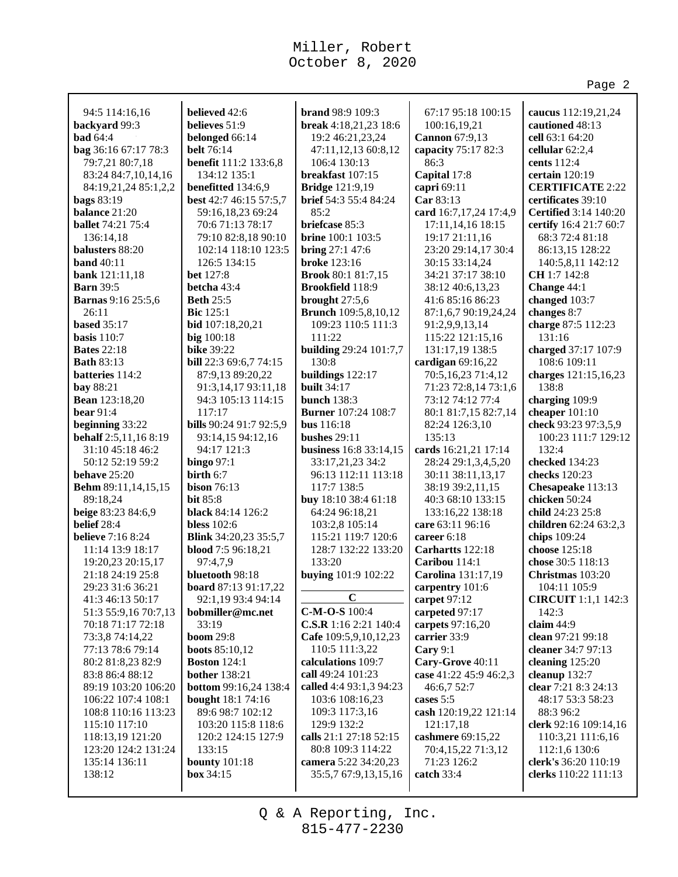94:5 114:16,16
**backyard** 99:3
**bad** 64:4
**bag** 36:16 67:17 78:3 79:7,21 80:7,18 83:24 84:7,10,14,16 84:19,21,24 85:1,2,2
**bags** 83:19
**balance** 21:20
**ballet** 74:21 75:4 136:14,18
**balusters** 88:20
**band** 40:11
**bank** 121:11,18
**Barn** 39:5
**Barnas** 9:16 25:5,6 26:11
**based** 35:17
**basis** 110:7
**Bates** 22:18
**Bath** 83:13
**batteries** 114:2
**bay** 88:21
**Bean** 123:18,20
**bear** 91:4
**beginning** 33:22
**behalf** 2:5,11,16 8:19 31:10 45:18 46:2 50:12 52:19 59:2
**behave** 25:20
**Behm** 89:11,14,15,15 89:18,24
**beige** 83:23 84:6,9
**belief** 28:4
**believe** 7:16 8:24 11:14 13:9 18:17 19:20,23 20:15,17 21:18 24:19 25:8 29:23 31:6 36:21 41:3 46:13 50:17 51:3 55:9,16 70:7,13 70:18 71:17 72:18 73:3,8 74:14,22 77:13 78:6 79:14 80:2 81:8,23 82:9 83:8 86:4 88:12 89:19 103:20 106:20 106:22 107:4 108:1 108:8 110:16 113:23 115:10 117:10 118:13,19 121:20 123:20 124:2 131:24 135:14 136:11 138:12
**believed** 42:6
**believes** 51:9
**belonged** 66:14
**belt** 76:14
**benefit** 111:2 133:6,8 134:12 135:1
**benefitted** 134:6,9
**best** 42:7 46:15 57:5,7 59:16,18,23 69:24 70:6 71:13 78:17 79:10 82:8,18 90:10 102:14 118:10 123:5 126:5 134:15
**bet** 127:8
**betcha** 43:4
**Beth** 25:5
**Bic** 125:1
**bid** 107:18,20,21 117:17
**big** 100:18
**bike** 39:22
**bill** 22:3 69:6,7 74:15 87:9,13 89:20,22 91:3,14,17 93:11,18 94:3 105:13 114:15 117:17
**bills** 90:24 91:7 92:5,9 93:14,15 94:12,16 94:17 121:3
**bingo** 97:1
**birth** 6:7
**bison** 76:13
**bit** 85:8
**black** 84:14 126:2
**bless** 102:6
**Blink** 34:20,23 35:5,7
**blood** 7:5 96:18,21 97:4,7,9
**bluetooth** 98:18
**board** 87:13 91:17,22 92:1,19 93:4 94:14
**bobmiller@mc.net** 33:19
**boom** 29:8
**boots** 85:10,12
**Boston** 124:1
**bother** 138:21
**bottom** 99:16,24 138:4
**bought** 18:1 74:16 89:6 98:7 102:12 103:20 115:8 118:6 120:2 124:15 127:9 133:15
**bounty** 101:18
**box** 34:15
**brand** 98:9 109:3
**break** 4:18,21,23 18:6 19:2 46:21,23,24 47:11,12,13 60:8,12 106:4 130:13
**breakfast** 107:15
**Bridge** 121:9,19
**brief** 54:3 55:4 84:24 85:2
**briefcase** 85:3
**brine** 100:1 103:5
**bring** 27:1 47:6
**broke** 123:16
**Brook** 80:1 81:7,15
**Brookfield** 118:9
**brought** 27:5,6
**Brunch** 109:5,8,10,12 109:23 110:5 111:3 111:22
**building** 29:24 101:7,7 130:8
**buildings** 122:17
**built** 34:17
**bunch** 138:3
**Burner** 107:24 108:7
**bus** 116:18
**bushes** 29:11
**business** 16:8 33:14,15 33:17,21,23 34:2 96:13 112:11 113:18 117:7 138:5
**buy** 18:10 38:4 61:18 64:24 96:18,21 103:2,8 105:14 115:21 119:7 120:6 128:7 132:22 133:20 133:20
**buying** 101:9 102:22

**C**

**C-M-O-S** 100:4
**C.S.R** 1:16 2:21 140:4
**Cafe** 109:5,9,10,12,23 110:5 111:3,22
**calculations** 109:7
**call** 49:24 101:23
**called** 4:4 93:1,3 94:23 103:6 108:16,23 109:3 117:3,16 129:9 132:2
**calls** 21:1 27:18 52:15 80:8 109:3 114:22
**camera** 5:22 34:20,23 35:5,7 67:9,13,15,16 67:17 95:18 100:15 100:16,19,21
**Cannon** 67:9,13
**capacity** 75:17 82:3 86:3
**Capital** 17:8
**capri** 69:11
**Car** 83:13
**card** 16:7,17,24 17:4,9 17:11,14,16 18:15 19:17 21:11,16 23:20 29:14,17 30:4 30:15 33:14,24 34:21 37:17 38:10 38:12 40:6,13,23 41:6 85:16 86:23 87:1,6,7 90:19,24,24 91:2,9,9,13,14 115:22 121:15,16 131:17,19 138:5
**cardigan** 69:16,22 70:5,16,23 71:4,12 71:23 72:8,14 73:1,6 73:12 74:12 77:4 80:1 81:7,15 82:7,14 82:24 126:3,10 135:13
**cards** 16:21,21 17:14 28:24 29:1,3,4,5,20 30:11 38:11,13,17 38:19 39:2,11,15 40:3 68:10 133:15 133:16,22 138:18
**care** 63:11 96:16
**career** 6:18
**Carhartts** 122:18
**Caribou** 114:1
**Carolina** 131:17,19
**carpentry** 101:6
**carpet** 97:12
**carpeted** 97:17
**carpets** 97:16,20
**carrier** 33:9
**Cary** 9:1
**Cary-Grove** 40:11
**case** 41:22 45:9 46:2,3 46:6,7 52:7
**cases** 5:5
**cash** 120:19,22 121:14 121:17,18
**cashmere** 69:15,22 70:4,15,22 71:3,12 71:23 126:2
**catch** 33:4
**caucus** 112:19,21,24
**cautioned** 48:13
**cell** 63:1 64:20
**cellular** 62:2,4
**cents** 112:4
**certain** 120:19
**CERTIFICATE** 2:22
**certificates** 39:10
**Certified** 3:14 140:20
**certify** 16:4 21:7 60:7 68:3 72:4 81:18 86:13,15 128:22 140:5,8,11 142:12
**CH** 1:7 142:8
**Change** 44:1
**changed** 103:7
**changes** 8:7
**charge** 87:5 112:23 131:16
**charged** 37:17 107:9 108:6 109:11
**charges** 121:15,16,23 138:8
**charging** 109:9
**cheaper** 101:10
**check** 93:23 97:3,5,9 100:23 111:7 129:12 132:4
**checked** 134:23
**checks** 120:23
**Chesapeake** 113:13
**chicken** 50:24
**child** 24:23 25:8
**children** 62:24 63:2,3
**chips** 109:24
**choose** 125:18
**chose** 30:5 118:13
**Christmas** 103:20 104:11 105:9
**CIRCUIT** 1:1,1 142:3 142:3
**claim** 44:9
**clean** 97:21 99:18
**cleaner** 34:7 97:13
**cleaning** 125:20
**cleanup** 132:7
**clear** 7:21 8:3 24:13 48:17 53:3 58:23 88:3 96:2
**clerk** 92:16 109:14,16 110:3,21 111:6,16 112:1,6 130:6
**clerk's** 36:20 110:19
**clerks** 110:22 111:13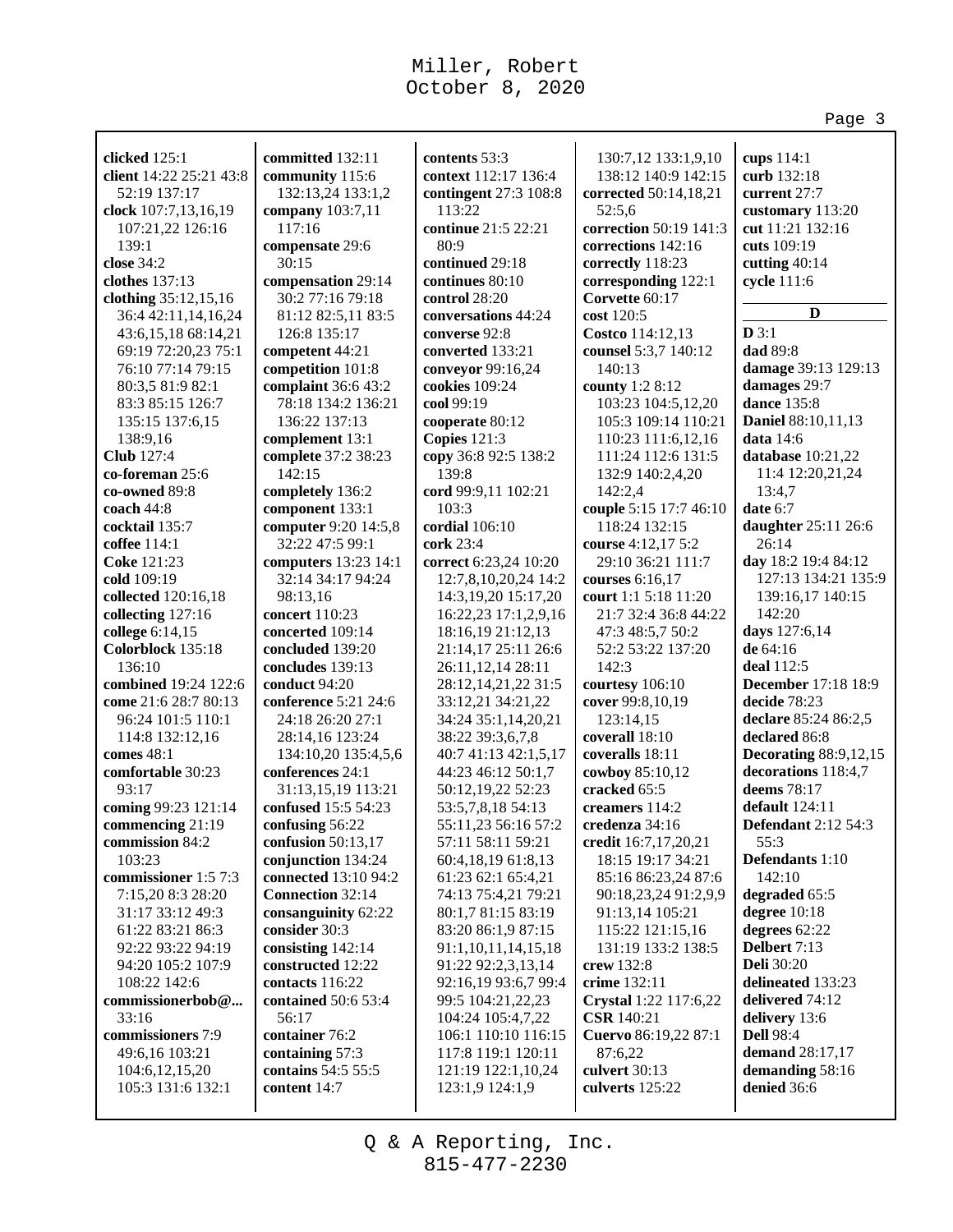**clicked** 125:1
**client** 14:22 25:21 43:8 52:19 137:17
**clock** 107:7,13,16,19 107:21,22 126:16 139:1
**close** 34:2
**clothes** 137:13
**clothing** 35:12,15,16 36:4 42:11,14,16,24 43:6,15,18 68:14,21 69:19 72:20,23 75:1 76:10 77:14 79:15 80:3,5 81:9 82:1 83:3 85:15 126:7 135:15 137:6,15 138:9,16
**Club** 127:4
**co-foreman** 25:6
**co-owned** 89:8
**coach** 44:8
**cocktail** 135:7
**coffee** 114:1
**Coke** 121:23
**cold** 109:19
**collected** 120:16,18
**collecting** 127:16
**college** 6:14,15
**Colorblock** 135:18 136:10
**combined** 19:24 122:6
**come** 21:6 28:7 80:13 96:24 101:5 110:1 114:8 132:12,16
**comes** 48:1
**comfortable** 30:23 93:17
**coming** 99:23 121:14
**commencing** 21:19
**commission** 84:2 103:23
**commissioner** 1:5 7:3 7:15,20 8:3 28:20 31:17 33:12 49:3 61:22 83:21 86:3 92:22 93:22 94:19 94:20 105:2 107:9 108:22 142:6
**commissionerbob@...** 33:16
**commissioners** 7:9 49:6,16 103:21 104:6,12,15,20 105:3 131:6 132:1
**committed** 132:11
**community** 115:6 132:13,24 133:1,2
**company** 103:7,11 117:16
**compensate** 29:6 30:15
**compensation** 29:14 30:2 77:16 79:18 81:12 82:5,11 83:5 126:8 135:17
**competent** 44:21
**competition** 101:8
**complaint** 36:6 43:2 78:18 134:2 136:21 136:22 137:13
**complement** 13:1
**complete** 37:2 38:23 142:15
**completely** 136:2
**component** 133:1
**computer** 9:20 14:5,8 32:22 47:5 99:1
**computers** 13:23 14:1 32:14 34:17 94:24 98:13,16
**concert** 110:23
**concerted** 109:14
**concluded** 139:20
**concludes** 139:13
**conduct** 94:20
**conference** 5:21 24:6 24:18 26:20 27:1 28:14,16 123:24 134:10,20 135:4,5,6
**conferences** 24:1 31:13,15,19 113:21
**confused** 15:5 54:23
**confusing** 56:22
**confusion** 50:13,17
**conjunction** 134:24
**connected** 13:10 94:2
**Connection** 32:14
**consanguinity** 62:22
**consider** 30:3
**consisting** 142:14
**constructed** 12:22
**contacts** 116:22
**contained** 50:6 53:4 56:17
**container** 76:2
**containing** 57:3
**contains** 54:5 55:5
**content** 14:7
**contents** 53:3
**context** 112:17 136:4
**contingent** 27:3 108:8 113:22
**continue** 21:5 22:21 80:9
**continued** 29:18
**continues** 80:10
**control** 28:20
**conversations** 44:24
**converse** 92:8
**converted** 133:21
**conveyor** 99:16,24
**cookies** 109:24
**cool** 99:19
**cooperate** 80:12
**Copies** 121:3
**copy** 36:8 92:5 138:2 139:8
**cord** 99:9,11 102:21 103:3
**cordial** 106:10
**cork** 23:4
**correct** 6:23,24 10:20 12:7,8,10,20,24 14:2 14:3,19,20 15:17,20 16:22,23 17:1,2,9,16 18:16,19 21:12,13 21:14,17 25:11 26:6 26:11,12,14 28:11 28:12,14,21,22 31:5 33:12,21 34:21,22 34:24 35:1,14,20,21 38:22 39:3,6,7,8 40:7 41:13 42:1,5,17 44:23 46:12 50:1,7 50:12,19,22 52:23 53:5,7,8,18 54:13 55:11,23 56:16 57:2 57:11 58:11 59:21 60:4,18,19 61:8,13 61:23 62:1 65:4,21 74:13 75:4,21 79:21 80:1,7 81:15 83:19 83:20 86:1,9 87:15 91:1,10,11,14,15,18 91:22 92:2,3,13,14 92:16,19 93:6,7 99:4 99:5 104:21,22,23 104:24 105:4,7,22 106:1 110:10 116:15 117:8 119:1 120:11 121:19 122:1,10,24 123:1,9 124:1,9 130:7,12 133:1,9,10 138:12 140:9 142:15
**corrected** 50:14,18,21 52:5,6
**correction** 50:19 141:3
**corrections** 142:16
**correctly** 118:23
**corresponding** 122:1
**Corvette** 60:17
**cost** 120:5
**Costco** 114:12,13
**counsel** 5:3,7 140:12 140:13
**county** 1:2 8:12 103:23 104:5,12,20 105:3 109:14 110:21 110:23 111:6,12,16 111:24 112:6 131:5 132:9 140:2,4,20 142:2,4
**couple** 5:15 17:7 46:10 118:24 132:15
**course** 4:12,17 5:2 29:10 36:21 111:7
**courses** 6:16,17
**court** 1:1 5:18 11:20 21:7 32:4 36:8 44:22 47:3 48:5,7 50:2 52:2 53:22 137:20 142:3
**courtesy** 106:10
**cover** 99:8,10,19 123:14,15
**coverall** 18:10
**coveralls** 18:11
**cowboy** 85:10,12
**cracked** 65:5
**creamers** 114:2
**credenza** 34:16
**credit** 16:7,17,20,21 18:15 19:17 34:21 85:16 86:23,24 87:6 90:18,23,24 91:2,9,9 91:13,14 105:21 115:22 121:15,16 131:19 133:2 138:5
**crew** 132:8
**crime** 132:11
**Crystal** 1:22 117:6,22
**CSR** 140:21
**Cuervo** 86:19,22 87:1 87:6,22
**culvert** 30:13
**culverts** 125:22
**cups** 114:1
**curb** 132:18
**current** 27:7
**customary** 113:20
**cut** 11:21 132:16
**cuts** 109:19
**cutting** 40:14
**cycle** 111:6

## D

**D** 3:1
**dad** 89:8
**damage** 39:13 129:13
**damages** 29:7
**dance** 135:8
**Daniel** 88:10,11,13
**data** 14:6
**database** 10:21,22 11:4 12:20,21,24 13:4,7
**date** 6:7
**daughter** 25:11 26:6 26:14
**day** 18:2 19:4 84:12 127:13 134:21 135:9 139:16,17 140:15 142:20
**days** 127:6,14
**de** 64:16
**deal** 112:5
**December** 17:18 18:9
**decide** 78:23
**declare** 85:24 86:2,5
**declared** 86:8
**Decorating** 88:9,12,15
**decorations** 118:4,7
**deems** 78:17
**default** 124:11
**Defendant** 2:12 54:3 55:3
**Defendants** 1:10 142:10
**degraded** 65:5
**degree** 10:18
**degrees** 62:22
**Delbert** 7:13
**Deli** 30:20
**delineated** 133:23
**delivered** 74:12
**delivery** 13:6
**Dell** 98:4
**demand** 28:17,17
**demanding** 58:16
**denied** 36:6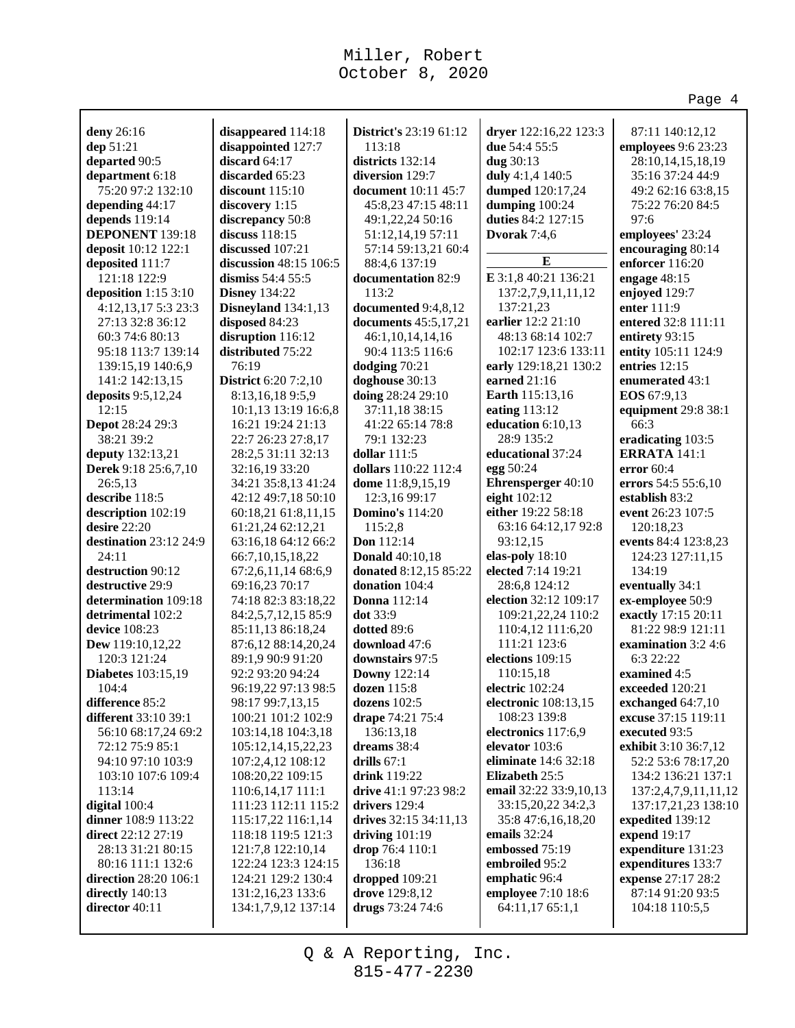**deny** 26:16
**dep** 51:21
**departed** 90:5
**department** 6:18 75:20 97:2 132:10
**depending** 44:17
**depends** 119:14
**DEPONENT** 139:18
**deposit** 10:12 122:1
**deposited** 111:7 121:18 122:9
**deposition** 1:15 3:10 4:12,13,17 5:3 23:3 27:13 32:8 36:12 60:3 74:6 80:13 95:18 113:7 139:14 139:15,19 140:6,9 141:2 142:13,15
**deposits** 9:5,12,24 12:15
**Depot** 28:24 29:3 38:21 39:2
**deputy** 132:13,21
**Derek** 9:18 25:6,7,10 26:5,13
**describe** 118:5
**description** 102:19
**desire** 22:20
**destination** 23:12 24:9 24:11
**destruction** 90:12
**destructive** 29:9
**determination** 109:18
**detrimental** 102:2
**device** 108:23
**Dew** 119:10,12,22 120:3 121:24
**Diabetes** 103:15,19 104:4
**difference** 85:2
**different** 33:10 39:1 56:10 68:17,24 69:2 72:12 75:9 85:1 94:10 97:10 103:9 103:10 107:6 109:4 113:14
**digital** 100:4
**dinner** 108:9 113:22
**direct** 22:12 27:19 28:13 31:21 80:15 80:16 111:1 132:6
**direction** 28:20 106:1
**directly** 140:13
**director** 40:11
**disappeared** 114:18
**disappointed** 127:7
**discard** 64:17
**discarded** 65:23
**discount** 115:10
**discovery** 1:15
**discrepancy** 50:8
**discuss** 118:15
**discussed** 107:21
**discussion** 48:15 106:5
**dismiss** 54:4 55:5
**Disney** 134:22
**Disneyland** 134:1,13
**disposed** 84:23
**disruption** 116:12
**distributed** 75:22 76:19
**District** 6:20 7:2,10 8:13,16,18 9:5,9 10:1,13 13:19 16:6,8 16:21 19:24 21:13 22:7 26:23 27:8,17 28:2,5 31:11 32:13 32:16,19 33:20 34:21 35:8,13 41:24 42:12 49:7,18 50:10 60:18,21 61:8,11,15 61:21,24 62:12,21 63:16,18 64:12 66:2 66:7,10,15,18,22 67:2,6,11,14 68:6,9 69:16,23 70:17 74:18 82:3 83:18,22 84:2,5,7,12,15 85:9 85:11,13 86:18,24 87:6,12 88:14,20,24 89:1,9 90:9 91:20 92:2 93:20 94:24 96:19,22 97:13 98:5 98:17 99:7,13,15 100:21 101:2 102:9 103:14,18 104:3,18 105:12,14,15,22,23 107:2,4,12 108:12 108:20,22 109:15 110:6,14,17 111:1 111:23 112:11 115:2 115:17,22 116:1,14 118:18 119:5 121:3 121:7,8 122:10,14 122:24 123:3 124:15 124:21 129:2 130:4 131:2,16,23 133:6 134:1,7,9,12 137:14
**District's** 23:19 61:12 113:18
**districts** 132:14
**diversion** 129:7
**document** 10:11 45:7 45:8,23 47:15 48:11 49:1,22,24 50:16 51:12,14,19 57:11 57:14 59:13,21 60:4 88:4,6 137:19
**documentation** 82:9 113:2
**documented** 9:4,8,12
**documents** 45:5,17,21 46:1,10,14,14,16 90:4 113:5 116:6
**dodging** 70:21
**doghouse** 30:13
**doing** 28:24 29:10 37:11,18 38:15 41:22 65:14 78:8 79:1 132:23
**dollar** 111:5
**dollars** 110:22 112:4
**dome** 11:8,9,15,19 12:3,16 99:17
**Domino's** 114:20 115:2,8
**Don** 112:14
**Donald** 40:10,18
**donated** 8:12,15 85:22
**donation** 104:4
**Donna** 112:14
**dot** 33:9
**dotted** 89:6
**download** 47:6
**downstairs** 97:5
**Downy** 122:14
**dozen** 115:8
**dozens** 102:5
**drape** 74:21 75:4 136:13,18
**dreams** 38:4
**drills** 67:1
**drink** 119:22
**drive** 41:1 97:23 98:2
**drivers** 129:4
**drives** 32:15 34:11,13
**driving** 101:19
**drop** 76:4 110:1 136:18
**dropped** 109:21
**drove** 129:8,12
**drugs** 73:24 74:6
**dryer** 122:16,22 123:3
**due** 54:4 55:5
**dug** 30:13
**duly** 4:1,4 140:5
**dumped** 120:17,24
**dumping** 100:24
**duties** 84:2 127:15
**Dvorak** 7:4,6

**E**

**E** 3:1,8 40:21 136:21 137:2,7,9,11,11,12 137:21,23
**earlier** 12:2 21:10 48:13 68:14 102:7 102:17 123:6 133:11
**early** 129:18,21 130:2
**earned** 21:16
**Earth** 115:13,16
**eating** 113:12
**education** 6:10,13 28:9 135:2
**educational** 37:24
**egg** 50:24
**Ehrensperger** 40:10
**eight** 102:12
**either** 19:22 58:18 63:16 64:12,17 92:8 93:12,15
**elas-poly** 18:10
**elected** 7:14 19:21 28:6,8 124:12
**election** 32:12 109:17 109:21,22,24 110:2 110:4,12 111:6,20 111:21 123:6
**elections** 109:15 110:15,18
**electric** 102:24
**electronic** 108:13,15 108:23 139:8
**electronics** 117:6,9
**elevator** 103:6
**eliminate** 14:6 32:18
**Elizabeth** 25:5
**email** 32:22 33:9,10,13 33:15,20,22 34:2,3 35:8 47:6,16,18,20
**emails** 32:24
**embossed** 75:19
**embroiled** 95:2
**emphatic** 96:4
**employee** 7:10 18:6 64:11,17 65:1,1 87:11 140:12,12
**employees** 9:6 23:23 28:10,14,15,18,19 35:16 37:24 44:9 49:2 62:16 63:8,15 75:22 76:20 84:5 97:6
**employees'** 23:24
**encouraging** 80:14
**enforcer** 116:20
**engage** 48:15
**enjoyed** 129:7
**enter** 111:9
**entered** 32:8 111:11
**entirety** 93:15
**entity** 105:11 124:9
**entries** 12:15
**enumerated** 43:1
**EOS** 67:9,13
**equipment** 29:8 38:1 66:3
**eradicating** 103:5
**ERRATA** 141:1
**error** 60:4
**errors** 54:5 55:6,10
**establish** 83:2
**event** 26:23 107:5 120:18,23
**events** 84:4 123:8,23 124:23 127:11,15 134:19
**eventually** 34:1
**ex-employee** 50:9
**exactly** 17:15 20:11 81:22 98:9 121:11
**examination** 3:2 4:6 6:3 22:22
**examined** 4:5
**exceeded** 120:21
**exchanged** 64:7,10
**excuse** 37:15 119:11
**executed** 93:5
**exhibit** 3:10 36:7,12 52:2 53:6 78:17,20 134:2 136:21 137:1 137:2,4,7,9,11,11,12 137:17,21,23 138:10
**expedited** 139:12
**expend** 19:17
**expenditure** 131:23
**expenditures** 133:7
**expense** 27:17 28:2 87:14 91:20 93:5 104:18 110:5,5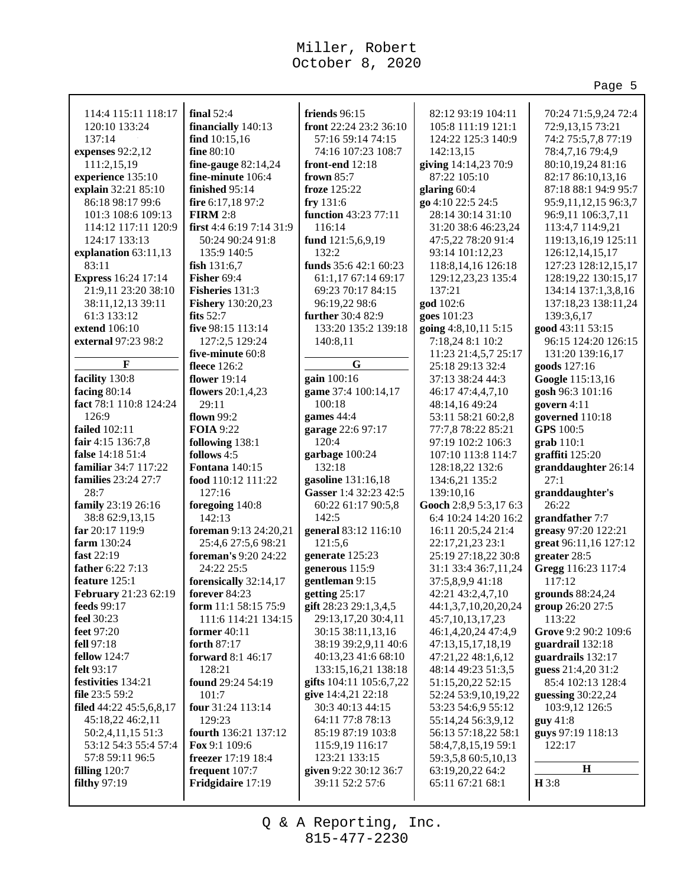114:4 115:11 118:17 120:10 133:24 137:14
**expenses** 92:2,12 111:2,15,19
**experience** 135:10
**explain** 32:21 85:10 86:18 98:17 99:6 101:3 108:6 109:13 114:12 117:11 120:9 124:17 133:13
**explanation** 63:11,13 83:11
**Express** 16:24 17:14 21:9,11 23:20 38:10 38:11,12,13 39:11 61:3 133:12
**extend** 106:10
**external** 97:23 98:2

**F**

**facility** 130:8
**facing** 80:14
**fact** 78:1 110:8 124:24 126:9
**failed** 102:11
**fair** 4:15 136:7,8
**false** 14:18 51:4
**familiar** 34:7 117:22
**families** 23:24 27:7 28:7
**family** 23:19 26:16 38:8 62:9,13,15
**far** 20:17 119:9
**farm** 130:24
**fast** 22:19
**father** 6:22 7:13
**feature** 125:1
**February** 21:23 62:19
**feeds** 99:17
**feel** 30:23
**feet** 97:20
**fell** 97:18
**fellow** 124:7
**felt** 93:17
**festivities** 134:21
**file** 23:5 59:2
**filed** 44:22 45:5,6,8,17 45:18,22 46:2,11 50:2,4,11,15 51:3 53:12 54:3 55:4 57:4 57:8 59:11 96:5
**filling** 120:7
**filthy** 97:19
**final** 52:4
**financially** 140:13
**find** 10:15,16
**fine** 80:10
**fine-gauge** 82:14,24
**fine-minute** 106:4
**finished** 95:14
**fire** 6:17,18 97:2
**FIRM** 2:8
**first** 4:4 6:19 7:14 31:9 50:24 90:24 91:8 135:9 140:5
**fish** 131:6,7
**Fisher** 69:4
**Fisheries** 131:3
**Fishery** 130:20,23
**fits** 52:7
**five** 98:15 113:14 127:2,5 129:24
**five-minute** 60:8
**fleece** 126:2
**flower** 19:14
**flowers** 20:1,4,23 29:11
**flown** 99:2
**FOIA** 9:22
**following** 138:1
**follows** 4:5
**Fontana** 140:15
**food** 110:12 111:22 127:16
**foregoing** 140:8 142:13
**foreman** 9:13 24:20,21 25:4,6 27:5,6 98:21
**foreman's** 9:20 24:22 24:22 25:5
**forensically** 32:14,17
**forever** 84:23
**form** 11:1 58:15 75:9 111:6 114:21 134:15
**former** 40:11
**forth** 87:17
**forward** 8:1 46:17 128:21
**found** 29:24 54:19 101:7
**four** 31:24 113:14 129:23
**fourth** 136:21 137:12
**Fox** 9:1 109:6
**freezer** 17:19 18:4
**frequent** 107:7
**Fridgidaire** 17:19
**friends** 96:15
**front** 22:24 23:2 36:10 57:16 59:14 74:15 74:16 107:23 108:7
**front-end** 12:18
**frown** 85:7
**froze** 125:22
**fry** 131:6
**function** 43:23 77:11 116:14
**fund** 121:5,6,9,19 132:2
**funds** 35:6 42:1 60:23 61:1,17 67:14 69:17 69:23 70:17 84:15 96:19,22 98:6
**further** 30:4 82:9 133:20 135:2 139:18 140:8,11

**G**

**gain** 100:16
**game** 37:4 100:14,17 100:18
**games** 44:4
**garage** 22:6 97:17 120:4
**garbage** 100:24 132:18
**gasoline** 131:16,18
**Gasser** 1:4 32:23 42:5 60:22 61:17 90:5,8 142:5
**general** 83:12 116:10 121:5,6
**generate** 125:23
**generous** 115:9
**gentleman** 9:15
**getting** 25:17
**gift** 28:23 29:1,3,4,5 29:13,17,20 30:4,11 30:15 38:11,13,16 38:19 39:2,9,11 40:6 40:13,23 41:6 68:10 133:15,16,21 138:18
**gifts** 104:11 105:6,7,22
**give** 14:4,21 22:18 30:3 40:13 44:15 64:11 77:8 78:13 85:19 87:19 103:8 115:9,19 116:17 123:21 133:15
**given** 9:22 30:12 36:7 39:11 52:2 57:6
82:12 93:19 104:11 105:8 111:19 121:1 124:22 125:3 140:9 142:13,15
**giving** 14:14,23 70:9 87:22 105:10
**glaring** 60:4
**go** 4:10 22:5 24:5 28:14 30:14 31:10 31:20 38:6 46:23,24 47:5,22 78:20 91:4 93:14 101:12,23 118:8,14,16 126:18 129:12,23,23 135:4 137:21
**god** 102:6
**goes** 101:23
**going** 4:8,10,11 5:15 7:18,24 8:1 10:2 11:23 21:4,5,7 25:17 25:18 29:13 32:4 37:13 38:24 44:3 46:17 47:4,4,7,10 48:14,16 49:24 53:11 58:21 60:2,8 77:7,8 78:22 85:21 97:19 102:2 106:3 107:10 113:8 114:7 128:18,22 132:6 134:6,21 135:2 139:10,16
**Gooch** 2:8,9 5:3,17 6:3 6:4 10:24 14:20 16:2 16:11 20:5,24 21:4 22:17,21,23 23:1 25:19 27:18,22 30:8 31:1 33:4 36:7,11,24 37:5,8,9,9 41:18 42:21 43:2,4,7,10 44:1,3,7,10,20,20,24 45:7,10,13,17,23 46:1,4,20,24 47:4,9 47:13,15,17,18,19 47:21,22 48:1,6,12 48:14 49:23 51:3,5 51:15,20,22 52:15 52:24 53:9,10,19,22 53:23 54:6,9 55:12 55:14,24 56:3,9,12 56:13 57:18,22 58:1 58:4,7,8,15,19 59:1 59:3,5,8 60:5,10,13 63:19,20,22 64:2 65:11 67:21 68:1
70:24 71:5,9,24 72:4 72:9,13,15 73:21 74:2 75:5,7,8 77:19 78:4,7,16 79:4,9 80:10,19,24 81:16 82:17 86:10,13,16 87:18 88:1 94:9 95:7 95:9,11,12,15 96:3,7 96:9,11 106:3,7,11 113:4,7 114:9,21 119:13,16,19 125:11 126:12,14,15,17 127:23 128:12,15,17 128:19,22 130:15,17 134:14 137:1,3,8,16 137:18,23 138:11,24 139:3,6,17
**good** 43:11 53:15 96:15 124:20 126:15 131:20 139:16,17
**goods** 127:16
**Google** 115:13,16
**gosh** 96:3 101:16
**govern** 4:11
**governed** 110:18
**GPS** 100:5
**grab** 110:1
**graffiti** 125:20
**granddaughter** 26:14 27:1
**granddaughter's** 26:22
**grandfather** 7:7
**greasy** 97:20 122:21
**great** 96:11,16 127:12
**greater** 28:5
**Gregg** 116:23 117:4 117:12
**grounds** 88:24,24
**group** 26:20 27:5 113:22
**Grove** 9:2 90:2 109:6
**guardrail** 132:18
**guardrails** 132:17
**guess** 21:4,20 31:2 85:4 102:13 128:4
**guessing** 30:22,24 103:9,12 126:5
**guy** 41:8
**guys** 97:19 118:13 122:17

**H**

**H** 3:8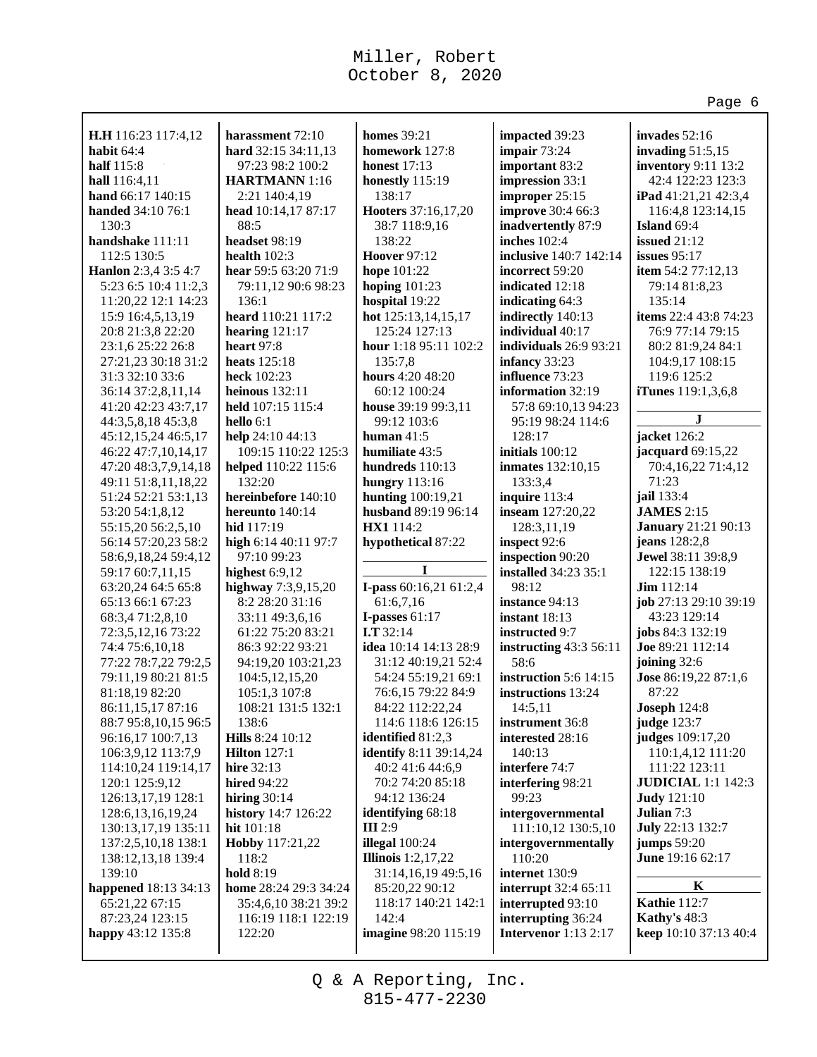**H.H** 116:23 117:4,12
**habit** 64:4
**half** 115:8
**hall** 116:4,11
**hand** 66:17 140:15
**handed** 34:10 76:1 130:3
**handshake** 111:11 112:5 130:5
**Hanlon** 2:3,4 3:5 4:7 5:23 6:5 10:4 11:2,3 11:20,22 12:1 14:23 15:9 16:4,5,13,19 20:8 21:3,8 22:20 23:1,6 25:22 26:8 27:21,23 30:18 31:2 31:3 32:10 33:6 36:14 37:2,8,11,14 41:20 42:23 43:7,17 44:3,5,8,18 45:3,8 45:12,15,24 46:5,17 46:22 47:7,10,14,17 47:20 48:3,7,9,14,18 49:11 51:8,11,18,22 51:24 52:21 53:1,13 53:20 54:1,8,12 55:15,20 56:2,5,10 56:14 57:20,23 58:2 58:6,9,18,24 59:4,12 59:17 60:7,11,15 63:20,24 64:5 65:8 65:13 66:1 67:23 68:3,4 71:2,8,10 72:3,5,12,16 73:22 74:4 75:6,10,18 77:22 78:7,22 79:2,5 79:11,19 80:21 81:5 81:18,19 82:20 86:11,15,17 87:16 88:7 95:8,10,15 96:5 96:16,17 100:7,13 106:3,9,12 113:7,9 114:10,24 119:14,17 120:1 125:9,12 126:13,17,19 128:1 128:6,13,16,19,24 130:13,17,19 135:11 137:2,5,10,18 138:1 138:12,13,18 139:4 139:10
**happened** 18:13 34:13 65:21,22 67:15 87:23,24 123:15
**happy** 43:12 135:8
**harassment** 72:10
**hard** 32:15 34:11,13 97:23 98:2 100:2
**HARTMANN** 1:16 2:21 140:4,19
**head** 10:14,17 87:17 88:5
**headset** 98:19
**health** 102:3
**hear** 59:5 63:20 71:9 79:11,12 90:6 98:23 136:1
**heard** 110:21 117:2
**hearing** 121:17
**heart** 97:8
**heats** 125:18
**heck** 102:23
**heinous** 132:11
**held** 107:15 115:4
**hello** 6:1
**help** 24:10 44:13 109:15 110:22 125:3
**helped** 110:22 115:6 132:20
**hereinbefore** 140:10
**hereunto** 140:14
**hid** 117:19
**high** 6:14 40:11 97:7 97:10 99:23
**highest** 6:9,12
**highway** 7:3,9,15,20 8:2 28:20 31:16 33:11 49:3,6,16 61:22 75:20 83:21 86:3 92:22 93:21 94:19,20 103:21,23 104:5,12,15,20 105:1,3 107:8 108:21 131:5 132:1 138:6
**Hills** 8:24 10:12
**Hilton** 127:1
**hire** 32:13
**hired** 94:22
**hiring** 30:14
**history** 14:7 126:22
**hit** 101:18
**Hobby** 117:21,22 118:2
**hold** 8:19
**home** 28:24 29:3 34:24 35:4,6,10 38:21 39:2 116:19 118:1 122:19 122:20
**homes** 39:21
**homework** 127:8
**honest** 17:13
**honestly** 115:19 138:17
**Hooters** 37:16,17,20 38:7 118:9,16 138:22
**Hoover** 97:12
**hope** 101:22
**hoping** 101:23
**hospital** 19:22
**hot** 125:13,14,15,17 125:24 127:13
**hour** 1:18 95:11 102:2 135:7,8
**hours** 4:20 48:20 60:12 100:24
**house** 39:19 99:3,11 99:12 103:6
**human** 41:5
**humiliate** 43:5
**hundreds** 110:13
**hungry** 113:16
**hunting** 100:19,21
**husband** 89:19 96:14
**HX1** 114:2
**hypothetical** 87:22

**I**

**I-pass** 60:16,21 61:2,4 61:6,7,16
**I-passes** 61:17
**I.T** 32:14
**idea** 10:14 14:13 28:9 31:12 40:19,21 52:4 54:24 55:19,21 69:1 76:6,15 79:22 84:9 84:22 112:22,24 114:6 118:6 126:15
**identified** 81:2,3
**identify** 8:11 39:14,24 40:2 41:6 44:6,9 70:2 74:20 85:18 94:12 136:24
**identifying** 68:18
**III** 2:9
**illegal** 100:24
**Illinois** 1:2,17,22 31:14,16,19 49:5,16 85:20,22 90:12 118:17 140:21 142:1 142:4
**imagine** 98:20 115:19
**impacted** 39:23
**impair** 73:24
**important** 83:2
**impression** 33:1
**improper** 25:15
**improve** 30:4 66:3
**inadvertently** 87:9
**inches** 102:4
**inclusive** 140:7 142:14
**incorrect** 59:20
**indicated** 12:18
**indicating** 64:3
**indirectly** 140:13
**individual** 40:17
**individuals** 26:9 93:21
**infancy** 33:23
**influence** 73:23
**information** 32:19 57:8 69:10,13 94:23 95:19 98:24 114:6 128:17
**initials** 100:12
**inmates** 132:10,15 133:3,4
**inquire** 113:4
**inseam** 127:20,22 128:3,11,19
**inspect** 92:6
**inspection** 90:20
**installed** 34:23 35:1 98:12
**instance** 94:13
**instant** 18:13
**instructed** 9:7
**instructing** 43:3 56:11 58:6
**instruction** 5:6 14:15
**instructions** 13:24 14:5,11
**instrument** 36:8
**interested** 28:16 140:13
**interfere** 74:7
**interfering** 98:21 99:23
**intergovernmental** 111:10,12 130:5,10
**intergovernmentally** 110:20
**internet** 130:9
**interrupt** 32:4 65:11
**interrupted** 93:10
**interrupting** 36:24
**Intervenor** 1:13 2:17
**invades** 52:16
**invading** 51:5,15
**inventory** 9:11 13:2 42:4 122:23 123:3
**iPad** 41:21,21 42:3,4 116:4,8 123:14,15
**Island** 69:4
**issued** 21:12
**issues** 95:17
**item** 54:2 77:12,13 79:14 81:8,23 135:14
**items** 22:4 43:8 74:23 76:9 77:14 79:15 80:2 81:9,24 84:1 104:9,17 108:15 119:6 125:2
**iTunes** 119:1,3,6,8

**J**

**jacket** 126:2
**jacquard** 69:15,22 70:4,16,22 71:4,12 71:23
**jail** 133:4
**JAMES** 2:15
**January** 21:21 90:13
**jeans** 128:2,8
**Jewel** 38:11 39:8,9 122:15 138:19
**Jim** 112:14
**job** 27:13 29:10 39:19 43:23 129:14
**jobs** 84:3 132:19
**Joe** 89:21 112:14
**joining** 32:6
**Jose** 86:19,22 87:1,6 87:22
**Joseph** 124:8
**judge** 123:7
**judges** 109:17,20 110:1,4,12 111:20 111:22 123:11
**JUDICIAL** 1:1 142:3
**Judy** 121:10
**Julian** 7:3
**July** 22:13 132:7
**jumps** 59:20
**June** 19:16 62:17

**K**

**Kathie** 112:7
**Kathy's** 48:3
**keep** 10:10 37:13 40:4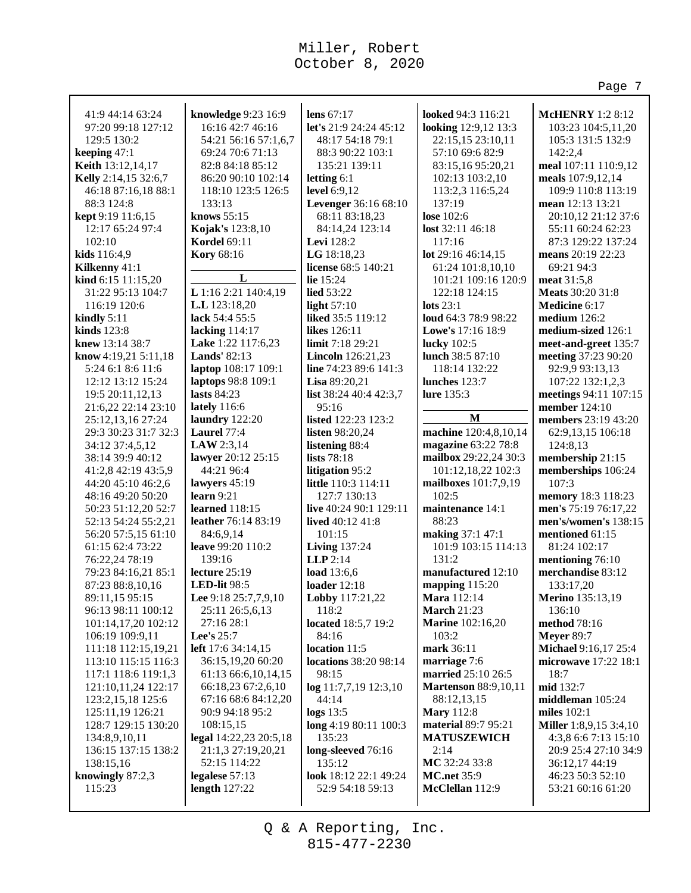41:9 44:14 63:24
97:20 99:18 127:12
129:5 130:2
**keeping** 47:1
**Keith** 13:12,14,17
**Kelly** 2:14,15 32:6,7
46:18 87:16,18 88:1
88:3 124:8
**kept** 9:19 11:6,15
12:17 65:24 97:4
102:10
**kids** 116:4,9
**Kilkenny** 41:1
**kind** 6:15 11:15,20
31:22 95:13 104:7
116:19 120:6
**kindly** 5:11
**kinds** 123:8
**knew** 13:14 38:7
**know** 4:19,21 5:11,18
5:24 6:1 8:6 11:6
12:12 13:12 15:24
19:5 20:11,12,13
21:6,22 22:14 23:10
25:12,13,16 27:24
29:3 30:23 31:7 32:3
34:12 37:4,5,12
38:14 39:9 40:12
41:2,8 42:19 43:5,9
44:20 45:10 46:2,6
48:16 49:20 50:20
50:23 51:12,20 52:7
52:13 54:24 55:2,21
56:20 57:5,15 61:10
61:15 62:4 73:22
76:22,24 78:19
79:23 84:16,21 85:1
87:23 88:8,10,16
89:11,15 95:15
96:13 98:11 100:12
101:14,17,20 102:12
106:19 109:9,11
111:18 112:15,19,21
113:10 115:15 116:3
117:1 118:6 119:1,3
121:10,11,24 122:17
123:2,15,18 125:6
125:11,19 126:21
128:7 129:15 130:20
134:8,9,10,11
136:15 137:15 138:2
138:15,16
**knowingly** 87:2,3
115:23
**knowledge** 9:23 16:9
16:16 42:7 46:16
54:21 56:16 57:1,6,7
69:24 70:6 71:13
82:8 84:18 85:12
86:20 90:10 102:14
118:10 123:5 126:5
133:13
**knows** 55:15
**Kojak's** 123:8,10
**Kordel** 69:11
**Kory** 68:16

## L

**L** 1:16 2:21 140:4,19
**L.L** 123:18,20
**lack** 54:4 55:5
**lacking** 114:17
**Lake** 1:22 117:6,23
**Lands'** 82:13
**laptop** 108:17 109:1
**laptops** 98:8 109:1
**lasts** 84:23
**lately** 116:6
**laundry** 122:20
**Laurel** 77:4
**LAW** 2:3,14
**lawyer** 20:12 25:15
44:21 96:4
**lawyers** 45:19
**learn** 9:21
**learned** 118:15
**leather** 76:14 83:19
84:6,9,14
**leave** 99:20 110:2
139:16
**lecture** 25:19
**LED-lit** 98:5
**Lee** 9:18 25:7,7,9,10
25:11 26:5,6,13
27:16 28:1
**Lee's** 25:7
**left** 17:6 34:14,15
36:15,19,20 60:20
61:13 66:6,10,14,15
66:18,23 67:2,6,10
67:16 68:6 84:12,20
90:9 94:18 95:2
108:15,15
**legal** 14:22,23 20:5,18
21:1,3 27:19,20,21
52:15 114:22
**legalese** 57:13
**length** 127:22
**lens** 67:17
**let's** 21:9 24:24 45:12
48:17 54:18 79:1
88:3 90:22 103:1
135:21 139:11
**letting** 6:1
**level** 6:9,12
**Levenger** 36:16 68:10
68:11 83:18,23
84:14,24 123:14
**Levi** 128:2
**LG** 18:18,23
**license** 68:5 140:21
**lie** 15:24
**lied** 53:22
**light** 57:10
**liked** 35:5 119:12
**likes** 126:11
**limit** 7:18 29:21
**Lincoln** 126:21,23
**line** 74:23 89:6 141:3
**Lisa** 89:20,21
**list** 38:24 40:4 42:3,7
95:16
**listed** 122:23 123:2
**listen** 98:20,24
**listening** 88:4
**lists** 78:18
**litigation** 95:2
**little** 110:3 114:11
127:7 130:13
**live** 40:24 90:1 129:11
**lived** 40:12 41:8
101:15
**Living** 137:24
**LLP** 2:14
**load** 13:6,6
**loader** 12:18
**Lobby** 117:21,22
118:2
**located** 18:5,7 19:2
84:16
**location** 11:5
**locations** 38:20 98:14
98:15
**log** 11:7,7,19 12:3,10
44:14
**logs** 13:5
**long** 4:19 80:11 100:3
135:23
**long-sleeved** 76:16
135:12
**look** 18:12 22:1 49:24
52:9 54:18 59:13
**looked** 94:3 116:21
**looking** 12:9,12 13:3
22:15,15 23:10,11
57:10 69:6 82:9
83:15,16 95:20,21
102:13 103:2,10
113:2,3 116:5,24
137:19
**lose** 102:6
**lost** 32:11 46:18
117:16
**lot** 29:16 46:14,15
61:24 101:8,10,10
101:21 109:16 120:9
122:18 124:15
**lots** 23:1
**loud** 64:3 78:9 98:22
**Lowe's** 17:16 18:9
**lucky** 102:5
**lunch** 38:5 87:10
118:14 132:22
**lunches** 123:7
**lure** 135:3

## M

**machine** 120:4,8,10,14
**magazine** 63:22 78:8
**mailbox** 29:22,24 30:3
101:12,18,22 102:3
**mailboxes** 101:7,9,19
102:5
**maintenance** 14:1
88:23
**making** 37:1 47:1
101:9 103:15 114:13
131:2
**manufactured** 12:10
**mapping** 115:20
**Mara** 112:14
**March** 21:23
**Marine** 102:16,20
103:2
**mark** 36:11
**marriage** 7:6
**married** 25:10 26:5
**Martenson** 88:9,10,11
88:12,13,15
**Mary** 112:8
**material** 89:7 95:21
**MATUSZEWICH**
2:14
**MC** 32:24 33:8
**MC.net** 35:9
**McClellan** 112:9
**McHENRY** 1:2 8:12
103:23 104:5,11,20
105:3 131:5 132:9
142:2,4
**meal** 107:11 110:9,12
**meals** 107:9,12,14
109:9 110:8 113:19
**mean** 12:13 13:21
20:10,12 21:12 37:6
55:11 60:24 62:23
87:3 129:22 137:24
**means** 20:19 22:23
69:21 94:3
**meat** 31:5,8
**Meats** 30:20 31:8
**Medicine** 6:17
**medium** 126:2
**medium-sized** 126:1
**meet-and-greet** 135:7
**meeting** 37:23 90:20
92:9,9 93:13,13
107:22 132:1,2,3
**meetings** 94:11 107:15
**member** 124:10
**members** 23:19 43:20
62:9,13,15 106:18
124:8,13
**membership** 21:15
**memberships** 106:24
107:3
**memory** 18:3 118:23
**men's** 75:19 76:17,22
**men's/women's** 138:15
**mentioned** 61:15
81:24 102:17
**mentioning** 76:10
**merchandise** 83:12
133:17,20
**Merino** 135:13,19
136:10
**method** 78:16
**Meyer** 89:7
**Michael** 9:16,17 25:4
**microwave** 17:22 18:1
18:7
**mid** 132:7
**middleman** 105:24
**miles** 102:1
**Miller** 1:8,9,15 3:4,10
4:3,8 6:6 7:13 15:10
20:9 25:4 27:10 34:9
36:12,17 44:19
46:23 50:3 52:10
53:21 60:16 61:20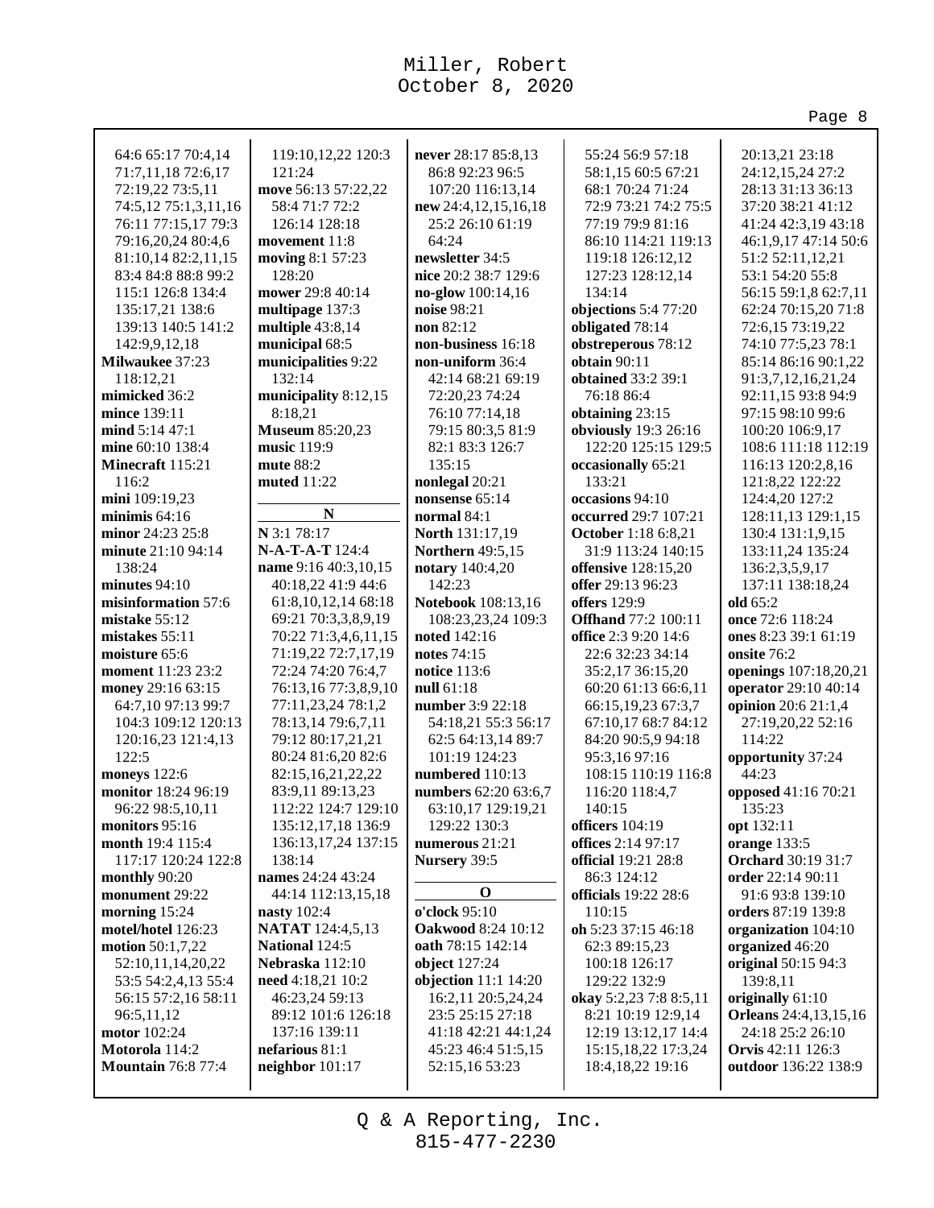64:6 65:17 70:4,14
71:7,11,18 72:6,17
72:19,22 73:5,11
74:5,12 75:1,3,11,16
76:11 77:15,17 79:3
79:16,20,24 80:4,6
81:10,14 82:2,11,15
83:4 84:8 88:8 99:2
115:1 126:8 134:4
135:17,21 138:6
139:13 140:5 141:2
142:9,9,12,18

**Milwaukee** 37:23
118:12,21

**mimicked** 36:2

**mince** 139:11

**mind** 5:14 47:1

**mine** 60:10 138:4

**Minecraft** 115:21
116:2

**mini** 109:19,23

**minimis** 64:16

**minor** 24:23 25:8

**minute** 21:10 94:14
138:24

**minutes** 94:10

**misinformation** 57:6

**mistake** 55:12

**mistakes** 55:11

**moisture** 65:6

**moment** 11:23 23:2

**money** 29:16 63:15
64:7,10 97:13 99:7
104:3 109:12 120:13
120:16,23 121:4,13
122:5

**moneys** 122:6

**monitor** 18:24 96:19
96:22 98:5,10,11

**monitors** 95:16

**month** 19:4 115:4
117:17 120:24 122:8

**monthly** 90:20

**monument** 29:22

**morning** 15:24

**motel/hotel** 126:23

**motion** 50:1,7,22
52:10,11,14,20,22
53:5 54:2,4,13 55:4
56:15 57:2,16 58:11
96:5,11,12

**motor** 102:24

**Motorola** 114:2

**Mountain** 76:8 77:4

119:10,12,22 120:3
121:24

**move** 56:13 57:22,22
58:4 71:7 72:2
126:14 128:18

**movement** 11:8

**moving** 8:1 57:23
128:20

**mower** 29:8 40:14

**multipage** 137:3

**multiple** 43:8,14

**municipal** 68:5

**municipalities** 9:22
132:14

**municipality** 8:12,15
8:18,21

**Museum** 85:20,23

**music** 119:9

**mute** 88:2

**muted** 11:22

## N

**N** 3:1 78:17

**N-A-T-A-T** 124:4

**name** 9:16 40:3,10,15
40:18,22 41:9 44:6
61:8,10,12,14 68:18
69:21 70:3,3,8,9,19
70:22 71:3,4,6,11,15
71:19,22 72:7,17,19
72:24 74:20 76:4,7
76:13,16 77:3,8,9,10
77:11,23,24 78:1,2
78:13,14 79:6,7,11
79:12 80:17,21,21
80:24 81:6,20 82:6
82:15,16,21,22,22
83:9,11 89:13,23
112:22 124:7 129:10
135:12,17,18 136:9
136:13,17,24 137:15
138:14

**names** 24:24 43:24
44:14 112:13,15,18

**nasty** 102:4

**NATAT** 124:4,5,13

**National** 124:5

**Nebraska** 112:10

**need** 4:18,21 10:2
46:23,24 59:13
89:12 101:6 126:18
137:16 139:11

**nefarious** 81:1

**neighbor** 101:17

**never** 28:17 85:8,13
86:8 92:23 96:5
107:20 116:13,14

**new** 24:4,12,15,16,18
25:2 26:10 61:19
64:24

**newsletter** 34:5

**nice** 20:2 38:7 129:6

**no-glow** 100:14,16

**noise** 98:21

**non** 82:12

**non-business** 16:18

**non-uniform** 36:4
42:14 68:21 69:19
72:20,23 74:24
76:10 77:14,18
79:15 80:3,5 81:9
82:1 83:3 126:7
135:15

**nonlegal** 20:21

**nonsense** 65:14

**normal** 84:1

**North** 131:17,19

**Northern** 49:5,15

**notary** 140:4,20
142:23

**Notebook** 108:13,16
108:23,23,24 109:3

**noted** 142:16

**notes** 74:15

**notice** 113:6

**null** 61:18

**number** 3:9 22:18
54:18,21 55:3 56:17
62:5 64:13,14 89:7
101:19 124:23

**numbered** 110:13

**numbers** 62:20 63:6,7
63:10,17 129:19,21
129:22 130:3

**numerous** 21:21

**Nursery** 39:5

## O

**o'clock** 95:10

**Oakwood** 8:24 10:12

**oath** 78:15 142:14

**object** 127:24

**objection** 11:1 14:20
16:2,11 20:5,24,24
23:5 25:15 27:18
41:18 42:21 44:1,24
45:23 46:4 51:5,15
52:15,16 53:23

55:24 56:9 57:18
58:1,15 60:5 67:21
68:1 70:24 71:24
72:9 73:21 74:2 75:5
77:19 79:9 81:16
86:10 114:21 119:13
119:18 126:12,12
127:23 128:12,14
134:14

**objections** 5:4 77:20

**obligated** 78:14

**obstreperous** 78:12

**obtain** 90:11

**obtained** 33:2 39:1
76:18 86:4

**obtaining** 23:15

**obviously** 19:3 26:16
122:20 125:15 129:5

**occasionally** 65:21
133:21

**occasions** 94:10

**occurred** 29:7 107:21

**October** 1:18 6:8,21
31:9 113:24 140:15

**offensive** 128:15,20

**offer** 29:13 96:23

**offers** 129:9

**Offhand** 77:2 100:11

**office** 2:3 9:20 14:6
22:6 32:23 34:14
35:2,17 36:15,20
60:20 61:13 66:6,11
66:15,19,23 67:3,7
67:10,17 68:7 84:12
84:20 90:5,9 94:18
95:3,16 97:16
108:15 110:19 116:8
116:20 118:4,7
140:15

**officers** 104:19

**offices** 2:14 97:17

**official** 19:21 28:8
86:3 124:12

**officials** 19:22 28:6
110:15

**oh** 5:23 37:15 46:18
62:3 89:15,23
100:18 126:17
129:22 132:9

**okay** 5:2,23 7:8 8:5,11
8:21 10:19 12:9,14
12:19 13:12,17 14:4
15:15,18,22 17:3,24
18:4,18,22 19:16

20:13,21 23:18
24:12,15,24 27:2
28:13 31:13 36:13
37:20 38:21 41:12
41:24 42:3,19 43:18
46:1,9,17 47:14 50:6
51:2 52:11,12,21
53:1 54:20 55:8
56:15 59:1,8 62:7,11
62:24 70:15,20 71:8
72:6,15 73:19,22
74:10 77:5,23 78:1
85:14 86:16 90:1,22
91:3,7,12,16,21,24
92:11,15 93:8 94:9
97:15 98:10 99:6
100:20 106:9,17
108:6 111:18 112:19
116:13 120:2,8,16
121:8,22 122:22
124:4,20 127:2
128:11,13 129:1,15
130:4 131:1,9,15
133:11,24 135:24
136:2,3,5,9,17
137:11 138:18,24

**old** 65:2

**once** 72:6 118:24

**ones** 8:23 39:1 61:19

**onsite** 76:2

**openings** 107:18,20,21

**operator** 29:10 40:14

**opinion** 20:6 21:1,4
27:19,20,22 52:16
114:22

**opportunity** 37:24
44:23

**opposed** 41:16 70:21
135:23

**opt** 132:11

**orange** 133:5

**Orchard** 30:19 31:7

**order** 22:14 90:11
91:6 93:8 139:10

**orders** 87:19 139:8

**organization** 104:10

**organized** 46:20

**original** 50:15 94:3
139:8,11

**originally** 61:10

**Orleans** 24:4,13,15,16
24:18 25:2 26:10

**Orvis** 42:11 126:3

**outdoor** 136:22 138:9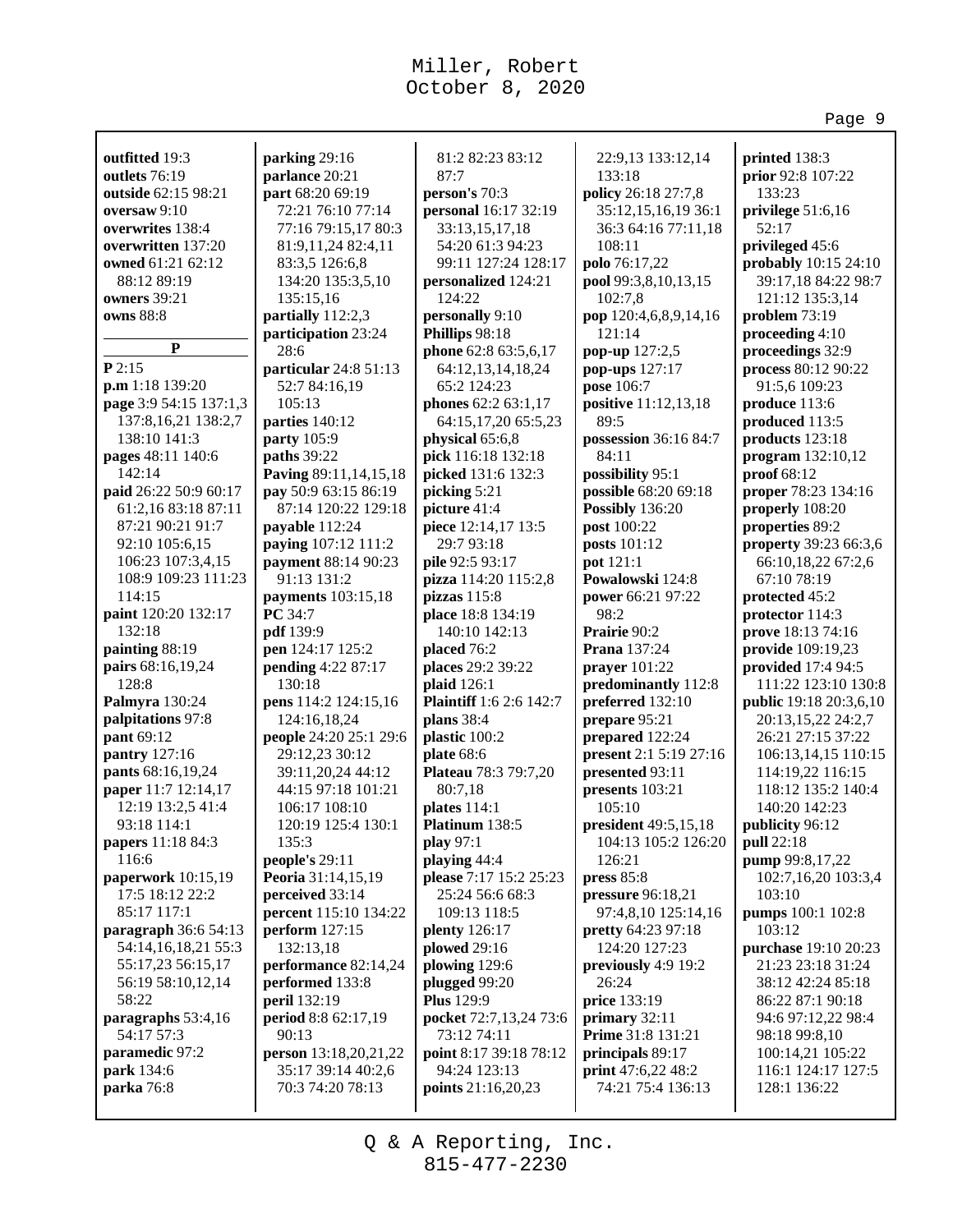**outfitted** 19:3
**outlets** 76:19
**outside** 62:15 98:21
**oversaw** 9:10
**overwrites** 138:4
**overwritten** 137:20
**owned** 61:21 62:12 88:12 89:19
**owners** 39:21
**owns** 88:8

**P**

**P** 2:15
**p.m** 1:18 139:20
**page** 3:9 54:15 137:1,3 137:8,16,21 138:2,7 138:10 141:3
**pages** 48:11 140:6 142:14
**paid** 26:22 50:9 60:17 61:2,16 83:18 87:11 87:21 90:21 91:7 92:10 105:6,15 106:23 107:3,4,15 108:9 109:23 111:23 114:15
**paint** 120:20 132:17 132:18
**painting** 88:19
**pairs** 68:16,19,24 128:8
**Palmyra** 130:24
**palpitations** 97:8
**pant** 69:12
**pantry** 127:16
**pants** 68:16,19,24
**paper** 11:7 12:14,17 12:19 13:2,5 41:4 93:18 114:1
**papers** 11:18 84:3 116:6
**paperwork** 10:15,19 17:5 18:12 22:2 85:17 117:1
**paragraph** 36:6 54:13 54:14,16,18,21 55:3 55:17,23 56:15,17 56:19 58:10,12,14 58:22
**paragraphs** 53:4,16 54:17 57:3
**paramedic** 97:2
**park** 134:6
**parka** 76:8
**parking** 29:16
**parlance** 20:21
**part** 68:20 69:19 72:21 76:10 77:14 77:16 79:15,17 80:3 81:9,11,24 82:4,11 83:3,5 126:6,8 134:20 135:3,5,10 135:15,16
**partially** 112:2,3
**participation** 23:24 28:6
**particular** 24:8 51:13 52:7 84:16,19 105:13
**parties** 140:12
**party** 105:9
**paths** 39:22
**Paving** 89:11,14,15,18
**pay** 50:9 63:15 86:19 87:14 120:22 129:18
**payable** 112:24
**paying** 107:12 111:2
**payment** 88:14 90:23 91:13 131:2
**payments** 103:15,18
**PC** 34:7
**pdf** 139:9
**pen** 124:17 125:2
**pending** 4:22 87:17 130:18
**pens** 114:2 124:15,16 124:16,18,24
**people** 24:20 25:1 29:6 29:12,23 30:12 39:11,20,24 44:12 44:15 97:18 101:21 106:17 108:10 120:19 125:4 130:1 135:3
**people's** 29:11
**Peoria** 31:14,15,19
**perceived** 33:14
**percent** 115:10 134:22
**perform** 127:15 132:13,18
**performance** 82:14,24
**performed** 133:8
**peril** 132:19
**period** 8:8 62:17,19 90:13
**person** 13:18,20,21,22 35:17 39:14 40:2,6 70:3 74:20 78:13 81:2 82:23 83:12 87:7
**person's** 70:3
**personal** 16:17 32:19 33:13,15,17,18 54:20 61:3 94:23 99:11 127:24 128:17
**personalized** 124:21 124:22
**personally** 9:10
**Phillips** 98:18
**phone** 62:8 63:5,6,17 64:12,13,14,18,24 65:2 124:23
**phones** 62:2 63:1,17 64:15,17,20 65:5,23
**physical** 65:6,8
**pick** 116:18 132:18
**picked** 131:6 132:3
**picking** 5:21
**picture** 41:4
**piece** 12:14,17 13:5 29:7 93:18
**pile** 92:5 93:17
**pizza** 114:20 115:2,8
**pizzas** 115:8
**place** 18:8 134:19 140:10 142:13
**placed** 76:2
**places** 29:2 39:22
**plaid** 126:1
**Plaintiff** 1:6 2:6 142:7
**plans** 38:4
**plastic** 100:2
**plate** 68:6
**Plateau** 78:3 79:7,20 80:7,18
**plates** 114:1
**Platinum** 138:5
**play** 97:1
**playing** 44:4
**please** 7:17 15:2 25:23 25:24 56:6 68:3 109:13 118:5
**plenty** 126:17
**plowed** 29:16
**plowing** 129:6
**plugged** 99:20
**Plus** 129:9
**pocket** 72:7,13,24 73:6 73:12 74:11
**point** 8:17 39:18 78:12 94:24 123:13
**points** 21:16,20,23 22:9,13 133:12,14 133:18
**policy** 26:18 27:7,8 35:12,15,16,19 36:1 36:3 64:16 77:11,18 108:11
**polo** 76:17,22
**pool** 99:3,8,10,13,15 102:7,8
**pop** 120:4,6,8,9,14,16 121:14
**pop-up** 127:2,5
**pop-ups** 127:17
**pose** 106:7
**positive** 11:12,13,18 89:5
**possession** 36:16 84:7 84:11
**possibility** 95:1
**possible** 68:20 69:18
**Possibly** 136:20
**post** 100:22
**posts** 101:12
**pot** 121:1
**Powalowski** 124:8
**power** 66:21 97:22 98:2
**Prairie** 90:2
**Prana** 137:24
**prayer** 101:22
**predominantly** 112:8
**preferred** 132:10
**prepare** 95:21
**prepared** 122:24
**present** 2:1 5:19 27:16
**presented** 93:11
**presents** 103:21 105:10
**president** 49:5,15,18 104:13 105:2 126:20 126:21
**press** 85:8
**pressure** 96:18,21 97:4,8,10 125:14,16
**pretty** 64:23 97:18 124:20 127:23
**previously** 4:9 19:2 26:24
**price** 133:19
**primary** 32:11
**Prime** 31:8 131:21
**principals** 89:17
**print** 47:6,22 48:2 74:21 75:4 136:13
**printed** 138:3
**prior** 92:8 107:22 133:23
**privilege** 51:6,16 52:17
**privileged** 45:6
**probably** 10:15 24:10 39:17,18 84:22 98:7 121:12 135:3,14
**problem** 73:19
**proceeding** 4:10
**proceedings** 32:9
**process** 80:12 90:22 91:5,6 109:23
**produce** 113:6
**produced** 113:5
**products** 123:18
**program** 132:10,12
**proof** 68:12
**proper** 78:23 134:16
**properly** 108:20
**properties** 89:2
**property** 39:23 66:3,6 66:10,18,22 67:2,6 67:10 78:19
**protected** 45:2
**protector** 114:3
**prove** 18:13 74:16
**provide** 109:19,23
**provided** 17:4 94:5 111:22 123:10 130:8
**public** 19:18 20:3,6,10 20:13,15,22 24:2,7 26:21 27:15 37:22 106:13,14,15 110:15 114:19,22 116:15 118:12 135:2 140:4 140:20 142:23
**publicity** 96:12
**pull** 22:18
**pump** 99:8,17,22 102:7,16,20 103:3,4 103:10
**pumps** 100:1 102:8 103:12
**purchase** 19:10 20:23 21:23 23:18 31:24 38:12 42:24 85:18 86:22 87:1 90:18 94:6 97:12,22 98:4 98:18 99:8,10 100:14,21 105:22 116:1 124:17 127:5 128:1 136:22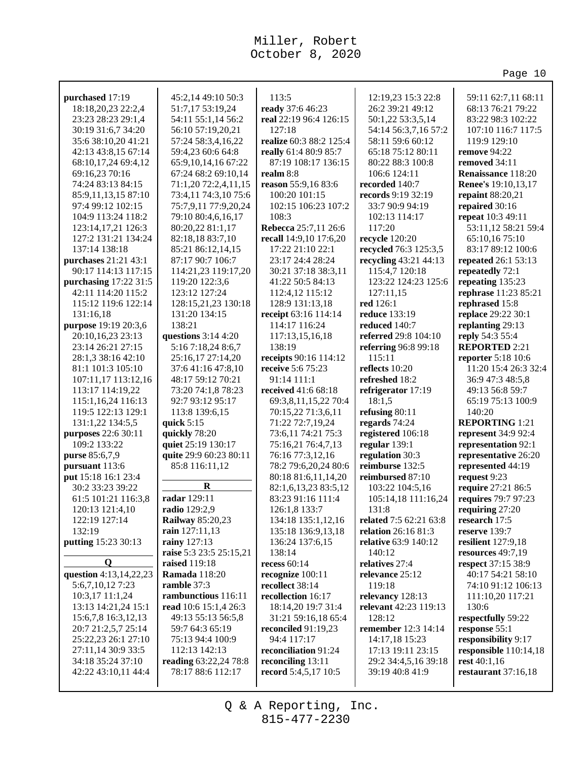**purchased** 17:19 18:18,20,23 22:2,4 23:23 28:23 29:1,4 30:19 31:6,7 34:20 35:6 38:10,20 41:21 42:13 43:8,15 67:14 68:10,17,24 69:4,12 69:16,23 70:16 74:24 83:13 84:15 85:9,11,13,15 87:10 97:4 99:12 102:15 104:9 113:24 118:2 123:14,17,21 126:3 127:2 131:21 134:24 137:14 138:18
**purchases** 21:21 43:1 90:17 114:13 117:15
**purchasing** 17:22 31:5 42:11 114:20 115:2 115:12 119:6 122:14 131:16,18
**purpose** 19:19 20:3,6 20:10,16,23 23:13 23:14 26:21 27:15 28:1,3 38:16 42:10 81:1 101:3 105:10 107:11,17 113:12,16 113:17 114:19,22 115:1,16,24 116:13 119:5 122:13 129:1 131:1,22 134:5,5
**purposes** 22:6 30:11 109:2 133:22
**purse** 85:6,7,9
**pursuant** 113:6
**put** 15:18 16:1 23:4 30:2 33:23 39:22 61:5 101:21 116:3,8 120:13 121:4,10 122:19 127:14 132:19
**putting** 15:23 30:13

**Q**

**question** 4:13,14,22,23 5:6,7,10,12 7:23 10:3,17 11:1,24 13:13 14:21,24 15:1 15:6,7,8 16:3,12,13 20:7 21:2,5,7 25:14 25:22,23 26:1 27:10 27:11,14 30:9 33:5 34:18 35:24 37:10 42:22 43:10,11 44:4 45:2,14 49:10 50:3 51:7,17 53:19,24 54:11 55:1,14 56:2 56:10 57:19,20,21 57:24 58:3,4,16,22 59:4,23 60:6 64:8 65:9,10,14,16 67:22 67:24 68:2 69:10,14 71:1,20 72:2,4,11,15 73:4,11 74:3,10 75:6 75:7,9,11 77:9,20,24 79:10 80:4,6,16,17 80:20,22 81:1,17 82:18,18 83:7,10 85:21 86:12,14,15 87:17 90:7 106:7 114:21,23 119:17,20 119:20 122:3,6 123:12 127:24 128:15,21,23 130:18 131:20 134:15 138:21
**questions** 3:14 4:20 5:16 7:18,24 8:6,7 25:16,17 27:14,20 37:6 41:16 47:8,10 48:17 59:12 70:21 73:20 74:1,8 78:23 92:7 93:12 95:17 113:8 139:6,15
**quick** 5:15
**quickly** 78:20
**quiet** 25:19 130:17
**quite** 29:9 60:23 80:11 85:8 116:11,12

**R**

**radar** 129:11
**radio** 129:2,9
**Railway** 85:20,23
**rain** 127:11,13
**rainy** 127:13
**raise** 5:3 23:5 25:15,21
**raised** 119:18
**Ramada** 118:20
**ramble** 37:3
**rambunctious** 116:11
**read** 10:6 15:1,4 26:3 49:13 55:13 56:5,8 59:7 64:3 65:19 75:13 94:4 100:9 112:13 142:13
**reading** 63:22,24 78:8 78:17 88:6 112:17 113:5
**ready** 37:6 46:23
**real** 22:19 96:4 126:15 127:18
**realize** 60:3 88:2 125:4
**really** 61:4 80:9 85:7 87:19 108:17 136:15
**realm** 8:8
**reason** 55:9,16 83:6 100:20 101:15 102:15 106:23 107:2 108:3
**Rebecca** 25:7,11 26:6
**recall** 14:9,10 17:6,20 17:22 21:10 22:1 23:17 24:4 28:24 30:21 37:18 38:3,11 41:22 50:5 84:13 112:4,12 115:12 128:9 131:13,18
**receipt** 63:16 114:14 114:17 116:24 117:13,15,16,18 138:19
**receipts** 90:16 114:12
**receive** 5:6 75:23 91:14 111:1
**received** 41:6 68:18 69:3,8,11,15,22 70:4 70:15,22 71:3,6,11 71:22 72:7,19,24 73:6,11 74:21 75:3 75:16,21 76:4,7,13 76:16 77:3,12,16 78:2 79:6,20,24 80:6 80:18 81:6,11,14,20 82:1,6,13,23 83:5,12 83:23 91:16 111:4 126:1,8 133:7 134:18 135:1,12,16 135:18 136:9,13,18 136:24 137:6,15 138:14
**recess** 60:14
**recognize** 100:11
**recollect** 38:14
**recollection** 16:17 18:14,20 19:7 31:4 31:21 59:16,18 65:4
**reconciled** 91:19,23 94:4 117:17
**reconciliation** 91:24
**reconciling** 13:11
**record** 5:4,5,17 10:5 12:19,23 15:3 22:8 26:2 39:21 49:12 50:1,22 53:3,5,14 54:14 56:3,7,16 57:2 58:11 59:6 60:12 65:18 75:12 80:11 80:22 88:3 100:8 106:6 124:11
**recorded** 140:7
**records** 9:19 32:19 33:7 90:9 94:19 102:13 114:17 117:20
**recycle** 120:20
**recycled** 76:3 125:3,5
**recycling** 43:21 44:13 115:4,7 120:18 123:22 124:23 125:6 127:11,15
**red** 126:1
**reduce** 133:19
**reduced** 140:7
**referred** 29:8 104:10
**referring** 96:8 99:18 115:11
**reflects** 10:20
**refreshed** 18:2
**refrigerator** 17:19 18:1,5
**refusing** 80:11
**regards** 74:24
**registered** 106:18
**regular** 139:1
**regulation** 30:3
**reimburse** 132:5
**reimbursed** 87:10 103:22 104:5,16 105:14,18 111:16,24 131:8
**related** 7:5 62:21 63:8
**relation** 26:16 81:3
**relative** 63:9 140:12 140:12
**relatives** 27:4
**relevance** 25:12 119:18
**relevancy** 128:13
**relevant** 42:23 119:13 128:12
**remember** 12:3 14:14 14:17,18 15:23 17:13 19:11 23:15 29:2 34:4,5,16 39:18 39:19 40:8 41:9 59:11 62:7,11 68:11 68:13 76:21 79:22 83:22 98:3 102:22 107:10 116:7 117:5 119:9 129:10
**remove** 94:22
**removed** 34:11
**Renaissance** 118:20
**Renee's** 19:10,13,17
**repaint** 88:20,21
**repaired** 30:16
**repeat** 10:3 49:11 53:11,12 58:21 59:4 65:10,16 75:10 83:17 89:12 100:6
**repeated** 26:1 53:13
**repeatedly** 72:1
**repeating** 135:23
**rephrase** 11:23 85:21
**rephrased** 15:8
**replace** 29:22 30:1
**replanting** 29:13
**reply** 54:3 55:4
**REPORTED** 2:21
**reporter** 5:18 10:6 11:20 15:4 26:3 32:4 36:9 47:3 48:5,8 49:13 56:8 59:7 65:19 75:13 100:9 140:20
**REPORTING** 1:21
**represent** 34:9 92:4
**representation** 92:1
**representative** 26:20
**represented** 44:19
**request** 9:23
**require** 27:21 86:5
**requires** 79:7 97:23
**requiring** 27:20
**research** 17:5
**reserve** 139:7
**resilient** 127:9,18
**resources** 49:7,19
**respect** 37:15 38:9 40:17 54:21 58:10 74:10 91:12 106:13 111:10,20 117:21 130:6
**respectfully** 59:22
**response** 55:1
**responsibility** 9:17
**responsible** 110:14,18
**rest** 40:1,16
**restaurant** 37:16,18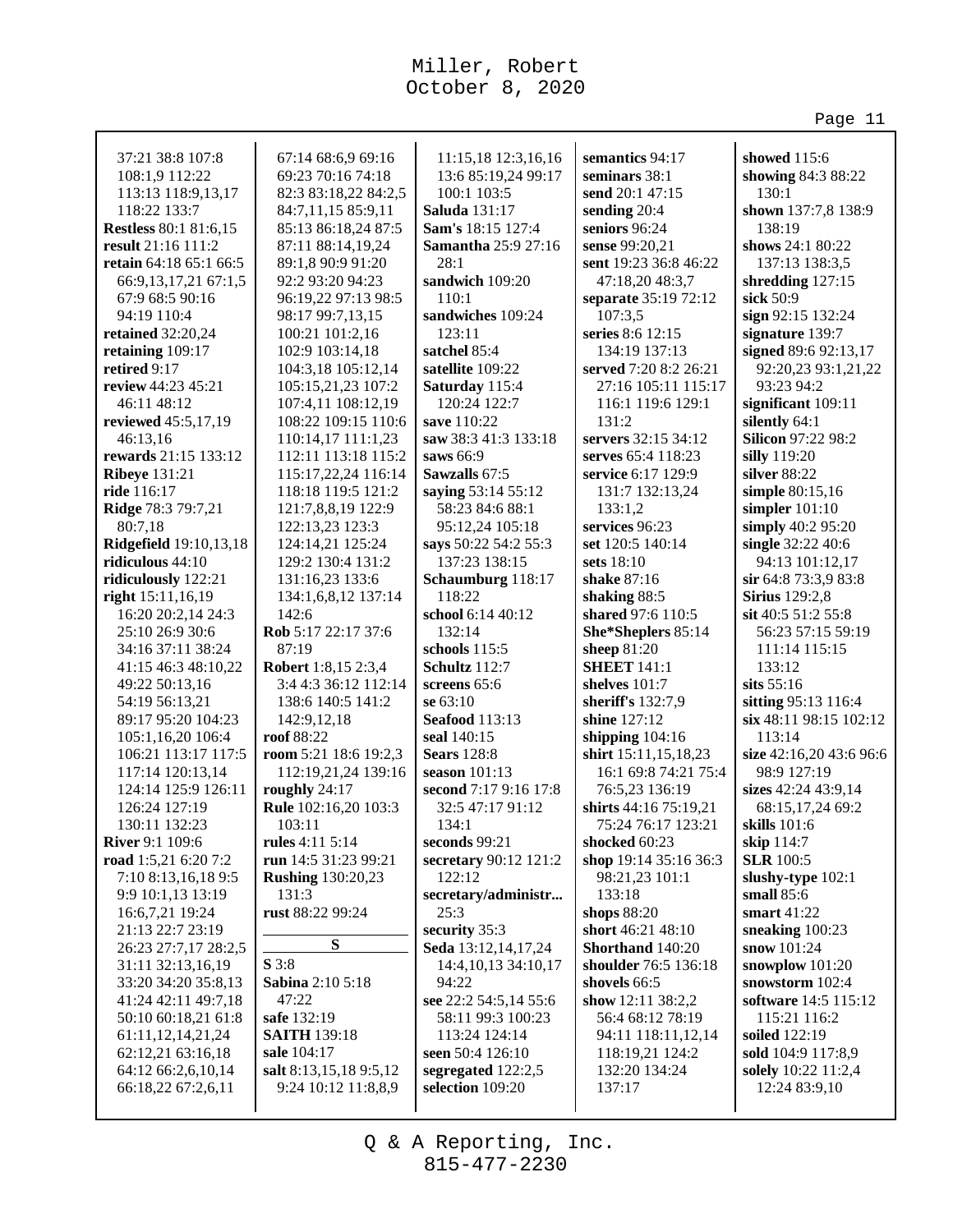37:21 38:8 107:8
108:1,9 112:22
113:13 118:9,13,17
118:22 133:7
**Restless** 80:1 81:6,15
**result** 21:16 111:2
**retain** 64:18 65:1 66:5
66:9,13,17,21 67:1,5
67:9 68:5 90:16
94:19 110:4
**retained** 32:20,24
**retaining** 109:17
**retired** 9:17
**review** 44:23 45:21
46:11 48:12
**reviewed** 45:5,17,19
46:13,16
**rewards** 21:15 133:12
**Ribeye** 131:21
**ride** 116:17
**Ridge** 78:3 79:7,21
80:7,18
**Ridgefield** 19:10,13,18
**ridiculous** 44:10
**ridiculously** 122:21
**right** 15:11,16,19
16:20 20:2,14 24:3
25:10 26:9 30:6
34:16 37:11 38:24
41:15 46:3 48:10,22
49:22 50:13,16
54:19 56:13,21
89:17 95:20 104:23
105:1,16,20 106:4
106:21 113:17 117:5
117:14 120:13,14
124:14 125:9 126:11
126:24 127:19
130:11 132:23
**River** 9:1 109:6
**road** 1:5,21 6:20 7:2
7:10 8:13,16,18 9:5
9:9 10:1,13 13:19
16:6,7,21 19:24
21:13 22:7 23:19
26:23 27:7,17 28:2,5
31:11 32:13,16,19
33:20 34:20 35:8,13
41:24 42:11 49:7,18
50:10 60:18,21 61:8
61:11,12,14,21,24
62:12,21 63:16,18
64:12 66:2,6,10,14
66:18,22 67:2,6,11
67:14 68:6,9 69:16
69:23 70:16 74:18
82:3 83:18,22 84:2,5
84:7,11,15 85:9,11
85:13 86:18,24 87:5
87:11 88:14,19,24
89:1,8 90:9 91:20
92:2 93:20 94:23
96:19,22 97:13 98:5
98:17 99:7,13,15
100:21 101:2,16
102:9 103:14,18
104:3,18 105:12,14
105:15,21,23 107:2
107:4,11 108:12,19
108:22 109:15 110:6
110:14,17 111:1,23
112:11 113:18 115:2
115:17,22,24 116:14
118:18 119:5 121:2
121:7,8,8,19 122:9
122:13,23 123:3
124:14,21 125:24
129:2 130:4 131:2
131:16,23 133:6
134:1,6,8,12 137:14
142:6
**Rob** 5:17 22:17 37:6
87:19
**Robert** 1:8,15 2:3,4
3:4 4:3 36:12 112:14
138:6 140:5 141:2
142:9,12,18
**roof** 88:22
**room** 5:21 18:6 19:2,3
112:19,21,24 139:16
**roughly** 24:17
**Rule** 102:16,20 103:3
103:11
**rules** 4:11 5:14
**run** 14:5 31:23 99:21
**Rushing** 130:20,23
131:3
**rust** 88:22 99:24

## S

**S** 3:8
**Sabina** 2:10 5:18
47:22
**safe** 132:19
**SAITH** 139:18
**sale** 104:17
**salt** 8:13,15,18 9:5,12
9:24 10:12 11:8,8,9
11:15,18 12:3,16,16
13:6 85:19,24 99:17
100:1 103:5
**Saluda** 131:17
**Sam's** 18:15 127:4
**Samantha** 25:9 27:16
28:1
**sandwich** 109:20
110:1
**sandwiches** 109:24
123:11
**satchel** 85:4
**satellite** 109:22
**Saturday** 115:4
120:24 122:7
**save** 110:22
**saw** 38:3 41:3 133:18
**saws** 66:9
**Sawzalls** 67:5
**saying** 53:14 55:12
58:23 84:6 88:1
95:12,24 105:18
**says** 50:22 54:2 55:3
137:23 138:15
**Schaumburg** 118:17
118:22
**school** 6:14 40:12
132:14
**schools** 115:5
**Schultz** 112:7
**screens** 65:6
**se** 63:10
**Seafood** 113:13
**seal** 140:15
**Sears** 128:8
**season** 101:13
**second** 7:17 9:16 17:8
32:5 47:17 91:12
134:1
**seconds** 99:21
**secretary** 90:12 121:2
122:12
**secretary/administr...**
25:3
**security** 35:3
**Seda** 13:12,14,17,24
14:4,10,13 34:10,17
94:22
**see** 22:2 54:5,14 55:6
58:11 99:3 100:23
113:24 124:14
**seen** 50:4 126:10
**segregated** 122:2,5
**selection** 109:20
**semantics** 94:17
**seminars** 38:1
**send** 20:1 47:15
**sending** 20:4
**seniors** 96:24
**sense** 99:20,21
**sent** 19:23 36:8 46:22
47:18,20 48:3,7
**separate** 35:19 72:12
107:3,5
**series** 8:6 12:15
134:19 137:13
**served** 7:20 8:2 26:21
27:16 105:11 115:17
116:1 119:6 129:1
131:2
**servers** 32:15 34:12
**serves** 65:4 118:23
**service** 6:17 129:9
131:7 132:13,24
133:1,2
**services** 96:23
**set** 120:5 140:14
**sets** 18:10
**shake** 87:16
**shaking** 88:5
**shared** 97:6 110:5
**She*Sheplers** 85:14
**sheep** 81:20
**SHEET** 141:1
**shelves** 101:7
**sheriff's** 132:7,9
**shine** 127:12
**shipping** 104:16
**shirt** 15:11,15,18,23
16:1 69:8 74:21 75:4
76:5,23 136:19
**shirts** 44:16 75:19,21
75:24 76:17 123:21
**shocked** 60:23
**shop** 19:14 35:16 36:3
98:21,23 101:1
133:18
**shops** 88:20
**short** 46:21 48:10
**Shorthand** 140:20
**shoulder** 76:5 136:18
**shovels** 66:5
**show** 12:11 38:2,2
56:4 68:12 78:19
94:11 118:11,12,14
118:19,21 124:2
132:20 134:24
137:17
**showed** 115:6
**showing** 84:3 88:22
130:1
**shown** 137:7,8 138:9
138:19
**shows** 24:1 80:22
137:13 138:3,5
**shredding** 127:15
**sick** 50:9
**sign** 92:15 132:24
**signature** 139:7
**signed** 89:6 92:13,17
92:20,23 93:1,21,22
93:23 94:2
**significant** 109:11
**silently** 64:1
**Silicon** 97:22 98:2
**silly** 119:20
**silver** 88:22
**simple** 80:15,16
**simpler** 101:10
**simply** 40:2 95:20
**single** 32:22 40:6
94:13 101:12,17
**sir** 64:8 73:3,9 83:8
**Sirius** 129:2,8
**sit** 40:5 51:2 55:8
56:23 57:15 59:19
111:14 115:15
133:12
**sits** 55:16
**sitting** 95:13 116:4
**six** 48:11 98:15 102:12
113:14
**size** 42:16,20 43:6 96:6
98:9 127:19
**sizes** 42:24 43:9,14
68:15,17,24 69:2
**skills** 101:6
**skip** 114:7
**SLR** 100:5
**slushy-type** 102:1
**small** 85:6
**smart** 41:22
**sneaking** 100:23
**snow** 101:24
**snowplow** 101:20
**snowstorm** 102:4
**software** 14:5 115:12
115:21 116:2
**soiled** 122:19
**sold** 104:9 117:8,9
**solely** 10:22 11:2,4
12:24 83:9,10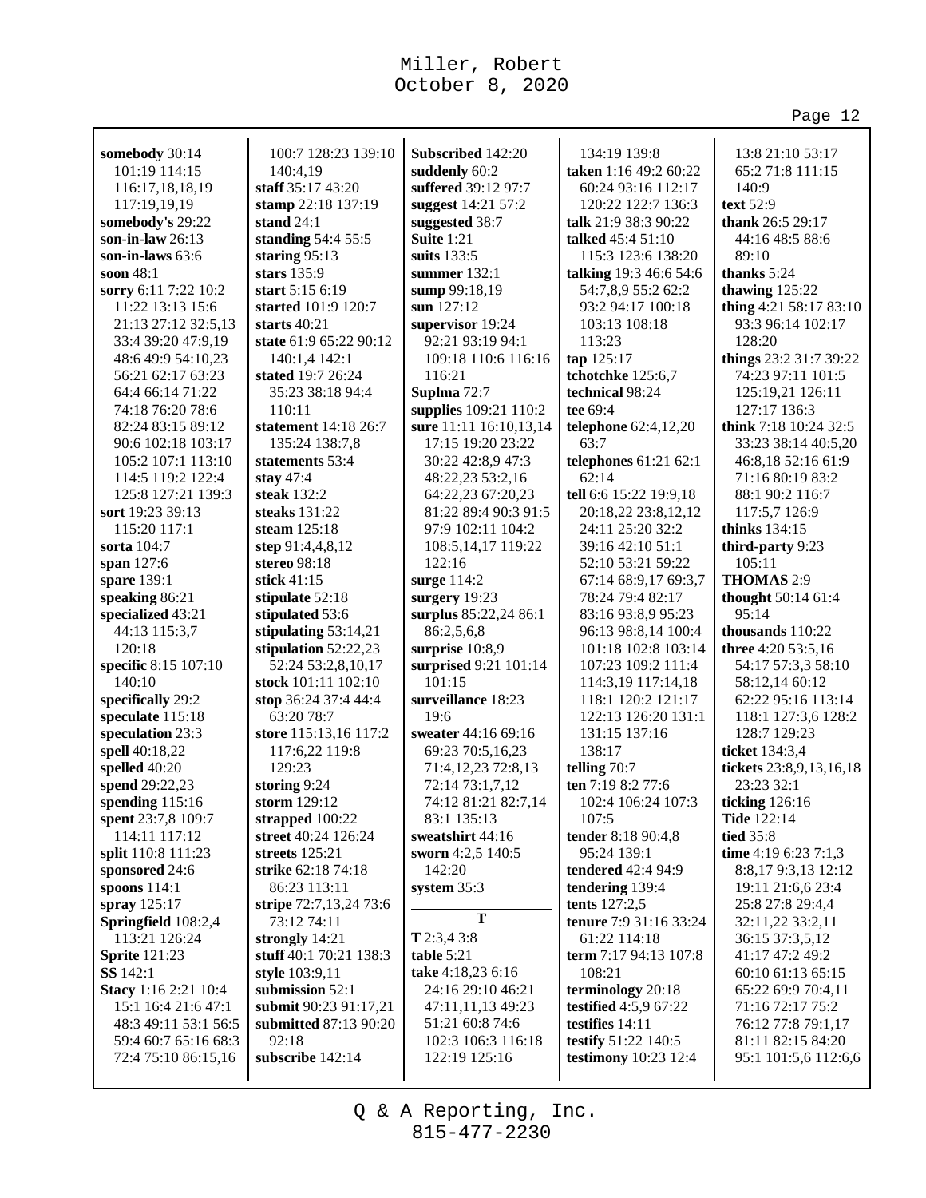**somebody** 30:14 101:19 114:15 116:17,18,18,19 117:19,19,19
**somebody's** 29:22
**son-in-law** 26:13
**son-in-laws** 63:6
**soon** 48:1
**sorry** 6:11 7:22 10:2 11:22 13:13 15:6 21:13 27:12 32:5,13 33:4 39:20 47:9,19 48:6 49:9 54:10,23 56:21 62:17 63:23 64:4 66:14 71:22 74:18 76:20 78:6 82:24 83:15 89:12 90:6 102:18 103:17 105:2 107:1 113:10 114:5 119:2 122:4 125:8 127:21 139:3
**sort** 19:23 39:13 115:20 117:1
**sorta** 104:7
**span** 127:6
**spare** 139:1
**speaking** 86:21
**specialized** 43:21 44:13 115:3,7 120:18
**specific** 8:15 107:10 140:10
**specifically** 29:2
**speculate** 115:18
**speculation** 23:3
**spell** 40:18,22
**spelled** 40:20
**spend** 29:22,23
**spending** 115:16
**spent** 23:7,8 109:7 114:11 117:12
**split** 110:8 111:23
**sponsored** 24:6
**spoons** 114:1
**spray** 125:17
**Springfield** 108:2,4 113:21 126:24
**Sprite** 121:23
**SS** 142:1
**Stacy** 1:16 2:21 10:4 15:1 16:4 21:6 47:1 48:3 49:11 53:1 56:5 59:4 60:7 65:16 68:3 72:4 75:10 86:15,16 100:7 128:23 139:10 140:4,19
**staff** 35:17 43:20
**stamp** 22:18 137:19
**stand** 24:1
**standing** 54:4 55:5
**staring** 95:13
**stars** 135:9
**start** 5:15 6:19
**started** 101:9 120:7
**starts** 40:21
**state** 61:9 65:22 90:12 140:1,4 142:1
**stated** 19:7 26:24 35:23 38:18 94:4 110:11
**statement** 14:18 26:7 135:24 138:7,8
**statements** 53:4
**stay** 47:4
**steak** 132:2
**steaks** 131:22
**steam** 125:18
**step** 91:4,4,8,12
**stereo** 98:18
**stick** 41:15
**stipulate** 52:18
**stipulated** 53:6
**stipulating** 53:14,21
**stipulation** 52:22,23 52:24 53:2,8,10,17
**stock** 101:11 102:10
**stop** 36:24 37:4 44:4 63:20 78:7
**store** 115:13,16 117:2 117:6,22 119:8 129:23
**storing** 9:24
**storm** 129:12
**strapped** 100:22
**street** 40:24 126:24
**streets** 125:21
**strike** 62:18 74:18 86:23 113:11
**stripe** 72:7,13,24 73:6 73:12 74:11
**strongly** 14:21
**stuff** 40:1 70:21 138:3
**style** 103:9,11
**submission** 52:1
**submit** 90:23 91:17,21
**submitted** 87:13 90:20 92:18
**subscribe** 142:14
**Subscribed** 142:20
**suddenly** 60:2
**suffered** 39:12 97:7
**suggest** 14:21 57:2
**suggested** 38:7
**Suite** 1:21
**suits** 133:5
**summer** 132:1
**sump** 99:18,19
**sun** 127:12
**supervisor** 19:24 92:21 93:19 94:1 109:18 110:6 116:16 116:21
**Suplma** 72:7
**supplies** 109:21 110:2
**sure** 11:11 16:10,13,14 17:15 19:20 23:22 30:22 42:8,9 47:3 48:22,23 53:2,16 64:22,23 67:20,23 81:22 89:4 90:3 91:5 97:9 102:11 104:2 108:5,14,17 119:22 122:16
**surge** 114:2
**surgery** 19:23
**surplus** 85:22,24 86:1 86:2,5,6,8
**surprise** 10:8,9
**surprised** 9:21 101:14 101:15
**surveillance** 18:23 19:6
**sweater** 44:16 69:16 69:23 70:5,16,23 71:4,12,23 72:8,13 72:14 73:1,7,12 74:12 81:21 82:7,14 83:1 135:13
**sweatshirt** 44:16
**sworn** 4:2,5 140:5 142:20
**system** 35:3

## T

**T** 2:3,4 3:8
**table** 5:21
**take** 4:18,23 6:16 24:16 29:10 46:21 47:11,11,13 49:23 51:21 60:8 74:6 102:3 106:3 116:18 122:19 125:16 134:19 139:8
**taken** 1:16 49:2 60:22 60:24 93:16 112:17 120:22 122:7 136:3
**talk** 21:9 38:3 90:22
**talked** 45:4 51:10 115:3 123:6 138:20
**talking** 19:3 46:6 54:6 54:7,8,9 55:2 62:2 93:2 94:17 100:18 103:13 108:18 113:23
**tap** 125:17
**tchotchke** 125:6,7
**technical** 98:24
**tee** 69:4
**telephone** 62:4,12,20 63:7
**telephones** 61:21 62:1 62:14
**tell** 6:6 15:22 19:9,18 20:18,22 23:8,12,12 24:11 25:20 32:2 39:16 42:10 51:1 52:10 53:21 59:22 67:14 68:9,17 69:3,7 78:24 79:4 82:17 83:16 93:8,9 95:23 96:13 98:8,14 100:4 101:18 102:8 103:14 107:23 109:2 111:4 114:3,19 117:14,18 118:1 120:2 121:17 122:13 126:20 131:1 131:15 137:16 138:17
**telling** 70:7
**ten** 7:19 8:2 77:6 102:4 106:24 107:3 107:5
**tender** 8:18 90:4,8 95:24 139:1
**tendered** 42:4 94:9
**tendering** 139:4
**tents** 127:2,5
**tenure** 7:9 31:16 33:24 61:22 114:18
**term** 7:17 94:13 107:8 108:21
**terminology** 20:18
**testified** 4:5,9 67:22
**testifies** 14:11
**testify** 51:22 140:5
**testimony** 10:23 12:4 13:8 21:10 53:17 65:2 71:8 111:15 140:9
**text** 52:9
**thank** 26:5 29:17 44:16 48:5 88:6 89:10
**thanks** 5:24
**thawing** 125:22
**thing** 4:21 58:17 83:10 93:3 96:14 102:17 128:20
**things** 23:2 31:7 39:22 74:23 97:11 101:5 125:19,21 126:11 127:17 136:3
**think** 7:18 10:24 32:5 33:23 38:14 40:5,20 46:8,18 52:16 61:9 71:16 80:19 83:2 88:1 90:2 116:7 117:5,7 126:9
**thinks** 134:15
**third-party** 9:23 105:11
**THOMAS** 2:9
**thought** 50:14 61:4 95:14
**thousands** 110:22
**three** 4:20 53:5,16 54:17 57:3,3 58:10 58:12,14 60:12 62:22 95:16 113:14 118:1 127:3,6 128:2 128:7 129:23
**ticket** 134:3,4
**tickets** 23:8,9,13,16,18 23:23 32:1
**ticking** 126:16
**Tide** 122:14
**tied** 35:8
**time** 4:19 6:23 7:1,3 8:8,17 9:3,13 12:12 19:11 21:6,6 23:4 25:8 27:8 29:4,4 32:11,22 33:2,11 36:15 37:3,5,12 41:17 47:2 49:2 60:10 61:13 65:15 65:22 69:9 70:4,11 71:16 72:17 75:2 76:12 77:8 79:1,17 81:11 82:15 84:20 95:1 101:5,6 112:6,6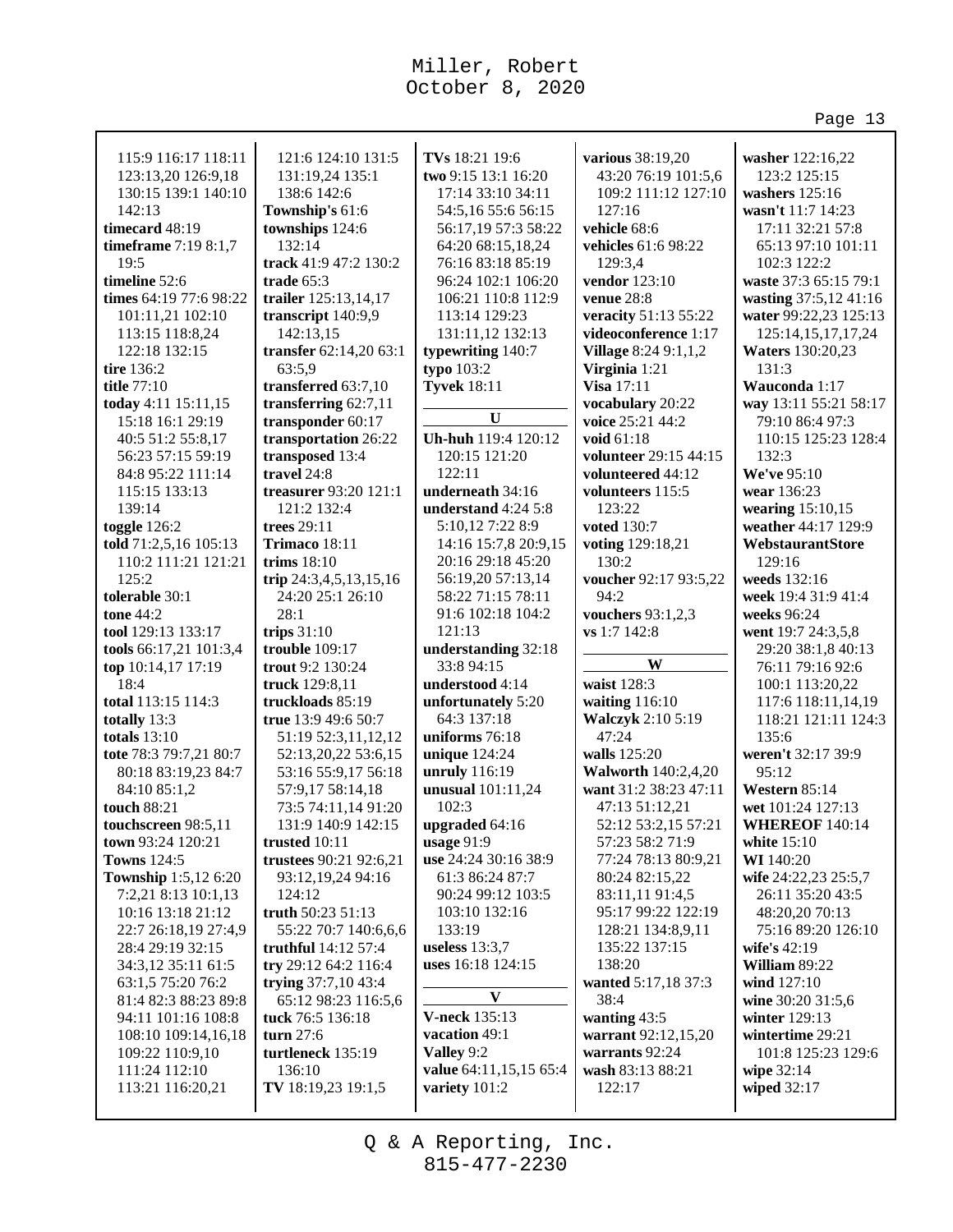115:9 116:17 118:11 123:13,20 126:9,18 130:15 139:1 140:10 142:13
**timecard** 48:19
**timeframe** 7:19 8:1,7 19:5
**timeline** 52:6
**times** 64:19 77:6 98:22 101:11,21 102:10 113:15 118:8,24 122:18 132:15
**tire** 136:2
**title** 77:10
**today** 4:11 15:11,15 15:18 16:1 29:19 40:5 51:2 55:8,17 56:23 57:15 59:19 84:8 95:22 111:14 115:15 133:13 139:14
**toggle** 126:2
**told** 71:2,5,16 105:13 110:2 111:21 121:21 125:2
**tolerable** 30:1
**tone** 44:2
**tool** 129:13 133:17
**tools** 66:17,21 101:3,4
**top** 10:14,17 17:19 18:4
**total** 113:15 114:3
**totally** 13:3
**totals** 13:10
**tote** 78:3 79:7,21 80:7 80:18 83:19,23 84:7 84:10 85:1,2
**touch** 88:21
**touchscreen** 98:5,11
**town** 93:24 120:21
**Towns** 124:5
**Township** 1:5,12 6:20 7:2,21 8:13 10:1,13 10:16 13:18 21:12 22:7 26:18,19 27:4,9 28:4 29:19 32:15 34:3,12 35:11 61:5 63:1,5 75:20 76:2 81:4 82:3 88:23 89:8 94:11 101:16 108:8 108:10 109:14,16,18 109:22 110:9,10 111:24 112:10 113:21 116:20,21 121:6 124:10 131:5 131:19,24 135:1 138:6 142:6
**Township's** 61:6
**townships** 124:6 132:14
**track** 41:9 47:2 130:2
**trade** 65:3
**trailer** 125:13,14,17
**transcript** 140:9,9 142:13,15
**transfer** 62:14,20 63:1 63:5,9
**transferred** 63:7,10
**transferring** 62:7,11
**transponder** 60:17
**transportation** 26:22
**transposed** 13:4
**travel** 24:8
**treasurer** 93:20 121:1 121:2 132:4
**trees** 29:11
**Trimaco** 18:11
**trims** 18:10
**trip** 24:3,4,5,13,15,16 24:20 25:1 26:10 28:1
**trips** 31:10
**trouble** 109:17
**trout** 9:2 130:24
**truck** 129:8,11
**truckloads** 85:19
**true** 13:9 49:6 50:7 51:19 52:3,11,12,12 52:13,20,22 53:6,15 53:16 55:9,17 56:18 57:9,17 58:14,18 73:5 74:11,14 91:20 131:9 140:9 142:15
**trusted** 10:11
**trustees** 90:21 92:6,21 93:12,19,24 94:16 124:12
**truth** 50:23 51:13 55:22 70:7 140:6,6,6
**truthful** 14:12 57:4
**try** 29:12 64:2 116:4
**trying** 37:7,10 43:4 65:12 98:23 116:5,6
**tuck** 76:5 136:18
**turn** 27:6
**turtleneck** 135:19 136:10
**TV** 18:19,23 19:1,5
**TVs** 18:21 19:6
**two** 9:15 13:1 16:20 17:14 33:10 34:11 54:5,16 55:6 56:15 56:17,19 57:3 58:22 64:20 68:15,18,24 76:16 83:18 85:19 96:24 102:1 106:20 106:21 110:8 112:9 113:14 129:23 131:11,12 132:13
**typewriting** 140:7
**typo** 103:2
**Tyvek** 18:11

### U

**Uh-huh** 119:4 120:12 120:15 121:20 122:11
**underneath** 34:16
**understand** 4:24 5:8 5:10,12 7:22 8:9 14:16 15:7,8 20:9,15 20:16 29:18 45:20 56:19,20 57:13,14 58:22 71:15 78:11 91:6 102:18 104:2 121:13
**understanding** 32:18 33:8 94:15
**understood** 4:14
**unfortunately** 5:20 64:3 137:18
**uniforms** 76:18
**unique** 124:24
**unruly** 116:19
**unusual** 101:11,24 102:3
**upgraded** 64:16
**usage** 91:9
**use** 24:24 30:16 38:9 61:3 86:24 87:7 90:24 99:12 103:5 103:10 132:16 133:19
**useless** 13:3,7
**uses** 16:18 124:15

### V

**V-neck** 135:13
**vacation** 49:1
**Valley** 9:2
**value** 64:11,15,15 65:4
**variety** 101:2
**various** 38:19,20 43:20 76:19 101:5,6 109:2 111:12 127:10 127:16
**vehicle** 68:6
**vehicles** 61:6 98:22 129:3,4
**vendor** 123:10
**venue** 28:8
**veracity** 51:13 55:22
**videoconference** 1:17
**Village** 8:24 9:1,1,2
**Virginia** 1:21
**Visa** 17:11
**vocabulary** 20:22
**voice** 25:21 44:2
**void** 61:18
**volunteer** 29:15 44:15
**volunteered** 44:12
**volunteers** 115:5 123:22
**voted** 130:7
**voting** 129:18,21 130:2
**voucher** 92:17 93:5,22 94:2
**vouchers** 93:1,2,3
**vs** 1:7 142:8

### W

**waist** 128:3
**waiting** 116:10
**Walczyk** 2:10 5:19 47:24
**walls** 125:20
**Walworth** 140:2,4,20
**want** 31:2 38:23 47:11 47:13 51:12,21 52:12 53:2,15 57:21 57:23 58:2 71:9 77:24 78:13 80:9,21 80:24 82:15,22 83:11,11 91:4,5 95:17 99:22 122:19 128:21 134:8,9,11 135:22 137:15 138:20
**wanted** 5:17,18 37:3 38:4
**wanting** 43:5
**warrant** 92:12,15,20
**warrants** 92:24
**wash** 83:13 88:21 122:17
**washer** 122:16,22 123:2 125:15
**washers** 125:16
**wasn't** 11:7 14:23 17:11 32:21 57:8 65:13 97:10 101:11 102:3 122:2
**waste** 37:3 65:15 79:1
**wasting** 37:5,12 41:16
**water** 99:22,23 125:13 125:14,15,17,17,24
**Waters** 130:20,23 131:3
**Wauconda** 1:17
**way** 13:11 55:21 58:17 79:10 86:4 97:3 110:15 125:23 128:4 132:3
**We've** 95:10
**wear** 136:23
**wearing** 15:10,15
**weather** 44:17 129:9
**WebstaurantStore** 129:16
**weeds** 132:16
**week** 19:4 31:9 41:4
**weeks** 96:24
**went** 19:7 24:3,5,8 29:20 38:1,8 40:13 76:11 79:16 92:6 100:1 113:20,22 117:6 118:11,14,19 118:21 121:11 124:3 135:6
**weren't** 32:17 39:9 95:12
**Western** 85:14
**wet** 101:24 127:13
**WHEREOF** 140:14
**white** 15:10
**WI** 140:20
**wife** 24:22,23 25:5,7 26:11 35:20 43:5 48:20,20 70:13 75:16 89:20 126:10
**wife's** 42:19
**William** 89:22
**wind** 127:10
**wine** 30:20 31:5,6
**winter** 129:13
**wintertime** 29:21 101:8 125:23 129:6
**wipe** 32:14
**wiped** 32:17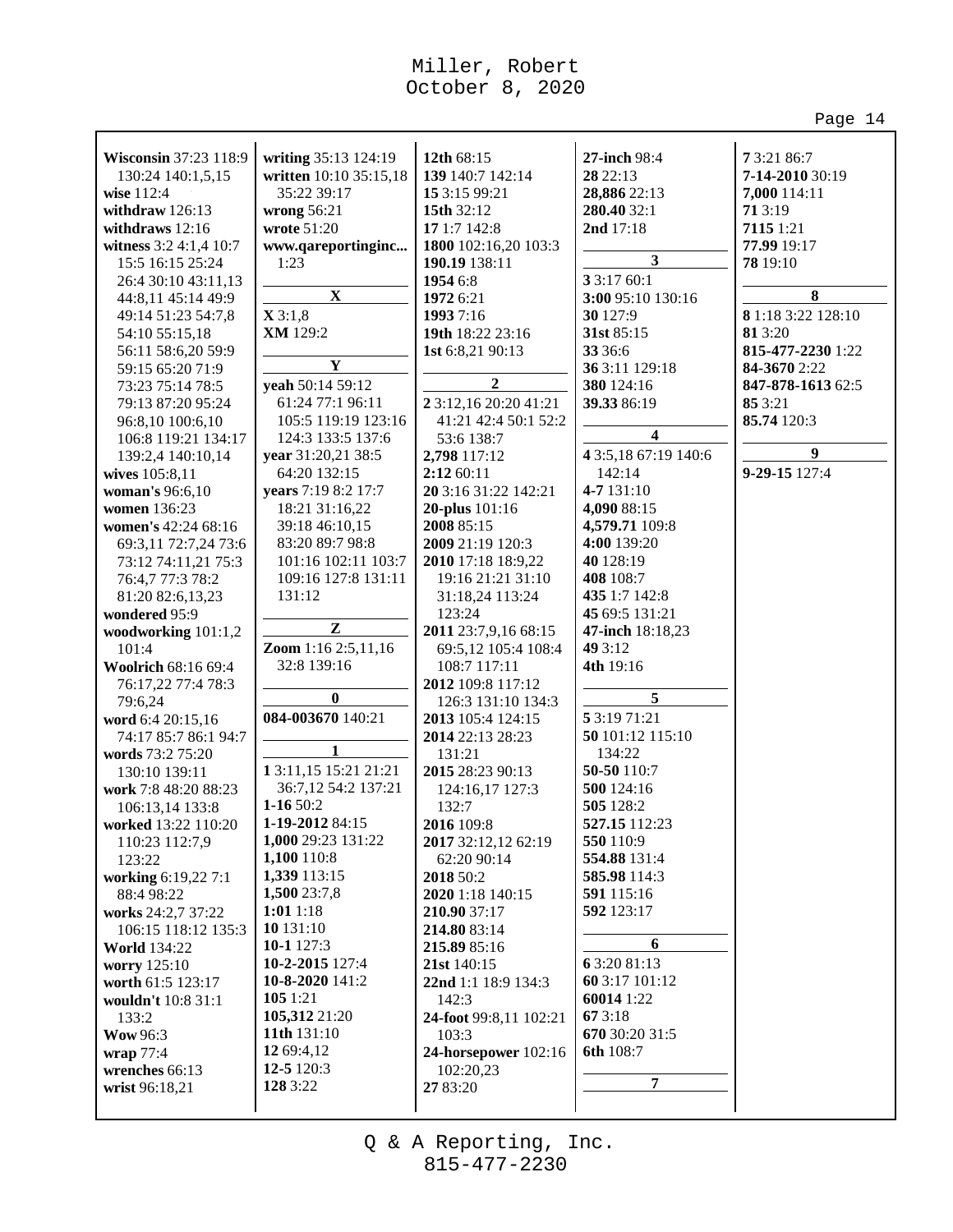**Wisconsin** 37:23 118:9 130:24 140:1,5,15
**wise** 112:4
**withdraw** 126:13
**withdraws** 12:16
**witness** 3:2 4:1,4 10:7 15:5 16:15 25:24 26:4 30:10 43:11,13 44:8,11 45:14 49:9 49:14 51:23 54:7,8 54:10 55:15,18 56:11 58:6,20 59:9 59:15 65:20 71:9 73:23 75:14 78:5 79:13 87:20 95:24 96:8,10 100:6,10 106:8 119:21 134:17 139:2,4 140:10,14
**wives** 105:8,11
**woman's** 96:6,10
**women** 136:23
**women's** 42:24 68:16 69:3,11 72:7,24 73:6 73:12 74:11,21 75:3 76:4,7 77:3 78:2 81:20 82:6,13,23
**wondered** 95:9
**woodworking** 101:1,2 101:4
**Woolrich** 68:16 69:4 76:17,22 77:4 78:3 79:6,24
**word** 6:4 20:15,16 74:17 85:7 86:1 94:7
**words** 73:2 75:20 130:10 139:11
**work** 7:8 48:20 88:23 106:13,14 133:8
**worked** 13:22 110:20 110:23 112:7,9 123:22
**working** 6:19,22 7:1 88:4 98:22
**works** 24:2,7 37:22 106:15 118:12 135:3
**World** 134:22
**worry** 125:10
**worth** 61:5 123:17
**wouldn't** 10:8 31:1 133:2
**Wow** 96:3
**wrap** 77:4
**wrenches** 66:13
**wrist** 96:18,21
**writing** 35:13 124:19
**written** 10:10 35:15,18 35:22 39:17
**wrong** 56:21
**wrote** 51:20
**www.qareportinginc...** 1:23

**X**

**X** 3:1,8
**XM** 129:2

**Y**

**yeah** 50:14 59:12 61:24 77:1 96:11 105:5 119:19 123:16 124:3 133:5 137:6
**year** 31:20,21 38:5 64:20 132:15
**years** 7:19 8:2 17:7 18:21 31:16,22 39:18 46:10,15 83:20 89:7 98:8 101:16 102:11 103:7 109:16 127:8 131:11 131:12

**Z**

**Zoom** 1:16 2:5,11,16 32:8 139:16

**0**

**084-003670** 140:21

**1**

**1** 3:11,15 15:21 21:21 36:7,12 54:2 137:21
**1-16** 50:2
**1-19-2012** 84:15
**1,000** 29:23 131:22
**1,100** 110:8
**1,339** 113:15
**1,500** 23:7,8
**1:01** 1:18
**10** 131:10
**10-1** 127:3
**10-2-2015** 127:4
**10-8-2020** 141:2
**105** 1:21
**105,312** 21:20
**11th** 131:10
**12** 69:4,12
**12-5** 120:3
**128** 3:22
**12th** 68:15
**139** 140:7 142:14
**15** 3:15 99:21
**15th** 32:12
**17** 1:7 142:8
**1800** 102:16,20 103:3
**190.19** 138:11
**1954** 6:8
**1972** 6:21
**1993** 7:16
**19th** 18:22 23:16
**1st** 6:8,21 90:13

**2**

**2** 3:12,16 20:20 41:21 41:21 42:4 50:1 52:2 53:6 138:7
**2,798** 117:12
**2:12** 60:11
**20** 3:16 31:22 142:21
**20-plus** 101:16
**2008** 85:15
**2009** 21:19 120:3
**2010** 17:18 18:9,22 19:16 21:21 31:10 31:18,24 113:24 123:24
**2011** 23:7,9,16 68:15 69:5,12 105:4 108:4 108:7 117:11
**2012** 109:8 117:12 126:3 131:10 134:3
**2013** 105:4 124:15
**2014** 22:13 28:23 131:21
**2015** 28:23 90:13 124:16,17 127:3 132:7
**2016** 109:8
**2017** 32:12,12 62:19 62:20 90:14
**2018** 50:2
**2020** 1:18 140:15
**210.90** 37:17
**214.80** 83:14
**215.89** 85:16
**21st** 140:15
**22nd** 1:1 18:9 134:3 142:3
**24-foot** 99:8,11 102:21 103:3
**24-horsepower** 102:16 102:20,23
**27** 83:20
**27-inch** 98:4
**28** 22:13
**28,886** 22:13
**280.40** 32:1
**2nd** 17:18

**3**

**3** 3:17 60:1
**3:00** 95:10 130:16
**30** 127:9
**31st** 85:15
**33** 36:6
**36** 3:11 129:18
**380** 124:16
**39.33** 86:19

**4**

**4** 3:5,18 67:19 140:6 142:14
**4-7** 131:10
**4,090** 88:15
**4,579.71** 109:8
**4:00** 139:20
**40** 128:19
**408** 108:7
**435** 1:7 142:8
**45** 69:5 131:21
**47-inch** 18:18,23
**49** 3:12
**4th** 19:16

**5**

**5** 3:19 71:21
**50** 101:12 115:10 134:22
**50-50** 110:7
**500** 124:16
**505** 128:2
**527.15** 112:23
**550** 110:9
**554.88** 131:4
**585.98** 114:3
**591** 115:16
**592** 123:17

**6**

**6** 3:20 81:13
**60** 3:17 101:12
**60014** 1:22
**67** 3:18
**670** 30:20 31:5
**6th** 108:7

**7**

**7** 3:21 86:7
**7-14-2010** 30:19
**7,000** 114:11
**71** 3:19
**7115** 1:21
**77.99** 19:17
**78** 19:10

**8**

**8** 1:18 3:22 128:10
**81** 3:20
**815-477-2230** 1:22
**84-3670** 2:22
**847-878-1613** 62:5
**85** 3:21
**85.74** 120:3

**9**

**9-29-15** 127:4